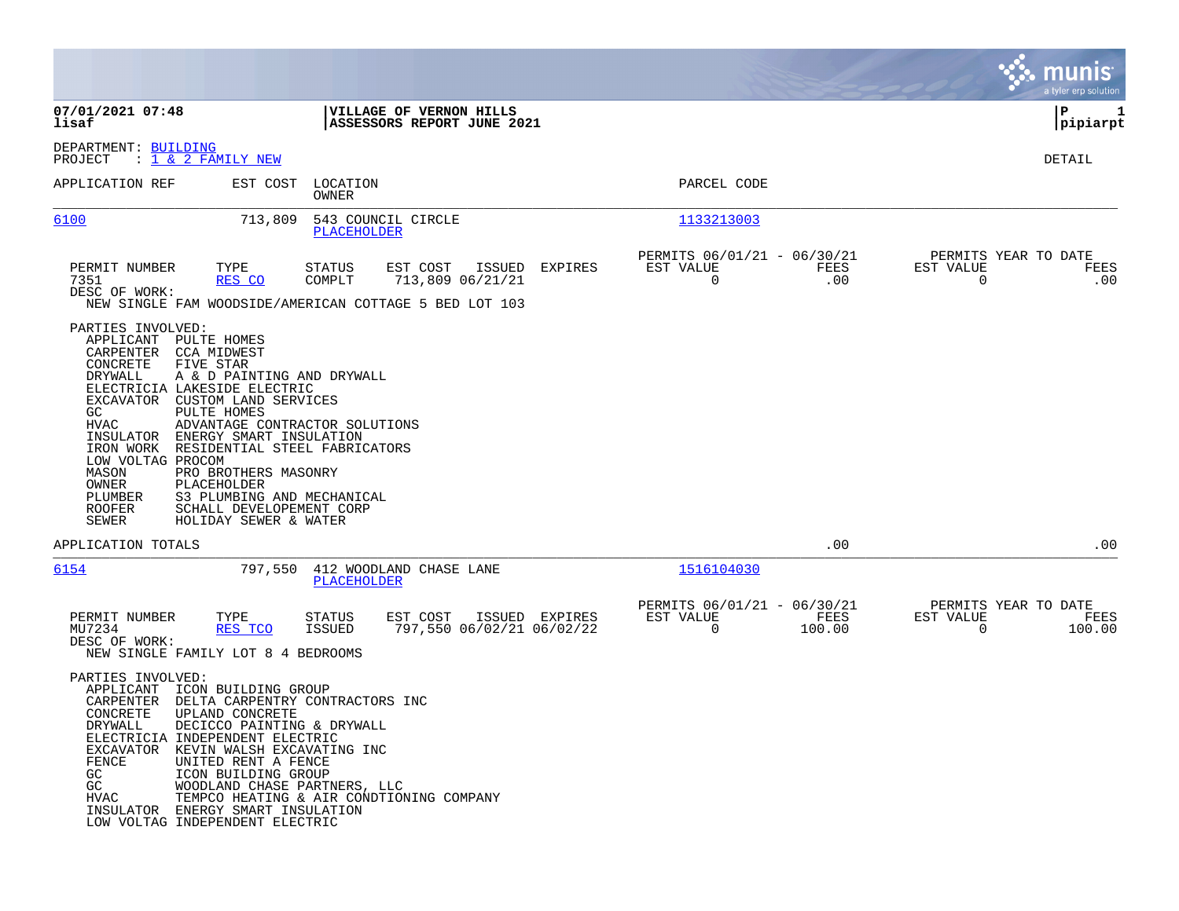**07/01/2021 07:48**
**lisaf**

**VILLAGE OF VERNON HILLS**
**ASSESSORS REPORT JUNE 2021**

**P 1**
**pipiarpt**

DEPARTMENT: BUILDING
PROJECT : 1 & 2 FAMILY NEW

DETAIL

| APPLICATION REF | EST COST | LOCATION / OWNER | PARCEL CODE |
|---|---|---|---|
| 6100 | 713,809 | 543 COUNCIL CIRCLE / PLACEHOLDER | 1133213003 |

| PERMIT NUMBER | TYPE | STATUS | EST COST | ISSUED | EXPIRES | PERMITS 06/01/21 - 06/30/21 EST VALUE | FEES | PERMITS YEAR TO DATE EST VALUE | FEES |
|---|---|---|---|---|---|---|---|---|---|
| 7351 | RES CO | COMPLT | 713,809 | 06/21/21 | | 0 | .00 | 0 | .00 |

DESC OF WORK:
NEW SINGLE FAM WOODSIDE/AMERICAN COTTAGE 5 BED LOT 103

PARTIES INVOLVED:

| Role | Party |
|---|---|
| APPLICANT | PULTE HOMES |
| CARPENTER | CCA MIDWEST |
| CONCRETE | FIVE STAR |
| DRYWALL | A & D PAINTING AND DRYWALL |
| ELECTRICIA | LAKESIDE ELECTRIC |
| EXCAVATOR | CUSTOM LAND SERVICES |
| GC | PULTE HOMES |
| HVAC | ADVANTAGE CONTRACTOR SOLUTIONS |
| INSULATOR | ENERGY SMART INSULATION |
| IRON WORK | RESIDENTIAL STEEL FABRICATORS |
| LOW VOLTAG | PROCOM |
| MASON | PRO BROTHERS MASONRY |
| OWNER | PLACEHOLDER |
| PLUMBER | S3 PLUMBING AND MECHANICAL |
| ROOFER | SCHALL DEVELOPEMENT CORP |
| SEWER | HOLIDAY SEWER & WATER |

APPLICATION TOTALS .00 .00

| APPLICATION REF | EST COST | LOCATION / OWNER | PARCEL CODE |
|---|---|---|---|
| 6154 | 797,550 | 412 WOODLAND CHASE LANE / PLACEHOLDER | 1516104030 |

| PERMIT NUMBER | TYPE | STATUS | EST COST | ISSUED | EXPIRES | PERMITS 06/01/21 - 06/30/21 EST VALUE | FEES | PERMITS YEAR TO DATE EST VALUE | FEES |
|---|---|---|---|---|---|---|---|---|---|
| MU7234 | RES TCO | ISSUED | 797,550 | 06/02/21 | 06/02/22 | 0 | 100.00 | 0 | 100.00 |

DESC OF WORK:
NEW SINGLE FAMILY LOT 8 4 BEDROOMS

PARTIES INVOLVED:

| Role | Party |
|---|---|
| APPLICANT | ICON BUILDING GROUP |
| CARPENTER | DELTA CARPENTRY CONTRACTORS INC |
| CONCRETE | UPLAND CONCRETE |
| DRYWALL | DECICCO PAINTING & DRYWALL |
| ELECTRICIA | INDEPENDENT ELECTRIC |
| EXCAVATOR | KEVIN WALSH EXCAVATING INC |
| FENCE | UNITED RENT A FENCE |
| GC | ICON BUILDING GROUP |
| GC | WOODLAND CHASE PARTNERS, LLC |
| HVAC | TEMPCO HEATING & AIR CONDTIONING COMPANY |
| INSULATOR | ENERGY SMART INSULATION |
| LOW VOLTAG | INDEPENDENT ELECTRIC |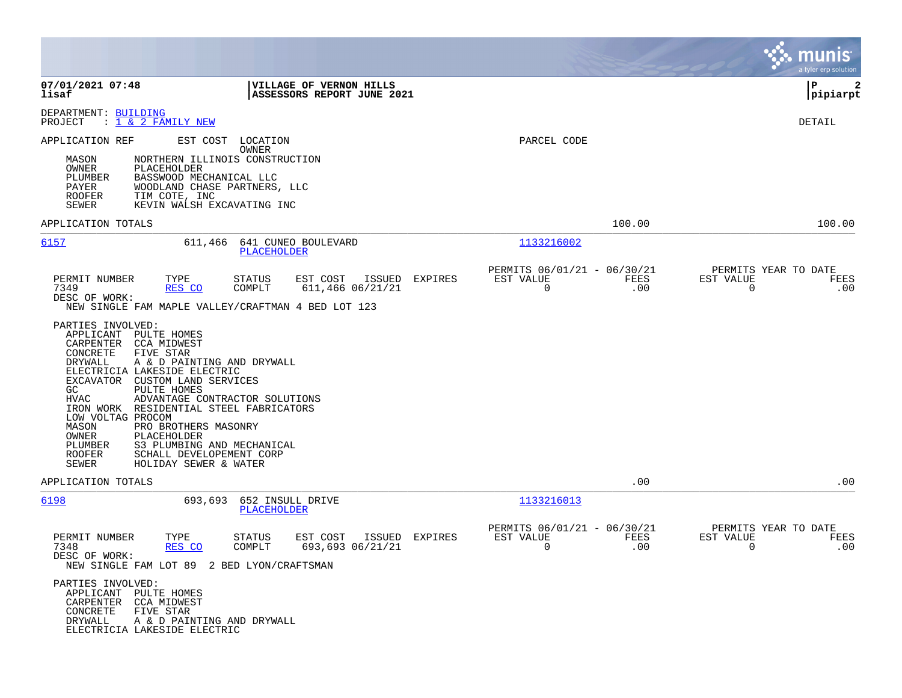**07/01/2021 07:48**
**lisaf**

**VILLAGE OF VERNON HILLS**
**ASSESSORS REPORT JUNE 2021**

**P 2**
**pipiarpt**

DEPARTMENT: BUILDING
PROJECT : 1 & 2 FAMILY NEW

DETAIL

APPLICATION REF — EST COST — LOCATION / OWNER — PARCEL CODE

MASON — NORTHERN ILLINOIS CONSTRUCTION
OWNER — PLACEHOLDER
PLUMBER — BASSWOOD MECHANICAL LLC
PAYER — WOODLAND CHASE PARTNERS, LLC
ROOFER — TIM COTE, INC
SEWER — KEVIN WALSH EXCAVATING INC

APPLICATION TOTALS — 100.00 — 100.00

---

**6157** — 611,466 — 641 CUNEO BOULEVARD — PLACEHOLDER — 1133216002

| PERMIT NUMBER | TYPE | STATUS | EST COST | ISSUED | EXPIRES | PERMITS 06/01/21 - 06/30/21 EST VALUE | FEES | PERMITS YEAR TO DATE EST VALUE | FEES |
|---|---|---|---|---|---|---|---|---|---|
| 7349 | RES CO | COMPLT | 611,466 | 06/21/21 | | 0 | .00 | 0 | .00 |

DESC OF WORK:
NEW SINGLE FAM MAPLE VALLEY/CRAFTMAN 4 BED LOT 123

PARTIES INVOLVED:
- APPLICANT — PULTE HOMES
- CARPENTER — CCA MIDWEST
- CONCRETE — FIVE STAR
- DRYWALL — A & D PAINTING AND DRYWALL
- ELECTRICIA — LAKESIDE ELECTRIC
- EXCAVATOR — CUSTOM LAND SERVICES
- GC — PULTE HOMES
- HVAC — ADVANTAGE CONTRACTOR SOLUTIONS
- IRON WORK — RESIDENTIAL STEEL FABRICATORS
- LOW VOLTAG — PROCOM
- MASON — PRO BROTHERS MASONRY
- OWNER — PLACEHOLDER
- PLUMBER — S3 PLUMBING AND MECHANICAL
- ROOFER — SCHALL DEVELOPEMENT CORP
- SEWER — HOLIDAY SEWER & WATER

APPLICATION TOTALS — .00 — .00

---

**6198** — 693,693 — 652 INSULL DRIVE — PLACEHOLDER — 1133216013

| PERMIT NUMBER | TYPE | STATUS | EST COST | ISSUED | EXPIRES | PERMITS 06/01/21 - 06/30/21 EST VALUE | FEES | PERMITS YEAR TO DATE EST VALUE | FEES |
|---|---|---|---|---|---|---|---|---|---|
| 7348 | RES CO | COMPLT | 693,693 | 06/21/21 | | 0 | .00 | 0 | .00 |

DESC OF WORK:
NEW SINGLE FAM LOT 89 2 BED LYON/CRAFTSMAN

PARTIES INVOLVED:
- APPLICANT — PULTE HOMES
- CARPENTER — CCA MIDWEST
- CONCRETE — FIVE STAR
- DRYWALL — A & D PAINTING AND DRYWALL
- ELECTRICIA — LAKESIDE ELECTRIC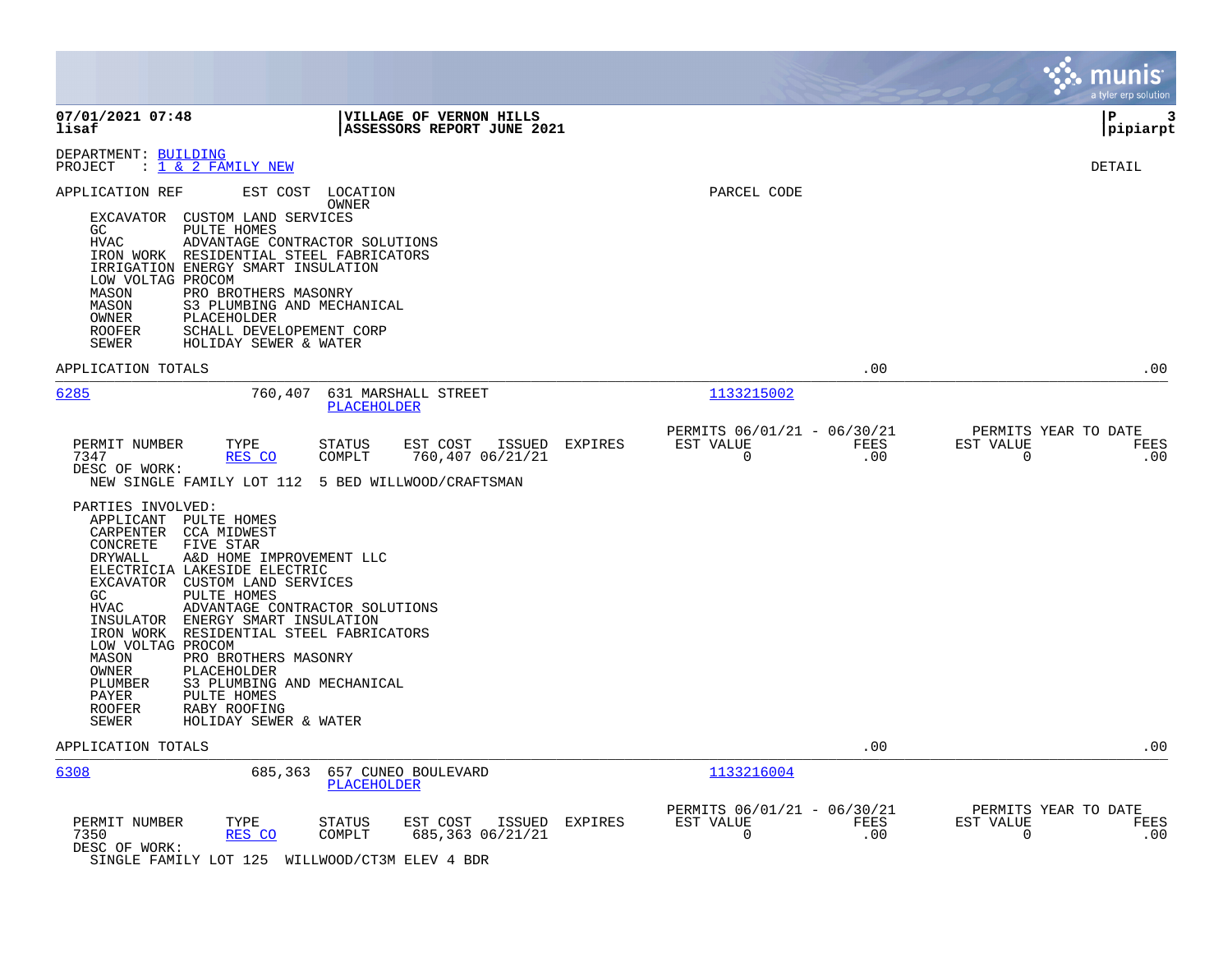DEPARTMENT: BUILDING
PROJECT : 1 & 2 FAMILY NEW

DETAIL

APPLICATION REF EST COST LOCATION OWNER

PARCEL CODE

EXCAVATOR CUSTOM LAND SERVICES
GC PULTE HOMES
HVAC ADVANTAGE CONTRACTOR SOLUTIONS
IRON WORK RESIDENTIAL STEEL FABRICATORS
IRRIGATION ENERGY SMART INSULATION
LOW VOLTAG PROCOM
MASON PRO BROTHERS MASONRY
MASON S3 PLUMBING AND MECHANICAL
OWNER PLACEHOLDER
ROOFER SCHALL DEVELOPEMENT CORP
SEWER HOLIDAY SEWER & WATER

APPLICATION TOTALS .00 .00

---

**6285** 760,407 631 MARSHALL STREET — PLACEHOLDER — 1133215002

| PERMIT NUMBER | TYPE | STATUS | EST COST | ISSUED | EXPIRES | PERMITS 06/01/21 - 06/30/21 EST VALUE | FEES | PERMITS YEAR TO DATE EST VALUE | FEES |
|---|---|---|---|---|---|---|---|---|---|
| 7347 | RES CO | COMPLT | 760,407 | 06/21/21 | | 0 | .00 | 0 | .00 |

DESC OF WORK:
NEW SINGLE FAMILY LOT 112 5 BED WILLWOOD/CRAFTSMAN

PARTIES INVOLVED:
APPLICANT PULTE HOMES
CARPENTER CCA MIDWEST
CONCRETE FIVE STAR
DRYWALL A&D HOME IMPROVEMENT LLC
ELECTRICIA LAKESIDE ELECTRIC
EXCAVATOR CUSTOM LAND SERVICES
GC PULTE HOMES
HVAC ADVANTAGE CONTRACTOR SOLUTIONS
INSULATOR ENERGY SMART INSULATION
IRON WORK RESIDENTIAL STEEL FABRICATORS
LOW VOLTAG PROCOM
MASON PRO BROTHERS MASONRY
OWNER PLACEHOLDER
PLUMBER S3 PLUMBING AND MECHANICAL
PAYER PULTE HOMES
ROOFER RABY ROOFING
SEWER HOLIDAY SEWER & WATER

APPLICATION TOTALS .00 .00

---

**6308** 685,363 657 CUNEO BOULEVARD — PLACEHOLDER — 1133216004

| PERMIT NUMBER | TYPE | STATUS | EST COST | ISSUED | EXPIRES | PERMITS 06/01/21 - 06/30/21 EST VALUE | FEES | PERMITS YEAR TO DATE EST VALUE | FEES |
|---|---|---|---|---|---|---|---|---|---|
| 7350 | RES CO | COMPLT | 685,363 | 06/21/21 | | 0 | .00 | 0 | .00 |

DESC OF WORK:
SINGLE FAMILY LOT 125 WILLWOOD/CT3M ELEV 4 BDR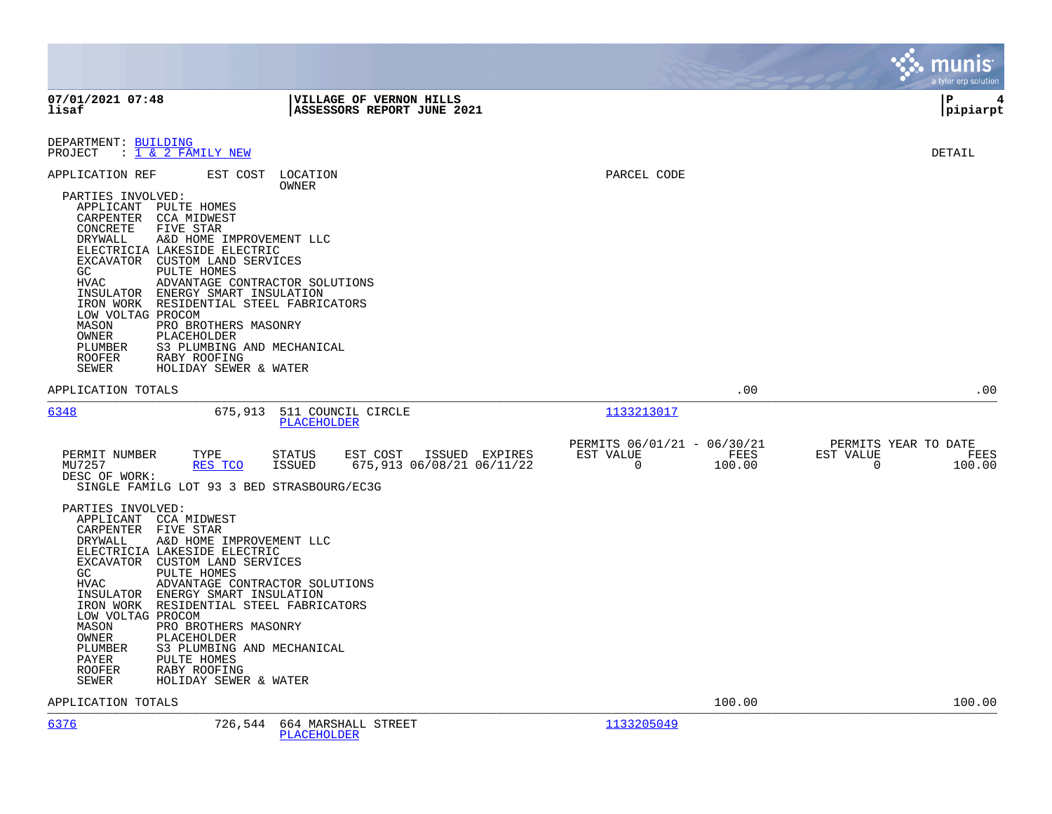07/01/2021 07:48 | VILLAGE OF VERNON HILLS | P 4
lisaf | ASSESSORS REPORT JUNE 2021 | pipiarpt

DEPARTMENT: BUILDING
PROJECT : 1 & 2 FAMILY NEW

DETAIL

APPLICATION REF | EST COST | LOCATION / OWNER | PARCEL CODE

PARTIES INVOLVED:

- APPLICANT PULTE HOMES
- CARPENTER CCA MIDWEST
- CONCRETE FIVE STAR
- DRYWALL A&D HOME IMPROVEMENT LLC
- ELECTRICIA LAKESIDE ELECTRIC
- EXCAVATOR CUSTOM LAND SERVICES
- GC PULTE HOMES
- HVAC ADVANTAGE CONTRACTOR SOLUTIONS
- INSULATOR ENERGY SMART INSULATION
- IRON WORK RESIDENTIAL STEEL FABRICATORS
- LOW VOLTAG PROCOM
- MASON PRO BROTHERS MASONRY
- OWNER PLACEHOLDER
- PLUMBER S3 PLUMBING AND MECHANICAL
- ROOFER RABY ROOFING
- SEWER HOLIDAY SEWER & WATER

APPLICATION TOTALS .00 .00

---

6348 | 675,913 | 511 COUNCIL CIRCLE / PLACEHOLDER | 1133213017

| PERMIT NUMBER | TYPE | STATUS | EST COST | ISSUED | EXPIRES | PERMITS 06/01/21 - 06/30/21 EST VALUE | FEES | PERMITS YEAR TO DATE EST VALUE | FEES |
|---|---|---|---|---|---|---|---|---|---|
| MU7257 | RES TCO | ISSUED | 675,913 | 06/08/21 | 06/11/22 | 0 | 100.00 | 0 | 100.00 |

DESC OF WORK:
SINGLE FAMILG LOT 93 3 BED STRASBOURG/EC3G

PARTIES INVOLVED:

- APPLICANT CCA MIDWEST
- CARPENTER FIVE STAR
- DRYWALL A&D HOME IMPROVEMENT LLC
- ELECTRICIA LAKESIDE ELECTRIC
- EXCAVATOR CUSTOM LAND SERVICES
- GC PULTE HOMES
- HVAC ADVANTAGE CONTRACTOR SOLUTIONS
- INSULATOR ENERGY SMART INSULATION
- IRON WORK RESIDENTIAL STEEL FABRICATORS
- LOW VOLTAG PROCOM
- MASON PRO BROTHERS MASONRY
- OWNER PLACEHOLDER
- PLUMBER S3 PLUMBING AND MECHANICAL
- PAYER PULTE HOMES
- ROOFER RABY ROOFING
- SEWER HOLIDAY SEWER & WATER

APPLICATION TOTALS 100.00 100.00

---

6376 | 726,544 | 664 MARSHALL STREET / PLACEHOLDER | 1133205049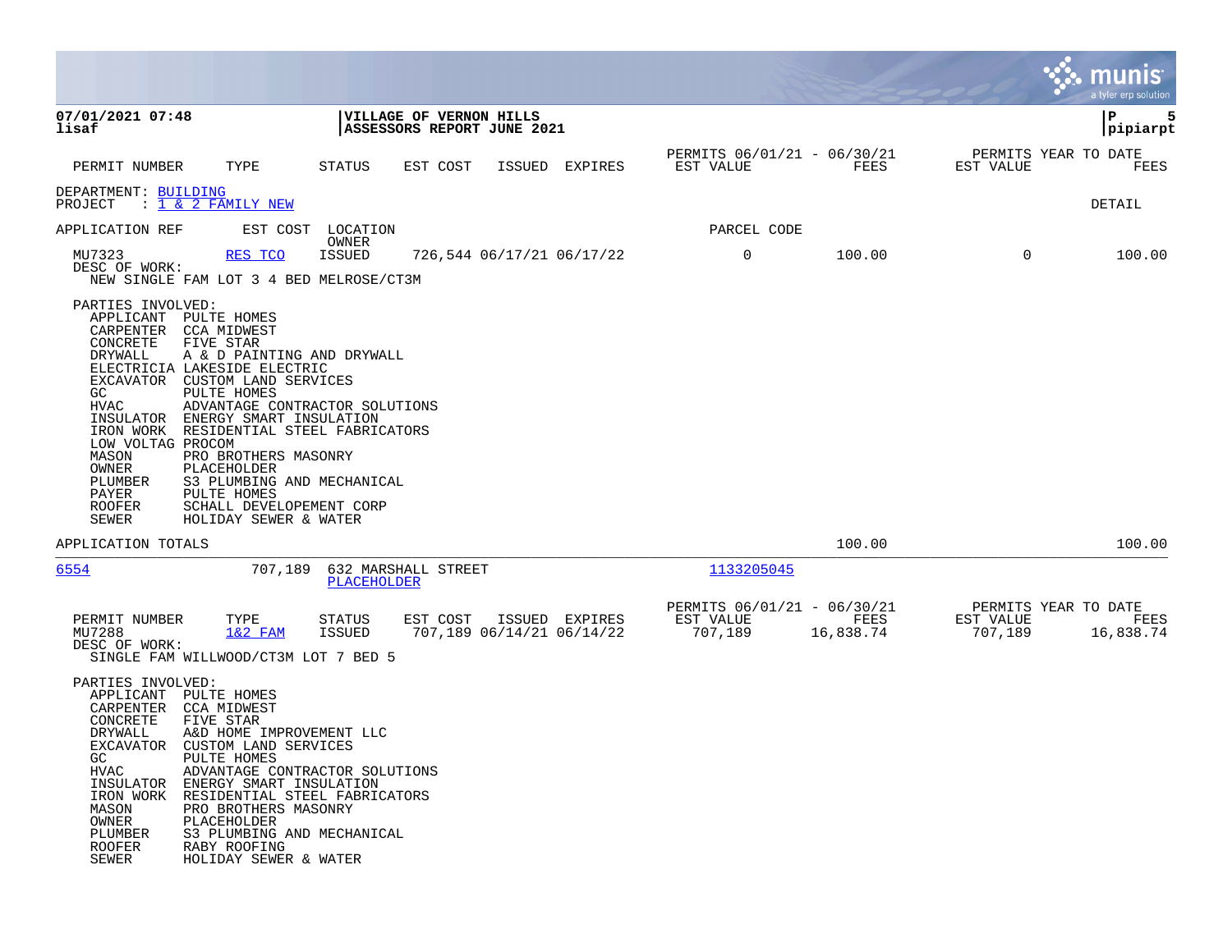**07/01/2021 07:48**
**lisaf**

**VILLAGE OF VERNON HILLS**
**ASSESSORS REPORT JUNE 2021**

**P 5**
**pipiarpt**

| PERMIT NUMBER | TYPE | STATUS | EST COST | ISSUED | EXPIRES | PERMITS 06/01/21 - 06/30/21 EST VALUE | FEES | PERMITS YEAR TO DATE EST VALUE | FEES |
|---|---|---|---|---|---|---|---|---|---|

DEPARTMENT: BUILDING
PROJECT : 1 & 2 FAMILY NEW

DETAIL

| APPLICATION REF | EST COST | LOCATION / OWNER | PARCEL CODE |
|---|---|---|---|

| PERMIT NUMBER | TYPE | STATUS | EST COST | ISSUED | EXPIRES | EST VALUE | FEES | EST VALUE (YTD) | FEES (YTD) |
|---|---|---|---|---|---|---|---|---|---|
| MU7323 | RES TCO | ISSUED | 726,544 | 06/17/21 | 06/17/22 | 0 | 100.00 | 0 | 100.00 |

DESC OF WORK:
NEW SINGLE FAM LOT 3 4 BED MELROSE/CT3M

PARTIES INVOLVED:
- APPLICANT PULTE HOMES
- CARPENTER CCA MIDWEST
- CONCRETE FIVE STAR
- DRYWALL A & D PAINTING AND DRYWALL
- ELECTRICIA LAKESIDE ELECTRIC
- EXCAVATOR CUSTOM LAND SERVICES
- GC PULTE HOMES
- HVAC ADVANTAGE CONTRACTOR SOLUTIONS
- INSULATOR ENERGY SMART INSULATION
- IRON WORK RESIDENTIAL STEEL FABRICATORS
- LOW VOLTAG PROCOM
- MASON PRO BROTHERS MASONRY
- OWNER PLACEHOLDER
- PLUMBER S3 PLUMBING AND MECHANICAL
- PAYER PULTE HOMES
- ROOFER SCHALL DEVELOPEMENT CORP
- SEWER HOLIDAY SEWER & WATER

APPLICATION TOTALS 100.00 100.00

---

| APPLICATION REF | EST COST | LOCATION / OWNER | PARCEL CODE |
|---|---|---|---|
| 6554 | 707,189 | 632 MARSHALL STREET / PLACEHOLDER | 1133205045 |

| PERMIT NUMBER | TYPE | STATUS | EST COST | ISSUED | EXPIRES | PERMITS 06/01/21 - 06/30/21 EST VALUE | FEES | PERMITS YEAR TO DATE EST VALUE | FEES |
|---|---|---|---|---|---|---|---|---|---|
| MU7288 | 1&2 FAM | ISSUED | 707,189 | 06/14/21 | 06/14/22 | 707,189 | 16,838.74 | 707,189 | 16,838.74 |

DESC OF WORK:
SINGLE FAM WILLWOOD/CT3M LOT 7 BED 5

PARTIES INVOLVED:
- APPLICANT PULTE HOMES
- CARPENTER CCA MIDWEST
- CONCRETE FIVE STAR
- DRYWALL A&D HOME IMPROVEMENT LLC
- EXCAVATOR CUSTOM LAND SERVICES
- GC PULTE HOMES
- HVAC ADVANTAGE CONTRACTOR SOLUTIONS
- INSULATOR ENERGY SMART INSULATION
- IRON WORK RESIDENTIAL STEEL FABRICATORS
- MASON PRO BROTHERS MASONRY
- OWNER PLACEHOLDER
- PLUMBER S3 PLUMBING AND MECHANICAL
- ROOFER RABY ROOFING
- SEWER HOLIDAY SEWER & WATER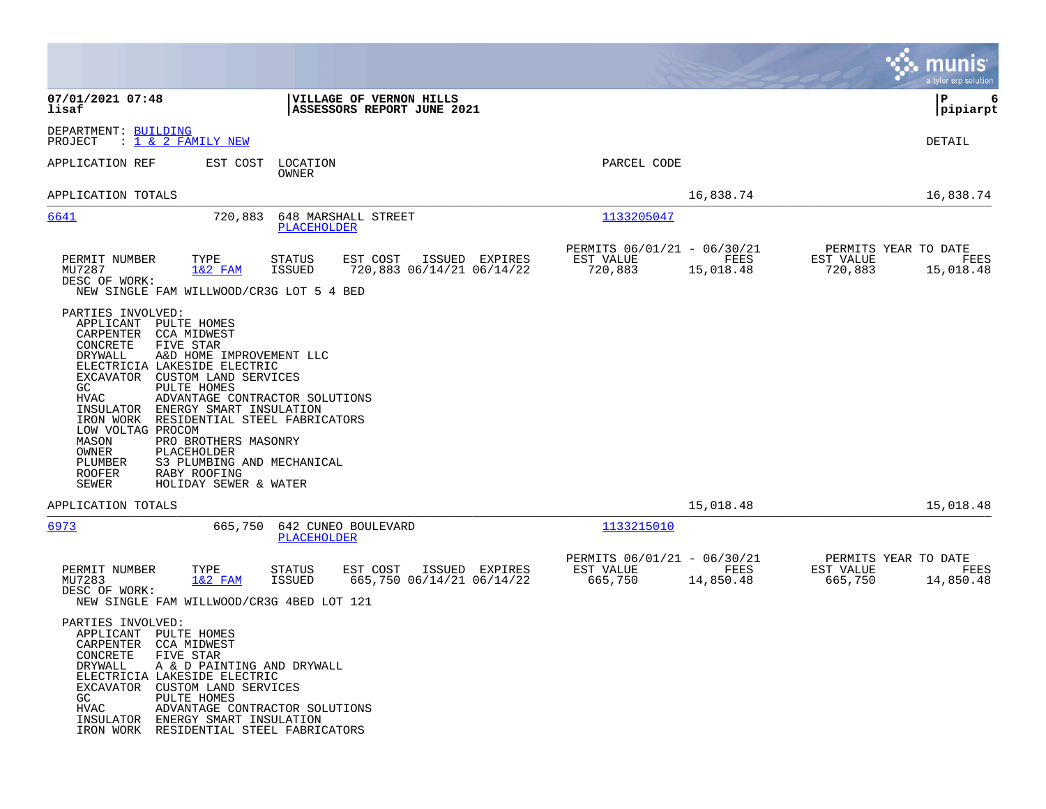**07/01/2021 07:48**
**lisaf**

**VILLAGE OF VERNON HILLS**
**ASSESSORS REPORT JUNE 2021**

**P 6**
**pipiarpt**

DEPARTMENT: BUILDING
PROJECT : 1 & 2 FAMILY NEW

DETAIL

| APPLICATION REF | EST COST | LOCATION / OWNER | PARCEL CODE | | |
|---|---|---|---|---|---|
| APPLICATION TOTALS | | | | 16,838.74 | 16,838.74 |

| APPLICATION REF | EST COST | LOCATION / OWNER | PARCEL CODE |
|---|---|---|---|
| 6641 | 720,883 | 648 MARSHALL STREET / PLACEHOLDER | 1133205047 |

| PERMIT NUMBER | TYPE | STATUS | EST COST | ISSUED | EXPIRES | PERMITS 06/01/21 - 06/30/21 EST VALUE | FEES | PERMITS YEAR TO DATE EST VALUE | FEES |
|---|---|---|---|---|---|---|---|---|---|
| MU7287 | 1&2 FAM | ISSUED | 720,883 | 06/14/21 | 06/14/22 | 720,883 | 15,018.48 | 720,883 | 15,018.48 |

DESC OF WORK:
NEW SINGLE FAM WILLWOOD/CR3G LOT 5 4 BED

PARTIES INVOLVED:

| Role | Party |
|---|---|
| APPLICANT | PULTE HOMES |
| CARPENTER | CCA MIDWEST |
| CONCRETE | FIVE STAR |
| DRYWALL | A&D HOME IMPROVEMENT LLC |
| ELECTRICIA | LAKESIDE ELECTRIC |
| EXCAVATOR | CUSTOM LAND SERVICES |
| GC | PULTE HOMES |
| HVAC | ADVANTAGE CONTRACTOR SOLUTIONS |
| INSULATOR | ENERGY SMART INSULATION |
| IRON WORK | RESIDENTIAL STEEL FABRICATORS |
| LOW VOLTAG | PROCOM |
| MASON | PRO BROTHERS MASONRY |
| OWNER | PLACEHOLDER |
| PLUMBER | S3 PLUMBING AND MECHANICAL |
| ROOFER | RABY ROOFING |
| SEWER | HOLIDAY SEWER & WATER |

APPLICATION TOTALS: 15,018.48 | 15,018.48

| APPLICATION REF | EST COST | LOCATION / OWNER | PARCEL CODE |
|---|---|---|---|
| 6973 | 665,750 | 642 CUNEO BOULEVARD / PLACEHOLDER | 1133215010 |

| PERMIT NUMBER | TYPE | STATUS | EST COST | ISSUED | EXPIRES | PERMITS 06/01/21 - 06/30/21 EST VALUE | FEES | PERMITS YEAR TO DATE EST VALUE | FEES |
|---|---|---|---|---|---|---|---|---|---|
| MU7283 | 1&2 FAM | ISSUED | 665,750 | 06/14/21 | 06/14/22 | 665,750 | 14,850.48 | 665,750 | 14,850.48 |

DESC OF WORK:
NEW SINGLE FAM WILLWOOD/CR3G 4BED LOT 121

PARTIES INVOLVED:

| Role | Party |
|---|---|
| APPLICANT | PULTE HOMES |
| CARPENTER | CCA MIDWEST |
| CONCRETE | FIVE STAR |
| DRYWALL | A & D PAINTING AND DRYWALL |
| ELECTRICIA | LAKESIDE ELECTRIC |
| EXCAVATOR | CUSTOM LAND SERVICES |
| GC | PULTE HOMES |
| HVAC | ADVANTAGE CONTRACTOR SOLUTIONS |
| INSULATOR | ENERGY SMART INSULATION |
| IRON WORK | RESIDENTIAL STEEL FABRICATORS |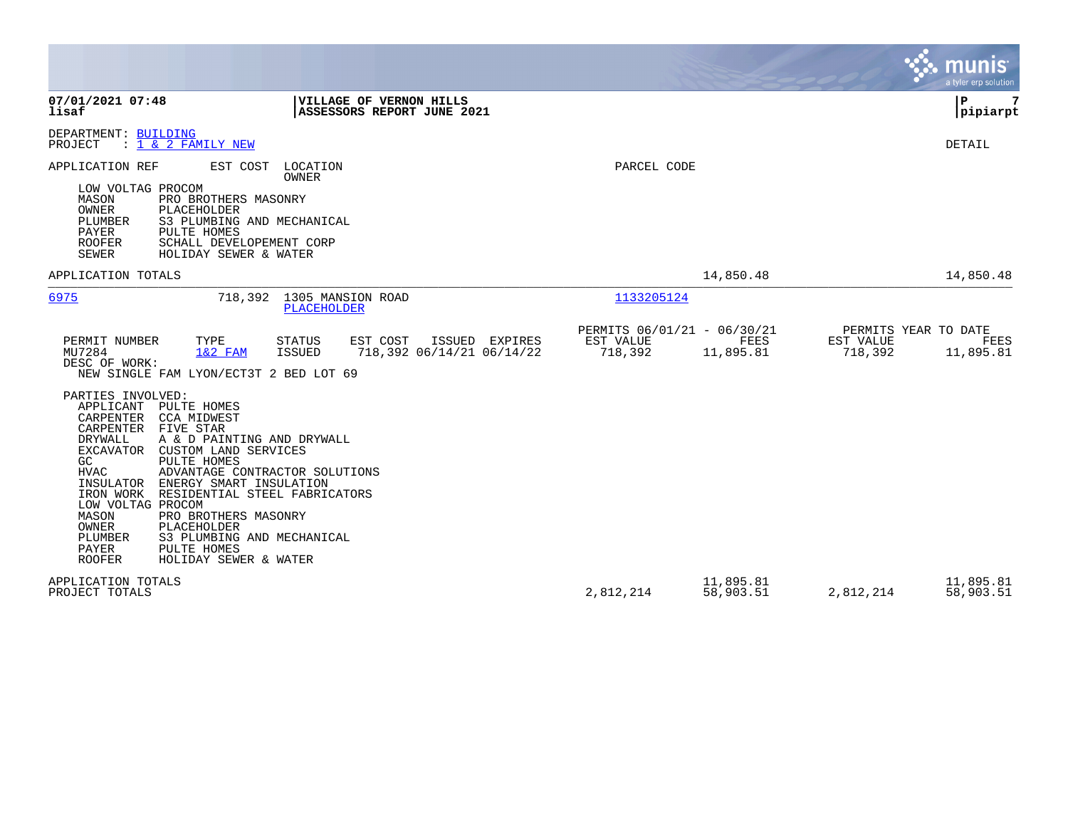DEPARTMENT: BUILDING
PROJECT : 1 & 2 FAMILY NEW

DETAIL

| APPLICATION REF | EST COST | LOCATION / OWNER | PARCEL CODE | | | | |
|---|---|---|---|---|---|---|---|

LOW VOLTAG PROCOM
MASON PRO BROTHERS MASONRY
OWNER PLACEHOLDER
PLUMBER S3 PLUMBING AND MECHANICAL
PAYER PULTE HOMES
ROOFER SCHALL DEVELOPEMENT CORP
SEWER HOLIDAY SEWER & WATER

APPLICATION TOTALS 14,850.48 14,850.48

6975 718,392 1305 MANSION ROAD PLACEHOLDER 1133205124

| PERMIT NUMBER | TYPE | STATUS | EST COST | ISSUED | EXPIRES | PERMITS 06/01/21 - 06/30/21 EST VALUE | FEES | PERMITS YEAR TO DATE EST VALUE | FEES |
|---|---|---|---|---|---|---|---|---|---|
| MU7284 | 1&2 FAM | ISSUED | 718,392 | 06/14/21 | 06/14/22 | 718,392 | 11,895.81 | 718,392 | 11,895.81 |

DESC OF WORK:
NEW SINGLE FAM LYON/ECT3T 2 BED LOT 69

PARTIES INVOLVED:
APPLICANT PULTE HOMES
CARPENTER CCA MIDWEST
CARPENTER FIVE STAR
DRYWALL A & D PAINTING AND DRYWALL
EXCAVATOR CUSTOM LAND SERVICES
GC PULTE HOMES
HVAC ADVANTAGE CONTRACTOR SOLUTIONS
INSULATOR ENERGY SMART INSULATION
IRON WORK RESIDENTIAL STEEL FABRICATORS
LOW VOLTAG PROCOM
MASON PRO BROTHERS MASONRY
OWNER PLACEHOLDER
PLUMBER S3 PLUMBING AND MECHANICAL
PAYER PULTE HOMES
ROOFER HOLIDAY SEWER & WATER

| | EST VALUE | FEES | EST VALUE | FEES |
|---|---|---|---|---|
| APPLICATION TOTALS | | 11,895.81 | | 11,895.81 |
| PROJECT TOTALS | 2,812,214 | 58,903.51 | 2,812,214 | 58,903.51 |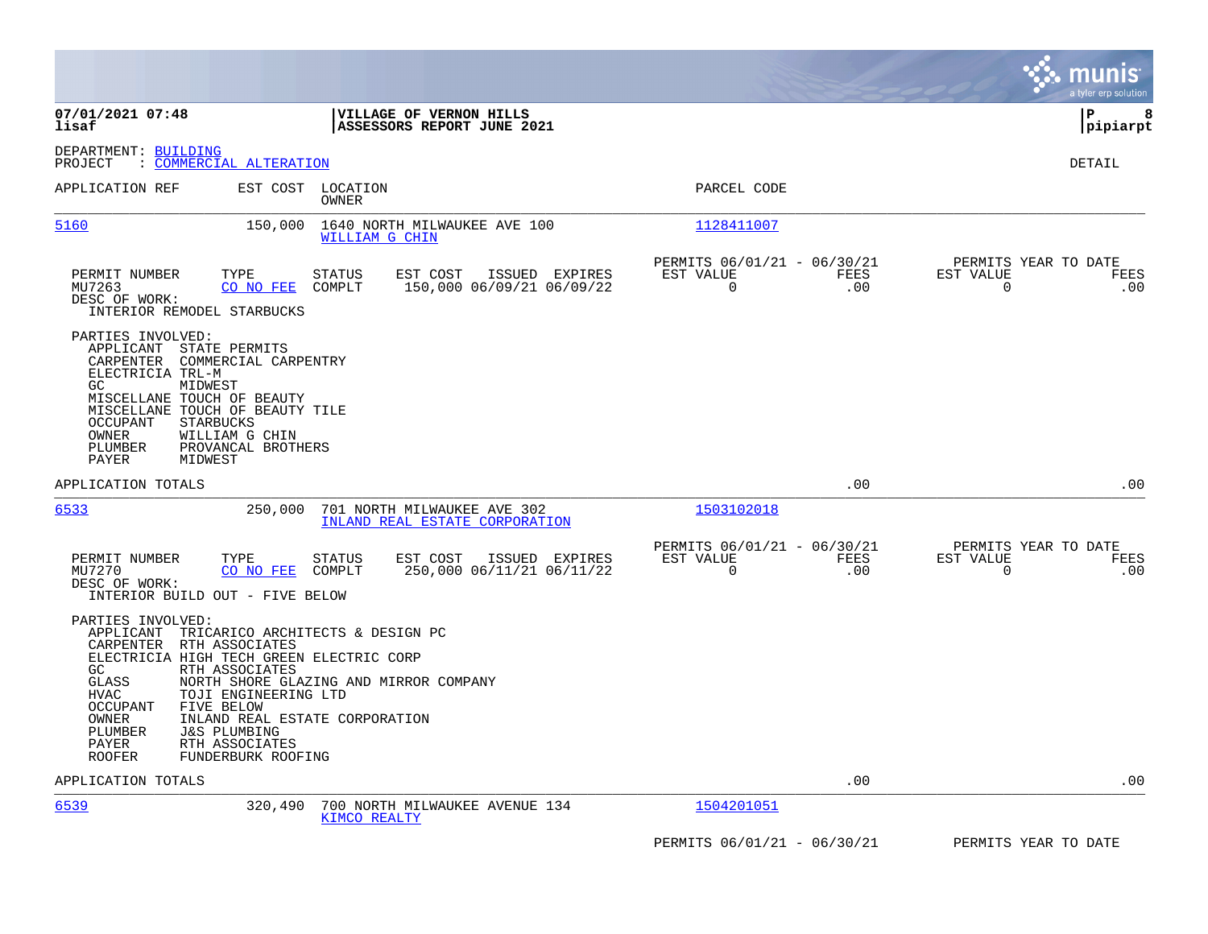**07/01/2021 07:48**
**lisaf**

**VILLAGE OF VERNON HILLS**
**ASSESSORS REPORT JUNE 2021**

**pipiarpt**

DEPARTMENT: BUILDING
PROJECT : COMMERCIAL ALTERATION

DETAIL

| APPLICATION REF | EST COST | LOCATION / OWNER | PARCEL CODE |
|---|---|---|---|
| 5160 | 150,000 | 1640 NORTH MILWAUKEE AVE 100 / WILLIAM G CHIN | 1128411007 |

| PERMIT NUMBER | TYPE | STATUS | EST COST | ISSUED | EXPIRES | PERMITS 06/01/21 - 06/30/21 EST VALUE | FEES | PERMITS YEAR TO DATE EST VALUE | FEES |
|---|---|---|---|---|---|---|---|---|---|
| MU7263 | CO NO FEE | COMPLT | 150,000 | 06/09/21 | 06/09/22 | 0 | .00 | 0 | .00 |

DESC OF WORK:
INTERIOR REMODEL STARBUCKS

PARTIES INVOLVED:

| | |
|---|---|
| APPLICANT | STATE PERMITS |
| CARPENTER | COMMERCIAL CARPENTRY |
| ELECTRICIA | TRL-M |
| GC | MIDWEST |
| MISCELLANE | TOUCH OF BEAUTY |
| MISCELLANE | TOUCH OF BEAUTY TILE |
| OCCUPANT | STARBUCKS |
| OWNER | WILLIAM G CHIN |
| PLUMBER | PROVANCAL BROTHERS |
| PAYER | MIDWEST |

APPLICATION TOTALS .00 .00

| APPLICATION REF | EST COST | LOCATION / OWNER | PARCEL CODE |
|---|---|---|---|
| 6533 | 250,000 | 701 NORTH MILWAUKEE AVE 302 / INLAND REAL ESTATE CORPORATION | 1503102018 |

| PERMIT NUMBER | TYPE | STATUS | EST COST | ISSUED | EXPIRES | PERMITS 06/01/21 - 06/30/21 EST VALUE | FEES | PERMITS YEAR TO DATE EST VALUE | FEES |
|---|---|---|---|---|---|---|---|---|---|
| MU7270 | CO NO FEE | COMPLT | 250,000 | 06/11/21 | 06/11/22 | 0 | .00 | 0 | .00 |

DESC OF WORK:
INTERIOR BUILD OUT - FIVE BELOW

PARTIES INVOLVED:

| | |
|---|---|
| APPLICANT | TRICARICO ARCHITECTS & DESIGN PC |
| CARPENTER | RTH ASSOCIATES |
| ELECTRICIA | HIGH TECH GREEN ELECTRIC CORP |
| GC | RTH ASSOCIATES |
| GLASS | NORTH SHORE GLAZING AND MIRROR COMPANY |
| HVAC | TOJI ENGINEERING LTD |
| OCCUPANT | FIVE BELOW |
| OWNER | INLAND REAL ESTATE CORPORATION |
| PLUMBER | J&S PLUMBING |
| PAYER | RTH ASSOCIATES |
| ROOFER | FUNDERBURK ROOFING |

APPLICATION TOTALS .00 .00

| APPLICATION REF | EST COST | LOCATION / OWNER | PARCEL CODE |
|---|---|---|---|
| 6539 | 320,490 | 700 NORTH MILWAUKEE AVENUE 134 / KIMCO REALTY | 1504201051 |

PERMITS 06/01/21 - 06/30/21 PERMITS YEAR TO DATE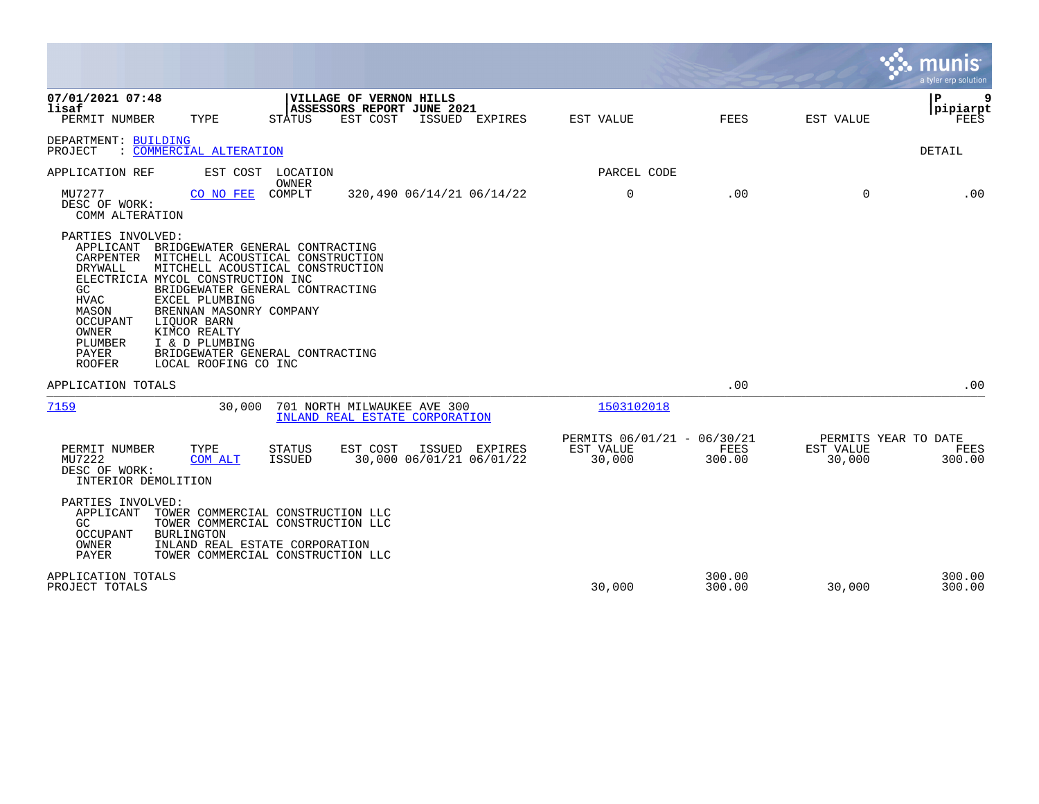07/01/2021 07:48
lisaf

**VILLAGE OF VERNON HILLS**
**ASSESSORS REPORT JUNE 2021**

P 9
pipiarpt

| PERMIT NUMBER | TYPE | STATUS | EST COST | ISSUED | EXPIRES | EST VALUE | FEES | EST VALUE | FEES |
|---|---|---|---|---|---|---|---|---|---|

DEPARTMENT: BUILDING
PROJECT : COMMERCIAL ALTERATION

DETAIL

| APPLICATION REF | EST COST | LOCATION / OWNER | | | | PARCEL CODE | | | |
|---|---|---|---|---|---|---|---|---|---|
| MU7277 | CO NO FEE | COMPLT | 320,490 | 06/14/21 | 06/14/22 | 0 | .00 | 0 | .00 |

DESC OF WORK:
COMM ALTERATION

PARTIES INVOLVED:

| | |
|---|---|
| APPLICANT | BRIDGEWATER GENERAL CONTRACTING |
| CARPENTER | MITCHELL ACOUSTICAL CONSTRUCTION |
| DRYWALL | MITCHELL ACOUSTICAL CONSTRUCTION |
| ELECTRICIA | MYCOL CONSTRUCTION INC |
| GC | BRIDGEWATER GENERAL CONTRACTING |
| HVAC | EXCEL PLUMBING |
| MASON | BRENNAN MASONRY COMPANY |
| OCCUPANT | LIQUOR BARN |
| OWNER | KIMCO REALTY |
| PLUMBER | I & D PLUMBING |
| PAYER | BRIDGEWATER GENERAL CONTRACTING |
| ROOFER | LOCAL ROOFING CO INC |

APPLICATION TOTALS .00 .00

---

7159 — 30,000 — 701 NORTH MILWAUKEE AVE 300 — INLAND REAL ESTATE CORPORATION — 1503102018

| PERMIT NUMBER | TYPE | STATUS | EST COST | ISSUED | EXPIRES | PERMITS 06/01/21 - 06/30/21 EST VALUE | FEES | PERMITS YEAR TO DATE EST VALUE | FEES |
|---|---|---|---|---|---|---|---|---|---|
| MU7222 | COM ALT | ISSUED | 30,000 | 06/01/21 | 06/01/22 | 30,000 | 300.00 | 30,000 | 300.00 |

DESC OF WORK:
INTERIOR DEMOLITION

PARTIES INVOLVED:

| | |
|---|---|
| APPLICANT | TOWER COMMERCIAL CONSTRUCTION LLC |
| GC | TOWER COMMERCIAL CONSTRUCTION LLC |
| OCCUPANT | BURLINGTON |
| OWNER | INLAND REAL ESTATE CORPORATION |
| PAYER | TOWER COMMERCIAL CONSTRUCTION LLC |

| | EST VALUE | FEES | EST VALUE | FEES |
|---|---|---|---|---|
| APPLICATION TOTALS | | 300.00 | | 300.00 |
| PROJECT TOTALS | 30,000 | 300.00 | 30,000 | 300.00 |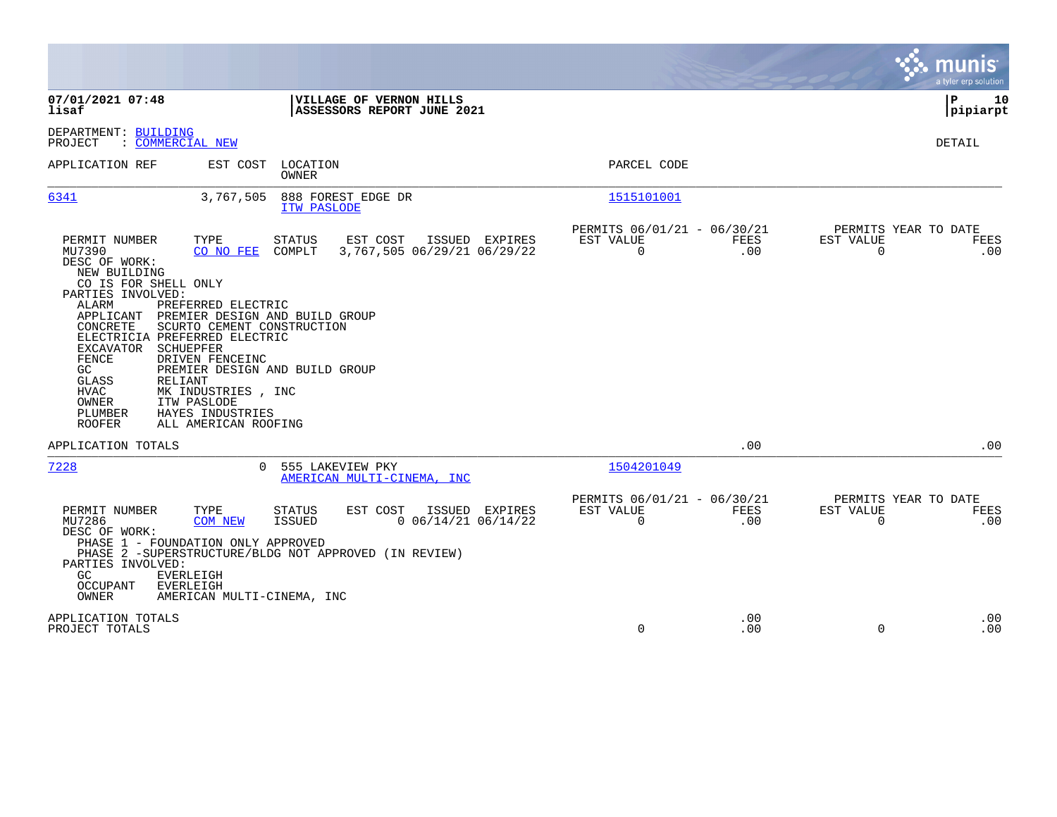**07/01/2021 07:48**
**lisaf**

**VILLAGE OF VERNON HILLS**
**ASSESSORS REPORT JUNE 2021**

**P 10**
**pipiarpt**

DEPARTMENT: BUILDING
PROJECT : COMMERCIAL NEW

DETAIL

| APPLICATION REF | EST COST | LOCATION / OWNER | PARCEL CODE |
|---|---|---|---|
| 6341 | 3,767,505 | 888 FOREST EDGE DR / ITW PASLODE | 1515101001 |

| PERMIT NUMBER | TYPE | STATUS | EST COST | ISSUED | EXPIRES | PERMITS 06/01/21 - 06/30/21 EST VALUE | FEES | PERMITS YEAR TO DATE EST VALUE | FEES |
|---|---|---|---|---|---|---|---|---|---|
| MU7390 | CO NO FEE | COMPLT | 3,767,505 | 06/29/21 | 06/29/22 | 0 | .00 | 0 | .00 |

DESC OF WORK:
NEW BUILDING
CO IS FOR SHELL ONLY

PARTIES INVOLVED:

| | |
|---|---|
| ALARM | PREFERRED ELECTRIC |
| APPLICANT | PREMIER DESIGN AND BUILD GROUP |
| CONCRETE | SCURTO CEMENT CONSTRUCTION |
| ELECTRICIA | PREFERRED ELECTRIC |
| EXCAVATOR | SCHUEPFER |
| FENCE | DRIVEN FENCEINC |
| GC | PREMIER DESIGN AND BUILD GROUP |
| GLASS | RELIANT |
| HVAC | MK INDUSTRIES , INC |
| OWNER | ITW PASLODE |
| PLUMBER | HAYES INDUSTRIES |
| ROOFER | ALL AMERICAN ROOFING |

APPLICATION TOTALS .00 .00

| APPLICATION REF | EST COST | LOCATION / OWNER | PARCEL CODE |
|---|---|---|---|
| 7228 | 0 | 555 LAKEVIEW PKY / AMERICAN MULTI-CINEMA, INC | 1504201049 |

| PERMIT NUMBER | TYPE | STATUS | EST COST | ISSUED | EXPIRES | PERMITS 06/01/21 - 06/30/21 EST VALUE | FEES | PERMITS YEAR TO DATE EST VALUE | FEES |
|---|---|---|---|---|---|---|---|---|---|
| MU7286 | COM NEW | ISSUED | 0 | 06/14/21 | 06/14/22 | 0 | .00 | 0 | .00 |

DESC OF WORK:
PHASE 1 - FOUNDATION ONLY APPROVED
PHASE 2 -SUPERSTRUCTURE/BLDG NOT APPROVED (IN REVIEW)

PARTIES INVOLVED:

| | |
|---|---|
| GC | EVERLEIGH |
| OCCUPANT | EVERLEIGH |
| OWNER | AMERICAN MULTI-CINEMA, INC |

| | EST VALUE | FEES | EST VALUE | FEES |
|---|---|---|---|---|
| APPLICATION TOTALS | | .00 | | .00 |
| PROJECT TOTALS | 0 | .00 | 0 | .00 |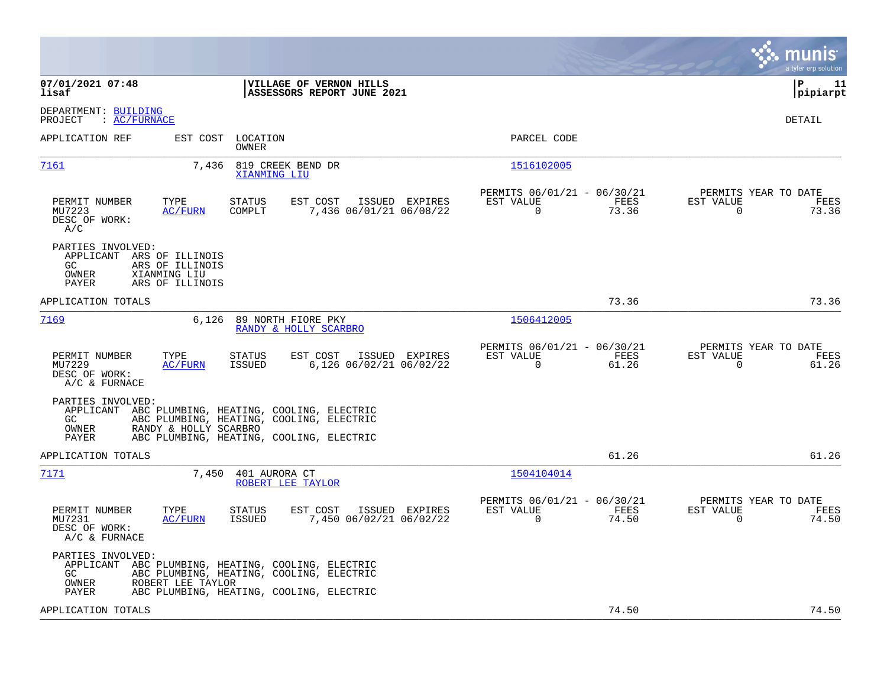**07/01/2021 07:48** | **VILLAGE OF VERNON HILLS** | **P 11**
**lisaf** | **ASSESSORS REPORT JUNE 2021** | **pipiarpt**

DEPARTMENT: BUILDING
PROJECT : AC/FURNACE

DETAIL

| APPLICATION REF | EST COST | LOCATION / OWNER | PARCEL CODE |
|---|---|---|---|
| 7161 | 7,436 | 819 CREEK BEND DR / XIANMING LIU | 1516102005 |

| PERMIT NUMBER | TYPE | STATUS | EST COST | ISSUED | EXPIRES | PERMITS 06/01/21 - 06/30/21 EST VALUE | FEES | PERMITS YEAR TO DATE EST VALUE | FEES |
|---|---|---|---|---|---|---|---|---|---|
| MU7223 | AC/FURN | COMPLT | 7,436 | 06/01/21 | 06/08/22 | 0 | 73.36 | 0 | 73.36 |

DESC OF WORK:
A/C

PARTIES INVOLVED:
- APPLICANT ARS OF ILLINOIS
- GC ARS OF ILLINOIS
- OWNER XIANMING LIU
- PAYER ARS OF ILLINOIS

APPLICATION TOTALS 73.36 73.36

| APPLICATION REF | EST COST | LOCATION / OWNER | PARCEL CODE |
|---|---|---|---|
| 7169 | 6,126 | 89 NORTH FIORE PKY / RANDY & HOLLY SCARBRO | 1506412005 |

| PERMIT NUMBER | TYPE | STATUS | EST COST | ISSUED | EXPIRES | PERMITS 06/01/21 - 06/30/21 EST VALUE | FEES | PERMITS YEAR TO DATE EST VALUE | FEES |
|---|---|---|---|---|---|---|---|---|---|
| MU7229 | AC/FURN | ISSUED | 6,126 | 06/02/21 | 06/02/22 | 0 | 61.26 | 0 | 61.26 |

DESC OF WORK:
A/C & FURNACE

PARTIES INVOLVED:
- APPLICANT ABC PLUMBING, HEATING, COOLING, ELECTRIC
- GC ABC PLUMBING, HEATING, COOLING, ELECTRIC
- OWNER RANDY & HOLLY SCARBRO
- PAYER ABC PLUMBING, HEATING, COOLING, ELECTRIC

APPLICATION TOTALS 61.26 61.26

| APPLICATION REF | EST COST | LOCATION / OWNER | PARCEL CODE |
|---|---|---|---|
| 7171 | 7,450 | 401 AURORA CT / ROBERT LEE TAYLOR | 1504104014 |

| PERMIT NUMBER | TYPE | STATUS | EST COST | ISSUED | EXPIRES | PERMITS 06/01/21 - 06/30/21 EST VALUE | FEES | PERMITS YEAR TO DATE EST VALUE | FEES |
|---|---|---|---|---|---|---|---|---|---|
| MU7231 | AC/FURN | ISSUED | 7,450 | 06/02/21 | 06/02/22 | 0 | 74.50 | 0 | 74.50 |

DESC OF WORK:
A/C & FURNACE

PARTIES INVOLVED:
- APPLICANT ABC PLUMBING, HEATING, COOLING, ELECTRIC
- GC ABC PLUMBING, HEATING, COOLING, ELECTRIC
- OWNER ROBERT LEE TAYLOR
- PAYER ABC PLUMBING, HEATING, COOLING, ELECTRIC

APPLICATION TOTALS 74.50 74.50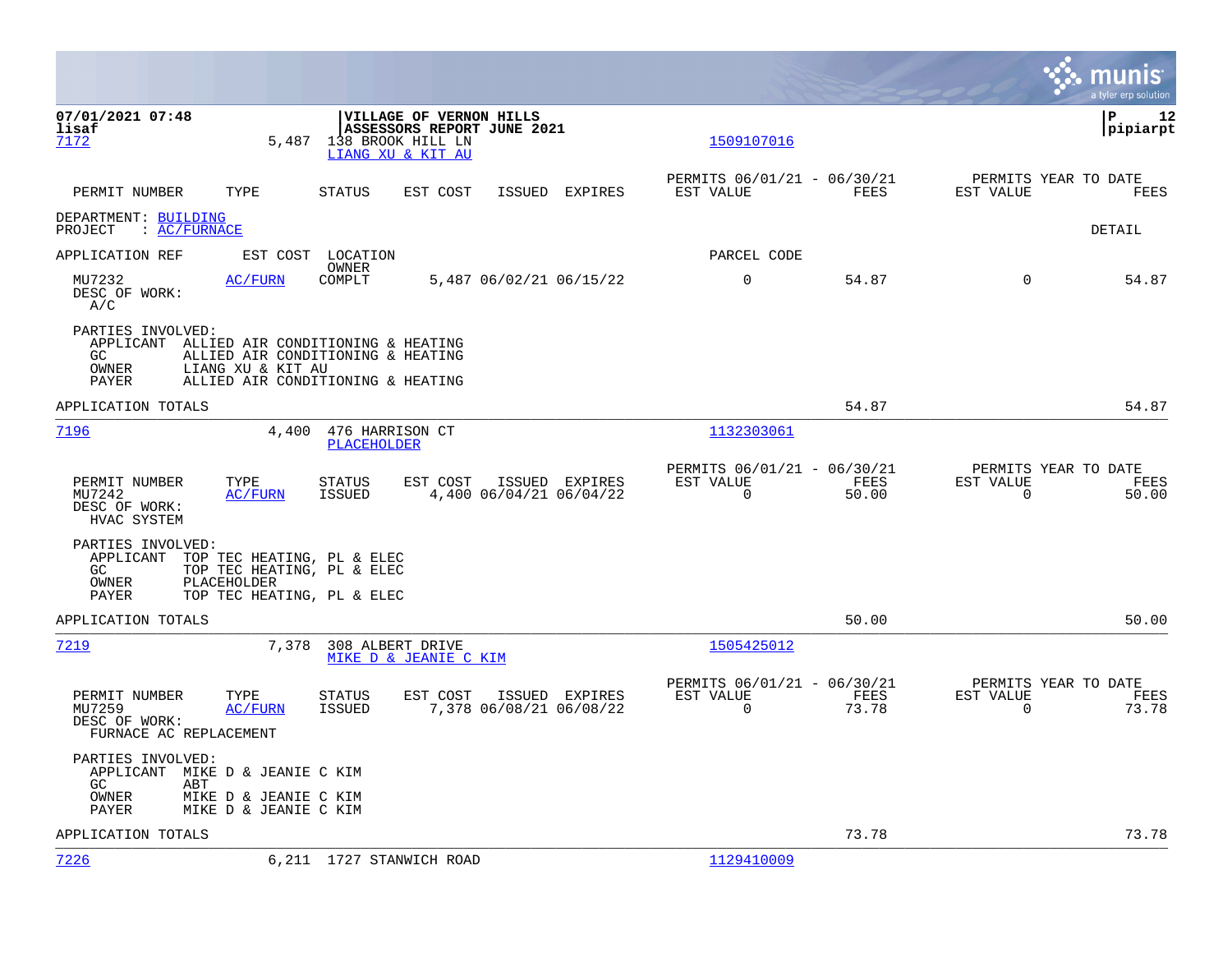07/01/2021 07:48
lisaf

**VILLAGE OF VERNON HILLS**
**ASSESSORS REPORT JUNE 2021**

P 12
pipiarpt

7172 — 5,487 — 138 BROOK HILL LN — LIANG XU & KIT AU — 1509107016

| PERMIT NUMBER | TYPE | STATUS | EST COST | ISSUED | EXPIRES | PERMITS 06/01/21 - 06/30/21 EST VALUE | FEES | PERMITS YEAR TO DATE EST VALUE | FEES |
|---|---|---|---|---|---|---|---|---|---|

DEPARTMENT: BUILDING
PROJECT : AC/FURNACE

DETAIL

| APPLICATION REF | EST COST | LOCATION OWNER | | | | PARCEL CODE | | | |
|---|---|---|---|---|---|---|---|---|---|
| MU7232 | AC/FURN | COMPLT | 5,487 | 06/02/21 | 06/15/22 | 0 | 54.87 | 0 | 54.87 |

DESC OF WORK:
A/C

PARTIES INVOLVED:
- APPLICANT ALLIED AIR CONDITIONING & HEATING
- GC ALLIED AIR CONDITIONING & HEATING
- OWNER LIANG XU & KIT AU
- PAYER ALLIED AIR CONDITIONING & HEATING

APPLICATION TOTALS — 54.87 — 54.87

---

7196 — 4,400 — 476 HARRISON CT — PLACEHOLDER — 1132303061

| PERMIT NUMBER | TYPE | STATUS | EST COST | ISSUED | EXPIRES | PERMITS 06/01/21 - 06/30/21 EST VALUE | FEES | PERMITS YEAR TO DATE EST VALUE | FEES |
|---|---|---|---|---|---|---|---|---|---|
| MU7242 | AC/FURN | ISSUED | 4,400 | 06/04/21 | 06/04/22 | 0 | 50.00 | 0 | 50.00 |

DESC OF WORK:
HVAC SYSTEM

PARTIES INVOLVED:
- APPLICANT TOP TEC HEATING, PL & ELEC
- GC TOP TEC HEATING, PL & ELEC
- OWNER PLACEHOLDER
- PAYER TOP TEC HEATING, PL & ELEC

APPLICATION TOTALS — 50.00 — 50.00

---

7219 — 7,378 — 308 ALBERT DRIVE — MIKE D & JEANIE C KIM — 1505425012

| PERMIT NUMBER | TYPE | STATUS | EST COST | ISSUED | EXPIRES | PERMITS 06/01/21 - 06/30/21 EST VALUE | FEES | PERMITS YEAR TO DATE EST VALUE | FEES |
|---|---|---|---|---|---|---|---|---|---|
| MU7259 | AC/FURN | ISSUED | 7,378 | 06/08/21 | 06/08/22 | 0 | 73.78 | 0 | 73.78 |

DESC OF WORK:
FURNACE AC REPLACEMENT

PARTIES INVOLVED:
- APPLICANT MIKE D & JEANIE C KIM
- GC ABT
- OWNER MIKE D & JEANIE C KIM
- PAYER MIKE D & JEANIE C KIM

APPLICATION TOTALS — 73.78 — 73.78

---

7226 — 6,211 — 1727 STANWICH ROAD — 1129410009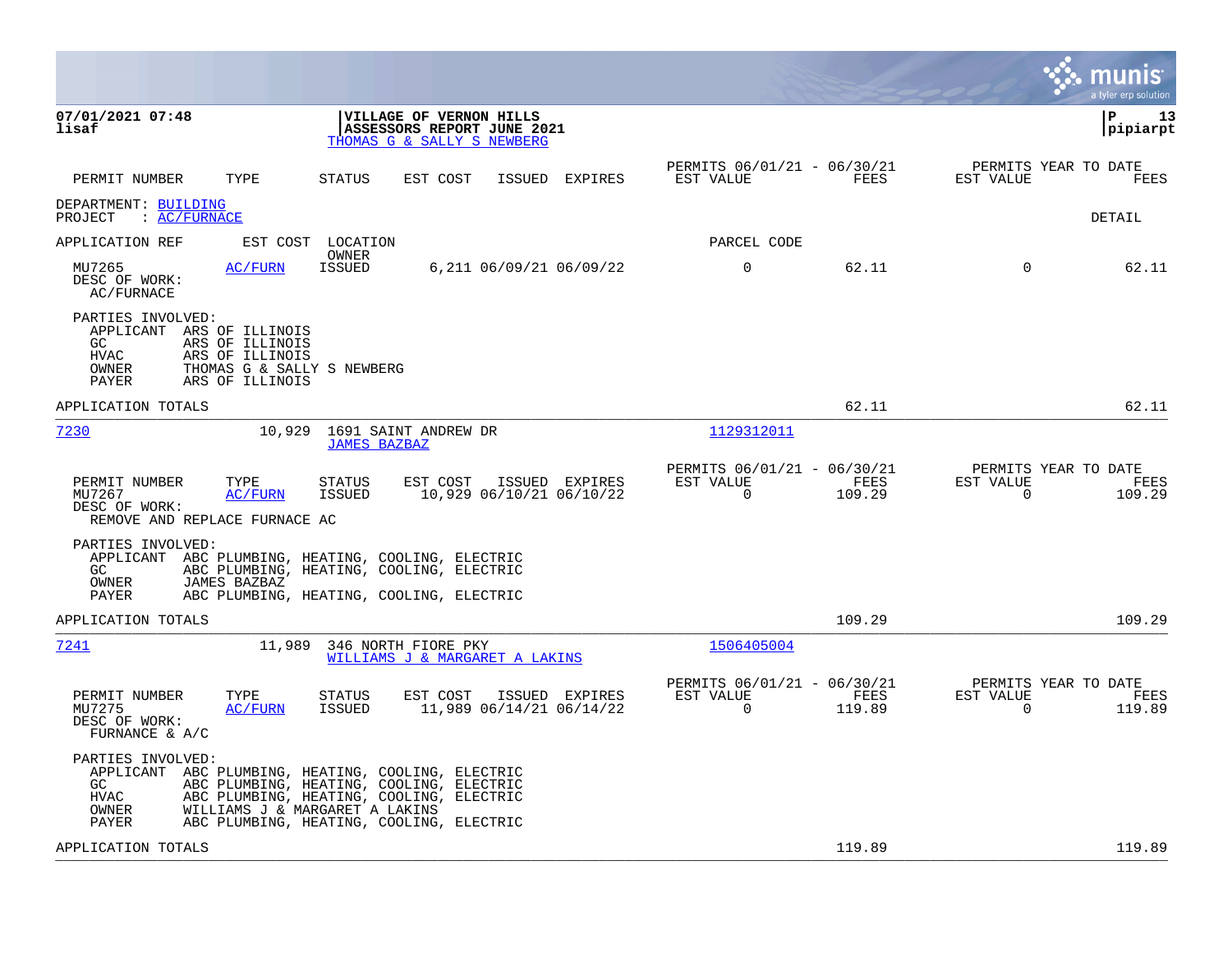**07/01/2021 07:48**
**lisaf**

**VILLAGE OF VERNON HILLS**
**ASSESSORS REPORT JUNE 2021**
THOMAS G & SALLY S NEWBERG

**P 13**
**pipiarpt**

| PERMIT NUMBER | TYPE | STATUS | EST COST | ISSUED | EXPIRES | PERMITS 06/01/21 - 06/30/21 EST VALUE | FEES | PERMITS YEAR TO DATE EST VALUE | FEES |
|---|---|---|---|---|---|---|---|---|---|

DEPARTMENT: BUILDING
PROJECT : AC/FURNACE

DETAIL

APPLICATION REF | EST COST | LOCATION / OWNER | PARCEL CODE

| PERMIT NUMBER | TYPE | STATUS | EST COST | ISSUED | EXPIRES | EST VALUE | FEES | EST VALUE (YTD) | FEES (YTD) |
|---|---|---|---|---|---|---|---|---|---|
| MU7265 | AC/FURN | ISSUED | 6,211 | 06/09/21 | 06/09/22 | 0 | 62.11 | 0 | 62.11 |

DESC OF WORK:
AC/FURNACE

PARTIES INVOLVED:
- APPLICANT ARS OF ILLINOIS
- GC ARS OF ILLINOIS
- HVAC ARS OF ILLINOIS
- OWNER THOMAS G & SALLY S NEWBERG
- PAYER ARS OF ILLINOIS

APPLICATION TOTALS 62.11 62.11

---

7230 | 10,929 | 1691 SAINT ANDREW DR | 1129312011
JAMES BAZBAZ

| PERMIT NUMBER | TYPE | STATUS | EST COST | ISSUED | EXPIRES | PERMITS 06/01/21 - 06/30/21 EST VALUE | FEES | PERMITS YEAR TO DATE EST VALUE | FEES |
|---|---|---|---|---|---|---|---|---|---|
| MU7267 | AC/FURN | ISSUED | 10,929 | 06/10/21 | 06/10/22 | 0 | 109.29 | 0 | 109.29 |

DESC OF WORK:
REMOVE AND REPLACE FURNACE AC

PARTIES INVOLVED:
- APPLICANT ABC PLUMBING, HEATING, COOLING, ELECTRIC
- GC ABC PLUMBING, HEATING, COOLING, ELECTRIC
- OWNER JAMES BAZBAZ
- PAYER ABC PLUMBING, HEATING, COOLING, ELECTRIC

APPLICATION TOTALS 109.29 109.29

---

7241 | 11,989 | 346 NORTH FIORE PKY | 1506405004
WILLIAMS J & MARGARET A LAKINS

| PERMIT NUMBER | TYPE | STATUS | EST COST | ISSUED | EXPIRES | PERMITS 06/01/21 - 06/30/21 EST VALUE | FEES | PERMITS YEAR TO DATE EST VALUE | FEES |
|---|---|---|---|---|---|---|---|---|---|
| MU7275 | AC/FURN | ISSUED | 11,989 | 06/14/21 | 06/14/22 | 0 | 119.89 | 0 | 119.89 |

DESC OF WORK:
FURNANCE & A/C

PARTIES INVOLVED:
- APPLICANT ABC PLUMBING, HEATING, COOLING, ELECTRIC
- GC ABC PLUMBING, HEATING, COOLING, ELECTRIC
- HVAC ABC PLUMBING, HEATING, COOLING, ELECTRIC
- OWNER WILLIAMS J & MARGARET A LAKINS
- PAYER ABC PLUMBING, HEATING, COOLING, ELECTRIC

APPLICATION TOTALS 119.89 119.89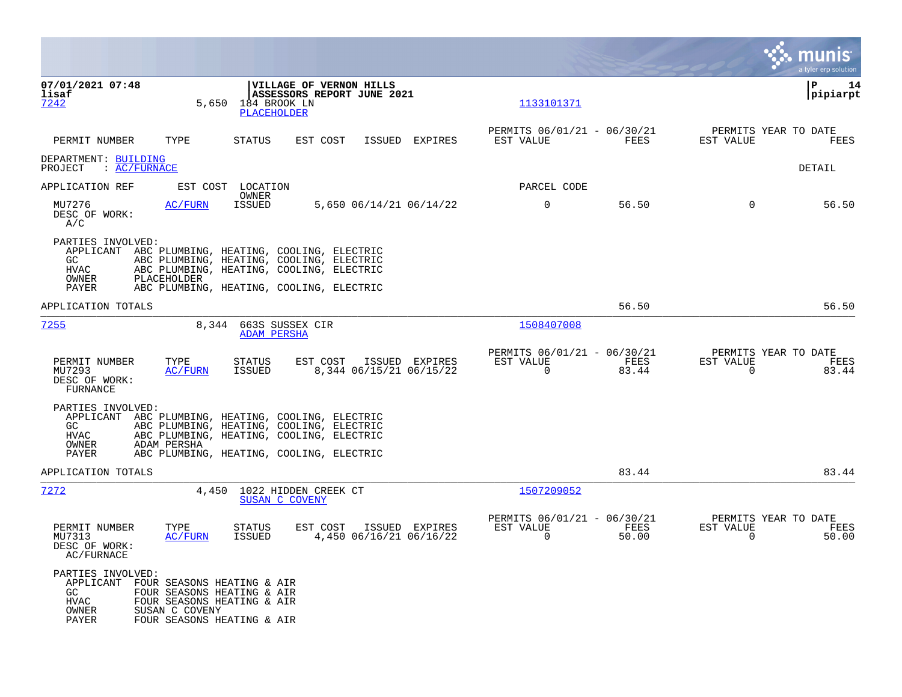07/01/2021 07:48
lisaf

**VILLAGE OF VERNON HILLS**
**ASSESSORS REPORT JUNE 2021**

P 14
pipiarpt

7242 5,650 184 BROOK LN 1133101371
PLACEHOLDER

| PERMIT NUMBER | TYPE | STATUS | EST COST | ISSUED | EXPIRES | PERMITS 06/01/21 - 06/30/21 EST VALUE | FEES | PERMITS YEAR TO DATE EST VALUE | FEES |
|---|---|---|---|---|---|---|---|---|---|

DEPARTMENT: BUILDING
PROJECT : AC/FURNACE

DETAIL

APPLICATION REF EST COST LOCATION PARCEL CODE
OWNER

| PERMIT NUMBER | TYPE | STATUS | EST COST | ISSUED | EXPIRES | EST VALUE | FEES | EST VALUE | FEES |
|---|---|---|---|---|---|---|---|---|---|
| MU7276 | AC/FURN | ISSUED | 5,650 | 06/14/21 | 06/14/22 | 0 | 56.50 | 0 | 56.50 |

DESC OF WORK:
A/C

PARTIES INVOLVED:
- APPLICANT ABC PLUMBING, HEATING, COOLING, ELECTRIC
- GC ABC PLUMBING, HEATING, COOLING, ELECTRIC
- HVAC ABC PLUMBING, HEATING, COOLING, ELECTRIC
- OWNER PLACEHOLDER
- PAYER ABC PLUMBING, HEATING, COOLING, ELECTRIC

APPLICATION TOTALS 56.50 56.50

---

7255 8,344 663S SUSSEX CIR 1508407008
ADAM PERSHA

| PERMIT NUMBER | TYPE | STATUS | EST COST | ISSUED | EXPIRES | PERMITS 06/01/21 - 06/30/21 EST VALUE | FEES | PERMITS YEAR TO DATE EST VALUE | FEES |
|---|---|---|---|---|---|---|---|---|---|
| MU7293 | AC/FURN | ISSUED | 8,344 | 06/15/21 | 06/15/22 | 0 | 83.44 | 0 | 83.44 |

DESC OF WORK:
FURNANCE

PARTIES INVOLVED:
- APPLICANT ABC PLUMBING, HEATING, COOLING, ELECTRIC
- GC ABC PLUMBING, HEATING, COOLING, ELECTRIC
- HVAC ABC PLUMBING, HEATING, COOLING, ELECTRIC
- OWNER ADAM PERSHA
- PAYER ABC PLUMBING, HEATING, COOLING, ELECTRIC

APPLICATION TOTALS 83.44 83.44

---

7272 4,450 1022 HIDDEN CREEK CT 1507209052
SUSAN C COVENY

| PERMIT NUMBER | TYPE | STATUS | EST COST | ISSUED | EXPIRES | PERMITS 06/01/21 - 06/30/21 EST VALUE | FEES | PERMITS YEAR TO DATE EST VALUE | FEES |
|---|---|---|---|---|---|---|---|---|---|
| MU7313 | AC/FURN | ISSUED | 4,450 | 06/16/21 | 06/16/22 | 0 | 50.00 | 0 | 50.00 |

DESC OF WORK:
AC/FURNACE

PARTIES INVOLVED:
- APPLICANT FOUR SEASONS HEATING & AIR
- GC FOUR SEASONS HEATING & AIR
- HVAC FOUR SEASONS HEATING & AIR
- OWNER SUSAN C COVENY
- PAYER FOUR SEASONS HEATING & AIR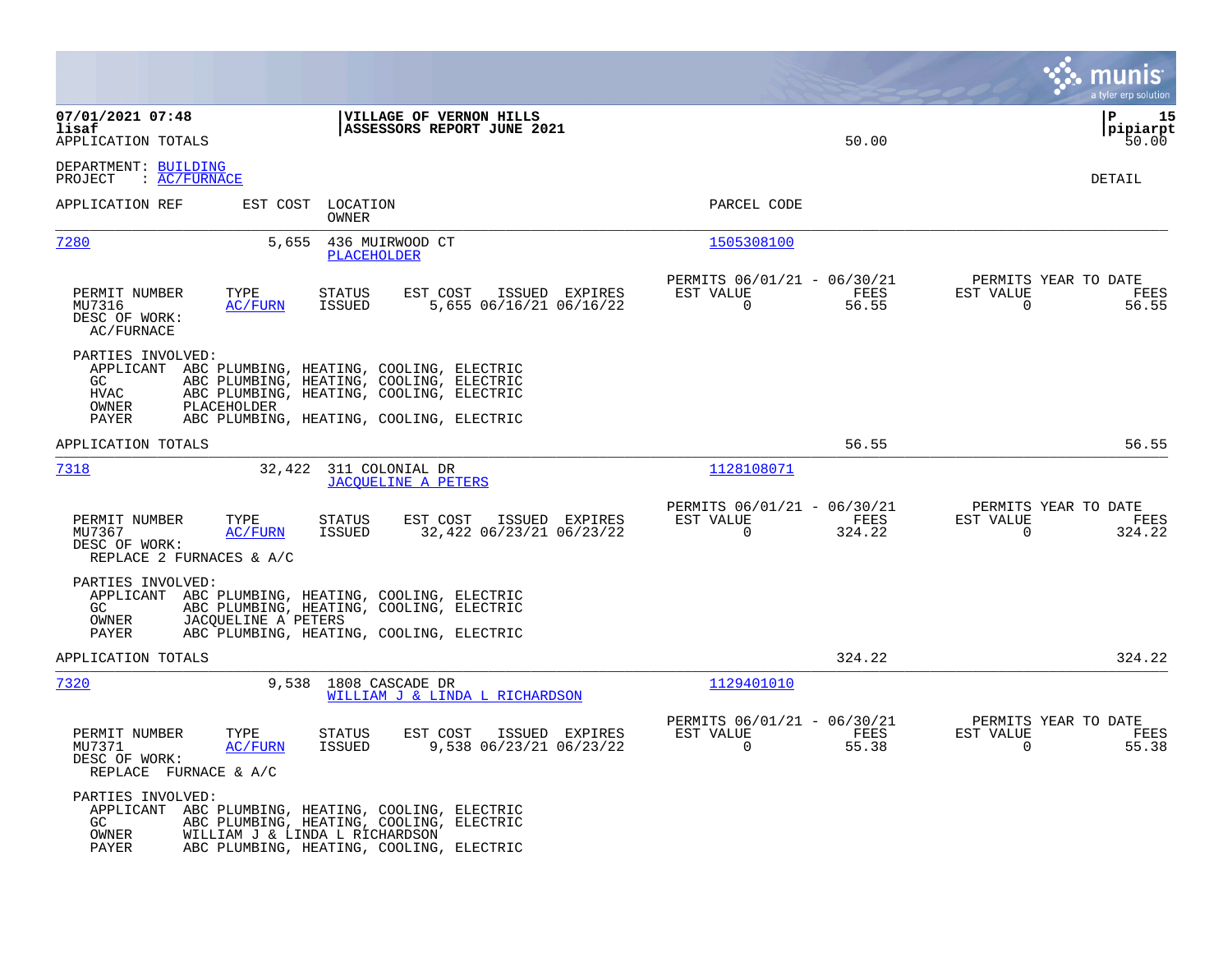07/01/2021 07:48 | VILLAGE OF VERNON HILLS | P 15
lisaf | ASSESSORS REPORT JUNE 2021 | pipiarpt
APPLICATION TOTALS 50.00 50.00

DEPARTMENT: BUILDING
PROJECT : AC/FURNACE

DETAIL

| APPLICATION REF | EST COST | LOCATION / OWNER | PARCEL CODE |
|---|---|---|---|
| 7280 | 5,655 | 436 MUIRWOOD CT / PLACEHOLDER | 1505308100 |

| PERMIT NUMBER | TYPE | STATUS | EST COST | ISSUED | EXPIRES | PERMITS 06/01/21 - 06/30/21 EST VALUE | FEES | PERMITS YEAR TO DATE EST VALUE | FEES |
|---|---|---|---|---|---|---|---|---|---|
| MU7316 | AC/FURN | ISSUED | 5,655 | 06/16/21 | 06/16/22 | 0 | 56.55 | 0 | 56.55 |

DESC OF WORK:
AC/FURNACE

PARTIES INVOLVED:
- APPLICANT ABC PLUMBING, HEATING, COOLING, ELECTRIC
- GC ABC PLUMBING, HEATING, COOLING, ELECTRIC
- HVAC ABC PLUMBING, HEATING, COOLING, ELECTRIC
- OWNER PLACEHOLDER
- PAYER ABC PLUMBING, HEATING, COOLING, ELECTRIC

APPLICATION TOTALS 56.55 56.55

| APPLICATION REF | EST COST | LOCATION / OWNER | PARCEL CODE |
|---|---|---|---|
| 7318 | 32,422 | 311 COLONIAL DR / JACQUELINE A PETERS | 1128108071 |

| PERMIT NUMBER | TYPE | STATUS | EST COST | ISSUED | EXPIRES | PERMITS 06/01/21 - 06/30/21 EST VALUE | FEES | PERMITS YEAR TO DATE EST VALUE | FEES |
|---|---|---|---|---|---|---|---|---|---|
| MU7367 | AC/FURN | ISSUED | 32,422 | 06/23/21 | 06/23/22 | 0 | 324.22 | 0 | 324.22 |

DESC OF WORK:
REPLACE 2 FURNACES & A/C

PARTIES INVOLVED:
- APPLICANT ABC PLUMBING, HEATING, COOLING, ELECTRIC
- GC ABC PLUMBING, HEATING, COOLING, ELECTRIC
- OWNER JACQUELINE A PETERS
- PAYER ABC PLUMBING, HEATING, COOLING, ELECTRIC

APPLICATION TOTALS 324.22 324.22

| APPLICATION REF | EST COST | LOCATION / OWNER | PARCEL CODE |
|---|---|---|---|
| 7320 | 9,538 | 1808 CASCADE DR / WILLIAM J & LINDA L RICHARDSON | 1129401010 |

| PERMIT NUMBER | TYPE | STATUS | EST COST | ISSUED | EXPIRES | PERMITS 06/01/21 - 06/30/21 EST VALUE | FEES | PERMITS YEAR TO DATE EST VALUE | FEES |
|---|---|---|---|---|---|---|---|---|---|
| MU7371 | AC/FURN | ISSUED | 9,538 | 06/23/21 | 06/23/22 | 0 | 55.38 | 0 | 55.38 |

DESC OF WORK:
REPLACE FURNACE & A/C

PARTIES INVOLVED:
- APPLICANT ABC PLUMBING, HEATING, COOLING, ELECTRIC
- GC ABC PLUMBING, HEATING, COOLING, ELECTRIC
- OWNER WILLIAM J & LINDA L RICHARDSON
- PAYER ABC PLUMBING, HEATING, COOLING, ELECTRIC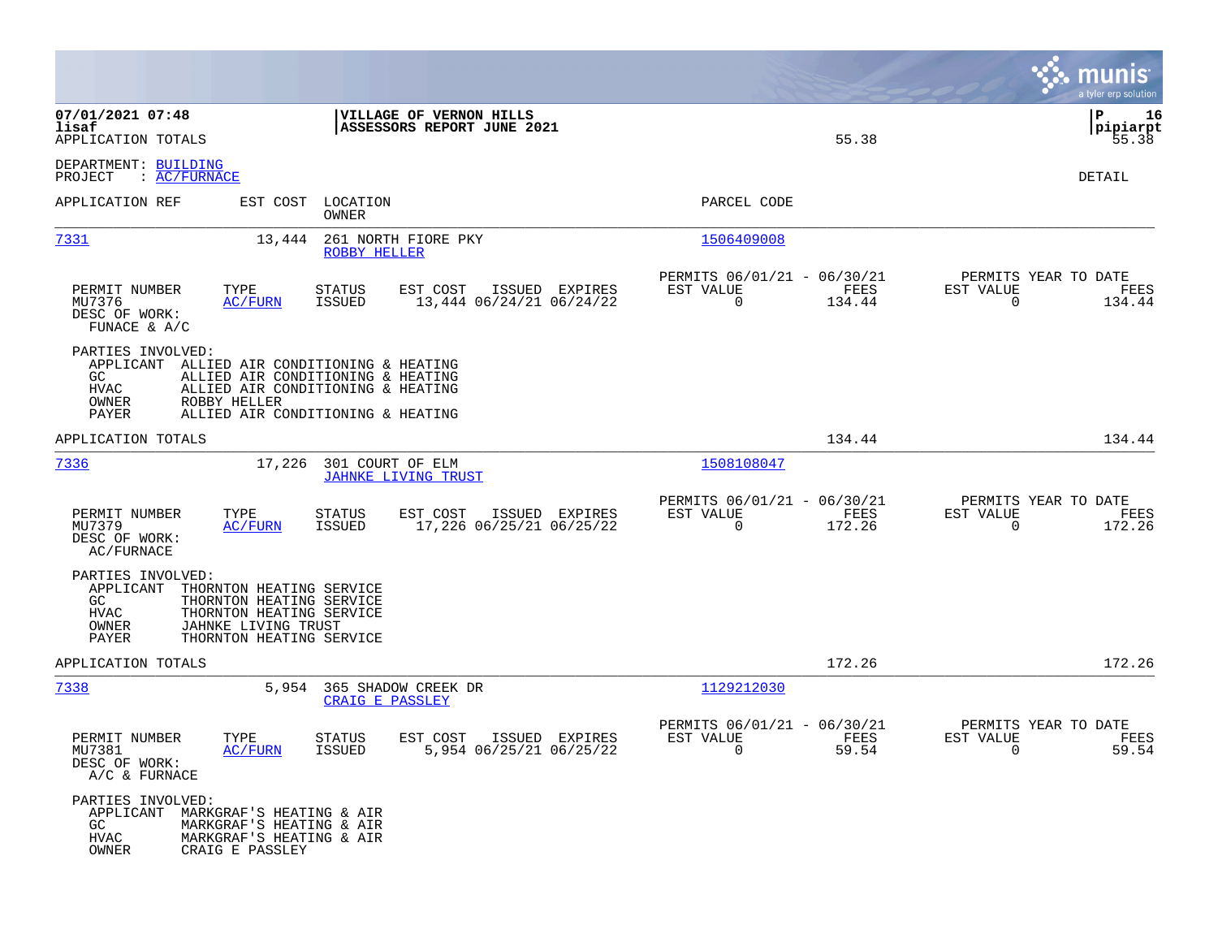07/01/2021 07:48 | VILLAGE OF VERNON HILLS
lisaf | ASSESSORS REPORT JUNE 2021 | pipiarpt
APPLICATION TOTALS 55.38 55.38

DEPARTMENT: BUILDING
PROJECT : AC/FURNACE

DETAIL

| APPLICATION REF | EST COST | LOCATION / OWNER | PARCEL CODE |
|---|---|---|---|
| 7331 | 13,444 | 261 NORTH FIORE PKY / ROBBY HELLER | 1506409008 |

| PERMIT NUMBER | TYPE | STATUS | EST COST | ISSUED | EXPIRES | PERMITS 06/01/21 - 06/30/21 EST VALUE | FEES | PERMITS YEAR TO DATE EST VALUE | FEES |
|---|---|---|---|---|---|---|---|---|---|
| MU7376 | AC/FURN | ISSUED | 13,444 | 06/24/21 | 06/24/22 | 0 | 134.44 | 0 | 134.44 |

DESC OF WORK:
FUNACE & A/C

PARTIES INVOLVED:
- APPLICANT ALLIED AIR CONDITIONING & HEATING
- GC ALLIED AIR CONDITIONING & HEATING
- HVAC ALLIED AIR CONDITIONING & HEATING
- OWNER ROBBY HELLER
- PAYER ALLIED AIR CONDITIONING & HEATING

APPLICATION TOTALS 134.44 134.44

| APPLICATION REF | EST COST | LOCATION / OWNER | PARCEL CODE |
|---|---|---|---|
| 7336 | 17,226 | 301 COURT OF ELM / JAHNKE LIVING TRUST | 1508108047 |

| PERMIT NUMBER | TYPE | STATUS | EST COST | ISSUED | EXPIRES | PERMITS 06/01/21 - 06/30/21 EST VALUE | FEES | PERMITS YEAR TO DATE EST VALUE | FEES |
|---|---|---|---|---|---|---|---|---|---|
| MU7379 | AC/FURN | ISSUED | 17,226 | 06/25/21 | 06/25/22 | 0 | 172.26 | 0 | 172.26 |

DESC OF WORK:
AC/FURNACE

PARTIES INVOLVED:
- APPLICANT THORNTON HEATING SERVICE
- GC THORNTON HEATING SERVICE
- HVAC THORNTON HEATING SERVICE
- OWNER JAHNKE LIVING TRUST
- PAYER THORNTON HEATING SERVICE

APPLICATION TOTALS 172.26 172.26

| APPLICATION REF | EST COST | LOCATION / OWNER | PARCEL CODE |
|---|---|---|---|
| 7338 | 5,954 | 365 SHADOW CREEK DR / CRAIG E PASSLEY | 1129212030 |

| PERMIT NUMBER | TYPE | STATUS | EST COST | ISSUED | EXPIRES | PERMITS 06/01/21 - 06/30/21 EST VALUE | FEES | PERMITS YEAR TO DATE EST VALUE | FEES |
|---|---|---|---|---|---|---|---|---|---|
| MU7381 | AC/FURN | ISSUED | 5,954 | 06/25/21 | 06/25/22 | 0 | 59.54 | 0 | 59.54 |

DESC OF WORK:
A/C & FURNACE

PARTIES INVOLVED:
- APPLICANT MARKGRAF'S HEATING & AIR
- GC MARKGRAF'S HEATING & AIR
- HVAC MARKGRAF'S HEATING & AIR
- OWNER CRAIG E PASSLEY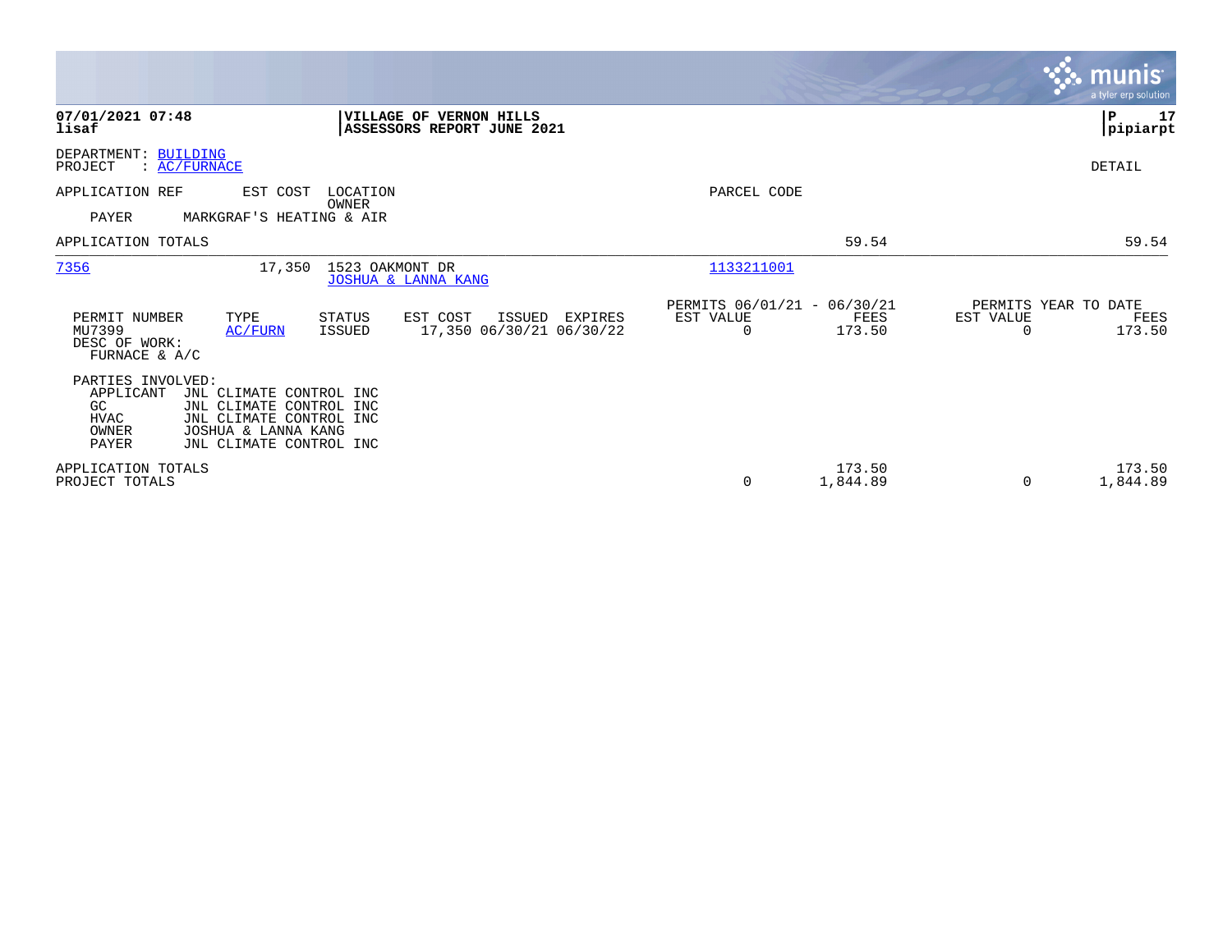**07/01/2021 07:48** | **VILLAGE OF VERNON HILLS** | **P 17**
**lisaf** | **ASSESSORS REPORT JUNE 2021** | **pipiarpt**

DEPARTMENT: BUILDING
PROJECT : AC/FURNACE

DETAIL

| APPLICATION REF | EST COST | LOCATION / OWNER | PARCEL CODE | | | | |
|---|---|---|---|---|---|---|---|
| PAYER | MARKGRAF'S HEATING & AIR | | | | | | |
| APPLICATION TOTALS | | | | | 59.54 | | 59.54 |
| 7356 | 17,350 | 1523 OAKMONT DR / JOSHUA & LANNA KANG | 1133211001 | | | | |

| PERMIT NUMBER | TYPE | STATUS | EST COST | ISSUED | EXPIRES | PERMITS 06/01/21 - 06/30/21 EST VALUE | FEES | PERMITS YEAR TO DATE EST VALUE | FEES |
|---|---|---|---|---|---|---|---|---|---|
| MU7399 | AC/FURN | ISSUED | 17,350 | 06/30/21 | 06/30/22 | 0 | 173.50 | 0 | 173.50 |

DESC OF WORK:
FURNACE & A/C

PARTIES INVOLVED:

| | |
|---|---|
| APPLICANT | JNL CLIMATE CONTROL INC |
| GC | JNL CLIMATE CONTROL INC |
| HVAC | JNL CLIMATE CONTROL INC |
| OWNER | JOSHUA & LANNA KANG |
| PAYER | JNL CLIMATE CONTROL INC |

| | EST VALUE | FEES | EST VALUE | FEES |
|---|---|---|---|---|
| APPLICATION TOTALS | | 173.50 | | 173.50 |
| PROJECT TOTALS | 0 | 1,844.89 | 0 | 1,844.89 |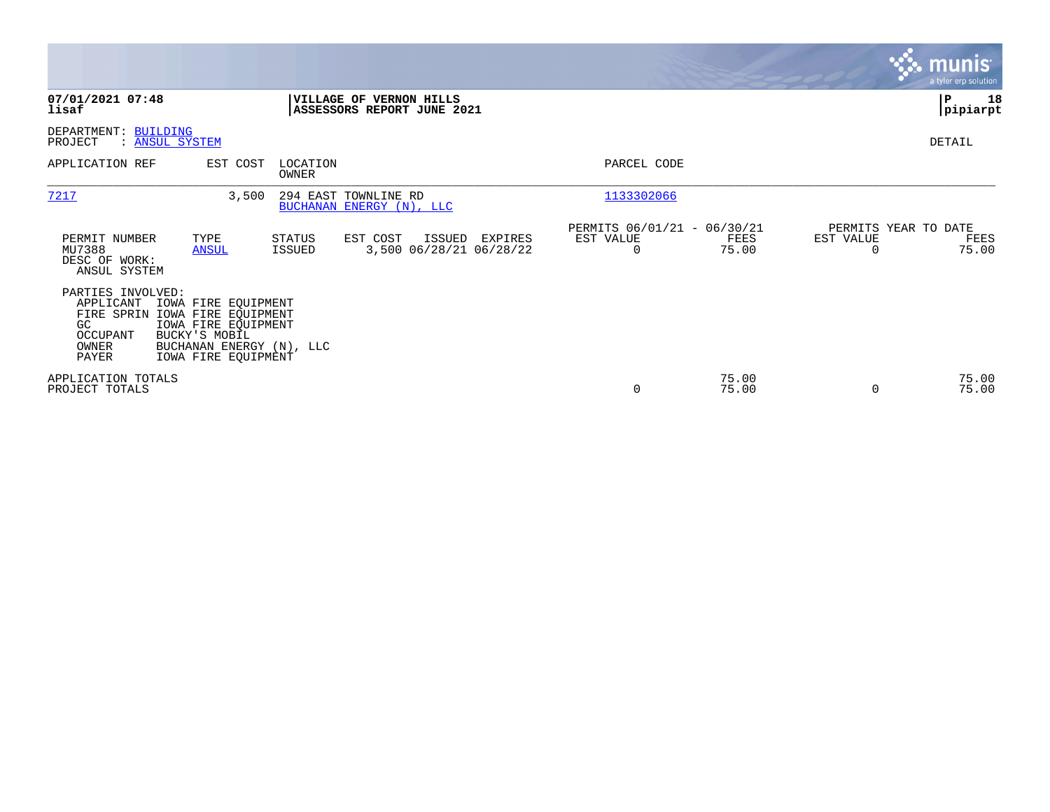**07/01/2021 07:48**
**lisaf**

**VILLAGE OF VERNON HILLS**
**ASSESSORS REPORT JUNE 2021**

**P 18**
**pipiarpt**

DEPARTMENT: BUILDING
PROJECT : ANSUL SYSTEM

DETAIL

| APPLICATION REF | EST COST | LOCATION / OWNER | PARCEL CODE |
|---|---|---|---|
| 7217 | 3,500 | 294 EAST TOWNLINE RD / BUCHANAN ENERGY (N), LLC | 1133302066 |

| PERMIT NUMBER | TYPE | STATUS | EST COST | ISSUED | EXPIRES | PERMITS 06/01/21 - 06/30/21 EST VALUE | FEES | PERMITS YEAR TO DATE EST VALUE | FEES |
|---|---|---|---|---|---|---|---|---|---|
| MU7388 | ANSUL | ISSUED | 3,500 | 06/28/21 | 06/28/22 | 0 | 75.00 | 0 | 75.00 |

DESC OF WORK:
ANSUL SYSTEM

PARTIES INVOLVED:

| | |
|---|---|
| APPLICANT | IOWA FIRE EQUIPMENT |
| FIRE SPRIN | IOWA FIRE EQUIPMENT |
| GC | IOWA FIRE EQUIPMENT |
| OCCUPANT | BUCKY'S MOBIL |
| OWNER | BUCHANAN ENERGY (N), LLC |
| PAYER | IOWA FIRE EQUIPMENT |

| | EST VALUE | FEES | EST VALUE | FEES |
|---|---|---|---|---|
| APPLICATION TOTALS | | 75.00 | | 75.00 |
| PROJECT TOTALS | 0 | 75.00 | 0 | 75.00 |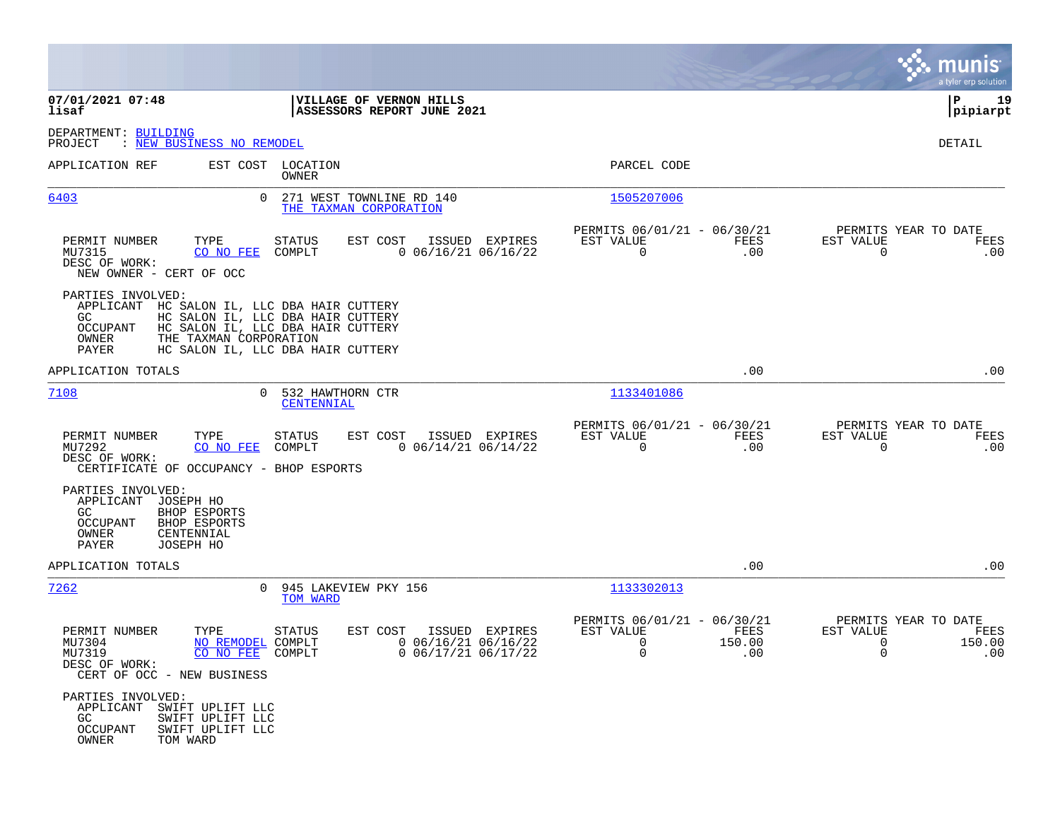**07/01/2021 07:48** | **VILLAGE OF VERNON HILLS** | **P 19**
**lisaf** | **ASSESSORS REPORT JUNE 2021** | **pipiarpt**

DEPARTMENT: BUILDING
PROJECT : NEW BUSINESS NO REMODEL

DETAIL

| APPLICATION REF | EST COST | LOCATION / OWNER | PARCEL CODE |
|---|---|---|---|
| 6403 | 0 | 271 WEST TOWNLINE RD 140 / THE TAXMAN CORPORATION | 1505207006 |

| PERMIT NUMBER | TYPE | STATUS | EST COST | ISSUED | EXPIRES | PERMITS 06/01/21 - 06/30/21 EST VALUE | FEES | PERMITS YEAR TO DATE EST VALUE | FEES |
|---|---|---|---|---|---|---|---|---|---|
| MU7315 | CO NO FEE | COMPLT | 0 | 06/16/21 | 06/16/22 | 0 | .00 | 0 | .00 |

DESC OF WORK:
NEW OWNER - CERT OF OCC

PARTIES INVOLVED:
- APPLICANT HC SALON IL, LLC DBA HAIR CUTTERY
- GC HC SALON IL, LLC DBA HAIR CUTTERY
- OCCUPANT HC SALON IL, LLC DBA HAIR CUTTERY
- OWNER THE TAXMAN CORPORATION
- PAYER HC SALON IL, LLC DBA HAIR CUTTERY

APPLICATION TOTALS .00 .00

| APPLICATION REF | EST COST | LOCATION / OWNER | PARCEL CODE |
|---|---|---|---|
| 7108 | 0 | 532 HAWTHORN CTR / CENTENNIAL | 1133401086 |

| PERMIT NUMBER | TYPE | STATUS | EST COST | ISSUED | EXPIRES | PERMITS 06/01/21 - 06/30/21 EST VALUE | FEES | PERMITS YEAR TO DATE EST VALUE | FEES |
|---|---|---|---|---|---|---|---|---|---|
| MU7292 | CO NO FEE | COMPLT | 0 | 06/14/21 | 06/14/22 | 0 | .00 | 0 | .00 |

DESC OF WORK:
CERTIFICATE OF OCCUPANCY - BHOP ESPORTS

PARTIES INVOLVED:
- APPLICANT JOSEPH HO
- GC BHOP ESPORTS
- OCCUPANT BHOP ESPORTS
- OWNER CENTENNIAL
- PAYER JOSEPH HO

APPLICATION TOTALS .00 .00

| APPLICATION REF | EST COST | LOCATION / OWNER | PARCEL CODE |
|---|---|---|---|
| 7262 | 0 | 945 LAKEVIEW PKY 156 / TOM WARD | 1133302013 |

| PERMIT NUMBER | TYPE | STATUS | EST COST | ISSUED | EXPIRES | PERMITS 06/01/21 - 06/30/21 EST VALUE | FEES | PERMITS YEAR TO DATE EST VALUE | FEES |
|---|---|---|---|---|---|---|---|---|---|
| MU7304 | NO REMODEL | COMPLT | 0 | 06/16/21 | 06/16/22 | 0 | 150.00 | 0 | 150.00 |
| MU7319 | CO NO FEE | COMPLT | 0 | 06/17/21 | 06/17/22 | 0 | .00 | 0 | .00 |

DESC OF WORK:
CERT OF OCC - NEW BUSINESS

PARTIES INVOLVED:
- APPLICANT SWIFT UPLIFT LLC
- GC SWIFT UPLIFT LLC
- OCCUPANT SWIFT UPLIFT LLC
- OWNER TOM WARD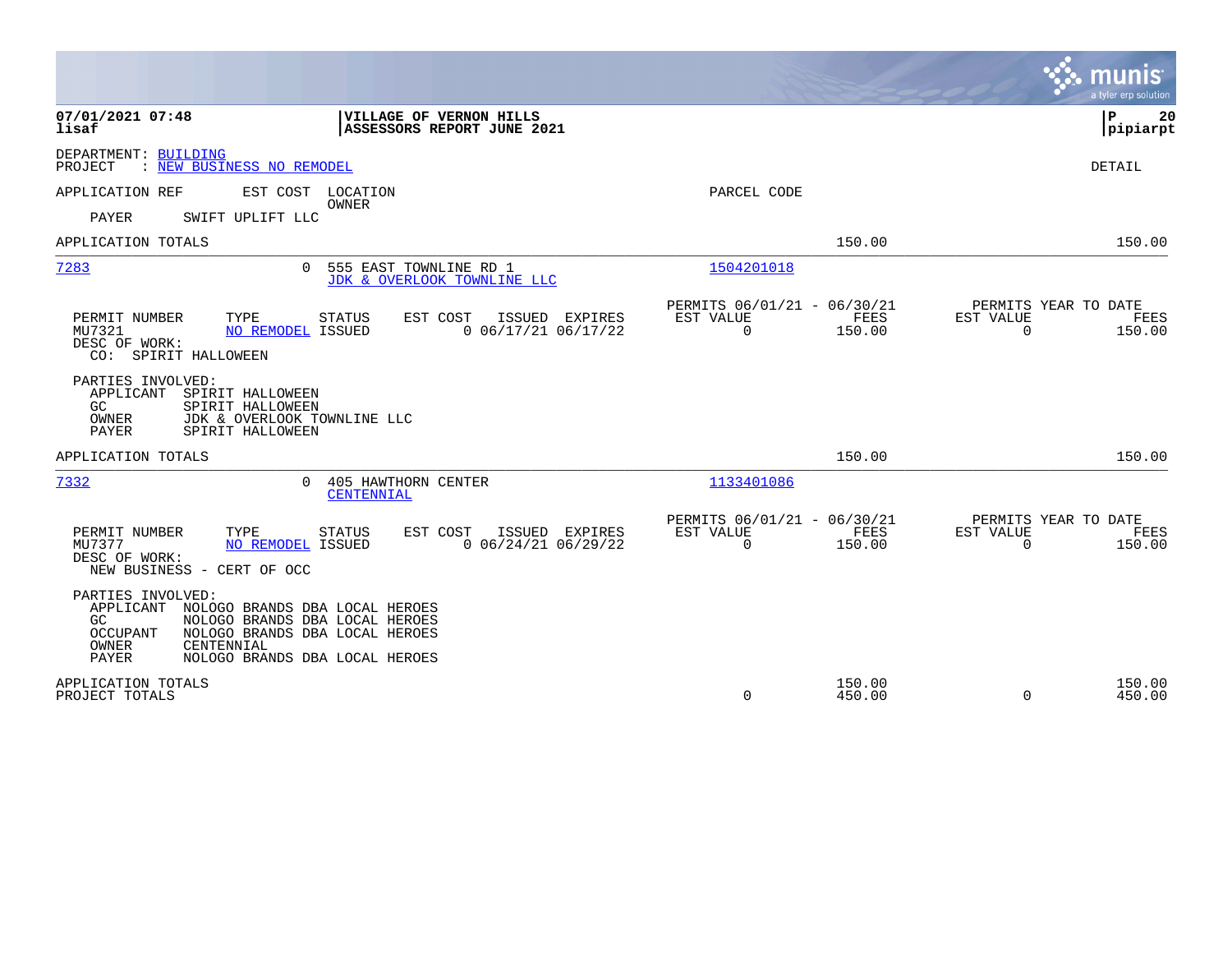**07/01/2021 07:48**
**lisaf**

**VILLAGE OF VERNON HILLS**
**ASSESSORS REPORT JUNE 2021**

**pipiarpt**

DEPARTMENT: BUILDING
PROJECT : NEW BUSINESS NO REMODEL

DETAIL

| APPLICATION REF | EST COST | LOCATION / OWNER | PARCEL CODE | | |
|---|---|---|---|---|---|
| PAYER | SWIFT UPLIFT LLC | | | | |
| APPLICATION TOTALS | | | | 150.00 | 150.00 |

---

**7283** &nbsp;&nbsp; 0 &nbsp;&nbsp; 555 EAST TOWNLINE RD 1 &nbsp;&nbsp; 1504201018
JDK & OVERLOOK TOWNLINE LLC

| PERMIT NUMBER | TYPE | STATUS | EST COST | ISSUED | EXPIRES | PERMITS 06/01/21 - 06/30/21 EST VALUE | FEES | PERMITS YEAR TO DATE EST VALUE | FEES |
|---|---|---|---|---|---|---|---|---|---|
| MU7321 | NO REMODEL | ISSUED | 0 | 06/17/21 | 06/17/22 | 0 | 150.00 | 0 | 150.00 |

DESC OF WORK:
CO: SPIRIT HALLOWEEN

PARTIES INVOLVED:
- APPLICANT SPIRIT HALLOWEEN
- GC SPIRIT HALLOWEEN
- OWNER JDK & OVERLOOK TOWNLINE LLC
- PAYER SPIRIT HALLOWEEN

APPLICATION TOTALS 150.00 150.00

---

**7332** &nbsp;&nbsp; 0 &nbsp;&nbsp; 405 HAWTHORN CENTER &nbsp;&nbsp; 1133401086
CENTENNIAL

| PERMIT NUMBER | TYPE | STATUS | EST COST | ISSUED | EXPIRES | PERMITS 06/01/21 - 06/30/21 EST VALUE | FEES | PERMITS YEAR TO DATE EST VALUE | FEES |
|---|---|---|---|---|---|---|---|---|---|
| MU7377 | NO REMODEL | ISSUED | 0 | 06/24/21 | 06/29/22 | 0 | 150.00 | 0 | 150.00 |

DESC OF WORK:
NEW BUSINESS - CERT OF OCC

PARTIES INVOLVED:
- APPLICANT NOLOGO BRANDS DBA LOCAL HEROES
- GC NOLOGO BRANDS DBA LOCAL HEROES
- OCCUPANT NOLOGO BRANDS DBA LOCAL HEROES
- OWNER CENTENNIAL
- PAYER NOLOGO BRANDS DBA LOCAL HEROES

| | EST VALUE | FEES | EST VALUE | FEES |
|---|---|---|---|---|
| APPLICATION TOTALS | | 150.00 | | 150.00 |
| PROJECT TOTALS | 0 | 450.00 | 0 | 450.00 |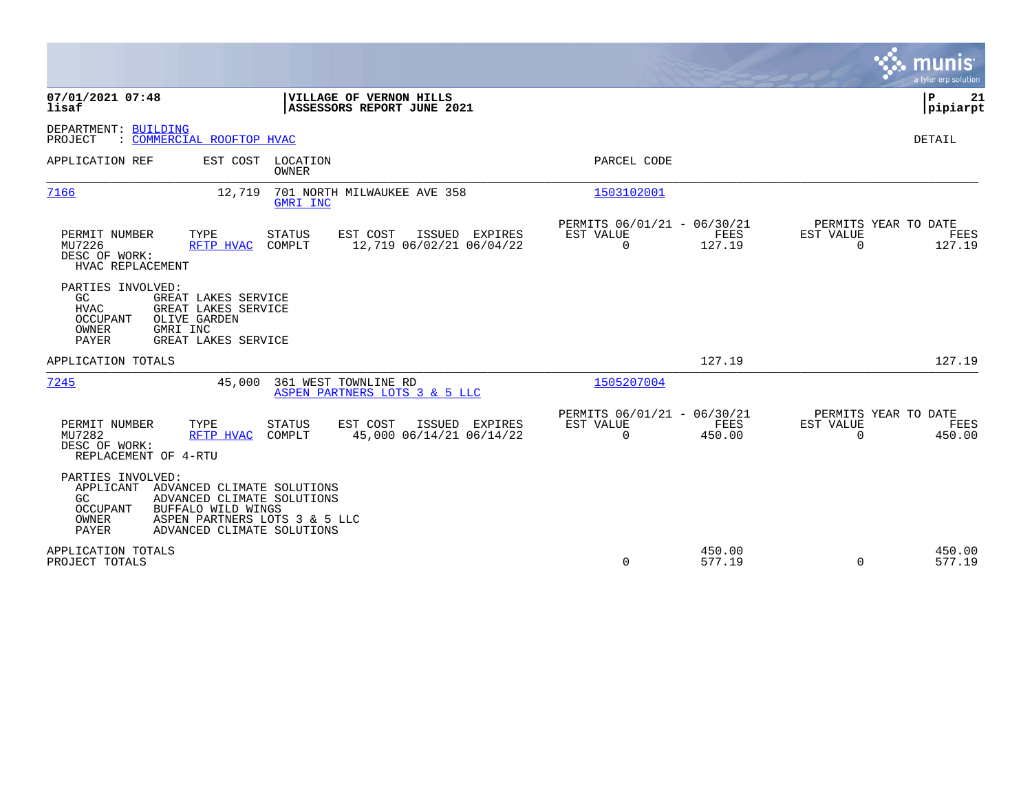**07/01/2021 07:48** | **VILLAGE OF VERNON HILLS** | **P 21**
**lisaf** | **ASSESSORS REPORT JUNE 2021** | **pipiarpt**

DEPARTMENT: BUILDING
PROJECT : COMMERCIAL ROOFTOP HVAC

DETAIL

| APPLICATION REF | EST COST | LOCATION / OWNER | PARCEL CODE |
|---|---|---|---|
| 7166 | 12,719 | 701 NORTH MILWAUKEE AVE 358 / GMRI INC | 1503102001 |

| PERMIT NUMBER | TYPE | STATUS | EST COST | ISSUED | EXPIRES | PERMITS 06/01/21 - 06/30/21 EST VALUE | FEES | PERMITS YEAR TO DATE EST VALUE | FEES |
|---|---|---|---|---|---|---|---|---|---|
| MU7226 | RFTP HVAC | COMPLT | 12,719 | 06/02/21 | 06/04/22 | 0 | 127.19 | 0 | 127.19 |

DESC OF WORK:
HVAC REPLACEMENT

PARTIES INVOLVED:

| | |
|---|---|
| GC | GREAT LAKES SERVICE |
| HVAC | GREAT LAKES SERVICE |
| OCCUPANT | OLIVE GARDEN |
| OWNER | GMRI INC |
| PAYER | GREAT LAKES SERVICE |

APPLICATION TOTALS — 127.19 — 127.19

| APPLICATION REF | EST COST | LOCATION / OWNER | PARCEL CODE |
|---|---|---|---|
| 7245 | 45,000 | 361 WEST TOWNLINE RD / ASPEN PARTNERS LOTS 3 & 5 LLC | 1505207004 |

| PERMIT NUMBER | TYPE | STATUS | EST COST | ISSUED | EXPIRES | PERMITS 06/01/21 - 06/30/21 EST VALUE | FEES | PERMITS YEAR TO DATE EST VALUE | FEES |
|---|---|---|---|---|---|---|---|---|---|
| MU7282 | RFTP HVAC | COMPLT | 45,000 | 06/14/21 | 06/14/22 | 0 | 450.00 | 0 | 450.00 |

DESC OF WORK:
REPLACEMENT OF 4-RTU

PARTIES INVOLVED:

| | |
|---|---|
| APPLICANT | ADVANCED CLIMATE SOLUTIONS |
| GC | ADVANCED CLIMATE SOLUTIONS |
| OCCUPANT | BUFFALO WILD WINGS |
| OWNER | ASPEN PARTNERS LOTS 3 & 5 LLC |
| PAYER | ADVANCED CLIMATE SOLUTIONS |

| | EST VALUE | FEES | YTD EST VALUE | YTD FEES |
|---|---|---|---|---|
| APPLICATION TOTALS | | 450.00 | | 450.00 |
| PROJECT TOTALS | 0 | 577.19 | 0 | 577.19 |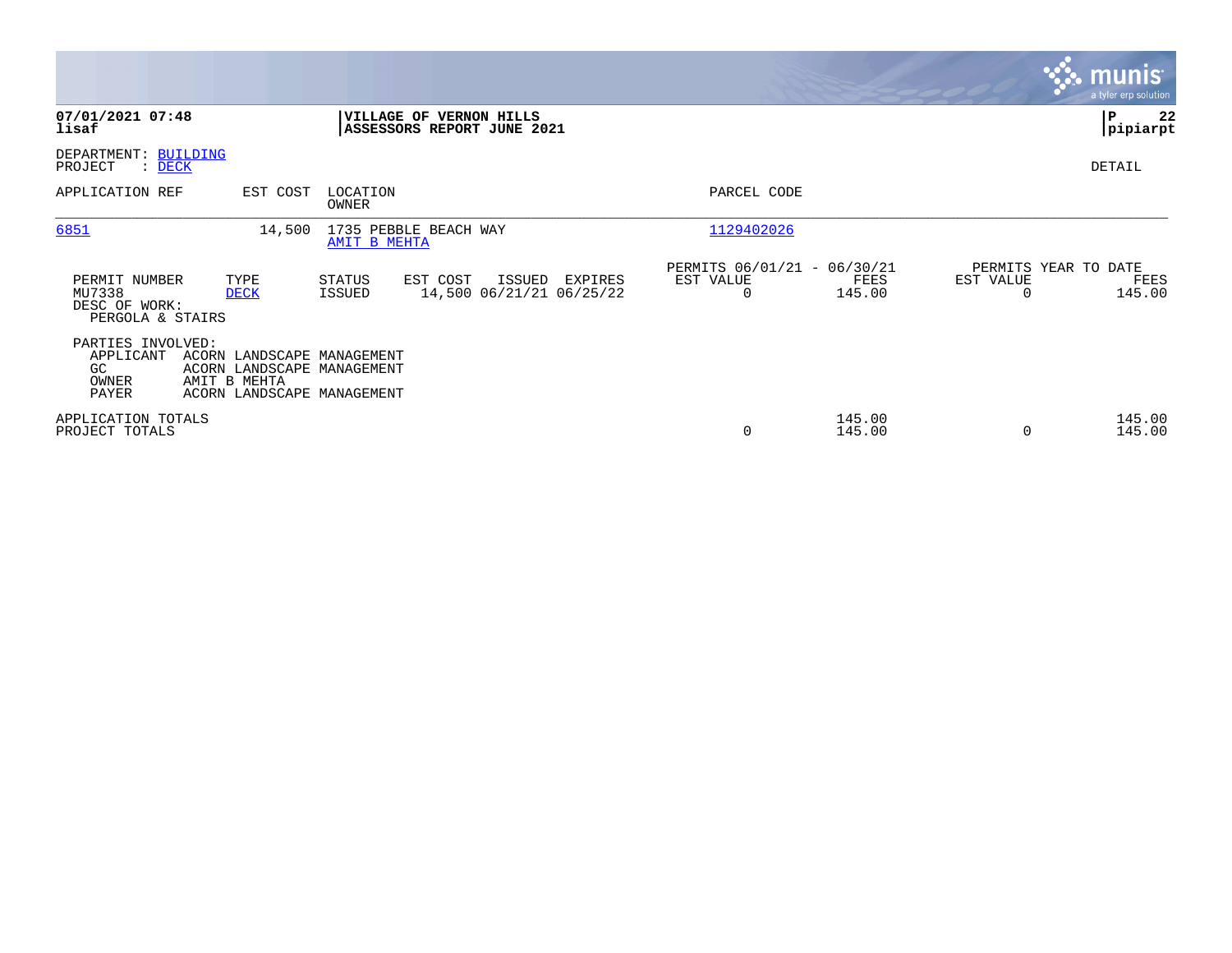**07/01/2021 07:48**
**lisaf**

**VILLAGE OF VERNON HILLS**
**ASSESSORS REPORT JUNE 2021**

**P 22**
**pipiarpt**

DEPARTMENT: BUILDING
PROJECT : DECK

DETAIL

| APPLICATION REF | EST COST | LOCATION / OWNER | PARCEL CODE |
|---|---|---|---|
| 6851 | 14,500 | 1735 PEBBLE BEACH WAY / AMIT B MEHTA | 1129402026 |

| PERMIT NUMBER | TYPE | STATUS | EST COST | ISSUED | EXPIRES | PERMITS 06/01/21 - 06/30/21 EST VALUE | FEES | PERMITS YEAR TO DATE EST VALUE | FEES |
|---|---|---|---|---|---|---|---|---|---|
| MU7338 | DECK | ISSUED | 14,500 | 06/21/21 | 06/25/22 | 0 | 145.00 | 0 | 145.00 |

DESC OF WORK:
PERGOLA & STAIRS

PARTIES INVOLVED:

| | |
|---|---|
| APPLICANT | ACORN LANDSCAPE MANAGEMENT |
| GC | ACORN LANDSCAPE MANAGEMENT |
| OWNER | AMIT B MEHTA |
| PAYER | ACORN LANDSCAPE MANAGEMENT |

| | EST VALUE | FEES | EST VALUE | FEES |
|---|---|---|---|---|
| APPLICATION TOTALS | | 145.00 | | 145.00 |
| PROJECT TOTALS | 0 | 145.00 | 0 | 145.00 |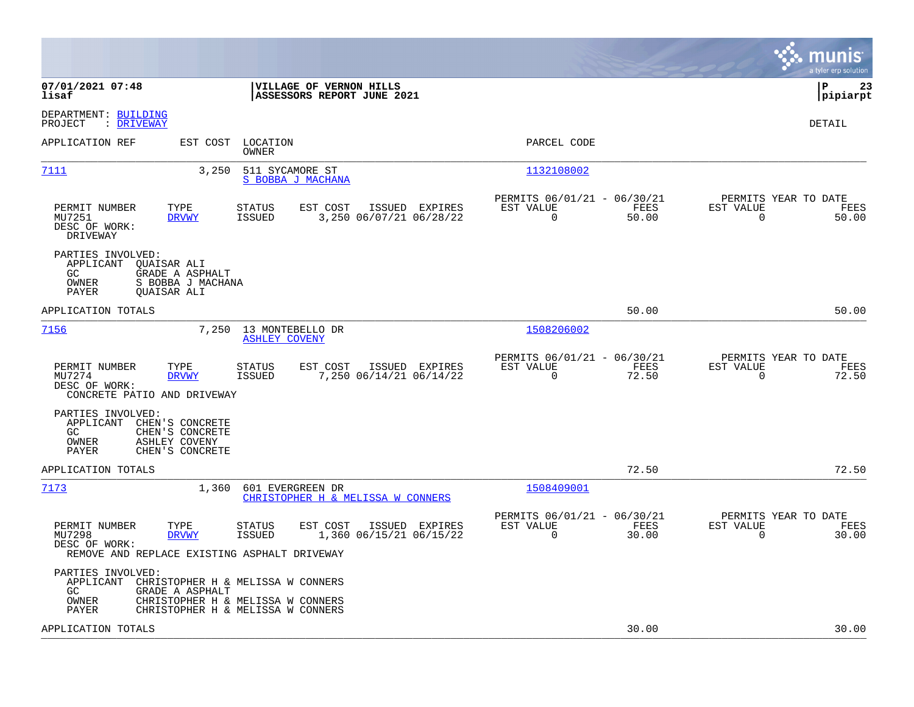07/01/2021 07:48 | VILLAGE OF VERNON HILLS
lisaf | ASSESSORS REPORT JUNE 2021

DEPARTMENT: BUILDING
PROJECT : DRIVEWAY

DETAIL

| APPLICATION REF | EST COST | LOCATION / OWNER | PARCEL CODE |
|---|---|---|---|
| 7111 | 3,250 | 511 SYCAMORE ST / S BOBBA J MACHANA | 1132108002 |

| PERMIT NUMBER | TYPE | STATUS | EST COST | ISSUED | EXPIRES | PERMITS 06/01/21 - 06/30/21 EST VALUE | FEES | PERMITS YEAR TO DATE EST VALUE | FEES |
|---|---|---|---|---|---|---|---|---|---|
| MU7251 | DRVWY | ISSUED | 3,250 | 06/07/21 | 06/28/22 | 0 | 50.00 | 0 | 50.00 |

DESC OF WORK:
DRIVEWAY

PARTIES INVOLVED:
- APPLICANT QUAISAR ALI
- GC GRADE A ASPHALT
- OWNER S BOBBA J MACHANA
- PAYER QUAISAR ALI

APPLICATION TOTALS: 50.00 | 50.00

| APPLICATION REF | EST COST | LOCATION / OWNER | PARCEL CODE |
|---|---|---|---|
| 7156 | 7,250 | 13 MONTEBELLO DR / ASHLEY COVENY | 1508206002 |

| PERMIT NUMBER | TYPE | STATUS | EST COST | ISSUED | EXPIRES | PERMITS 06/01/21 - 06/30/21 EST VALUE | FEES | PERMITS YEAR TO DATE EST VALUE | FEES |
|---|---|---|---|---|---|---|---|---|---|
| MU7274 | DRVWY | ISSUED | 7,250 | 06/14/21 | 06/14/22 | 0 | 72.50 | 0 | 72.50 |

DESC OF WORK:
CONCRETE PATIO AND DRIVEWAY

PARTIES INVOLVED:
- APPLICANT CHEN'S CONCRETE
- GC CHEN'S CONCRETE
- OWNER ASHLEY COVENY
- PAYER CHEN'S CONCRETE

APPLICATION TOTALS: 72.50 | 72.50

| APPLICATION REF | EST COST | LOCATION / OWNER | PARCEL CODE |
|---|---|---|---|
| 7173 | 1,360 | 601 EVERGREEN DR / CHRISTOPHER H & MELISSA W CONNERS | 1508409001 |

| PERMIT NUMBER | TYPE | STATUS | EST COST | ISSUED | EXPIRES | PERMITS 06/01/21 - 06/30/21 EST VALUE | FEES | PERMITS YEAR TO DATE EST VALUE | FEES |
|---|---|---|---|---|---|---|---|---|---|
| MU7298 | DRVWY | ISSUED | 1,360 | 06/15/21 | 06/15/22 | 0 | 30.00 | 0 | 30.00 |

DESC OF WORK:
REMOVE AND REPLACE EXISTING ASPHALT DRIVEWAY

PARTIES INVOLVED:
- APPLICANT CHRISTOPHER H & MELISSA W CONNERS
- GC GRADE A ASPHALT
- OWNER CHRISTOPHER H & MELISSA W CONNERS
- PAYER CHRISTOPHER H & MELISSA W CONNERS

APPLICATION TOTALS: 30.00 | 30.00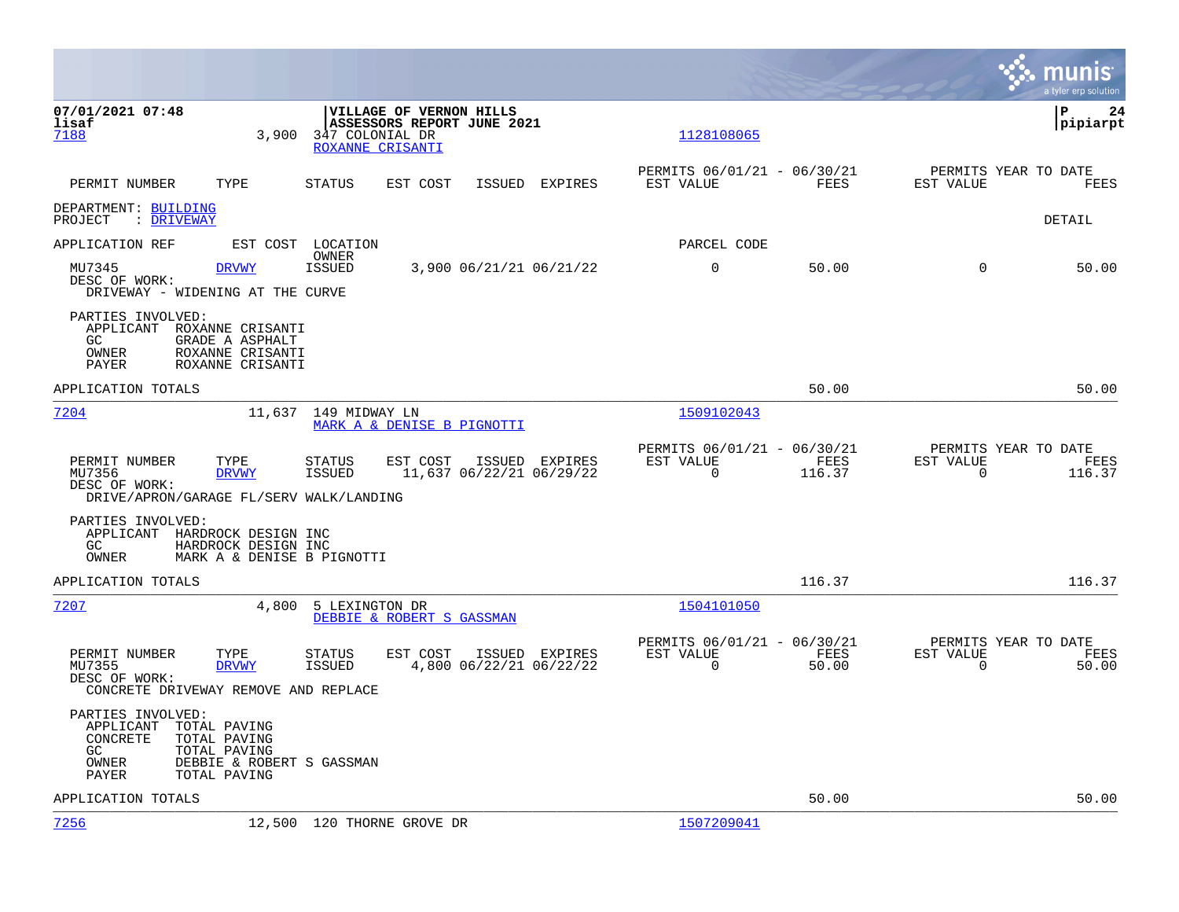07/01/2021 07:48 | VILLAGE OF VERNON HILLS | P 24
lisaf | ASSESSORS REPORT JUNE 2021 | pipiarpt

7188 3,900 347 COLONIAL DR 1128108065
ROXANNE CRISANTI

| PERMIT NUMBER | TYPE | STATUS | EST COST | ISSUED | EXPIRES | PERMITS 06/01/21 - 06/30/21 EST VALUE | FEES | PERMITS YEAR TO DATE EST VALUE | FEES |
|---|---|---|---|---|---|---|---|---|---|

DEPARTMENT: BUILDING
PROJECT : DRIVEWAY — DETAIL

APPLICATION REF — EST COST — LOCATION / OWNER — PARCEL CODE

| PERMIT NUMBER | TYPE | STATUS | EST COST | ISSUED | EXPIRES | EST VALUE | FEES | YTD EST VALUE | YTD FEES |
|---|---|---|---|---|---|---|---|---|---|
| MU7345 | DRVWY | ISSUED | 3,900 | 06/21/21 | 06/21/22 | 0 | 50.00 | 0 | 50.00 |

DESC OF WORK:
DRIVEWAY - WIDENING AT THE CURVE

PARTIES INVOLVED:
- APPLICANT ROXANNE CRISANTI
- GC GRADE A ASPHALT
- OWNER ROXANNE CRISANTI
- PAYER ROXANNE CRISANTI

APPLICATION TOTALS 50.00 50.00

---

7204 11,637 149 MIDWAY LN 1509102043
MARK A & DENISE B PIGNOTTI

| PERMIT NUMBER | TYPE | STATUS | EST COST | ISSUED | EXPIRES | PERMITS 06/01/21 - 06/30/21 EST VALUE | FEES | PERMITS YEAR TO DATE EST VALUE | FEES |
|---|---|---|---|---|---|---|---|---|---|
| MU7356 | DRVWY | ISSUED | 11,637 | 06/22/21 | 06/29/22 | 0 | 116.37 | 0 | 116.37 |

DESC OF WORK:
DRIVE/APRON/GARAGE FL/SERV WALK/LANDING

PARTIES INVOLVED:
- APPLICANT HARDROCK DESIGN INC
- GC HARDROCK DESIGN INC
- OWNER MARK A & DENISE B PIGNOTTI

APPLICATION TOTALS 116.37 116.37

---

7207 4,800 5 LEXINGTON DR 1504101050
DEBBIE & ROBERT S GASSMAN

| PERMIT NUMBER | TYPE | STATUS | EST COST | ISSUED | EXPIRES | PERMITS 06/01/21 - 06/30/21 EST VALUE | FEES | PERMITS YEAR TO DATE EST VALUE | FEES |
|---|---|---|---|---|---|---|---|---|---|
| MU7355 | DRVWY | ISSUED | 4,800 | 06/22/21 | 06/22/22 | 0 | 50.00 | 0 | 50.00 |

DESC OF WORK:
CONCRETE DRIVEWAY REMOVE AND REPLACE

PARTIES INVOLVED:
- APPLICANT TOTAL PAVING
- CONCRETE TOTAL PAVING
- GC TOTAL PAVING
- OWNER DEBBIE & ROBERT S GASSMAN
- PAYER TOTAL PAVING

APPLICATION TOTALS 50.00 50.00

---

7256 12,500 120 THORNE GROVE DR 1507209041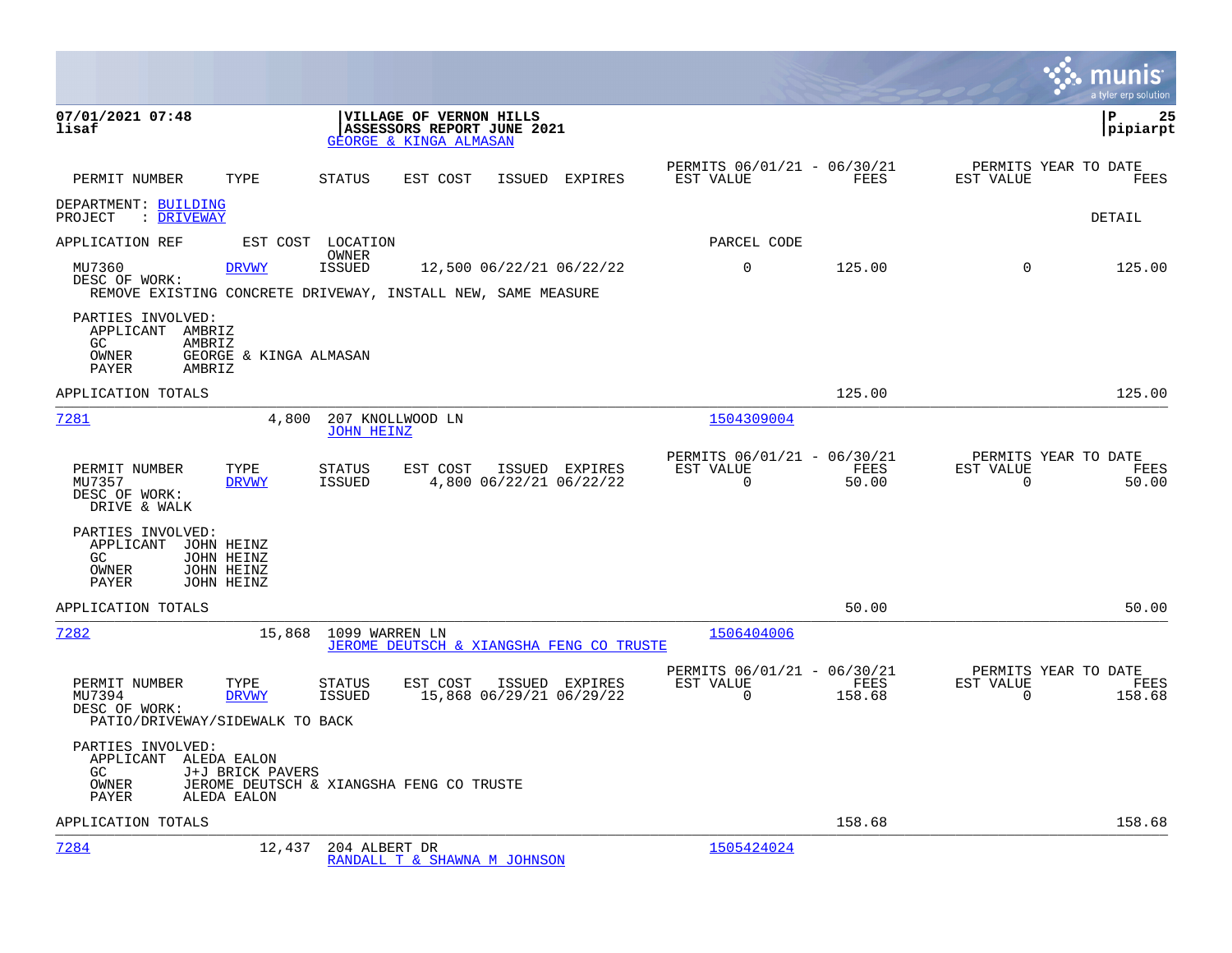07/01/2021 07:48
lisaf

**VILLAGE OF VERNON HILLS**
**ASSESSORS REPORT JUNE 2021**
GEORGE & KINGA ALMASAN

P 25
pipiarpt

| PERMIT NUMBER | TYPE | STATUS | EST COST | ISSUED | EXPIRES | PERMITS 06/01/21 - 06/30/21 EST VALUE | FEES | PERMITS YEAR TO DATE EST VALUE | FEES |
|---|---|---|---|---|---|---|---|---|---|

DEPARTMENT: BUILDING
PROJECT : DRIVEWAY

DETAIL

| APPLICATION REF | EST COST | LOCATION / OWNER | | | | PARCEL CODE | | | |
|---|---|---|---|---|---|---|---|---|---|
| MU7360 | DRVWY | ISSUED | 12,500 | 06/22/21 | 06/22/22 | 0 | 125.00 | 0 | 125.00 |

DESC OF WORK:
REMOVE EXISTING CONCRETE DRIVEWAY, INSTALL NEW, SAME MEASURE

PARTIES INVOLVED:
- APPLICANT AMBRIZ
- GC AMBRIZ
- OWNER GEORGE & KINGA ALMASAN
- PAYER AMBRIZ

APPLICATION TOTALS: 125.00 | 125.00

---

**7281** | 4,800 | 207 KNOLLWOOD LN | JOHN HEINZ | Parcel: 1504309004

| PERMIT NUMBER | TYPE | STATUS | EST COST | ISSUED | EXPIRES | PERMITS 06/01/21 - 06/30/21 EST VALUE | FEES | PERMITS YEAR TO DATE EST VALUE | FEES |
|---|---|---|---|---|---|---|---|---|---|
| MU7357 | DRVWY | ISSUED | 4,800 | 06/22/21 | 06/22/22 | 0 | 50.00 | 0 | 50.00 |

DESC OF WORK:
DRIVE & WALK

PARTIES INVOLVED:
- APPLICANT JOHN HEINZ
- GC JOHN HEINZ
- OWNER JOHN HEINZ
- PAYER JOHN HEINZ

APPLICATION TOTALS: 50.00 | 50.00

---

**7282** | 15,868 | 1099 WARREN LN | JEROME DEUTSCH & XIANGSHA FENG CO TRUSTE | Parcel: 1506404006

| PERMIT NUMBER | TYPE | STATUS | EST COST | ISSUED | EXPIRES | PERMITS 06/01/21 - 06/30/21 EST VALUE | FEES | PERMITS YEAR TO DATE EST VALUE | FEES |
|---|---|---|---|---|---|---|---|---|---|
| MU7394 | DRVWY | ISSUED | 15,868 | 06/29/21 | 06/29/22 | 0 | 158.68 | 0 | 158.68 |

DESC OF WORK:
PATIO/DRIVEWAY/SIDEWALK TO BACK

PARTIES INVOLVED:
- APPLICANT ALEDA EALON
- GC J+J BRICK PAVERS
- OWNER JEROME DEUTSCH & XIANGSHA FENG CO TRUSTE
- PAYER ALEDA EALON

APPLICATION TOTALS: 158.68 | 158.68

---

**7284** | 12,437 | 204 ALBERT DR | RANDALL T & SHAWNA M JOHNSON | Parcel: 1505424024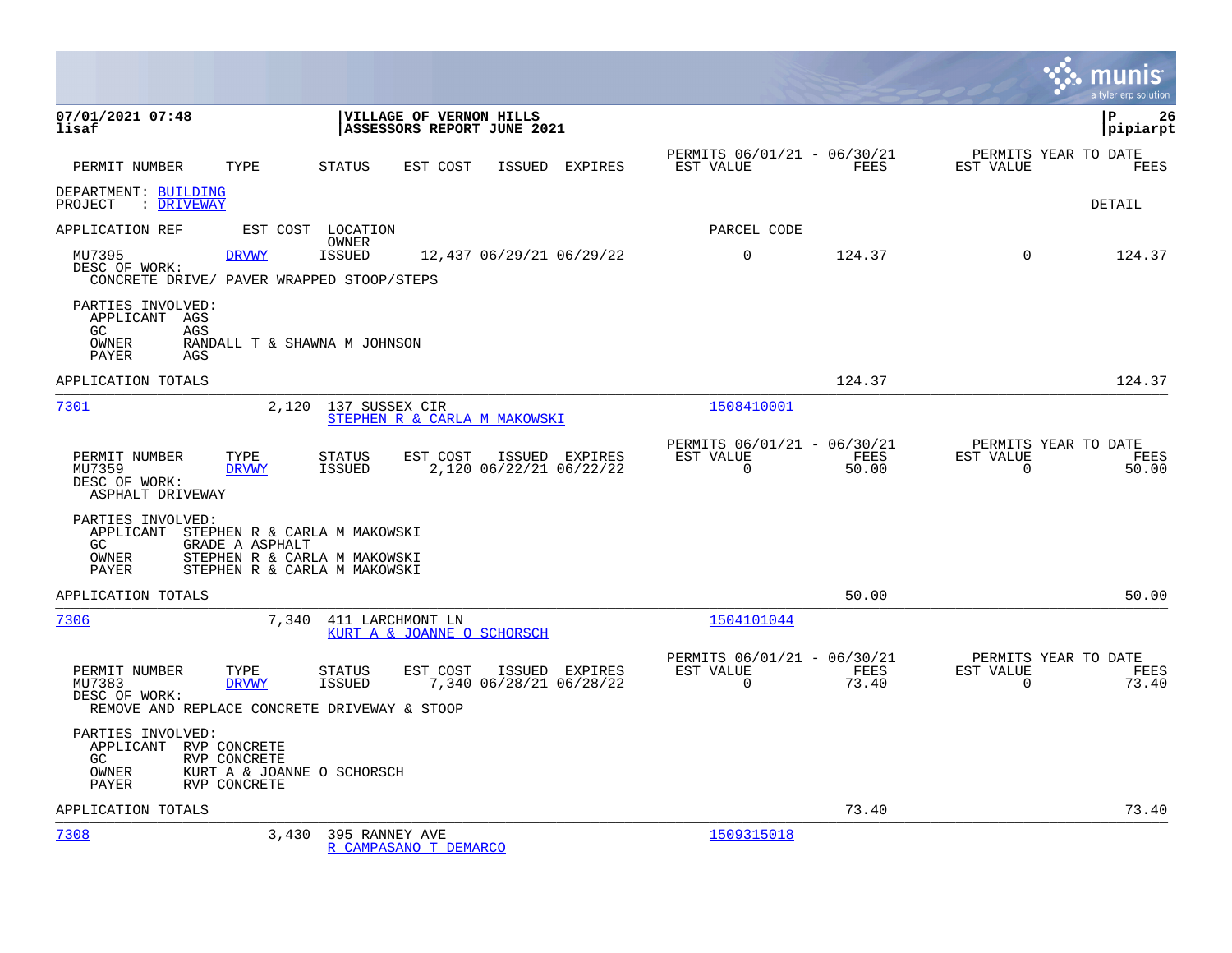**VILLAGE OF VERNON HILLS**
**ASSESSORS REPORT JUNE 2021**

| PERMIT NUMBER | TYPE | STATUS | EST COST | ISSUED | EXPIRES | PERMITS 06/01/21 - 06/30/21 EST VALUE | FEES | PERMITS YEAR TO DATE EST VALUE | FEES |
|---|---|---|---|---|---|---|---|---|---|

DEPARTMENT: BUILDING
PROJECT : DRIVEWAY

DETAIL

APPLICATION REF | EST COST | LOCATION / OWNER | PARCEL CODE

| PERMIT NUMBER | TYPE | STATUS | EST COST | ISSUED | EXPIRES | EST VALUE | FEES | EST VALUE | FEES |
|---|---|---|---|---|---|---|---|---|---|
| MU7395 | DRVWY | ISSUED | 12,437 | 06/29/21 | 06/29/22 | 0 | 124.37 | 0 | 124.37 |

DESC OF WORK:
CONCRETE DRIVE/ PAVER WRAPPED STOOP/STEPS

PARTIES INVOLVED:
- APPLICANT AGS
- GC AGS
- OWNER RANDALL T & SHAWNA M JOHNSON
- PAYER AGS

APPLICATION TOTALS: 124.37 | 124.37

---

**7301** | 2,120 | 137 SUSSEX CIR / STEPHEN R & CARLA M MAKOWSKI | 1508410001

| PERMIT NUMBER | TYPE | STATUS | EST COST | ISSUED | EXPIRES | PERMITS 06/01/21 - 06/30/21 EST VALUE | FEES | PERMITS YEAR TO DATE EST VALUE | FEES |
|---|---|---|---|---|---|---|---|---|---|
| MU7359 | DRVWY | ISSUED | 2,120 | 06/22/21 | 06/22/22 | 0 | 50.00 | 0 | 50.00 |

DESC OF WORK:
ASPHALT DRIVEWAY

PARTIES INVOLVED:
- APPLICANT STEPHEN R & CARLA M MAKOWSKI
- GC GRADE A ASPHALT
- OWNER STEPHEN R & CARLA M MAKOWSKI
- PAYER STEPHEN R & CARLA M MAKOWSKI

APPLICATION TOTALS: 50.00 | 50.00

---

**7306** | 7,340 | 411 LARCHMONT LN / KURT A & JOANNE O SCHORSCH | 1504101044

| PERMIT NUMBER | TYPE | STATUS | EST COST | ISSUED | EXPIRES | PERMITS 06/01/21 - 06/30/21 EST VALUE | FEES | PERMITS YEAR TO DATE EST VALUE | FEES |
|---|---|---|---|---|---|---|---|---|---|
| MU7383 | DRVWY | ISSUED | 7,340 | 06/28/21 | 06/28/22 | 0 | 73.40 | 0 | 73.40 |

DESC OF WORK:
REMOVE AND REPLACE CONCRETE DRIVEWAY & STOOP

PARTIES INVOLVED:
- APPLICANT RVP CONCRETE
- GC RVP CONCRETE
- OWNER KURT A & JOANNE O SCHORSCH
- PAYER RVP CONCRETE

APPLICATION TOTALS: 73.40 | 73.40

---

**7308** | 3,430 | 395 RANNEY AVE / R CAMPASANO T DEMARCO | 1509315018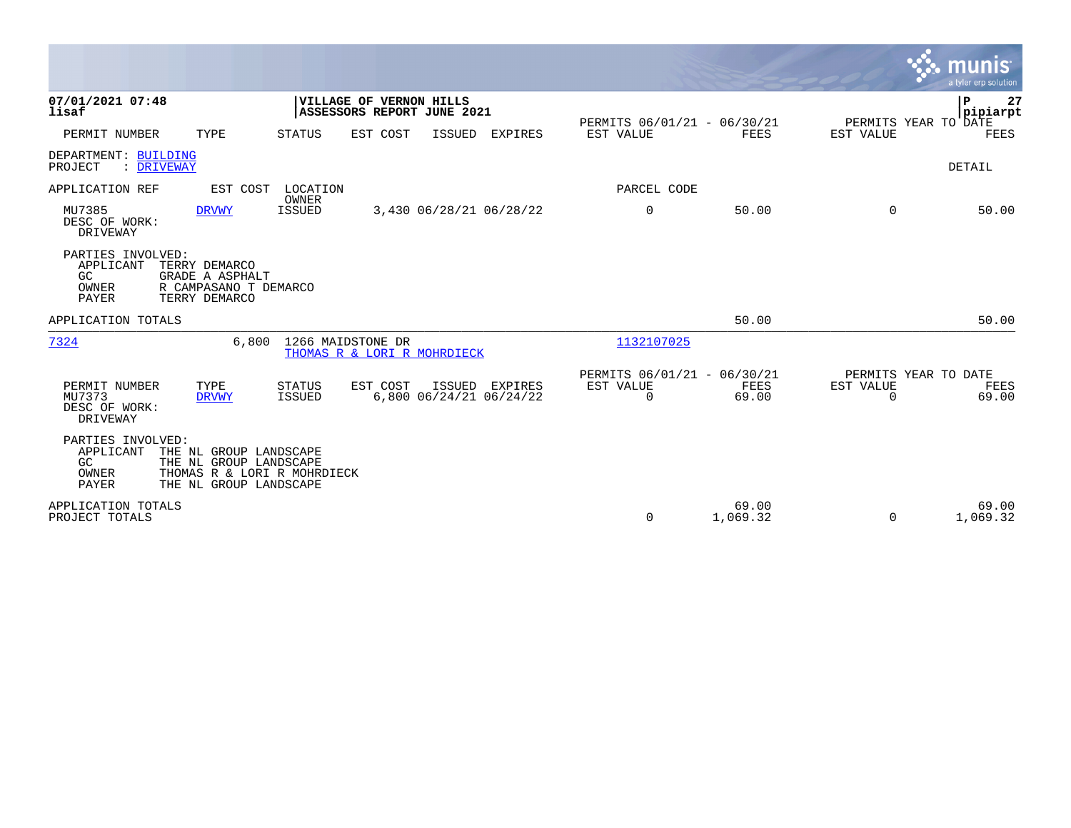**07/01/2021 07:48**
**lisaf**

**VILLAGE OF VERNON HILLS**
**ASSESSORS REPORT JUNE 2021**

| PERMIT NUMBER | TYPE | STATUS | EST COST | ISSUED | EXPIRES | PERMITS 06/01/21 - 06/30/21 EST VALUE | FEES | PERMITS YEAR TO DATE EST VALUE | FEES |
|---|---|---|---|---|---|---|---|---|---|

DEPARTMENT: BUILDING
PROJECT : DRIVEWAY

DETAIL

| APPLICATION REF | EST COST | LOCATION / OWNER | | | PARCEL CODE | | | |
|---|---|---|---|---|---|---|---|---|
| MU7385 | DRVWY | ISSUED | 3,430 06/28/21 06/28/22 | | 0 | 50.00 | 0 | 50.00 |

DESC OF WORK:
DRIVEWAY

PARTIES INVOLVED:
- APPLICANT TERRY DEMARCO
- GC GRADE A ASPHALT
- OWNER R CAMPASANO T DEMARCO
- PAYER TERRY DEMARCO

APPLICATION TOTALS — 50.00 — 50.00

---

7324 — 6,800 — 1266 MAIDSTONE DR — THOMAS R & LORI R MOHRDIECK — 1132107025

| PERMIT NUMBER | TYPE | STATUS | EST COST | ISSUED | EXPIRES | PERMITS 06/01/21 - 06/30/21 EST VALUE | FEES | PERMITS YEAR TO DATE EST VALUE | FEES |
|---|---|---|---|---|---|---|---|---|---|
| MU7373 | DRVWY | ISSUED | 6,800 | 06/24/21 | 06/24/22 | 0 | 69.00 | 0 | 69.00 |

DESC OF WORK:
DRIVEWAY

PARTIES INVOLVED:
- APPLICANT THE NL GROUP LANDSCAPE
- GC THE NL GROUP LANDSCAPE
- OWNER THOMAS R & LORI R MOHRDIECK
- PAYER THE NL GROUP LANDSCAPE

| | EST VALUE | FEES | EST VALUE | FEES |
|---|---|---|---|---|
| APPLICATION TOTALS | | 69.00 | | 69.00 |
| PROJECT TOTALS | 0 | 1,069.32 | 0 | 1,069.32 |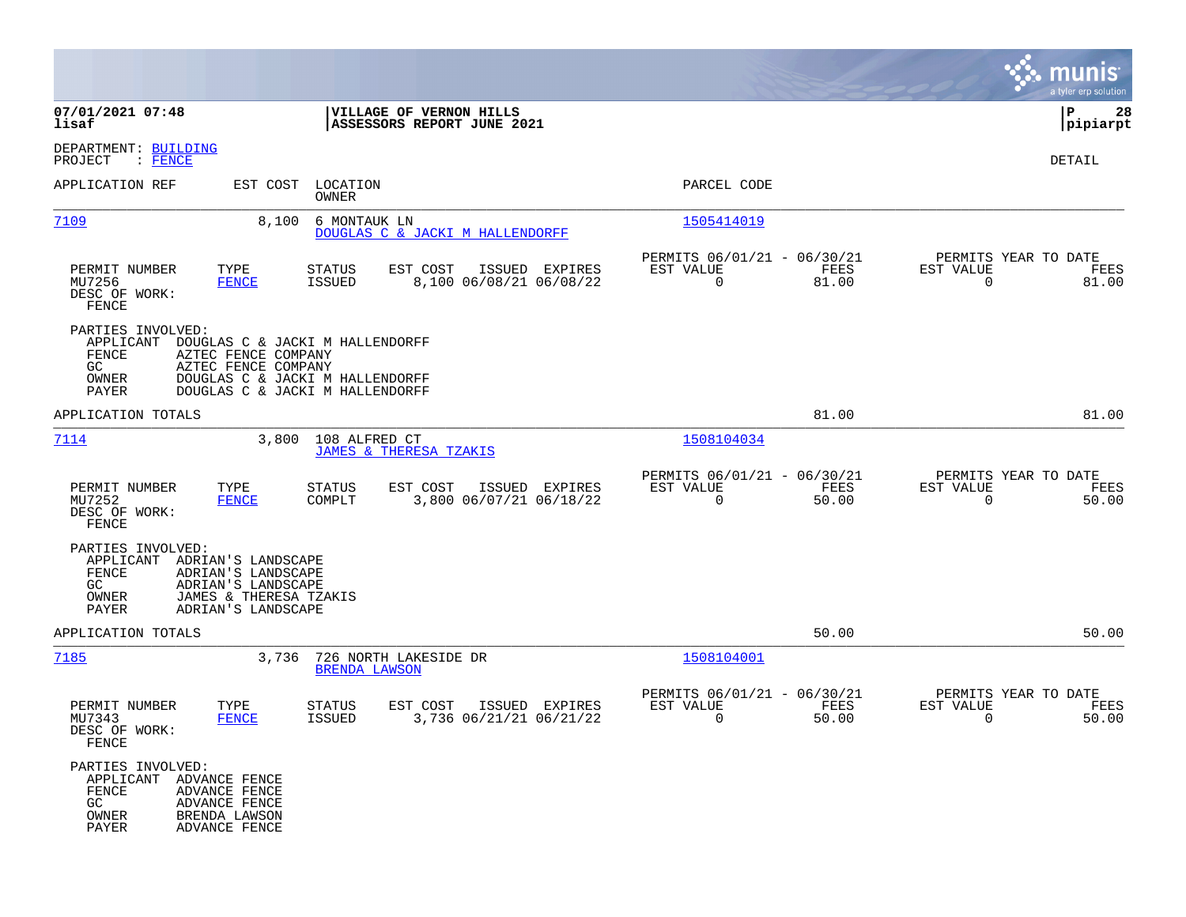**07/01/2021 07:48**
**lisaf**

**VILLAGE OF VERNON HILLS**
**ASSESSORS REPORT JUNE 2021**

**P 28**
**pipiarpt**

DEPARTMENT: BUILDING
PROJECT : FENCE

DETAIL

| APPLICATION REF | EST COST | LOCATION / OWNER | PARCEL CODE |
|---|---|---|---|
| 7109 | 8,100 | 6 MONTAUK LN / DOUGLAS C & JACKI M HALLENDORFF | 1505414019 |

| PERMIT NUMBER | TYPE | STATUS | EST COST | ISSUED | EXPIRES | PERMITS 06/01/21 - 06/30/21 EST VALUE | FEES | PERMITS YEAR TO DATE EST VALUE | FEES |
|---|---|---|---|---|---|---|---|---|---|
| MU7256 | FENCE | ISSUED | 8,100 | 06/08/21 | 06/08/22 | 0 | 81.00 | 0 | 81.00 |

DESC OF WORK:
FENCE

PARTIES INVOLVED:
- APPLICANT DOUGLAS C & JACKI M HALLENDORFF
- FENCE AZTEC FENCE COMPANY
- GC AZTEC FENCE COMPANY
- OWNER DOUGLAS C & JACKI M HALLENDORFF
- PAYER DOUGLAS C & JACKI M HALLENDORFF

APPLICATION TOTALS 81.00 81.00

| APPLICATION REF | EST COST | LOCATION / OWNER | PARCEL CODE |
|---|---|---|---|
| 7114 | 3,800 | 108 ALFRED CT / JAMES & THERESA TZAKIS | 1508104034 |

| PERMIT NUMBER | TYPE | STATUS | EST COST | ISSUED | EXPIRES | PERMITS 06/01/21 - 06/30/21 EST VALUE | FEES | PERMITS YEAR TO DATE EST VALUE | FEES |
|---|---|---|---|---|---|---|---|---|---|
| MU7252 | FENCE | COMPLT | 3,800 | 06/07/21 | 06/18/22 | 0 | 50.00 | 0 | 50.00 |

DESC OF WORK:
FENCE

PARTIES INVOLVED:
- APPLICANT ADRIAN'S LANDSCAPE
- FENCE ADRIAN'S LANDSCAPE
- GC ADRIAN'S LANDSCAPE
- OWNER JAMES & THERESA TZAKIS
- PAYER ADRIAN'S LANDSCAPE

APPLICATION TOTALS 50.00 50.00

| APPLICATION REF | EST COST | LOCATION / OWNER | PARCEL CODE |
|---|---|---|---|
| 7185 | 3,736 | 726 NORTH LAKESIDE DR / BRENDA LAWSON | 1508104001 |

| PERMIT NUMBER | TYPE | STATUS | EST COST | ISSUED | EXPIRES | PERMITS 06/01/21 - 06/30/21 EST VALUE | FEES | PERMITS YEAR TO DATE EST VALUE | FEES |
|---|---|---|---|---|---|---|---|---|---|
| MU7343 | FENCE | ISSUED | 3,736 | 06/21/21 | 06/21/22 | 0 | 50.00 | 0 | 50.00 |

DESC OF WORK:
FENCE

PARTIES INVOLVED:
- APPLICANT ADVANCE FENCE
- FENCE ADVANCE FENCE
- GC ADVANCE FENCE
- OWNER BRENDA LAWSON
- PAYER ADVANCE FENCE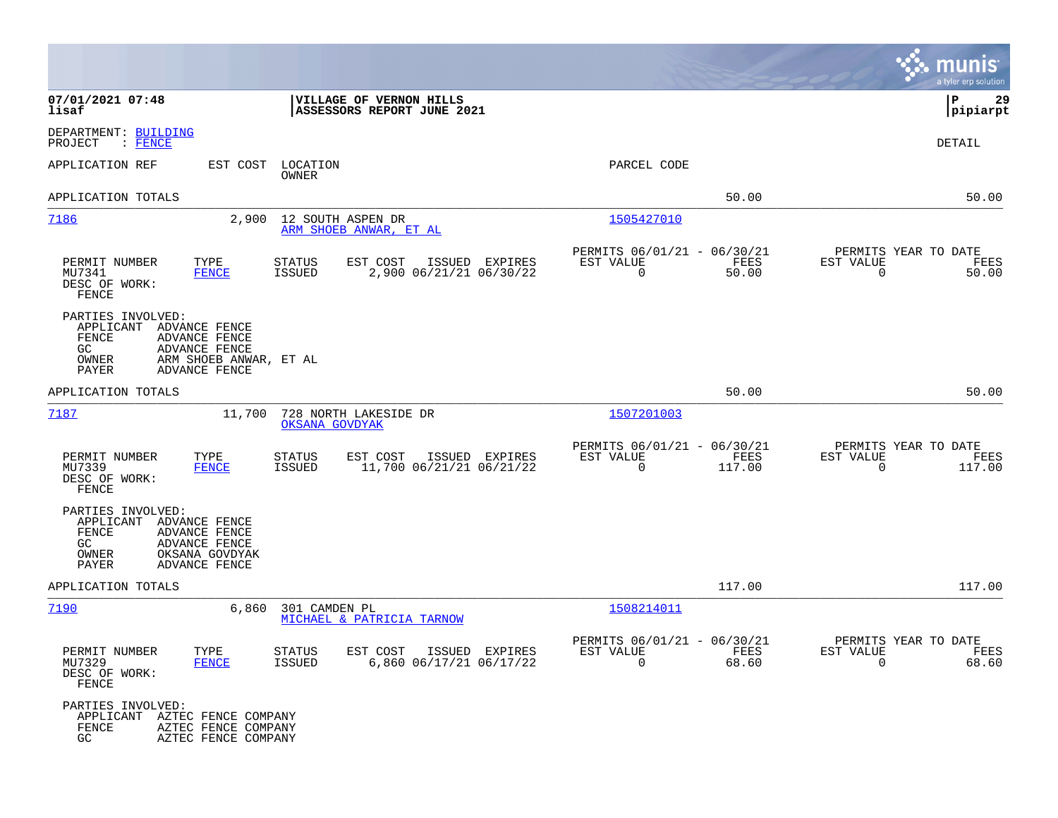**07/01/2021 07:48** | **VILLAGE OF VERNON HILLS**
**lisaf** | **ASSESSORS REPORT JUNE 2021** | **pipiarpt**

DEPARTMENT: BUILDING
PROJECT : FENCE

DETAIL

APPLICATION REF | EST COST | LOCATION / OWNER | PARCEL CODE

APPLICATION TOTALS — 50.00 — 50.00

---

**7186** — 2,900 — 12 SOUTH ASPEN DR — ARM SHOEB ANWAR, ET AL — 1505427010

| PERMIT NUMBER | TYPE | STATUS | EST COST | ISSUED | EXPIRES | PERMITS 06/01/21 - 06/30/21 EST VALUE | FEES | PERMITS YEAR TO DATE EST VALUE | FEES |
|---|---|---|---|---|---|---|---|---|---|
| MU7341 | FENCE | ISSUED | 2,900 | 06/21/21 | 06/30/22 | 0 | 50.00 | 0 | 50.00 |

DESC OF WORK:
FENCE

PARTIES INVOLVED:
- APPLICANT ADVANCE FENCE
- FENCE ADVANCE FENCE
- GC ADVANCE FENCE
- OWNER ARM SHOEB ANWAR, ET AL
- PAYER ADVANCE FENCE

APPLICATION TOTALS — 50.00 — 50.00

---

**7187** — 11,700 — 728 NORTH LAKESIDE DR — OKSANA GOVDYAK — 1507201003

| PERMIT NUMBER | TYPE | STATUS | EST COST | ISSUED | EXPIRES | PERMITS 06/01/21 - 06/30/21 EST VALUE | FEES | PERMITS YEAR TO DATE EST VALUE | FEES |
|---|---|---|---|---|---|---|---|---|---|
| MU7339 | FENCE | ISSUED | 11,700 | 06/21/21 | 06/21/22 | 0 | 117.00 | 0 | 117.00 |

DESC OF WORK:
FENCE

PARTIES INVOLVED:
- APPLICANT ADVANCE FENCE
- FENCE ADVANCE FENCE
- GC ADVANCE FENCE
- OWNER OKSANA GOVDYAK
- PAYER ADVANCE FENCE

APPLICATION TOTALS — 117.00 — 117.00

---

**7190** — 6,860 — 301 CAMDEN PL — MICHAEL & PATRICIA TARNOW — 1508214011

| PERMIT NUMBER | TYPE | STATUS | EST COST | ISSUED | EXPIRES | PERMITS 06/01/21 - 06/30/21 EST VALUE | FEES | PERMITS YEAR TO DATE EST VALUE | FEES |
|---|---|---|---|---|---|---|---|---|---|
| MU7329 | FENCE | ISSUED | 6,860 | 06/17/21 | 06/17/22 | 0 | 68.60 | 0 | 68.60 |

DESC OF WORK:
FENCE

PARTIES INVOLVED:
- APPLICANT AZTEC FENCE COMPANY
- FENCE AZTEC FENCE COMPANY
- GC AZTEC FENCE COMPANY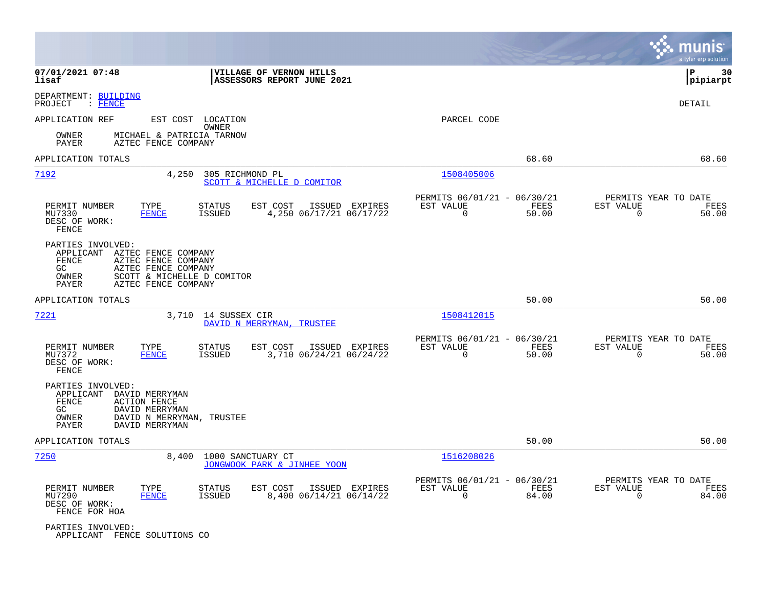07/01/2021 07:48 | VILLAGE OF VERNON HILLS
lisaf | ASSESSORS REPORT JUNE 2021

pipiarpt

DEPARTMENT: BUILDING
PROJECT : FENCE

DETAIL

APPLICATION REF | EST COST | LOCATION OWNER | PARCEL CODE

OWNER MICHAEL & PATRICIA TARNOW
PAYER AZTEC FENCE COMPANY

APPLICATION TOTALS 68.60 68.60

---

**7192** | 4,250 | 305 RICHMOND PL | 1508405006
SCOTT & MICHELLE D COMITOR

| PERMIT NUMBER | TYPE | STATUS | EST COST | ISSUED | EXPIRES | PERMITS 06/01/21 - 06/30/21 EST VALUE | FEES | PERMITS YEAR TO DATE EST VALUE | FEES |
|---|---|---|---|---|---|---|---|---|---|
| MU7330 | FENCE | ISSUED | 4,250 | 06/17/21 | 06/17/22 | 0 | 50.00 | 0 | 50.00 |

DESC OF WORK:
FENCE

PARTIES INVOLVED:
- APPLICANT AZTEC FENCE COMPANY
- FENCE AZTEC FENCE COMPANY
- GC AZTEC FENCE COMPANY
- OWNER SCOTT & MICHELLE D COMITOR
- PAYER AZTEC FENCE COMPANY

APPLICATION TOTALS 50.00 50.00

---

**7221** | 3,710 | 14 SUSSEX CIR | 1508412015
DAVID N MERRYMAN, TRUSTEE

| PERMIT NUMBER | TYPE | STATUS | EST COST | ISSUED | EXPIRES | PERMITS 06/01/21 - 06/30/21 EST VALUE | FEES | PERMITS YEAR TO DATE EST VALUE | FEES |
|---|---|---|---|---|---|---|---|---|---|
| MU7372 | FENCE | ISSUED | 3,710 | 06/24/21 | 06/24/22 | 0 | 50.00 | 0 | 50.00 |

DESC OF WORK:
FENCE

PARTIES INVOLVED:
- APPLICANT DAVID MERRYMAN
- FENCE ACTION FENCE
- GC DAVID MERRYMAN
- OWNER DAVID N MERRYMAN, TRUSTEE
- PAYER DAVID MERRYMAN

APPLICATION TOTALS 50.00 50.00

---

**7250** | 8,400 | 1000 SANCTUARY CT | 1516208026
JONGWOOK PARK & JINHEE YOON

| PERMIT NUMBER | TYPE | STATUS | EST COST | ISSUED | EXPIRES | PERMITS 06/01/21 - 06/30/21 EST VALUE | FEES | PERMITS YEAR TO DATE EST VALUE | FEES |
|---|---|---|---|---|---|---|---|---|---|
| MU7290 | FENCE | ISSUED | 8,400 | 06/14/21 | 06/14/22 | 0 | 84.00 | 0 | 84.00 |

DESC OF WORK:
FENCE FOR HOA

PARTIES INVOLVED:
- APPLICANT FENCE SOLUTIONS CO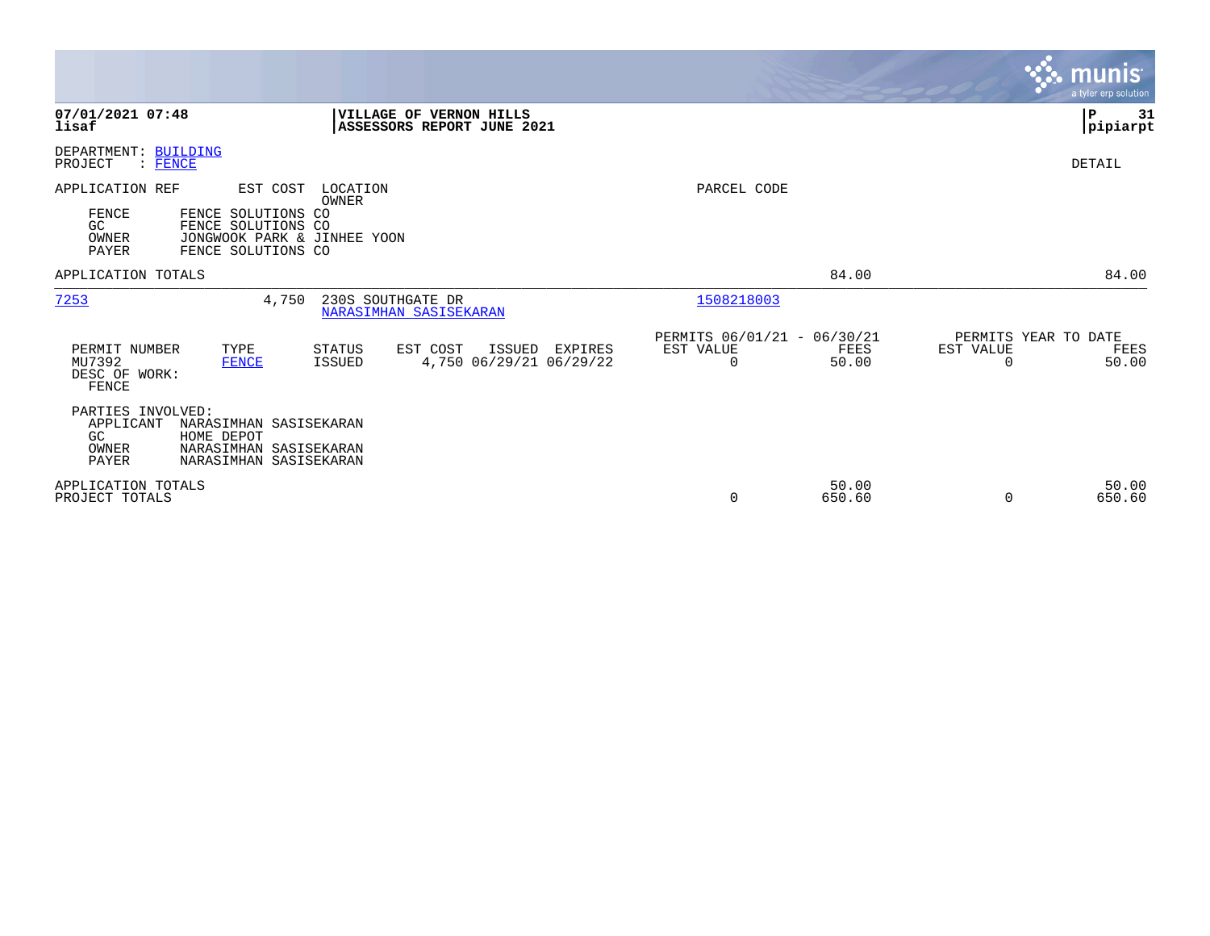**07/01/2021 07:48**
**lisaf**

**VILLAGE OF VERNON HILLS**
**ASSESSORS REPORT JUNE 2021**

**P 31**
**pipiarpt**

DEPARTMENT: BUILDING
PROJECT : FENCE

DETAIL

| APPLICATION REF | EST COST | LOCATION / OWNER | PARCEL CODE |
|---|---|---|---|

| | |
|---|---|
| FENCE | FENCE SOLUTIONS CO |
| GC | FENCE SOLUTIONS CO |
| OWNER | JONGWOOK PARK & JINHEE YOON |
| PAYER | FENCE SOLUTIONS CO |

APPLICATION TOTALS — 84.00 — 84.00

| APPLICATION REF | EST COST | LOCATION / OWNER | PARCEL CODE |
|---|---|---|---|
| 7253 | 4,750 | 230S SOUTHGATE DR / NARASIMHAN SASISEKARAN | 1508218003 |

| PERMIT NUMBER | TYPE | STATUS | EST COST | ISSUED | EXPIRES | PERMITS 06/01/21 - 06/30/21 EST VALUE | FEES | PERMITS YEAR TO DATE EST VALUE | FEES |
|---|---|---|---|---|---|---|---|---|---|
| MU7392 | FENCE | ISSUED | 4,750 | 06/29/21 | 06/29/22 | 0 | 50.00 | 0 | 50.00 |

DESC OF WORK:
FENCE

PARTIES INVOLVED:

| | |
|---|---|
| APPLICANT | NARASIMHAN SASISEKARAN |
| GC | HOME DEPOT |
| OWNER | NARASIMHAN SASISEKARAN |
| PAYER | NARASIMHAN SASISEKARAN |

| | EST VALUE | FEES | EST VALUE | FEES |
|---|---|---|---|---|
| APPLICATION TOTALS | | 50.00 | | 50.00 |
| PROJECT TOTALS | 0 | 650.60 | 0 | 650.60 |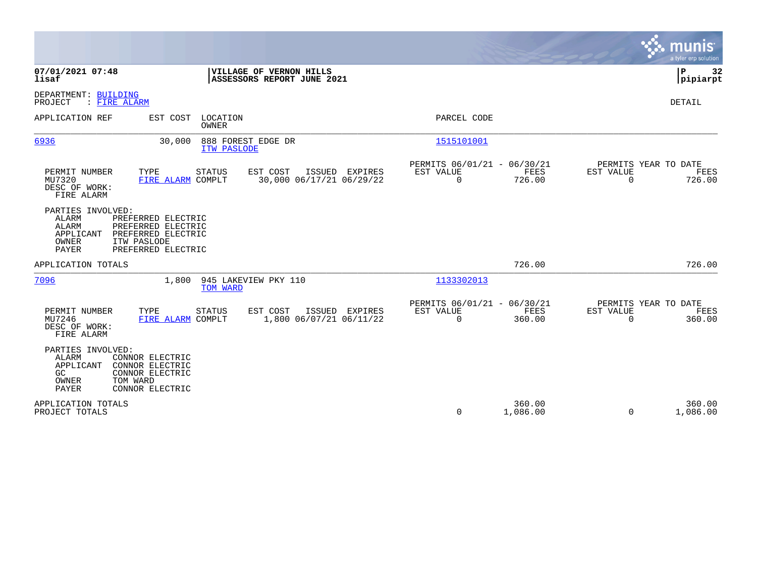**VILLAGE OF VERNON HILLS**
**ASSESSORS REPORT JUNE 2021**

**07/01/2021 07:48**
**lisaf**

**P 32**
**pipiarpt**

DEPARTMENT: BUILDING
PROJECT : FIRE ALARM

DETAIL

| APPLICATION REF | EST COST | LOCATION / OWNER | PARCEL CODE |
|---|---|---|---|
| 6936 | 30,000 | 888 FOREST EDGE DR / ITW PASLODE | 1515101001 |

| PERMIT NUMBER | TYPE | STATUS | EST COST | ISSUED | EXPIRES | PERMITS 06/01/21 - 06/30/21 EST VALUE | FEES | PERMITS YEAR TO DATE EST VALUE | FEES |
|---|---|---|---|---|---|---|---|---|---|
| MU7320 | FIRE ALARM | COMPLT | 30,000 | 06/17/21 | 06/29/22 | 0 | 726.00 | 0 | 726.00 |

DESC OF WORK:
FIRE ALARM

PARTIES INVOLVED:

| | |
|---|---|
| ALARM | PREFERRED ELECTRIC |
| ALARM | PREFERRED ELECTRIC |
| APPLICANT | PREFERRED ELECTRIC |
| OWNER | ITW PASLODE |
| PAYER | PREFERRED ELECTRIC |

APPLICATION TOTALS: 726.00 | 726.00

| APPLICATION REF | EST COST | LOCATION / OWNER | PARCEL CODE |
|---|---|---|---|
| 7096 | 1,800 | 945 LAKEVIEW PKY 110 / TOM WARD | 1133302013 |

| PERMIT NUMBER | TYPE | STATUS | EST COST | ISSUED | EXPIRES | PERMITS 06/01/21 - 06/30/21 EST VALUE | FEES | PERMITS YEAR TO DATE EST VALUE | FEES |
|---|---|---|---|---|---|---|---|---|---|
| MU7246 | FIRE ALARM | COMPLT | 1,800 | 06/07/21 | 06/11/22 | 0 | 360.00 | 0 | 360.00 |

DESC OF WORK:
FIRE ALARM

PARTIES INVOLVED:

| | |
|---|---|
| ALARM | CONNOR ELECTRIC |
| APPLICANT | CONNOR ELECTRIC |
| GC | CONNOR ELECTRIC |
| OWNER | TOM WARD |
| PAYER | CONNOR ELECTRIC |

| | EST VALUE | FEES | EST VALUE | FEES |
|---|---|---|---|---|
| APPLICATION TOTALS | | 360.00 | | 360.00 |
| PROJECT TOTALS | 0 | 1,086.00 | 0 | 1,086.00 |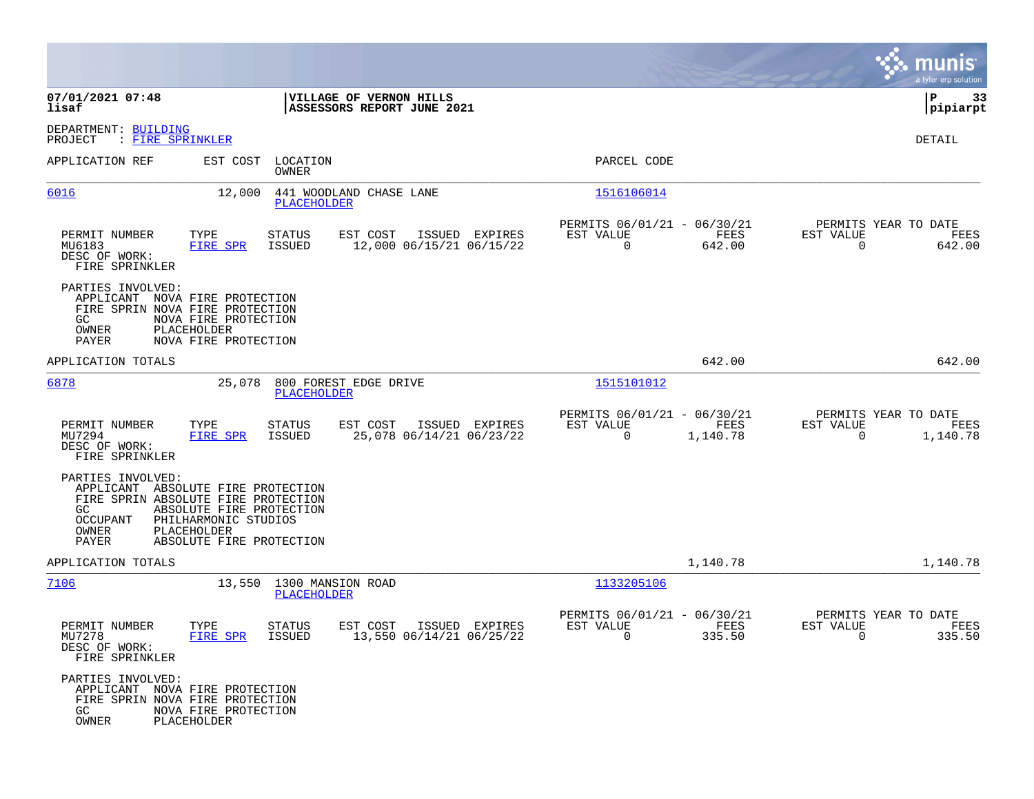**07/01/2021 07:48**
**lisaf**

**VILLAGE OF VERNON HILLS**
**ASSESSORS REPORT JUNE 2021**

**P 33**
**pipiarpt**

DEPARTMENT: BUILDING
PROJECT : FIRE SPRINKLER

DETAIL

| APPLICATION REF | EST COST | LOCATION / OWNER | PARCEL CODE |
|---|---|---|---|
| 6016 | 12,000 | 441 WOODLAND CHASE LANE / PLACEHOLDER | 1516106014 |

| PERMIT NUMBER | TYPE | STATUS | EST COST | ISSUED | EXPIRES | PERMITS 06/01/21 - 06/30/21 EST VALUE | FEES | PERMITS YEAR TO DATE EST VALUE | FEES |
|---|---|---|---|---|---|---|---|---|---|
| MU6183 | FIRE SPR | ISSUED | 12,000 | 06/15/21 | 06/15/22 | 0 | 642.00 | 0 | 642.00 |

DESC OF WORK:
FIRE SPRINKLER

PARTIES INVOLVED:
- APPLICANT NOVA FIRE PROTECTION
- FIRE SPRIN NOVA FIRE PROTECTION
- GC NOVA FIRE PROTECTION
- OWNER PLACEHOLDER
- PAYER NOVA FIRE PROTECTION

APPLICATION TOTALS: 642.00 | 642.00

| APPLICATION REF | EST COST | LOCATION / OWNER | PARCEL CODE |
|---|---|---|---|
| 6878 | 25,078 | 800 FOREST EDGE DRIVE / PLACEHOLDER | 1515101012 |

| PERMIT NUMBER | TYPE | STATUS | EST COST | ISSUED | EXPIRES | PERMITS 06/01/21 - 06/30/21 EST VALUE | FEES | PERMITS YEAR TO DATE EST VALUE | FEES |
|---|---|---|---|---|---|---|---|---|---|
| MU7294 | FIRE SPR | ISSUED | 25,078 | 06/14/21 | 06/23/22 | 0 | 1,140.78 | 0 | 1,140.78 |

DESC OF WORK:
FIRE SPRINKLER

PARTIES INVOLVED:
- APPLICANT ABSOLUTE FIRE PROTECTION
- FIRE SPRIN ABSOLUTE FIRE PROTECTION
- GC ABSOLUTE FIRE PROTECTION
- OCCUPANT PHILHARMONIC STUDIOS
- OWNER PLACEHOLDER
- PAYER ABSOLUTE FIRE PROTECTION

APPLICATION TOTALS: 1,140.78 | 1,140.78

| APPLICATION REF | EST COST | LOCATION / OWNER | PARCEL CODE |
|---|---|---|---|
| 7106 | 13,550 | 1300 MANSION ROAD / PLACEHOLDER | 1133205106 |

| PERMIT NUMBER | TYPE | STATUS | EST COST | ISSUED | EXPIRES | PERMITS 06/01/21 - 06/30/21 EST VALUE | FEES | PERMITS YEAR TO DATE EST VALUE | FEES |
|---|---|---|---|---|---|---|---|---|---|
| MU7278 | FIRE SPR | ISSUED | 13,550 | 06/14/21 | 06/25/22 | 0 | 335.50 | 0 | 335.50 |

DESC OF WORK:
FIRE SPRINKLER

PARTIES INVOLVED:
- APPLICANT NOVA FIRE PROTECTION
- FIRE SPRIN NOVA FIRE PROTECTION
- GC NOVA FIRE PROTECTION
- OWNER PLACEHOLDER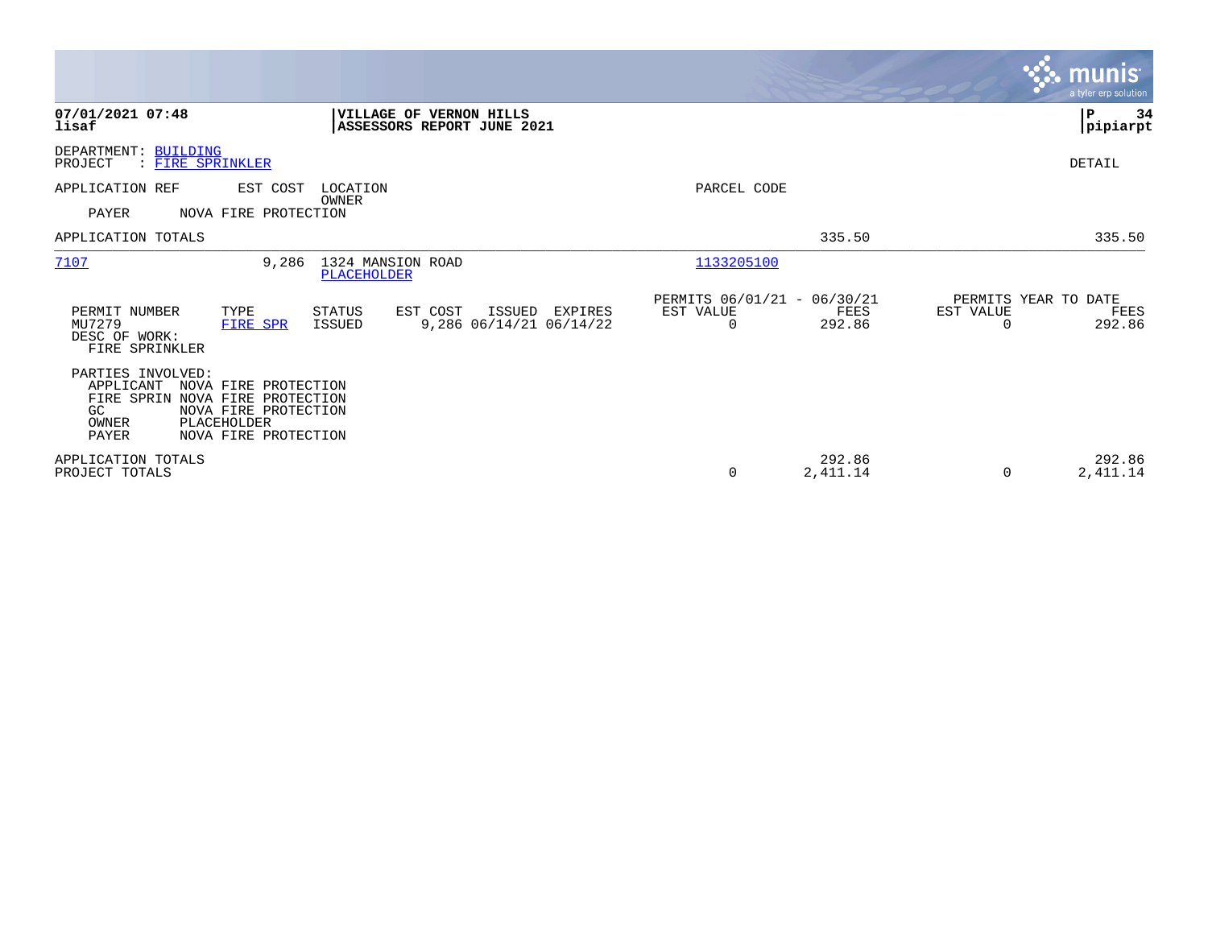**07/01/2021 07:48**
**lisaf**

**VILLAGE OF VERNON HILLS**
**ASSESSORS REPORT JUNE 2021**

**P 34**
**pipiarpt**

DEPARTMENT: BUILDING
PROJECT : FIRE SPRINKLER

DETAIL

| APPLICATION REF | EST COST | LOCATION / OWNER | PARCEL CODE | | |
|---|---|---|---|---|---|
| PAYER | NOVA FIRE PROTECTION | | | | |
| APPLICATION TOTALS | | | | 335.50 | 335.50 |
| 7107 | 9,286 | 1324 MANSION ROAD / PLACEHOLDER | 1133205100 | | |

| PERMIT NUMBER | TYPE | STATUS | EST COST | ISSUED | EXPIRES | PERMITS 06/01/21 - 06/30/21 EST VALUE | FEES | PERMITS YEAR TO DATE EST VALUE | FEES |
|---|---|---|---|---|---|---|---|---|---|
| MU7279 | FIRE SPR | ISSUED | 9,286 | 06/14/21 | 06/14/22 | 0 | 292.86 | 0 | 292.86 |

DESC OF WORK:
FIRE SPRINKLER

PARTIES INVOLVED:

| | |
|---|---|
| APPLICANT | NOVA FIRE PROTECTION |
| FIRE SPRIN | NOVA FIRE PROTECTION |
| GC | NOVA FIRE PROTECTION |
| OWNER | PLACEHOLDER |
| PAYER | NOVA FIRE PROTECTION |

| | EST VALUE | FEES | EST VALUE | FEES |
|---|---|---|---|---|
| APPLICATION TOTALS | | 292.86 | | 292.86 |
| PROJECT TOTALS | 0 | 2,411.14 | 0 | 2,411.14 |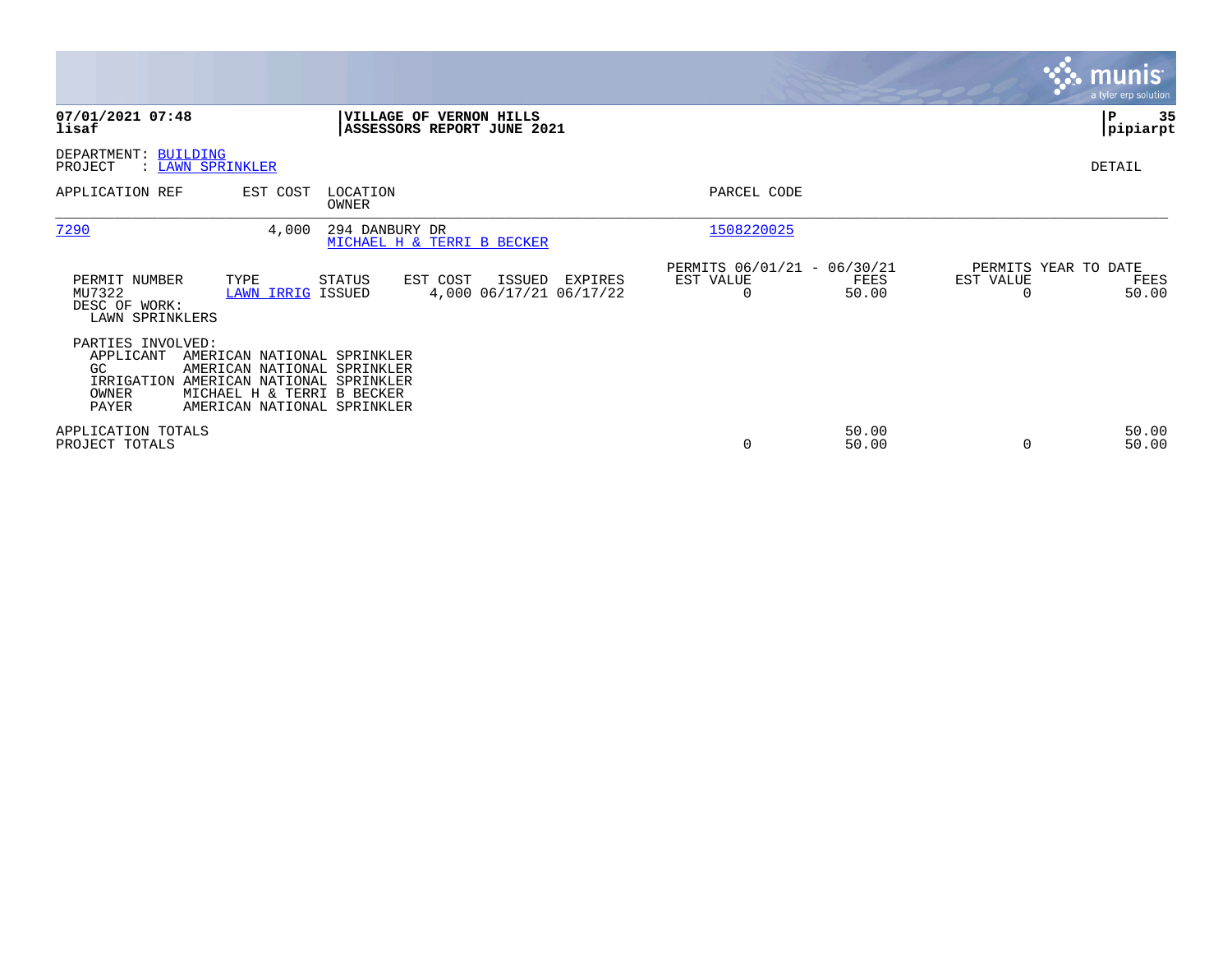**07/01/2021 07:48**
**lisaf**

**VILLAGE OF VERNON HILLS**
**ASSESSORS REPORT JUNE 2021**

**P 35**
**pipiarpt**

DEPARTMENT: BUILDING
PROJECT : LAWN SPRINKLER

DETAIL

| APPLICATION REF | EST COST | LOCATION / OWNER | PARCEL CODE |
|---|---|---|---|
| 7290 | 4,000 | 294 DANBURY DR / MICHAEL H & TERRI B BECKER | 1508220025 |

| PERMIT NUMBER | TYPE | STATUS | EST COST | ISSUED | EXPIRES | PERMITS 06/01/21 - 06/30/21 EST VALUE | FEES | PERMITS YEAR TO DATE EST VALUE | FEES |
|---|---|---|---|---|---|---|---|---|---|
| MU7322 | LAWN IRRIG | ISSUED | 4,000 | 06/17/21 | 06/17/22 | 0 | 50.00 | 0 | 50.00 |

DESC OF WORK:
LAWN SPRINKLERS

PARTIES INVOLVED:

| Role | Name |
|---|---|
| APPLICANT | AMERICAN NATIONAL SPRINKLER |
| GC | AMERICAN NATIONAL SPRINKLER |
| IRRIGATION | AMERICAN NATIONAL SPRINKLER |
| OWNER | MICHAEL H & TERRI B BECKER |
| PAYER | AMERICAN NATIONAL SPRINKLER |

| | EST VALUE | FEES | YTD EST VALUE | YTD FEES |
|---|---|---|---|---|
| APPLICATION TOTALS | | 50.00 | | 50.00 |
| PROJECT TOTALS | 0 | 50.00 | 0 | 50.00 |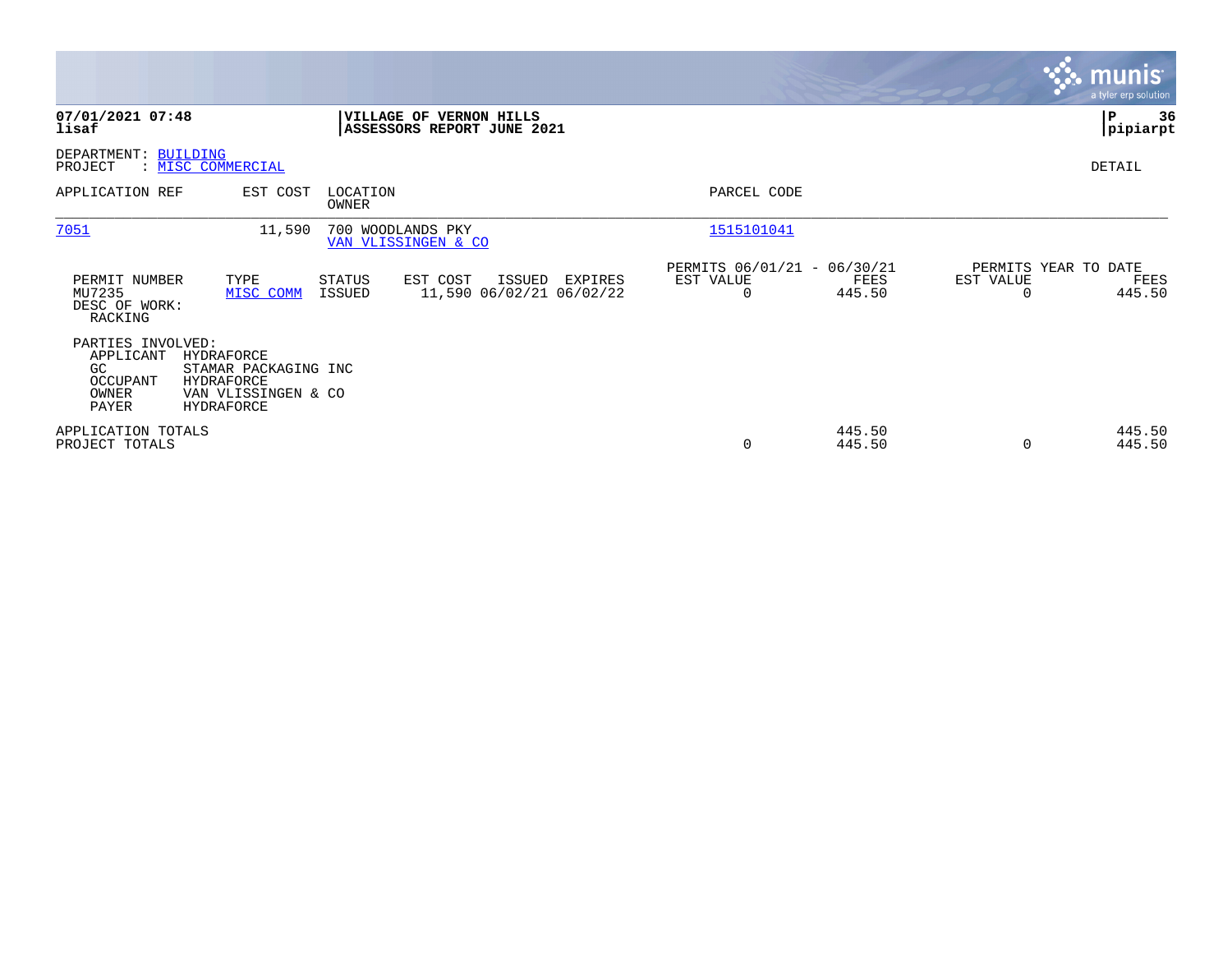**07/01/2021 07:48**
**lisaf**

**VILLAGE OF VERNON HILLS**
**ASSESSORS REPORT JUNE 2021**

**P 36**
**pipiarpt**

DEPARTMENT: BUILDING
PROJECT : MISC COMMERCIAL

DETAIL

| APPLICATION REF | EST COST | LOCATION / OWNER | PARCEL CODE |
|---|---|---|---|
| 7051 | 11,590 | 700 WOODLANDS PKY / VAN VLISSINGEN & CO | 1515101041 |

| PERMIT NUMBER | TYPE | STATUS | EST COST | ISSUED | EXPIRES | PERMITS 06/01/21 - 06/30/21 EST VALUE | FEES | PERMITS YEAR TO DATE EST VALUE | FEES |
|---|---|---|---|---|---|---|---|---|---|
| MU7235 | MISC COMM | ISSUED | 11,590 | 06/02/21 | 06/02/22 | 0 | 445.50 | 0 | 445.50 |

DESC OF WORK:
RACKING

PARTIES INVOLVED:

| | |
|---|---|
| APPLICANT | HYDRAFORCE |
| GC | STAMAR PACKAGING INC |
| OCCUPANT | HYDRAFORCE |
| OWNER | VAN VLISSINGEN & CO |
| PAYER | HYDRAFORCE |

| | EST VALUE | FEES | EST VALUE | FEES |
|---|---|---|---|---|
| APPLICATION TOTALS | | 445.50 | | 445.50 |
| PROJECT TOTALS | 0 | 445.50 | 0 | 445.50 |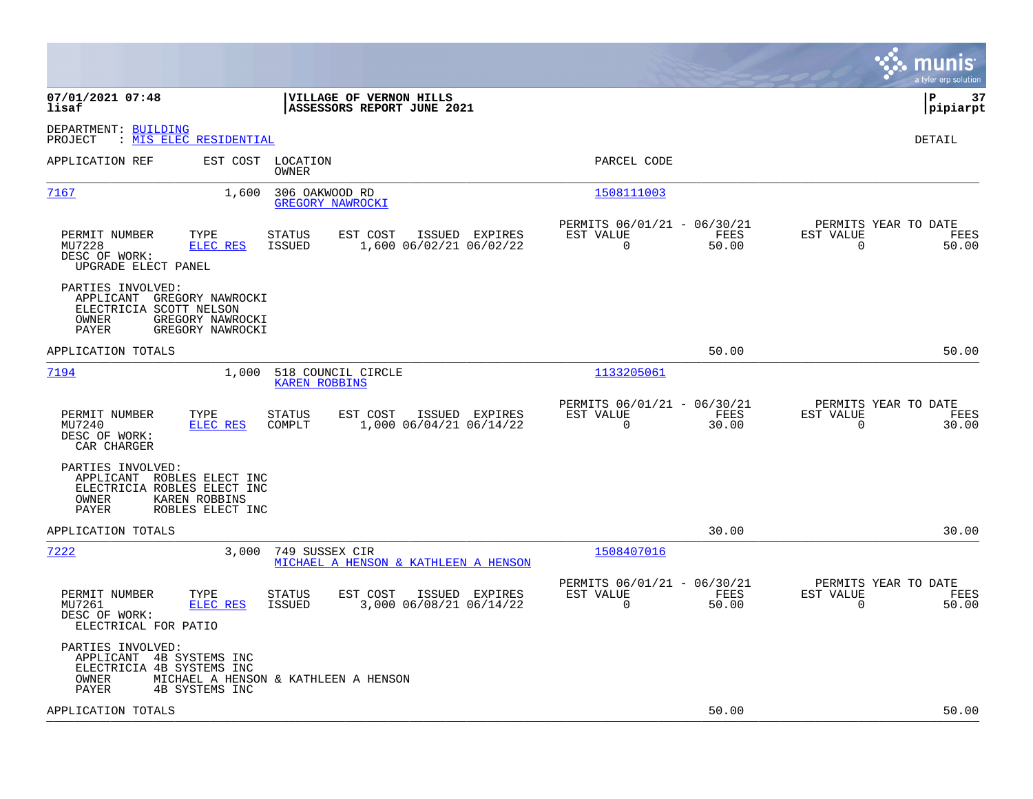**VILLAGE OF VERNON HILLS**
**ASSESSORS REPORT JUNE 2021**

07/01/2021 07:48
lisaf

pipiarpt

DEPARTMENT: BUILDING
PROJECT : MIS ELEC RESIDENTIAL

DETAIL

| APPLICATION REF | EST COST | LOCATION / OWNER | PARCEL CODE |
|---|---|---|---|
| 7167 | 1,600 | 306 OAKWOOD RD / GREGORY NAWROCKI | 1508111003 |

| PERMIT NUMBER | TYPE | STATUS | EST COST | ISSUED | EXPIRES | PERMITS 06/01/21 - 06/30/21 EST VALUE | FEES | PERMITS YEAR TO DATE EST VALUE | FEES |
|---|---|---|---|---|---|---|---|---|---|
| MU7228 | ELEC RES | ISSUED | 1,600 | 06/02/21 | 06/02/22 | 0 | 50.00 | 0 | 50.00 |

DESC OF WORK:
UPGRADE ELECT PANEL

PARTIES INVOLVED:
APPLICANT GREGORY NAWROCKI
ELECTRICIA SCOTT NELSON
OWNER GREGORY NAWROCKI
PAYER GREGORY NAWROCKI

APPLICATION TOTALS 50.00 50.00

| APPLICATION REF | EST COST | LOCATION / OWNER | PARCEL CODE |
|---|---|---|---|
| 7194 | 1,000 | 518 COUNCIL CIRCLE / KAREN ROBBINS | 1133205061 |

| PERMIT NUMBER | TYPE | STATUS | EST COST | ISSUED | EXPIRES | PERMITS 06/01/21 - 06/30/21 EST VALUE | FEES | PERMITS YEAR TO DATE EST VALUE | FEES |
|---|---|---|---|---|---|---|---|---|---|
| MU7240 | ELEC RES | COMPLT | 1,000 | 06/04/21 | 06/14/22 | 0 | 30.00 | 0 | 30.00 |

DESC OF WORK:
CAR CHARGER

PARTIES INVOLVED:
APPLICANT ROBLES ELECT INC
ELECTRICIA ROBLES ELECT INC
OWNER KAREN ROBBINS
PAYER ROBLES ELECT INC

APPLICATION TOTALS 30.00 30.00

| APPLICATION REF | EST COST | LOCATION / OWNER | PARCEL CODE |
|---|---|---|---|
| 7222 | 3,000 | 749 SUSSEX CIR / MICHAEL A HENSON & KATHLEEN A HENSON | 1508407016 |

| PERMIT NUMBER | TYPE | STATUS | EST COST | ISSUED | EXPIRES | PERMITS 06/01/21 - 06/30/21 EST VALUE | FEES | PERMITS YEAR TO DATE EST VALUE | FEES |
|---|---|---|---|---|---|---|---|---|---|
| MU7261 | ELEC RES | ISSUED | 3,000 | 06/08/21 | 06/14/22 | 0 | 50.00 | 0 | 50.00 |

DESC OF WORK:
ELECTRICAL FOR PATIO

PARTIES INVOLVED:
APPLICANT 4B SYSTEMS INC
ELECTRICIA 4B SYSTEMS INC
OWNER MICHAEL A HENSON & KATHLEEN A HENSON
PAYER 4B SYSTEMS INC

APPLICATION TOTALS 50.00 50.00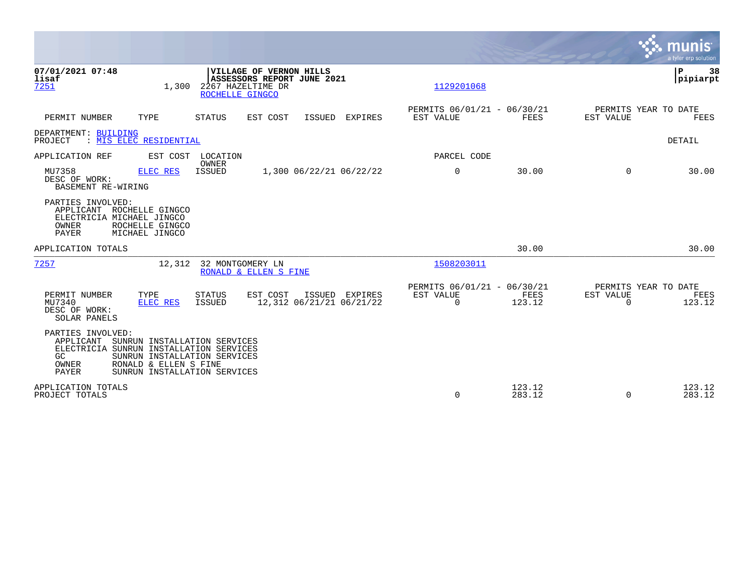**07/01/2021 07:48** | **VILLAGE OF VERNON HILLS** | **pipiarpt**
**lisaf** | **ASSESSORS REPORT JUNE 2021**

7251 | 1,300 | 2267 HAZELTIME DR | ROCHELLE GINGCO | 1129201068

| PERMIT NUMBER | TYPE | STATUS | EST COST | ISSUED | EXPIRES | PERMITS 06/01/21 - 06/30/21 EST VALUE | FEES | PERMITS YEAR TO DATE EST VALUE | FEES |
|---|---|---|---|---|---|---|---|---|---|

DEPARTMENT: BUILDING
PROJECT : MIS ELEC RESIDENTIAL — DETAIL

| APPLICATION REF | EST COST | LOCATION / OWNER | | | | PARCEL CODE | | | |
|---|---|---|---|---|---|---|---|---|---|
| MU7358 | ELEC RES | ISSUED | 1,300 | 06/22/21 | 06/22/22 | 0 | 30.00 | 0 | 30.00 |

DESC OF WORK:
BASEMENT RE-WIRING

PARTIES INVOLVED:
- APPLICANT ROCHELLE GINGCO
- ELECTRICIA MICHAEL JINGCO
- OWNER ROCHELLE GINGCO
- PAYER MICHAEL JINGCO

APPLICATION TOTALS — 30.00 — 30.00

---

7257 | 12,312 | 32 MONTGOMERY LN | RONALD & ELLEN S FINE | 1508203011

| PERMIT NUMBER | TYPE | STATUS | EST COST | ISSUED | EXPIRES | PERMITS 06/01/21 - 06/30/21 EST VALUE | FEES | PERMITS YEAR TO DATE EST VALUE | FEES |
|---|---|---|---|---|---|---|---|---|---|
| MU7340 | ELEC RES | ISSUED | 12,312 | 06/21/21 | 06/21/22 | 0 | 123.12 | 0 | 123.12 |

DESC OF WORK:
SOLAR PANELS

PARTIES INVOLVED:
- APPLICANT SUNRUN INSTALLATION SERVICES
- ELECTRICIA SUNRUN INSTALLATION SERVICES
- GC SUNRUN INSTALLATION SERVICES
- OWNER RONALD & ELLEN S FINE
- PAYER SUNRUN INSTALLATION SERVICES

| | EST VALUE | FEES | YTD EST VALUE | YTD FEES |
|---|---|---|---|---|
| APPLICATION TOTALS | | 123.12 | | 123.12 |
| PROJECT TOTALS | 0 | 283.12 | 0 | 283.12 |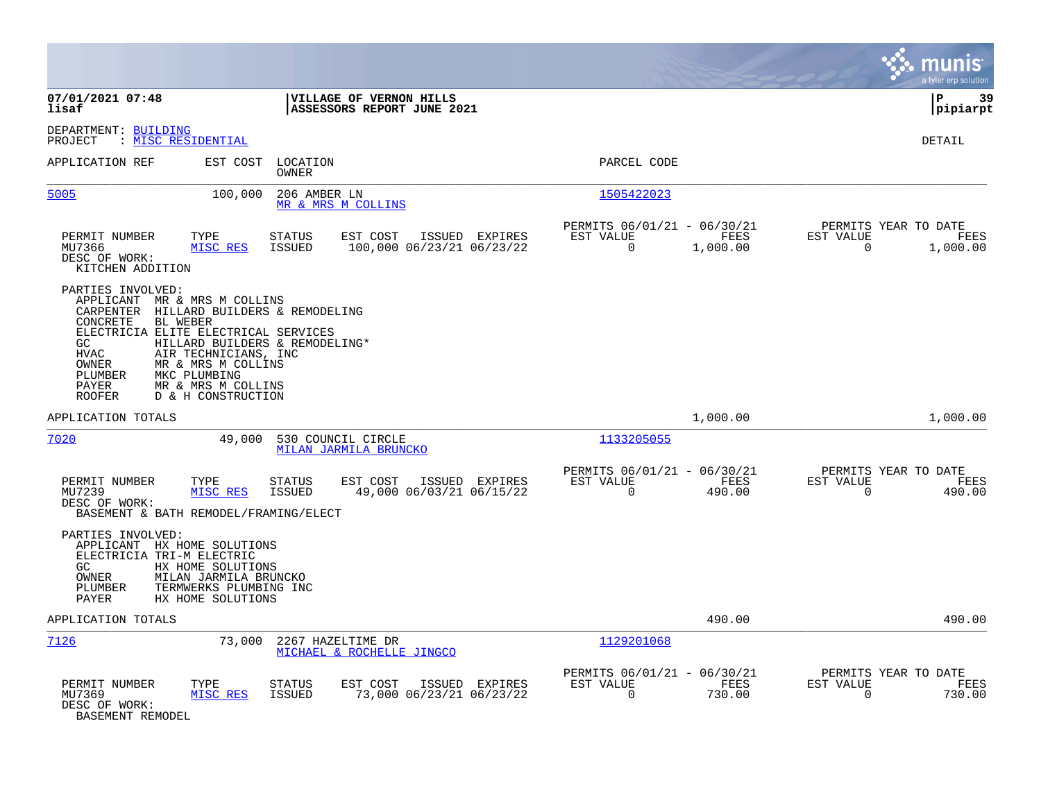**07/01/2021 07:48**
**lisaf**

**VILLAGE OF VERNON HILLS**
**ASSESSORS REPORT JUNE 2021**

**P 39**
**pipiarpt**

DEPARTMENT: BUILDING
PROJECT : MISC RESIDENTIAL

DETAIL

| APPLICATION REF | EST COST | LOCATION / OWNER | PARCEL CODE |
|---|---|---|---|
| 5005 | 100,000 | 206 AMBER LN / MR & MRS M COLLINS | 1505422023 |

| PERMIT NUMBER | TYPE | STATUS | EST COST | ISSUED | EXPIRES | PERMITS 06/01/21 - 06/30/21 EST VALUE | FEES | PERMITS YEAR TO DATE EST VALUE | FEES |
|---|---|---|---|---|---|---|---|---|---|
| MU7366 | MISC RES | ISSUED | 100,000 | 06/23/21 | 06/23/22 | 0 | 1,000.00 | 0 | 1,000.00 |

DESC OF WORK:
KITCHEN ADDITION

PARTIES INVOLVED:

| | |
|---|---|
| APPLICANT | MR & MRS M COLLINS |
| CARPENTER | HILLARD BUILDERS & REMODELING |
| CONCRETE | BL WEBER |
| ELECTRICIA | ELITE ELECTRICAL SERVICES |
| GC | HILLARD BUILDERS & REMODELING* |
| HVAC | AIR TECHNICIANS, INC |
| OWNER | MR & MRS M COLLINS |
| PLUMBER | MKC PLUMBING |
| PAYER | MR & MRS M COLLINS |
| ROOFER | D & H CONSTRUCTION |

APPLICATION TOTALS — 1,000.00 — 1,000.00

| APPLICATION REF | EST COST | LOCATION / OWNER | PARCEL CODE |
|---|---|---|---|
| 7020 | 49,000 | 530 COUNCIL CIRCLE / MILAN JARMILA BRUNCKO | 1133205055 |

| PERMIT NUMBER | TYPE | STATUS | EST COST | ISSUED | EXPIRES | PERMITS 06/01/21 - 06/30/21 EST VALUE | FEES | PERMITS YEAR TO DATE EST VALUE | FEES |
|---|---|---|---|---|---|---|---|---|---|
| MU7239 | MISC RES | ISSUED | 49,000 | 06/03/21 | 06/15/22 | 0 | 490.00 | 0 | 490.00 |

DESC OF WORK:
BASEMENT & BATH REMODEL/FRAMING/ELECT

PARTIES INVOLVED:

| | |
|---|---|
| APPLICANT | HX HOME SOLUTIONS |
| ELECTRICIA | TRI-M ELECTRIC |
| GC | HX HOME SOLUTIONS |
| OWNER | MILAN JARMILA BRUNCKO |
| PLUMBER | TERMWERKS PLUMBING INC |
| PAYER | HX HOME SOLUTIONS |

APPLICATION TOTALS — 490.00 — 490.00

| APPLICATION REF | EST COST | LOCATION / OWNER | PARCEL CODE |
|---|---|---|---|
| 7126 | 73,000 | 2267 HAZELTIME DR / MICHAEL & ROCHELLE JINGCO | 1129201068 |

| PERMIT NUMBER | TYPE | STATUS | EST COST | ISSUED | EXPIRES | PERMITS 06/01/21 - 06/30/21 EST VALUE | FEES | PERMITS YEAR TO DATE EST VALUE | FEES |
|---|---|---|---|---|---|---|---|---|---|
| MU7369 | MISC RES | ISSUED | 73,000 | 06/23/21 | 06/23/22 | 0 | 730.00 | 0 | 730.00 |

DESC OF WORK:
BASEMENT REMODEL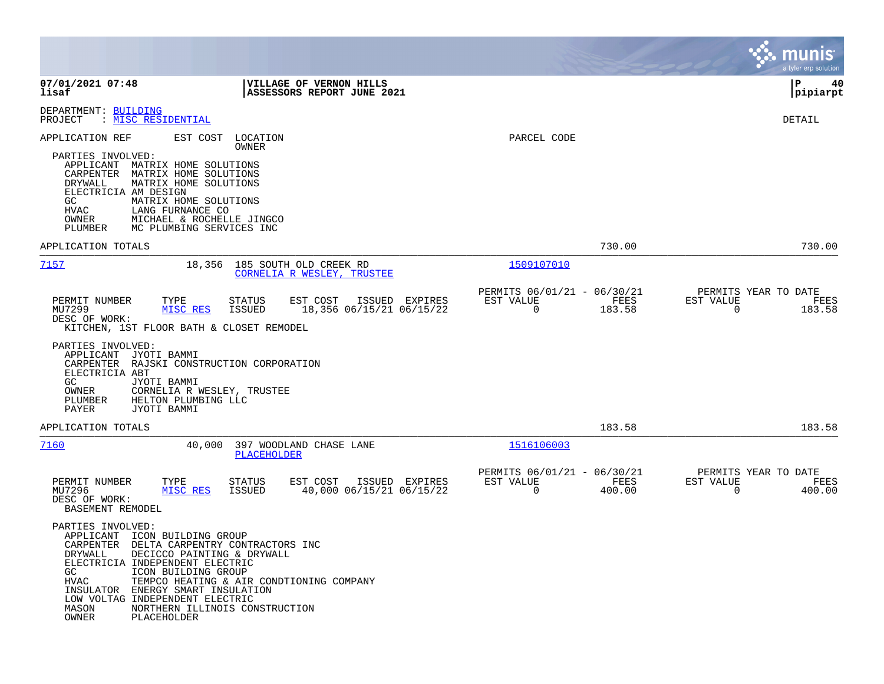DEPARTMENT: BUILDING
PROJECT : MISC RESIDENTIAL

DETAIL

APPLICATION REF | EST COST | LOCATION / OWNER | PARCEL CODE

PARTIES INVOLVED:
- APPLICANT MATRIX HOME SOLUTIONS
- CARPENTER MATRIX HOME SOLUTIONS
- DRYWALL MATRIX HOME SOLUTIONS
- ELECTRICIA AM DESIGN
- GC MATRIX HOME SOLUTIONS
- HVAC LANG FURNANCE CO
- OWNER MICHAEL & ROCHELLE JINGCO
- PLUMBER MC PLUMBING SERVICES INC

APPLICATION TOTALS 730.00 730.00

---

**7157** | 18,356 | 185 SOUTH OLD CREEK RD | CORNELIA R WESLEY, TRUSTEE | 1509107010

| PERMIT NUMBER | TYPE | STATUS | EST COST | ISSUED | EXPIRES | PERMITS 06/01/21 - 06/30/21 EST VALUE | FEES | PERMITS YEAR TO DATE EST VALUE | FEES |
|---|---|---|---|---|---|---|---|---|---|
| MU7299 | MISC RES | ISSUED | 18,356 | 06/15/21 | 06/15/22 | 0 | 183.58 | 0 | 183.58 |

DESC OF WORK:
KITCHEN, 1ST FLOOR BATH & CLOSET REMODEL

PARTIES INVOLVED:
- APPLICANT JYOTI BAMMI
- CARPENTER RAJSKI CONSTRUCTION CORPORATION
- ELECTRICIA ABT
- GC JYOTI BAMMI
- OWNER CORNELIA R WESLEY, TRUSTEE
- PLUMBER HELTON PLUMBING LLC
- PAYER JYOTI BAMMI

APPLICATION TOTALS 183.58 183.58

---

**7160** | 40,000 | 397 WOODLAND CHASE LANE | PLACEHOLDER | 1516106003

| PERMIT NUMBER | TYPE | STATUS | EST COST | ISSUED | EXPIRES | PERMITS 06/01/21 - 06/30/21 EST VALUE | FEES | PERMITS YEAR TO DATE EST VALUE | FEES |
|---|---|---|---|---|---|---|---|---|---|
| MU7296 | MISC RES | ISSUED | 40,000 | 06/15/21 | 06/15/22 | 0 | 400.00 | 0 | 400.00 |

DESC OF WORK:
BASEMENT REMODEL

PARTIES INVOLVED:
- APPLICANT ICON BUILDING GROUP
- CARPENTER DELTA CARPENTRY CONTRACTORS INC
- DRYWALL DECICCO PAINTING & DRYWALL
- ELECTRICIA INDEPENDENT ELECTRIC
- GC ICON BUILDING GROUP
- HVAC TEMPCO HEATING & AIR CONDTIONING COMPANY
- INSULATOR ENERGY SMART INSULATION
- LOW VOLTAG INDEPENDENT ELECTRIC
- MASON NORTHERN ILLINOIS CONSTRUCTION
- OWNER PLACEHOLDER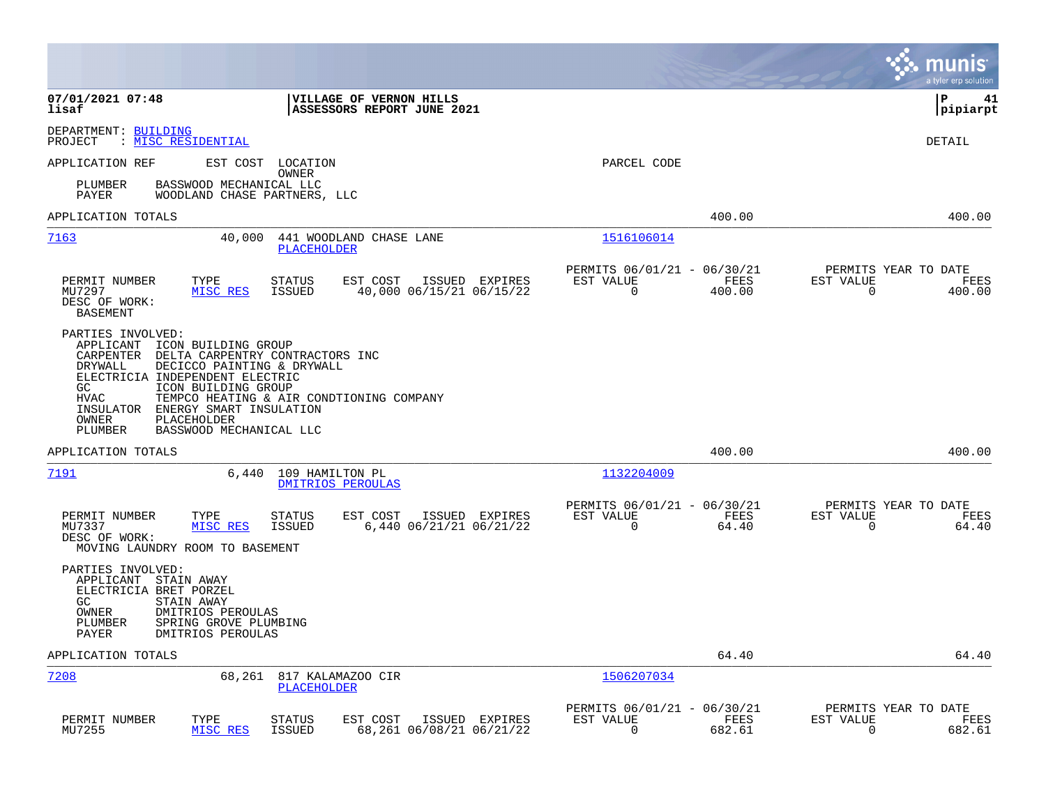**07/01/2021 07:48** | **VILLAGE OF VERNON HILLS** | **P 41**
**lisaf** | **ASSESSORS REPORT JUNE 2021** | **pipiarpt**

DEPARTMENT: BUILDING
PROJECT : MISC RESIDENTIAL

DETAIL

APPLICATION REF    EST COST    LOCATION / OWNER    PARCEL CODE

PLUMBER    BASSWOOD MECHANICAL LLC
PAYER    WOODLAND CHASE PARTNERS, LLC

APPLICATION TOTALS    400.00    400.00

---

**7163**    40,000    441 WOODLAND CHASE LANE    1516106014
PLACEHOLDER

| PERMIT NUMBER | TYPE | STATUS | EST COST | ISSUED | EXPIRES | PERMITS 06/01/21 - 06/30/21 EST VALUE | FEES | PERMITS YEAR TO DATE EST VALUE | FEES |
|---|---|---|---|---|---|---|---|---|---|
| MU7297 | MISC RES | ISSUED | 40,000 | 06/15/21 | 06/15/22 | 0 | 400.00 | 0 | 400.00 |

DESC OF WORK:
BASEMENT

PARTIES INVOLVED:
- APPLICANT ICON BUILDING GROUP
- CARPENTER DELTA CARPENTRY CONTRACTORS INC
- DRYWALL DECICCO PAINTING & DRYWALL
- ELECTRICIA INDEPENDENT ELECTRIC
- GC ICON BUILDING GROUP
- HVAC TEMPCO HEATING & AIR CONDTIONING COMPANY
- INSULATOR ENERGY SMART INSULATION
- OWNER PLACEHOLDER
- PLUMBER BASSWOOD MECHANICAL LLC

APPLICATION TOTALS    400.00    400.00

---

**7191**    6,440    109 HAMILTON PL    1132204009
DMITRIOS PEROULAS

| PERMIT NUMBER | TYPE | STATUS | EST COST | ISSUED | EXPIRES | PERMITS 06/01/21 - 06/30/21 EST VALUE | FEES | PERMITS YEAR TO DATE EST VALUE | FEES |
|---|---|---|---|---|---|---|---|---|---|
| MU7337 | MISC RES | ISSUED | 6,440 | 06/21/21 | 06/21/22 | 0 | 64.40 | 0 | 64.40 |

DESC OF WORK:
MOVING LAUNDRY ROOM TO BASEMENT

PARTIES INVOLVED:
- APPLICANT STAIN AWAY
- ELECTRICIA BRET PORZEL
- GC STAIN AWAY
- OWNER DMITRIOS PEROULAS
- PLUMBER SPRING GROVE PLUMBING
- PAYER DMITRIOS PEROULAS

APPLICATION TOTALS    64.40    64.40

---

**7208**    68,261    817 KALAMAZOO CIR    1506207034
PLACEHOLDER

| PERMIT NUMBER | TYPE | STATUS | EST COST | ISSUED | EXPIRES | PERMITS 06/01/21 - 06/30/21 EST VALUE | FEES | PERMITS YEAR TO DATE EST VALUE | FEES |
|---|---|---|---|---|---|---|---|---|---|
| MU7255 | MISC RES | ISSUED | 68,261 | 06/08/21 | 06/21/22 | 0 | 682.61 | 0 | 682.61 |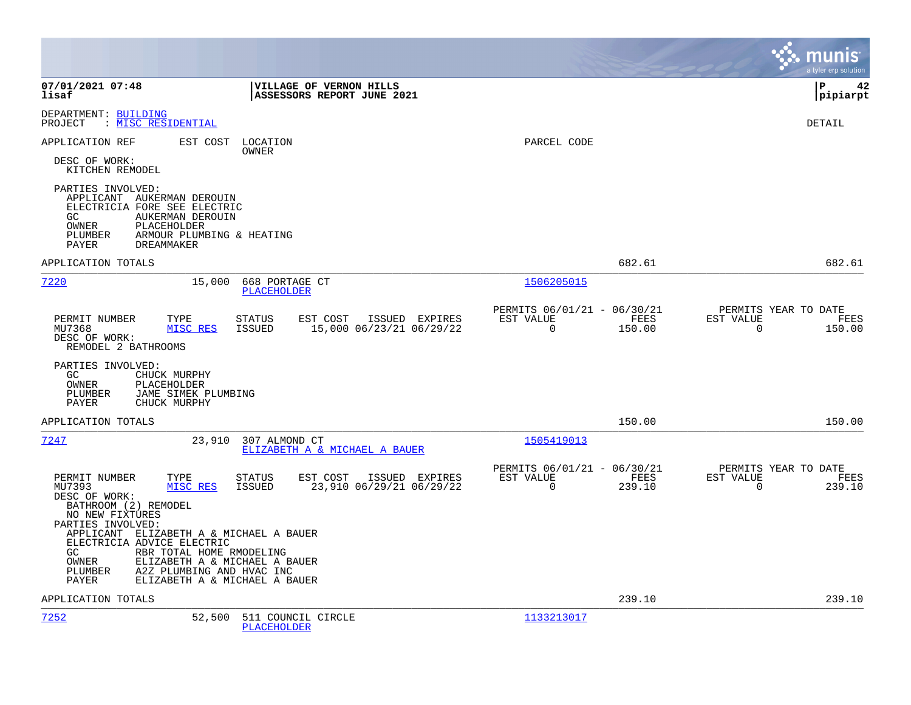**07/01/2021 07:48**
**lisaf**

**VILLAGE OF VERNON HILLS**
**ASSESSORS REPORT JUNE 2021**

**P 42**
**pipiarpt**

DEPARTMENT: BUILDING
PROJECT : MISC RESIDENTIAL

DETAIL

APPLICATION REF | EST COST | LOCATION / OWNER | PARCEL CODE

DESC OF WORK:
KITCHEN REMODEL

PARTIES INVOLVED:
APPLICANT AUKERMAN DEROUIN
ELECTRICIA FORE SEE ELECTRIC
GC AUKERMAN DEROUIN
OWNER PLACEHOLDER
PLUMBER ARMOUR PLUMBING & HEATING
PAYER DREAMMAKER

APPLICATION TOTALS 682.61 682.61

---

**7220** 15,000 668 PORTAGE CT
PLACEHOLDER
1506205015

| PERMIT NUMBER | TYPE | STATUS | EST COST | ISSUED | EXPIRES | PERMITS 06/01/21 - 06/30/21 EST VALUE | FEES | PERMITS YEAR TO DATE EST VALUE | FEES |
|---|---|---|---|---|---|---|---|---|---|
| MU7368 | MISC RES | ISSUED | 15,000 | 06/23/21 | 06/29/22 | 0 | 150.00 | 0 | 150.00 |

DESC OF WORK:
REMODEL 2 BATHROOMS

PARTIES INVOLVED:
GC CHUCK MURPHY
OWNER PLACEHOLDER
PLUMBER JAME SIMEK PLUMBING
PAYER CHUCK MURPHY

APPLICATION TOTALS 150.00 150.00

---

**7247** 23,910 307 ALMOND CT
ELIZABETH A & MICHAEL A BAUER
1505419013

| PERMIT NUMBER | TYPE | STATUS | EST COST | ISSUED | EXPIRES | PERMITS 06/01/21 - 06/30/21 EST VALUE | FEES | PERMITS YEAR TO DATE EST VALUE | FEES |
|---|---|---|---|---|---|---|---|---|---|
| MU7393 | MISC RES | ISSUED | 23,910 | 06/29/21 | 06/29/22 | 0 | 239.10 | 0 | 239.10 |

DESC OF WORK:
BATHROOM (2) REMODEL
NO NEW FIXTURES

PARTIES INVOLVED:
APPLICANT ELIZABETH A & MICHAEL A BAUER
ELECTRICIA ADVICE ELECTRIC
GC RBR TOTAL HOME RMODELING
OWNER ELIZABETH A & MICHAEL A BAUER
PLUMBER A2Z PLUMBING AND HVAC INC
PAYER ELIZABETH A & MICHAEL A BAUER

APPLICATION TOTALS 239.10 239.10

---

**7252** 52,500 511 COUNCIL CIRCLE
PLACEHOLDER
1133213017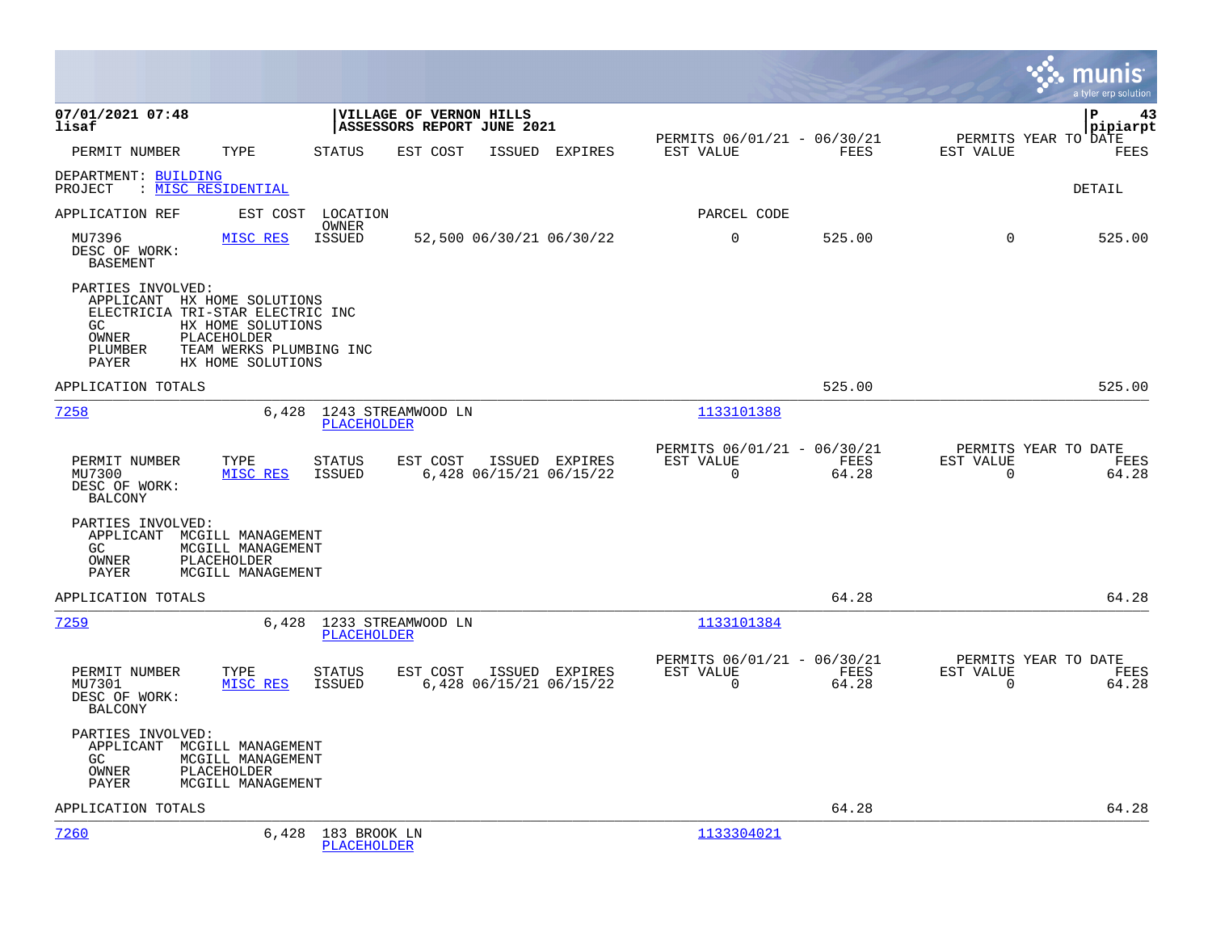**07/01/2021 07:48** | **VILLAGE OF VERNON HILLS** | **P 43**
**lisaf** | **ASSESSORS REPORT JUNE 2021** | **pipiarpt**

| PERMIT NUMBER | TYPE | STATUS | EST COST | ISSUED | EXPIRES | PERMITS 06/01/21 - 06/30/21 EST VALUE | FEES | PERMITS YEAR TO DATE EST VALUE | FEES |
|---|---|---|---|---|---|---|---|---|---|

DEPARTMENT: BUILDING
PROJECT : MISC RESIDENTIAL

DETAIL

| APPLICATION REF | EST COST | LOCATION / OWNER | PARCEL CODE |
|---|---|---|---|

| PERMIT NUMBER | TYPE | STATUS | EST COST | ISSUED | EXPIRES | EST VALUE | FEES | EST VALUE | FEES |
|---|---|---|---|---|---|---|---|---|---|
| MU7396 | MISC RES | ISSUED | 52,500 | 06/30/21 | 06/30/22 | 0 | 525.00 | 0 | 525.00 |

DESC OF WORK:
BASEMENT

PARTIES INVOLVED:
- APPLICANT HX HOME SOLUTIONS
- ELECTRICIA TRI-STAR ELECTRIC INC
- GC HX HOME SOLUTIONS
- OWNER PLACEHOLDER
- PLUMBER TEAM WERKS PLUMBING INC
- PAYER HX HOME SOLUTIONS

APPLICATION TOTALS: 525.00 | 525.00

---

**7258** | 6,428 | 1243 STREAMWOOD LN / PLACEHOLDER | 1133101388

| PERMIT NUMBER | TYPE | STATUS | EST COST | ISSUED | EXPIRES | EST VALUE | FEES | EST VALUE | FEES |
|---|---|---|---|---|---|---|---|---|---|
| MU7300 | MISC RES | ISSUED | 6,428 | 06/15/21 | 06/15/22 | 0 | 64.28 | 0 | 64.28 |

DESC OF WORK:
BALCONY

PARTIES INVOLVED:
- APPLICANT MCGILL MANAGEMENT
- GC MCGILL MANAGEMENT
- OWNER PLACEHOLDER
- PAYER MCGILL MANAGEMENT

APPLICATION TOTALS: 64.28 | 64.28

---

**7259** | 6,428 | 1233 STREAMWOOD LN / PLACEHOLDER | 1133101384

| PERMIT NUMBER | TYPE | STATUS | EST COST | ISSUED | EXPIRES | EST VALUE | FEES | EST VALUE | FEES |
|---|---|---|---|---|---|---|---|---|---|
| MU7301 | MISC RES | ISSUED | 6,428 | 06/15/21 | 06/15/22 | 0 | 64.28 | 0 | 64.28 |

DESC OF WORK:
BALCONY

PARTIES INVOLVED:
- APPLICANT MCGILL MANAGEMENT
- GC MCGILL MANAGEMENT
- OWNER PLACEHOLDER
- PAYER MCGILL MANAGEMENT

APPLICATION TOTALS: 64.28 | 64.28

---

**7260** | 6,428 | 183 BROOK LN / PLACEHOLDER | 1133304021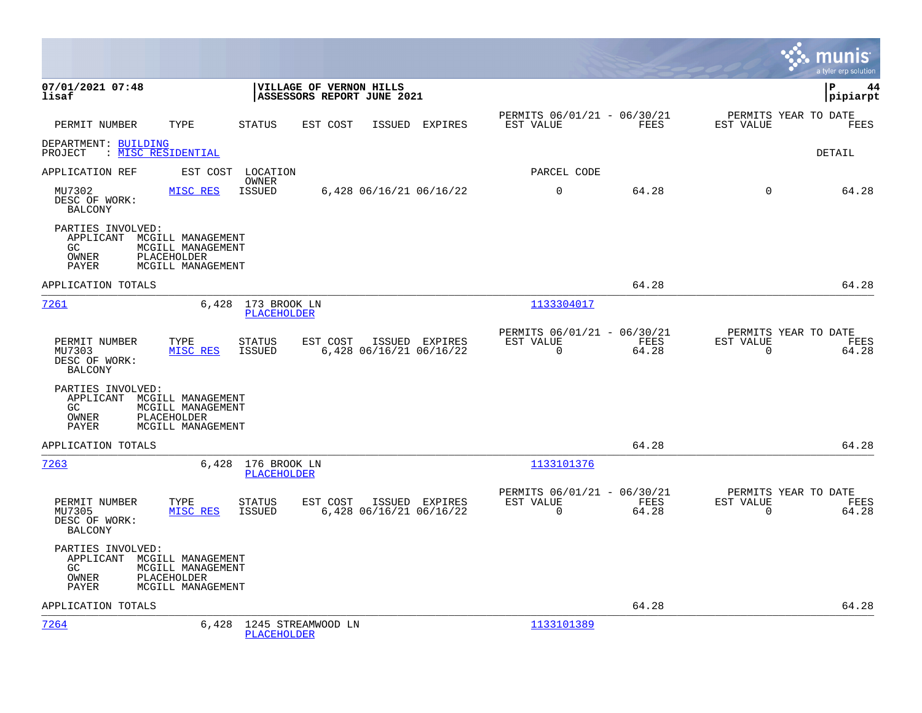**07/01/2021 07:48** — **VILLAGE OF VERNON HILLS** — **ASSESSORS REPORT JUNE 2021**
**lisaf** — **pipiarpt**

| PERMIT NUMBER | TYPE | STATUS | EST COST | ISSUED | EXPIRES | PERMITS 06/01/21 - 06/30/21 EST VALUE | FEES | PERMITS YEAR TO DATE EST VALUE | FEES |
|---|---|---|---|---|---|---|---|---|---|

DEPARTMENT: BUILDING
PROJECT : MISC RESIDENTIAL

DETAIL

| APPLICATION REF | EST COST | LOCATION / OWNER | | | | PARCEL CODE | | | |
|---|---|---|---|---|---|---|---|---|---|
| MU7302 | MISC RES | ISSUED | 6,428 | 06/16/21 | 06/16/22 | 0 | 64.28 | 0 | 64.28 |

DESC OF WORK:
BALCONY

PARTIES INVOLVED:
- APPLICANT MCGILL MANAGEMENT
- GC MCGILL MANAGEMENT
- OWNER PLACEHOLDER
- PAYER MCGILL MANAGEMENT

APPLICATION TOTALS: 64.28 | 64.28

---

**7261** — 6,428 — 173 BROOK LN — PLACEHOLDER — 1133304017

| PERMIT NUMBER | TYPE | STATUS | EST COST | ISSUED | EXPIRES | PERMITS 06/01/21 - 06/30/21 EST VALUE | FEES | PERMITS YEAR TO DATE EST VALUE | FEES |
|---|---|---|---|---|---|---|---|---|---|
| MU7303 | MISC RES | ISSUED | 6,428 | 06/16/21 | 06/16/22 | 0 | 64.28 | 0 | 64.28 |

DESC OF WORK:
BALCONY

PARTIES INVOLVED:
- APPLICANT MCGILL MANAGEMENT
- GC MCGILL MANAGEMENT
- OWNER PLACEHOLDER
- PAYER MCGILL MANAGEMENT

APPLICATION TOTALS: 64.28 | 64.28

---

**7263** — 6,428 — 176 BROOK LN — PLACEHOLDER — 1133101376

| PERMIT NUMBER | TYPE | STATUS | EST COST | ISSUED | EXPIRES | PERMITS 06/01/21 - 06/30/21 EST VALUE | FEES | PERMITS YEAR TO DATE EST VALUE | FEES |
|---|---|---|---|---|---|---|---|---|---|
| MU7305 | MISC RES | ISSUED | 6,428 | 06/16/21 | 06/16/22 | 0 | 64.28 | 0 | 64.28 |

DESC OF WORK:
BALCONY

PARTIES INVOLVED:
- APPLICANT MCGILL MANAGEMENT
- GC MCGILL MANAGEMENT
- OWNER PLACEHOLDER
- PAYER MCGILL MANAGEMENT

APPLICATION TOTALS: 64.28 | 64.28

---

**7264** — 6,428 — 1245 STREAMWOOD LN — PLACEHOLDER — 1133101389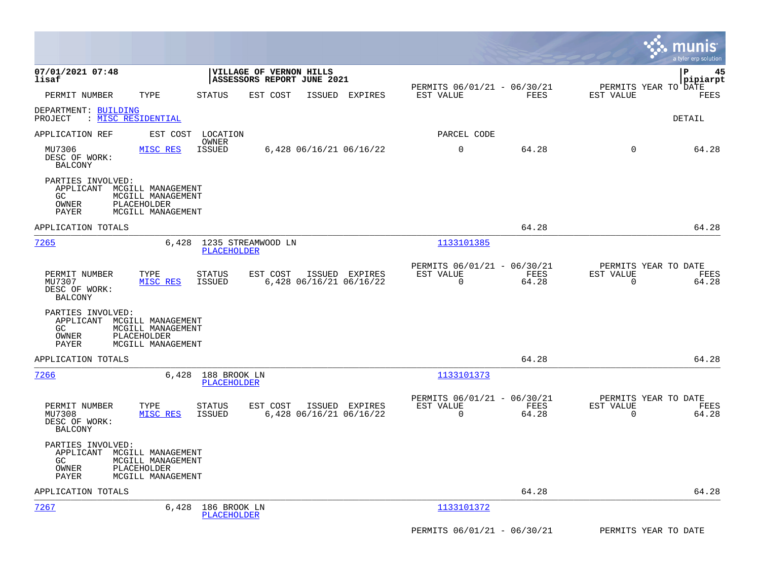**07/01/2021 07:48** | **VILLAGE OF VERNON HILLS** | **P 45**
**lisaf** | **ASSESSORS REPORT JUNE 2021** | **pipiarpt**

| PERMIT NUMBER | TYPE | STATUS | EST COST | ISSUED | EXPIRES | PERMITS 06/01/21 - 06/30/21 EST VALUE | FEES | PERMITS YEAR TO DATE EST VALUE | FEES |
|---|---|---|---|---|---|---|---|---|---|

DEPARTMENT: BUILDING
PROJECT : MISC RESIDENTIAL

DETAIL

| APPLICATION REF | EST COST | LOCATION / OWNER | PARCEL CODE |
|---|---|---|---|

| PERMIT NUMBER | TYPE | STATUS | EST COST | ISSUED | EXPIRES | EST VALUE | FEES | EST VALUE | FEES |
|---|---|---|---|---|---|---|---|---|---|
| MU7306 | MISC RES | ISSUED | 6,428 | 06/16/21 | 06/16/22 | 0 | 64.28 | 0 | 64.28 |

DESC OF WORK:
BALCONY

PARTIES INVOLVED:
- APPLICANT MCGILL MANAGEMENT
- GC MCGILL MANAGEMENT
- OWNER PLACEHOLDER
- PAYER MCGILL MANAGEMENT

APPLICATION TOTALS: 64.28 | 64.28

---

**7265** | 6,428 | 1235 STREAMWOOD LN / PLACEHOLDER | 1133101385

| PERMIT NUMBER | TYPE | STATUS | EST COST | ISSUED | EXPIRES | EST VALUE | FEES | EST VALUE | FEES |
|---|---|---|---|---|---|---|---|---|---|
| MU7307 | MISC RES | ISSUED | 6,428 | 06/16/21 | 06/16/22 | 0 | 64.28 | 0 | 64.28 |

DESC OF WORK:
BALCONY

PARTIES INVOLVED:
- APPLICANT MCGILL MANAGEMENT
- GC MCGILL MANAGEMENT
- OWNER PLACEHOLDER
- PAYER MCGILL MANAGEMENT

APPLICATION TOTALS: 64.28 | 64.28

---

**7266** | 6,428 | 188 BROOK LN / PLACEHOLDER | 1133101373

| PERMIT NUMBER | TYPE | STATUS | EST COST | ISSUED | EXPIRES | EST VALUE | FEES | EST VALUE | FEES |
|---|---|---|---|---|---|---|---|---|---|
| MU7308 | MISC RES | ISSUED | 6,428 | 06/16/21 | 06/16/22 | 0 | 64.28 | 0 | 64.28 |

DESC OF WORK:
BALCONY

PARTIES INVOLVED:
- APPLICANT MCGILL MANAGEMENT
- GC MCGILL MANAGEMENT
- OWNER PLACEHOLDER
- PAYER MCGILL MANAGEMENT

APPLICATION TOTALS: 64.28 | 64.28

---

**7267** | 6,428 | 186 BROOK LN / PLACEHOLDER | 1133101372

PERMITS 06/01/21 - 06/30/21 | PERMITS YEAR TO DATE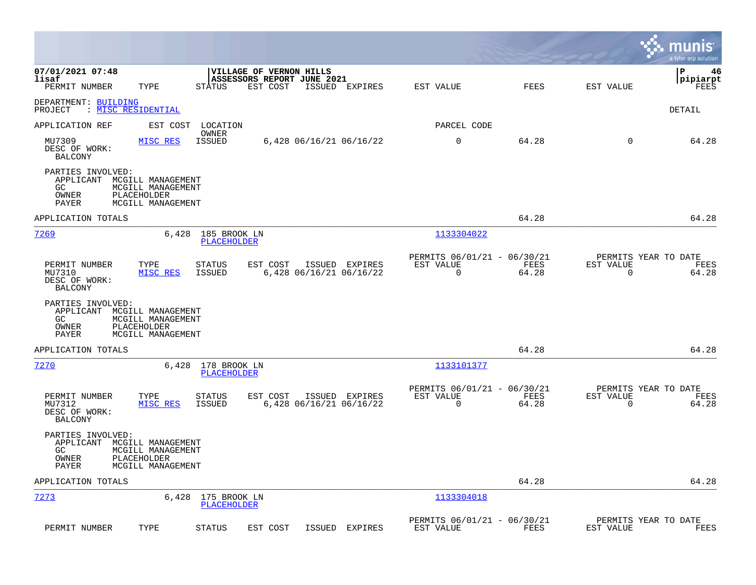07/01/2021 07:48
lisaf

VILLAGE OF VERNON HILLS
ASSESSORS REPORT JUNE 2021

P 46
pipiarpt

DEPARTMENT: BUILDING
PROJECT : MISC RESIDENTIAL

DETAIL

| PERMIT NUMBER | TYPE | STATUS | EST COST | ISSUED | EXPIRES | EST VALUE | FEES | EST VALUE | FEES |
|---|---|---|---|---|---|---|---|---|---|
| MU7309 | MISC RES | ISSUED | 6,428 | 06/16/21 | 06/16/22 | 0 | 64.28 | 0 | 64.28 |

DESC OF WORK:
BALCONY

PARTIES INVOLVED:
APPLICANT MCGILL MANAGEMENT
GC MCGILL MANAGEMENT
OWNER PLACEHOLDER
PAYER MCGILL MANAGEMENT

APPLICATION TOTALS 64.28 64.28

---

| APPLICATION REF | EST COST | LOCATION / OWNER | PARCEL CODE |
|---|---|---|---|
| 7269 | 6,428 | 185 BROOK LN / PLACEHOLDER | 1133304022 |

| PERMIT NUMBER | TYPE | STATUS | EST COST | ISSUED | EXPIRES | PERMITS 06/01/21 - 06/30/21 EST VALUE | FEES | PERMITS YEAR TO DATE EST VALUE | FEES |
|---|---|---|---|---|---|---|---|---|---|
| MU7310 | MISC RES | ISSUED | 6,428 | 06/16/21 | 06/16/22 | 0 | 64.28 | 0 | 64.28 |

DESC OF WORK:
BALCONY

PARTIES INVOLVED:
APPLICANT MCGILL MANAGEMENT
GC MCGILL MANAGEMENT
OWNER PLACEHOLDER
PAYER MCGILL MANAGEMENT

APPLICATION TOTALS 64.28 64.28

---

| APPLICATION REF | EST COST | LOCATION / OWNER | PARCEL CODE |
|---|---|---|---|
| 7270 | 6,428 | 178 BROOK LN / PLACEHOLDER | 1133101377 |

| PERMIT NUMBER | TYPE | STATUS | EST COST | ISSUED | EXPIRES | PERMITS 06/01/21 - 06/30/21 EST VALUE | FEES | PERMITS YEAR TO DATE EST VALUE | FEES |
|---|---|---|---|---|---|---|---|---|---|
| MU7312 | MISC RES | ISSUED | 6,428 | 06/16/21 | 06/16/22 | 0 | 64.28 | 0 | 64.28 |

DESC OF WORK:
BALCONY

PARTIES INVOLVED:
APPLICANT MCGILL MANAGEMENT
GC MCGILL MANAGEMENT
OWNER PLACEHOLDER
PAYER MCGILL MANAGEMENT

APPLICATION TOTALS 64.28 64.28

---

| APPLICATION REF | EST COST | LOCATION / OWNER | PARCEL CODE |
|---|---|---|---|
| 7273 | 6,428 | 175 BROOK LN / PLACEHOLDER | 1133304018 |

| PERMIT NUMBER | TYPE | STATUS | EST COST | ISSUED | EXPIRES | PERMITS 06/01/21 - 06/30/21 EST VALUE | FEES | PERMITS YEAR TO DATE EST VALUE | FEES |
|---|---|---|---|---|---|---|---|---|---|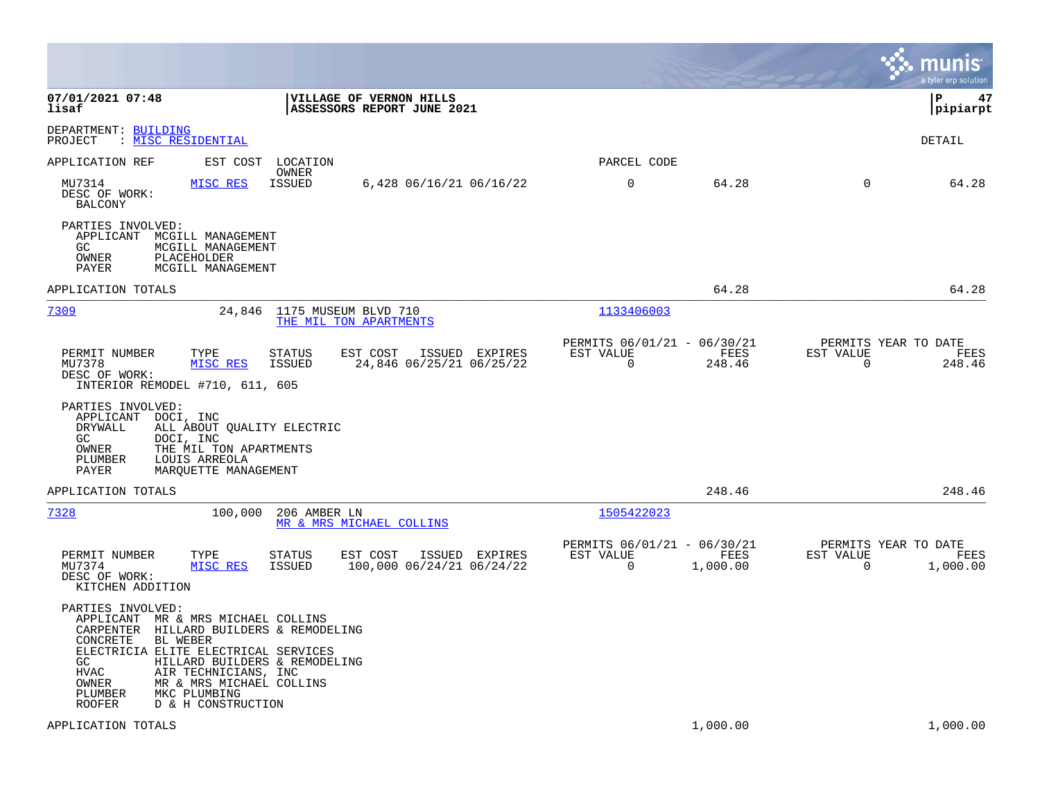**07/01/2021 07:48**
**lisaf**

**VILLAGE OF VERNON HILLS**
**ASSESSORS REPORT JUNE 2021**

**P 47**
**pipiarpt**

DEPARTMENT: BUILDING
PROJECT : MISC RESIDENTIAL

DETAIL

APPLICATION REF | EST COST | LOCATION / OWNER | PARCEL CODE

| | TYPE | STATUS | EST COST | ISSUED | EXPIRES | EST VALUE | FEES | EST VALUE | FEES |
|---|---|---|---|---|---|---|---|---|---|
| MU7314 | MISC RES | ISSUED | 6,428 | 06/16/21 | 06/16/22 | 0 | 64.28 | 0 | 64.28 |

DESC OF WORK:
BALCONY

PARTIES INVOLVED:
- APPLICANT MCGILL MANAGEMENT
- GC MCGILL MANAGEMENT
- OWNER PLACEHOLDER
- PAYER MCGILL MANAGEMENT

APPLICATION TOTALS 64.28 64.28

---

**7309** 24,846 1175 MUSEUM BLVD 710
THE MIL TON APARTMENTS
PARCEL CODE: 1133406003

| PERMIT NUMBER | TYPE | STATUS | EST COST | ISSUED | EXPIRES | PERMITS 06/01/21 - 06/30/21 EST VALUE | FEES | PERMITS YEAR TO DATE EST VALUE | FEES |
|---|---|---|---|---|---|---|---|---|---|
| MU7378 | MISC RES | ISSUED | 24,846 | 06/25/21 | 06/25/22 | 0 | 248.46 | 0 | 248.46 |

DESC OF WORK:
INTERIOR REMODEL #710, 611, 605

PARTIES INVOLVED:
- APPLICANT DOCI, INC
- DRYWALL ALL ABOUT QUALITY ELECTRIC
- GC DOCI, INC
- OWNER THE MIL TON APARTMENTS
- PLUMBER LOUIS ARREOLA
- PAYER MARQUETTE MANAGEMENT

APPLICATION TOTALS 248.46 248.46

---

**7328** 100,000 206 AMBER LN
MR & MRS MICHAEL COLLINS
PARCEL CODE: 1505422023

| PERMIT NUMBER | TYPE | STATUS | EST COST | ISSUED | EXPIRES | PERMITS 06/01/21 - 06/30/21 EST VALUE | FEES | PERMITS YEAR TO DATE EST VALUE | FEES |
|---|---|---|---|---|---|---|---|---|---|
| MU7374 | MISC RES | ISSUED | 100,000 | 06/24/21 | 06/24/22 | 0 | 1,000.00 | 0 | 1,000.00 |

DESC OF WORK:
KITCHEN ADDITION

PARTIES INVOLVED:
- APPLICANT MR & MRS MICHAEL COLLINS
- CARPENTER HILLARD BUILDERS & REMODELING
- CONCRETE BL WEBER
- ELECTRICIA ELITE ELECTRICAL SERVICES
- GC HILLARD BUILDERS & REMODELING
- HVAC AIR TECHNICIANS, INC
- OWNER MR & MRS MICHAEL COLLINS
- PLUMBER MKC PLUMBING
- ROOFER D & H CONSTRUCTION

APPLICATION TOTALS 1,000.00 1,000.00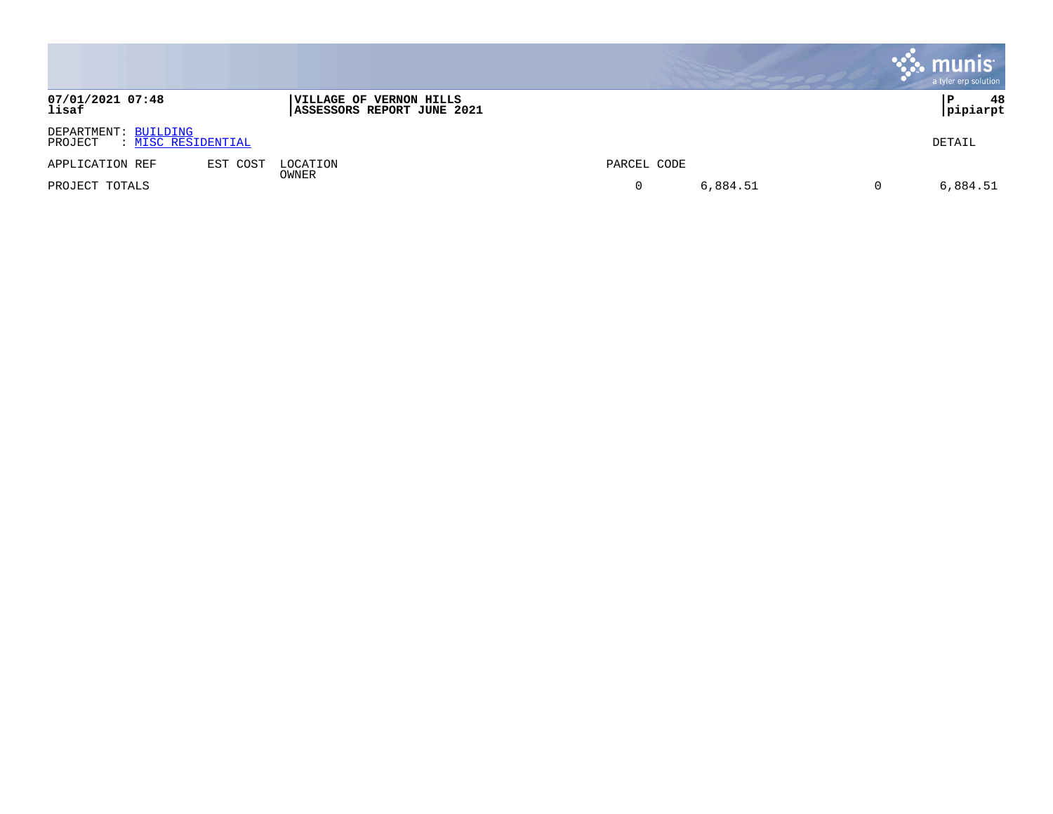**07/01/2021 07:48**
**lisaf**

**VILLAGE OF VERNON HILLS**
**ASSESSORS REPORT JUNE 2021**

**P 48**
**pipiarpt**

DEPARTMENT: BUILDING
PROJECT : MISC RESIDENTIAL

DETAIL

| APPLICATION REF | EST COST | LOCATION OWNER | PARCEL CODE | | | |
|---|---|---|---|---|---|---|
| PROJECT TOTALS | | | 0 | 6,884.51 | 0 | 6,884.51 |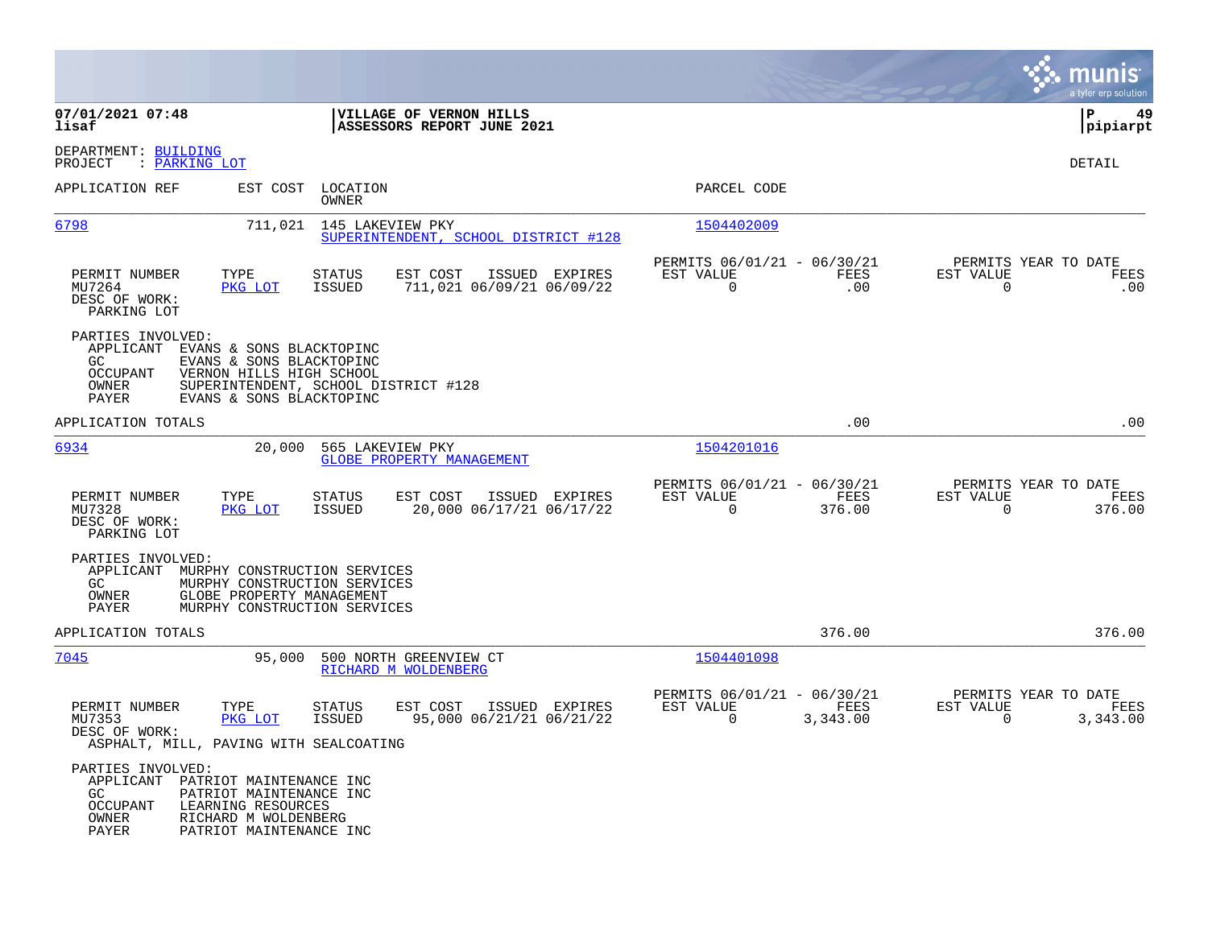**07/01/2021 07:48**
**lisaf**

**VILLAGE OF VERNON HILLS**
**ASSESSORS REPORT JUNE 2021**

**P 49**
**pipiarpt**

DEPARTMENT: BUILDING
PROJECT : PARKING LOT

DETAIL

| APPLICATION REF | EST COST | LOCATION / OWNER | PARCEL CODE |
|---|---|---|---|
| 6798 | 711,021 | 145 LAKEVIEW PKY / SUPERINTENDENT, SCHOOL DISTRICT #128 | 1504402009 |

| PERMIT NUMBER | TYPE | STATUS | EST COST | ISSUED | EXPIRES | PERMITS 06/01/21 - 06/30/21 EST VALUE | FEES | PERMITS YEAR TO DATE EST VALUE | FEES |
|---|---|---|---|---|---|---|---|---|---|
| MU7264 | PKG LOT | ISSUED | 711,021 | 06/09/21 | 06/09/22 | 0 | .00 | 0 | .00 |

DESC OF WORK:
PARKING LOT

PARTIES INVOLVED:
- APPLICANT: EVANS & SONS BLACKTOPINC
- GC: EVANS & SONS BLACKTOPINC
- OCCUPANT: VERNON HILLS HIGH SCHOOL
- OWNER: SUPERINTENDENT, SCHOOL DISTRICT #128
- PAYER: EVANS & SONS BLACKTOPINC

APPLICATION TOTALS: .00 / .00

| APPLICATION REF | EST COST | LOCATION / OWNER | PARCEL CODE |
|---|---|---|---|
| 6934 | 20,000 | 565 LAKEVIEW PKY / GLOBE PROPERTY MANAGEMENT | 1504201016 |

| PERMIT NUMBER | TYPE | STATUS | EST COST | ISSUED | EXPIRES | PERMITS 06/01/21 - 06/30/21 EST VALUE | FEES | PERMITS YEAR TO DATE EST VALUE | FEES |
|---|---|---|---|---|---|---|---|---|---|
| MU7328 | PKG LOT | ISSUED | 20,000 | 06/17/21 | 06/17/22 | 0 | 376.00 | 0 | 376.00 |

DESC OF WORK:
PARKING LOT

PARTIES INVOLVED:
- APPLICANT: MURPHY CONSTRUCTION SERVICES
- GC: MURPHY CONSTRUCTION SERVICES
- OWNER: GLOBE PROPERTY MANAGEMENT
- PAYER: MURPHY CONSTRUCTION SERVICES

APPLICATION TOTALS: 376.00 / 376.00

| APPLICATION REF | EST COST | LOCATION / OWNER | PARCEL CODE |
|---|---|---|---|
| 7045 | 95,000 | 500 NORTH GREENVIEW CT / RICHARD M WOLDENBERG | 1504401098 |

| PERMIT NUMBER | TYPE | STATUS | EST COST | ISSUED | EXPIRES | PERMITS 06/01/21 - 06/30/21 EST VALUE | FEES | PERMITS YEAR TO DATE EST VALUE | FEES |
|---|---|---|---|---|---|---|---|---|---|
| MU7353 | PKG LOT | ISSUED | 95,000 | 06/21/21 | 06/21/22 | 0 | 3,343.00 | 0 | 3,343.00 |

DESC OF WORK:
ASPHALT, MILL, PAVING WITH SEALCOATING

PARTIES INVOLVED:
- APPLICANT: PATRIOT MAINTENANCE INC
- GC: PATRIOT MAINTENANCE INC
- OCCUPANT: LEARNING RESOURCES
- OWNER: RICHARD M WOLDENBERG
- PAYER: PATRIOT MAINTENANCE INC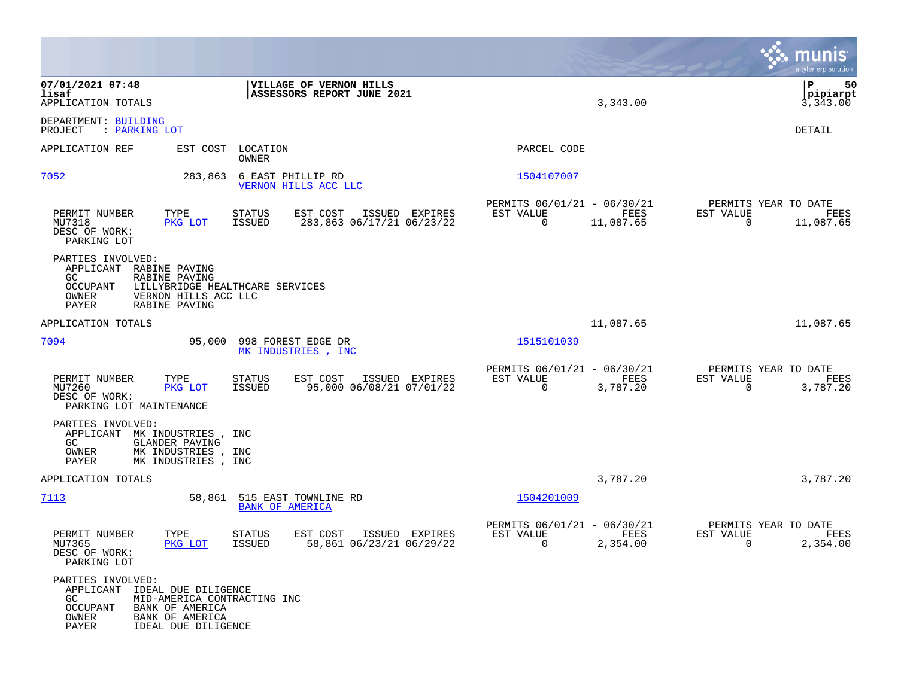07/01/2021 07:48 | VILLAGE OF VERNON HILLS | P 50
lisaf | ASSESSORS REPORT JUNE 2021 | pipiarpt
APPLICATION TOTALS | 3,343.00 | 3,343.00

DEPARTMENT: BUILDING
PROJECT : PARKING LOT

DETAIL

| APPLICATION REF | EST COST | LOCATION / OWNER | PARCEL CODE |
|---|---|---|---|
| 7052 | 283,863 | 6 EAST PHILLIP RD / VERNON HILLS ACC LLC | 1504107007 |

| PERMIT NUMBER | TYPE | STATUS | EST COST | ISSUED | EXPIRES | PERMITS 06/01/21 - 06/30/21 EST VALUE | FEES | PERMITS YEAR TO DATE EST VALUE | FEES |
|---|---|---|---|---|---|---|---|---|---|
| MU7318 | PKG LOT | ISSUED | 283,863 | 06/17/21 | 06/23/22 | 0 | 11,087.65 | 0 | 11,087.65 |

DESC OF WORK:
PARKING LOT

PARTIES INVOLVED:
- APPLICANT RABINE PAVING
- GC RABINE PAVING
- OCCUPANT LILLYBRIDGE HEALTHCARE SERVICES
- OWNER VERNON HILLS ACC LLC
- PAYER RABINE PAVING

APPLICATION TOTALS | 11,087.65 | 11,087.65

| APPLICATION REF | EST COST | LOCATION / OWNER | PARCEL CODE |
|---|---|---|---|
| 7094 | 95,000 | 998 FOREST EDGE DR / MK INDUSTRIES , INC | 1515101039 |

| PERMIT NUMBER | TYPE | STATUS | EST COST | ISSUED | EXPIRES | PERMITS 06/01/21 - 06/30/21 EST VALUE | FEES | PERMITS YEAR TO DATE EST VALUE | FEES |
|---|---|---|---|---|---|---|---|---|---|
| MU7260 | PKG LOT | ISSUED | 95,000 | 06/08/21 | 07/01/22 | 0 | 3,787.20 | 0 | 3,787.20 |

DESC OF WORK:
PARKING LOT MAINTENANCE

PARTIES INVOLVED:
- APPLICANT MK INDUSTRIES , INC
- GC GLANDER PAVING
- OWNER MK INDUSTRIES , INC
- PAYER MK INDUSTRIES , INC

APPLICATION TOTALS | 3,787.20 | 3,787.20

| APPLICATION REF | EST COST | LOCATION / OWNER | PARCEL CODE |
|---|---|---|---|
| 7113 | 58,861 | 515 EAST TOWNLINE RD / BANK OF AMERICA | 1504201009 |

| PERMIT NUMBER | TYPE | STATUS | EST COST | ISSUED | EXPIRES | PERMITS 06/01/21 - 06/30/21 EST VALUE | FEES | PERMITS YEAR TO DATE EST VALUE | FEES |
|---|---|---|---|---|---|---|---|---|---|
| MU7365 | PKG LOT | ISSUED | 58,861 | 06/23/21 | 06/29/22 | 0 | 2,354.00 | 0 | 2,354.00 |

DESC OF WORK:
PARKING LOT

PARTIES INVOLVED:
- APPLICANT IDEAL DUE DILIGENCE
- GC MID-AMERICA CONTRACTING INC
- OCCUPANT BANK OF AMERICA
- OWNER BANK OF AMERICA
- PAYER IDEAL DUE DILIGENCE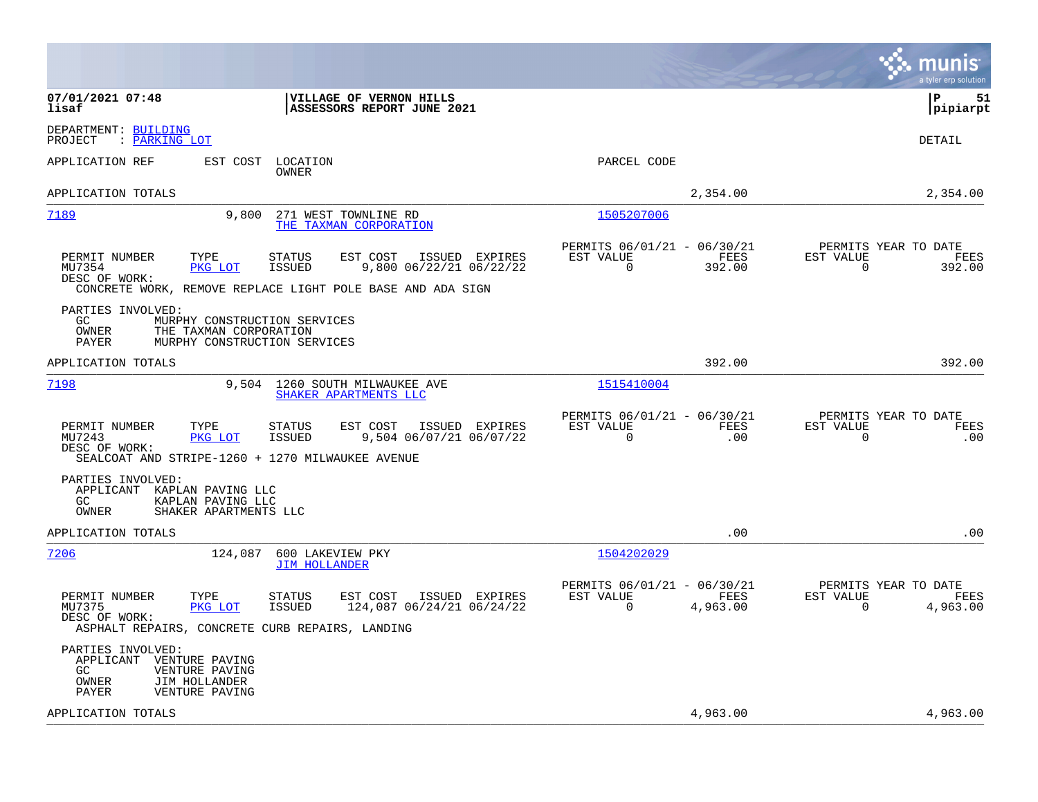**07/01/2021 07:48**
**lisaf**

**VILLAGE OF VERNON HILLS**
**ASSESSORS REPORT JUNE 2021**

**P 51**
**pipiarpt**

DEPARTMENT: BUILDING
PROJECT : PARKING LOT

DETAIL

| APPLICATION REF | EST COST | LOCATION / OWNER | PARCEL CODE | | |
|---|---|---|---|---|---|
| APPLICATION TOTALS | | | | 2,354.00 | 2,354.00 |

---

**7189** — 9,800 — 271 WEST TOWNLINE RD — THE TAXMAN CORPORATION — 1505207006

| PERMIT NUMBER | TYPE | STATUS | EST COST | ISSUED | EXPIRES | PERMITS 06/01/21 - 06/30/21 EST VALUE | FEES | PERMITS YEAR TO DATE EST VALUE | FEES |
|---|---|---|---|---|---|---|---|---|---|
| MU7354 | PKG LOT | ISSUED | 9,800 | 06/22/21 | 06/22/22 | 0 | 392.00 | 0 | 392.00 |

DESC OF WORK:
CONCRETE WORK, REMOVE REPLACE LIGHT POLE BASE AND ADA SIGN

PARTIES INVOLVED:
- GC MURPHY CONSTRUCTION SERVICES
- OWNER THE TAXMAN CORPORATION
- PAYER MURPHY CONSTRUCTION SERVICES

APPLICATION TOTALS 392.00 392.00

---

**7198** — 9,504 — 1260 SOUTH MILWAUKEE AVE — SHAKER APARTMENTS LLC — 1515410004

| PERMIT NUMBER | TYPE | STATUS | EST COST | ISSUED | EXPIRES | PERMITS 06/01/21 - 06/30/21 EST VALUE | FEES | PERMITS YEAR TO DATE EST VALUE | FEES |
|---|---|---|---|---|---|---|---|---|---|
| MU7243 | PKG LOT | ISSUED | 9,504 | 06/07/21 | 06/07/22 | 0 | .00 | 0 | .00 |

DESC OF WORK:
SEALCOAT AND STRIPE-1260 + 1270 MILWAUKEE AVENUE

PARTIES INVOLVED:
- APPLICANT KAPLAN PAVING LLC
- GC KAPLAN PAVING LLC
- OWNER SHAKER APARTMENTS LLC

APPLICATION TOTALS .00 .00

---

**7206** — 124,087 — 600 LAKEVIEW PKY — JIM HOLLANDER — 1504202029

| PERMIT NUMBER | TYPE | STATUS | EST COST | ISSUED | EXPIRES | PERMITS 06/01/21 - 06/30/21 EST VALUE | FEES | PERMITS YEAR TO DATE EST VALUE | FEES |
|---|---|---|---|---|---|---|---|---|---|
| MU7375 | PKG LOT | ISSUED | 124,087 | 06/24/21 | 06/24/22 | 0 | 4,963.00 | 0 | 4,963.00 |

DESC OF WORK:
ASPHALT REPAIRS, CONCRETE CURB REPAIRS, LANDING

PARTIES INVOLVED:
- APPLICANT VENTURE PAVING
- GC VENTURE PAVING
- OWNER JIM HOLLANDER
- PAYER VENTURE PAVING

APPLICATION TOTALS 4,963.00 4,963.00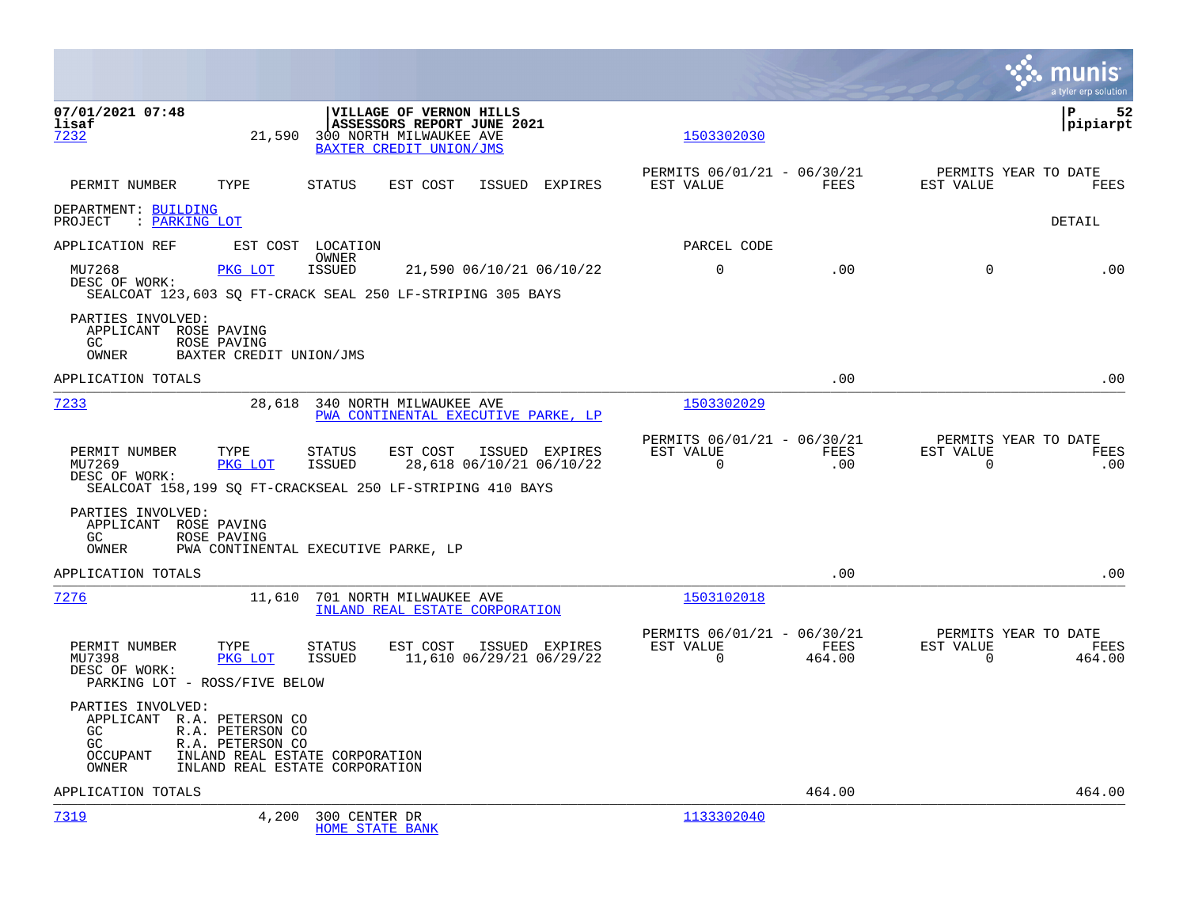07/01/2021 07:48
lisaf

**VILLAGE OF VERNON HILLS**
**ASSESSORS REPORT JUNE 2021**

P 52
pipiarpt

[7232](#) 21,590 300 NORTH MILWAUKEE AVE
[BAXTER CREDIT UNION/JMS](#)
[1503302030](#)

| PERMIT NUMBER | TYPE | STATUS | EST COST | ISSUED | EXPIRES | PERMITS 06/01/21 - 06/30/21 EST VALUE | FEES | PERMITS YEAR TO DATE EST VALUE | FEES |
|---|---|---|---|---|---|---|---|---|---|

DEPARTMENT: [BUILDING](#)
PROJECT : [PARKING LOT](#)

DETAIL

| APPLICATION REF | EST COST | LOCATION / OWNER | | | PARCEL CODE | | | |
|---|---|---|---|---|---|---|---|---|
| MU7268 | [PKG LOT](#) | ISSUED | 21,590 06/10/21 | 06/10/22 | 0 | .00 | 0 | .00 |

DESC OF WORK:
SEALCOAT 123,603 SQ FT-CRACK SEAL 250 LF-STRIPING 305 BAYS

PARTIES INVOLVED:
APPLICANT ROSE PAVING
GC ROSE PAVING
OWNER BAXTER CREDIT UNION/JMS

APPLICATION TOTALS .00 .00

---

[7233](#) 28,618 340 NORTH MILWAUKEE AVE
[PWA CONTINENTAL EXECUTIVE PARKE, LP](#)
[1503302029](#)

| PERMIT NUMBER | TYPE | STATUS | EST COST | ISSUED | EXPIRES | PERMITS 06/01/21 - 06/30/21 EST VALUE | FEES | PERMITS YEAR TO DATE EST VALUE | FEES |
|---|---|---|---|---|---|---|---|---|---|
| MU7269 | [PKG LOT](#) | ISSUED | 28,618 | 06/10/21 | 06/10/22 | 0 | .00 | 0 | .00 |

DESC OF WORK:
SEALCOAT 158,199 SQ FT-CRACKSEAL 250 LF-STRIPING 410 BAYS

PARTIES INVOLVED:
APPLICANT ROSE PAVING
GC ROSE PAVING
OWNER PWA CONTINENTAL EXECUTIVE PARKE, LP

APPLICATION TOTALS .00 .00

---

[7276](#) 11,610 701 NORTH MILWAUKEE AVE
[INLAND REAL ESTATE CORPORATION](#)
[1503102018](#)

| PERMIT NUMBER | TYPE | STATUS | EST COST | ISSUED | EXPIRES | PERMITS 06/01/21 - 06/30/21 EST VALUE | FEES | PERMITS YEAR TO DATE EST VALUE | FEES |
|---|---|---|---|---|---|---|---|---|---|
| MU7398 | [PKG LOT](#) | ISSUED | 11,610 | 06/29/21 | 06/29/22 | 0 | 464.00 | 0 | 464.00 |

DESC OF WORK:
PARKING LOT - ROSS/FIVE BELOW

PARTIES INVOLVED:
APPLICANT R.A. PETERSON CO
GC R.A. PETERSON CO
GC R.A. PETERSON CO
OCCUPANT INLAND REAL ESTATE CORPORATION
OWNER INLAND REAL ESTATE CORPORATION

APPLICATION TOTALS 464.00 464.00

---

[7319](#) 4,200 300 CENTER DR
[HOME STATE BANK](#)
[1133302040](#)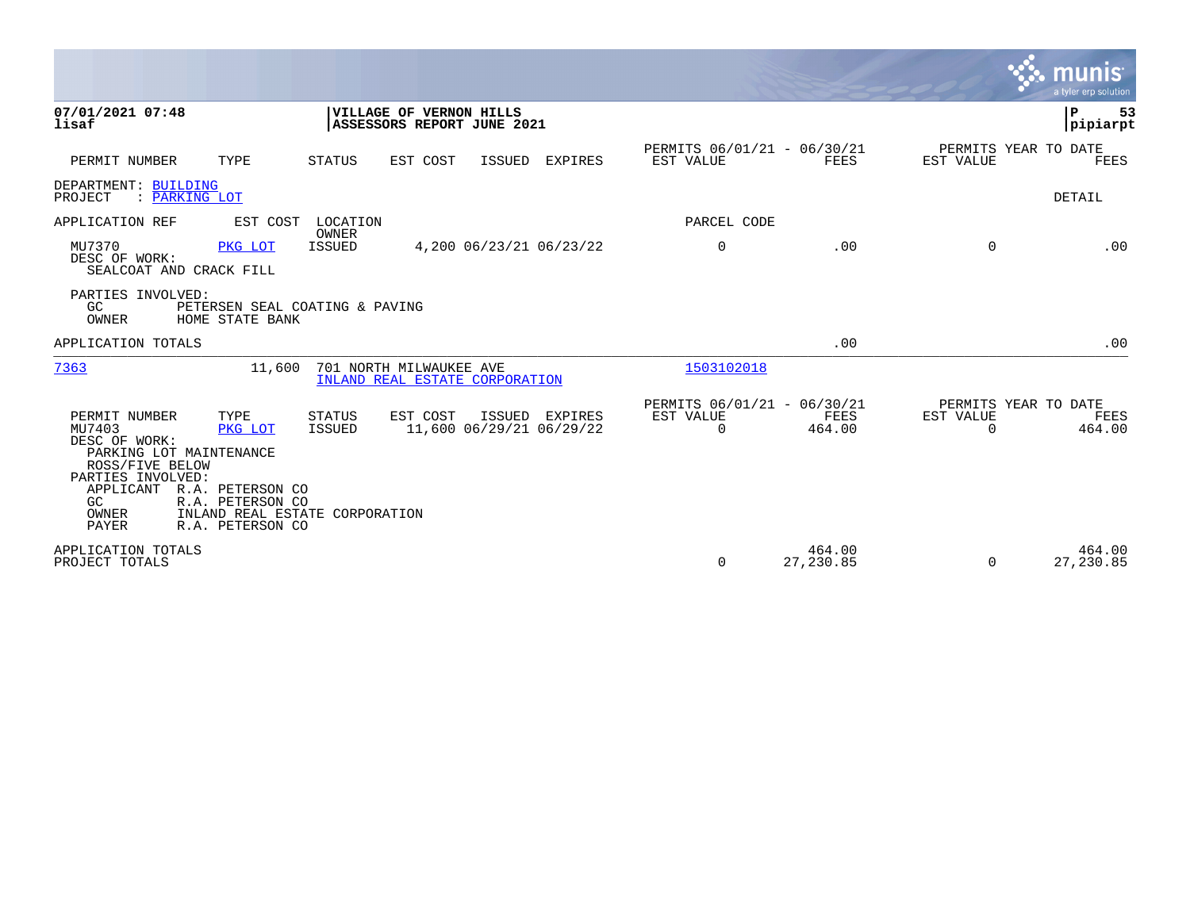**07/01/2021 07:48**
**lisaf**

**VILLAGE OF VERNON HILLS**
**ASSESSORS REPORT JUNE 2021**

**P 53**
**pipiarpt**

| PERMIT NUMBER | TYPE | STATUS | EST COST | ISSUED | EXPIRES | PERMITS 06/01/21 - 06/30/21 EST VALUE | FEES | PERMITS YEAR TO DATE EST VALUE | FEES |
|---|---|---|---|---|---|---|---|---|---|

DEPARTMENT: BUILDING
PROJECT : PARKING LOT

DETAIL

| APPLICATION REF | EST COST | LOCATION / OWNER | | PARCEL CODE | | | |
|---|---|---|---|---|---|---|---|
| MU7370 | PKG LOT | ISSUED | 4,200 06/23/21 06/23/22 | 0 | .00 | 0 | .00 |

DESC OF WORK:
SEALCOAT AND CRACK FILL

PARTIES INVOLVED:
GC PETERSEN SEAL COATING & PAVING
OWNER HOME STATE BANK

APPLICATION TOTALS .00 .00

| APPLICATION REF | EST COST | LOCATION | PARCEL CODE |
|---|---|---|---|
| 7363 | 11,600 | 701 NORTH MILWAUKEE AVE / INLAND REAL ESTATE CORPORATION | 1503102018 |

| PERMIT NUMBER | TYPE | STATUS | EST COST | ISSUED | EXPIRES | PERMITS 06/01/21 - 06/30/21 EST VALUE | FEES | PERMITS YEAR TO DATE EST VALUE | FEES |
|---|---|---|---|---|---|---|---|---|---|
| MU7403 | PKG LOT | ISSUED | 11,600 | 06/29/21 | 06/29/22 | 0 | 464.00 | 0 | 464.00 |

DESC OF WORK:
PARKING LOT MAINTENANCE
ROSS/FIVE BELOW

PARTIES INVOLVED:
APPLICANT R.A. PETERSON CO
GC R.A. PETERSON CO
OWNER INLAND REAL ESTATE CORPORATION
PAYER R.A. PETERSON CO

| | EST VALUE | FEES | EST VALUE | FEES |
|---|---|---|---|---|
| APPLICATION TOTALS | | 464.00 | | 464.00 |
| PROJECT TOTALS | 0 | 27,230.85 | 0 | 27,230.85 |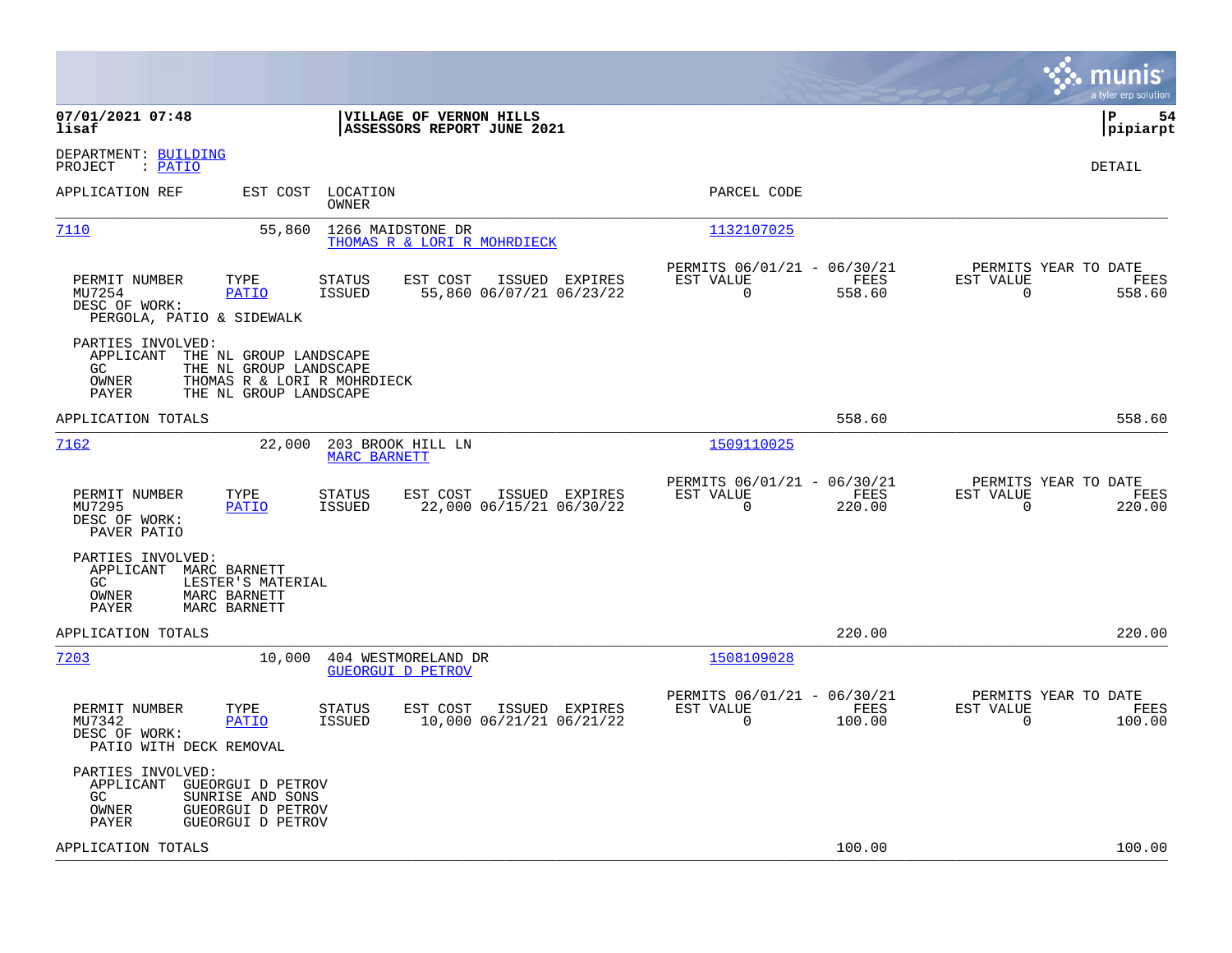**07/01/2021 07:48**
**lisaf**

**VILLAGE OF VERNON HILLS**
**ASSESSORS REPORT JUNE 2021**

**pipiarpt**

DEPARTMENT: BUILDING
PROJECT : PATIO

DETAIL

| APPLICATION REF | EST COST | LOCATION / OWNER | PARCEL CODE |
|---|---|---|---|
| 7110 | 55,860 | 1266 MAIDSTONE DR / THOMAS R & LORI R MOHRDIECK | 1132107025 |

| PERMIT NUMBER | TYPE | STATUS | EST COST | ISSUED | EXPIRES | PERMITS 06/01/21 - 06/30/21 EST VALUE | FEES | PERMITS YEAR TO DATE EST VALUE | FEES |
|---|---|---|---|---|---|---|---|---|---|
| MU7254 | PATIO | ISSUED | 55,860 | 06/07/21 | 06/23/22 | 0 | 558.60 | 0 | 558.60 |

DESC OF WORK:
PERGOLA, PATIO & SIDEWALK

PARTIES INVOLVED:
- APPLICANT THE NL GROUP LANDSCAPE
- GC THE NL GROUP LANDSCAPE
- OWNER THOMAS R & LORI R MOHRDIECK
- PAYER THE NL GROUP LANDSCAPE

APPLICATION TOTALS 558.60 558.60

| APPLICATION REF | EST COST | LOCATION / OWNER | PARCEL CODE |
|---|---|---|---|
| 7162 | 22,000 | 203 BROOK HILL LN / MARC BARNETT | 1509110025 |

| PERMIT NUMBER | TYPE | STATUS | EST COST | ISSUED | EXPIRES | PERMITS 06/01/21 - 06/30/21 EST VALUE | FEES | PERMITS YEAR TO DATE EST VALUE | FEES |
|---|---|---|---|---|---|---|---|---|---|
| MU7295 | PATIO | ISSUED | 22,000 | 06/15/21 | 06/30/22 | 0 | 220.00 | 0 | 220.00 |

DESC OF WORK:
PAVER PATIO

PARTIES INVOLVED:
- APPLICANT MARC BARNETT
- GC LESTER'S MATERIAL
- OWNER MARC BARNETT
- PAYER MARC BARNETT

APPLICATION TOTALS 220.00 220.00

| APPLICATION REF | EST COST | LOCATION / OWNER | PARCEL CODE |
|---|---|---|---|
| 7203 | 10,000 | 404 WESTMORELAND DR / GUEORGUI D PETROV | 1508109028 |

| PERMIT NUMBER | TYPE | STATUS | EST COST | ISSUED | EXPIRES | PERMITS 06/01/21 - 06/30/21 EST VALUE | FEES | PERMITS YEAR TO DATE EST VALUE | FEES |
|---|---|---|---|---|---|---|---|---|---|
| MU7342 | PATIO | ISSUED | 10,000 | 06/21/21 | 06/21/22 | 0 | 100.00 | 0 | 100.00 |

DESC OF WORK:
PATIO WITH DECK REMOVAL

PARTIES INVOLVED:
- APPLICANT GUEORGUI D PETROV
- GC SUNRISE AND SONS
- OWNER GUEORGUI D PETROV
- PAYER GUEORGUI D PETROV

APPLICATION TOTALS 100.00 100.00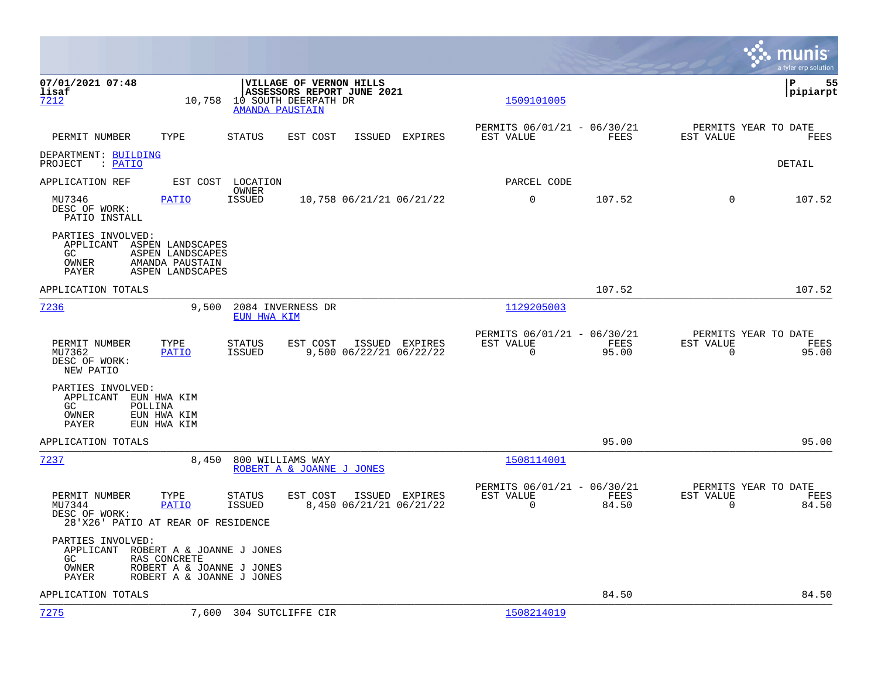07/01/2021 07:48 | VILLAGE OF VERNON HILLS
lisaf | ASSESSORS REPORT JUNE 2021 | pipiarpt

7212 10,758 10 SOUTH DEERPATH DR 1509101005
AMANDA PAUSTAIN

| PERMIT NUMBER | TYPE | STATUS | EST COST | ISSUED | EXPIRES | PERMITS 06/01/21 - 06/30/21 EST VALUE | FEES | PERMITS YEAR TO DATE EST VALUE | FEES |
|---|---|---|---|---|---|---|---|---|---|

DEPARTMENT: BUILDING
PROJECT : PATIO DETAIL

APPLICATION REF EST COST LOCATION PARCEL CODE
OWNER

| MU7346 | PATIO | ISSUED | 10,758 | 06/21/21 | 06/21/22 | 0 | 107.52 | 0 | 107.52 |
|---|---|---|---|---|---|---|---|---|---|

DESC OF WORK:
PATIO INSTALL

PARTIES INVOLVED:
APPLICANT ASPEN LANDSCAPES
GC ASPEN LANDSCAPES
OWNER AMANDA PAUSTAIN
PAYER ASPEN LANDSCAPES

APPLICATION TOTALS 107.52 107.52

---

7236 9,500 2084 INVERNESS DR 1129205003
EUN HWA KIM

| PERMIT NUMBER | TYPE | STATUS | EST COST | ISSUED | EXPIRES | PERMITS 06/01/21 - 06/30/21 EST VALUE | FEES | PERMITS YEAR TO DATE EST VALUE | FEES |
|---|---|---|---|---|---|---|---|---|---|
| MU7362 | PATIO | ISSUED | 9,500 | 06/22/21 | 06/22/22 | 0 | 95.00 | 0 | 95.00 |

DESC OF WORK:
NEW PATIO

PARTIES INVOLVED:
APPLICANT EUN HWA KIM
GC POLLINA
OWNER EUN HWA KIM
PAYER EUN HWA KIM

APPLICATION TOTALS 95.00 95.00

---

7237 8,450 800 WILLIAMS WAY 1508114001
ROBERT A & JOANNE J JONES

| PERMIT NUMBER | TYPE | STATUS | EST COST | ISSUED | EXPIRES | PERMITS 06/01/21 - 06/30/21 EST VALUE | FEES | PERMITS YEAR TO DATE EST VALUE | FEES |
|---|---|---|---|---|---|---|---|---|---|
| MU7344 | PATIO | ISSUED | 8,450 | 06/21/21 | 06/21/22 | 0 | 84.50 | 0 | 84.50 |

DESC OF WORK:
28'X26' PATIO AT REAR OF RESIDENCE

PARTIES INVOLVED:
APPLICANT ROBERT A & JOANNE J JONES
GC RAS CONCRETE
OWNER ROBERT A & JOANNE J JONES
PAYER ROBERT A & JOANNE J JONES

APPLICATION TOTALS 84.50 84.50

---

7275 7,600 304 SUTCLIFFE CIR 1508214019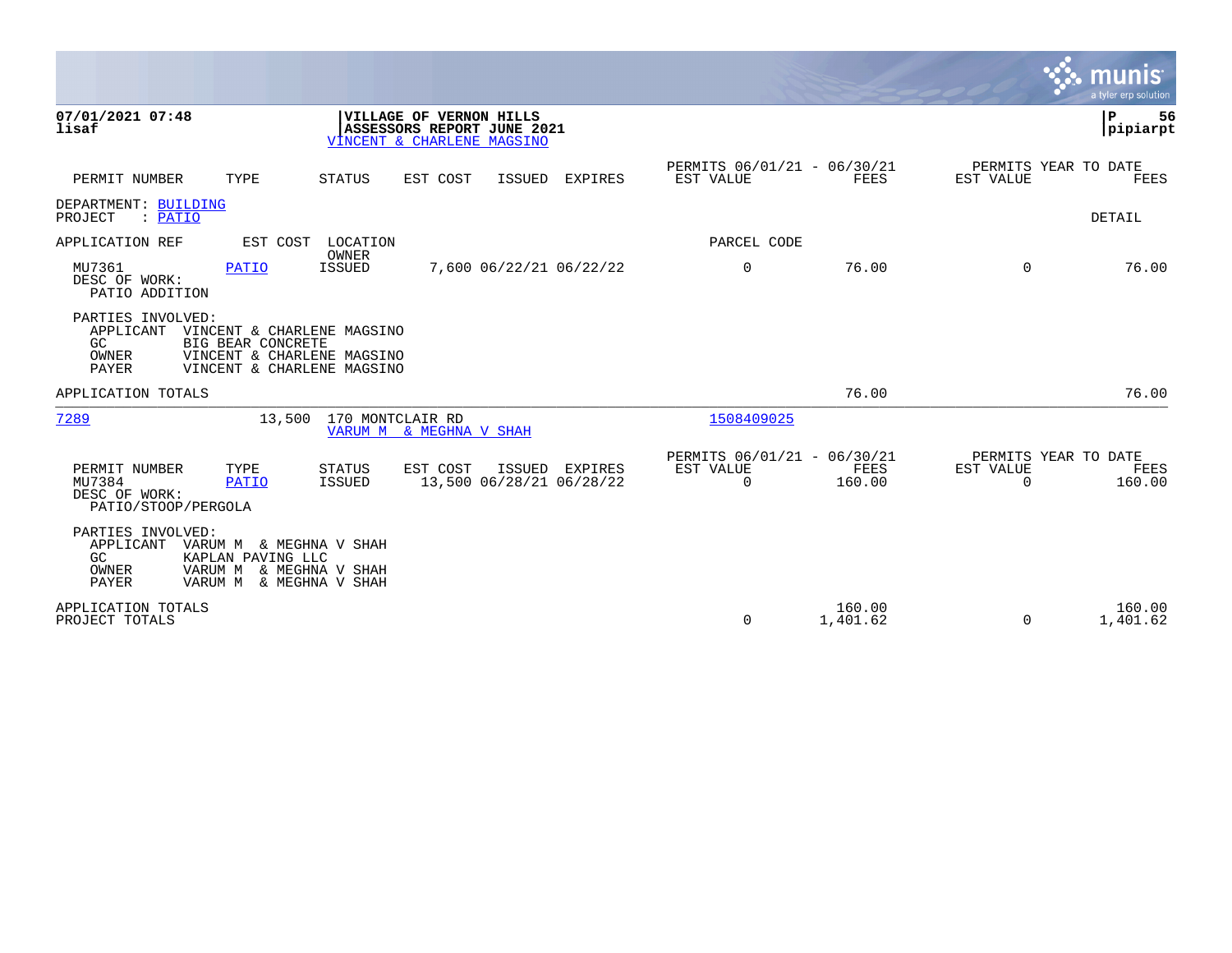**07/01/2021 07:48**
**lisaf**

**VILLAGE OF VERNON HILLS**
**ASSESSORS REPORT JUNE 2021**
VINCENT & CHARLENE MAGSINO

**P 56**
**pipiarpt**

| PERMIT NUMBER | TYPE | STATUS | EST COST | ISSUED | EXPIRES | PERMITS 06/01/21 - 06/30/21 EST VALUE | FEES | PERMITS YEAR TO DATE EST VALUE | FEES |
|---|---|---|---|---|---|---|---|---|---|

DEPARTMENT: BUILDING
PROJECT : PATIO

DETAIL

| APPLICATION REF | EST COST | LOCATION OWNER | | | | PARCEL CODE | | | |
|---|---|---|---|---|---|---|---|---|---|
| MU7361 | PATIO | ISSUED | 7,600 | 06/22/21 | 06/22/22 | 0 | 76.00 | 0 | 76.00 |

DESC OF WORK:
PATIO ADDITION

PARTIES INVOLVED:
- APPLICANT VINCENT & CHARLENE MAGSINO
- GC BIG BEAR CONCRETE
- OWNER VINCENT & CHARLENE MAGSINO
- PAYER VINCENT & CHARLENE MAGSINO

APPLICATION TOTALS — 76.00 — 76.00

---

7289 — 13,500 — 170 MONTCLAIR RD — VARUM M & MEGHNA V SHAH — 1508409025

| PERMIT NUMBER | TYPE | STATUS | EST COST | ISSUED | EXPIRES | PERMITS 06/01/21 - 06/30/21 EST VALUE | FEES | PERMITS YEAR TO DATE EST VALUE | FEES |
|---|---|---|---|---|---|---|---|---|---|
| MU7384 | PATIO | ISSUED | 13,500 | 06/28/21 | 06/28/22 | 0 | 160.00 | 0 | 160.00 |

DESC OF WORK:
PATIO/STOOP/PERGOLA

PARTIES INVOLVED:
- APPLICANT VARUM M & MEGHNA V SHAH
- GC KAPLAN PAVING LLC
- OWNER VARUM M & MEGHNA V SHAH
- PAYER VARUM M & MEGHNA V SHAH

| | EST VALUE | FEES | EST VALUE | FEES |
|---|---|---|---|---|
| APPLICATION TOTALS | | 160.00 | | 160.00 |
| PROJECT TOTALS | 0 | 1,401.62 | 0 | 1,401.62 |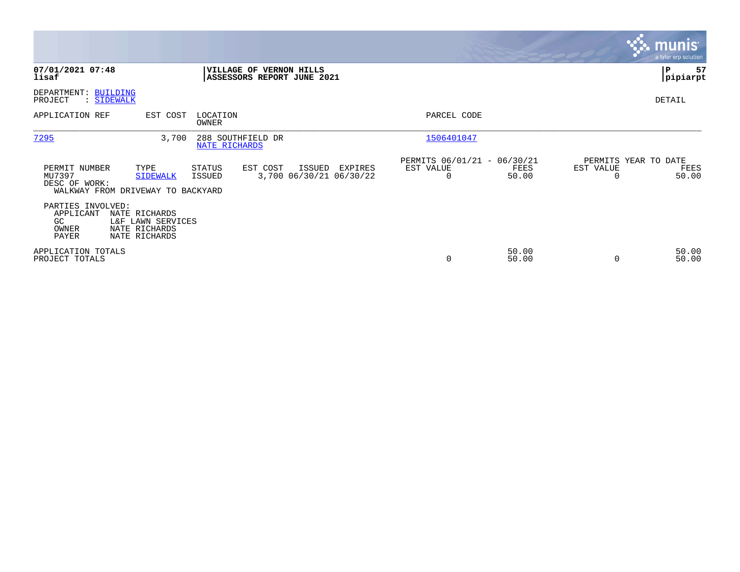**07/01/2021 07:48**
**lisaf**

**VILLAGE OF VERNON HILLS**
**ASSESSORS REPORT JUNE 2021**

**P 57**
**pipiarpt**

DEPARTMENT: BUILDING
PROJECT : SIDEWALK

DETAIL

| APPLICATION REF | EST COST | LOCATION / OWNER | PARCEL CODE |
|---|---|---|---|
| 7295 | 3,700 | 288 SOUTHFIELD DR / NATE RICHARDS | 1506401047 |

| PERMIT NUMBER | TYPE | STATUS | EST COST | ISSUED | EXPIRES | PERMITS 06/01/21 - 06/30/21 EST VALUE | FEES | PERMITS YEAR TO DATE EST VALUE | FEES |
|---|---|---|---|---|---|---|---|---|---|
| MU7397 | SIDEWALK | ISSUED | 3,700 | 06/30/21 | 06/30/22 | 0 | 50.00 | 0 | 50.00 |

DESC OF WORK:
WALKWAY FROM DRIVEWAY TO BACKYARD

PARTIES INVOLVED:

| | |
|---|---|
| APPLICANT | NATE RICHARDS |
| GC | L&F LAWN SERVICES |
| OWNER | NATE RICHARDS |
| PAYER | NATE RICHARDS |

| | EST VALUE | FEES | EST VALUE | FEES |
|---|---|---|---|---|
| APPLICATION TOTALS | | 50.00 | | 50.00 |
| PROJECT TOTALS | 0 | 50.00 | 0 | 50.00 |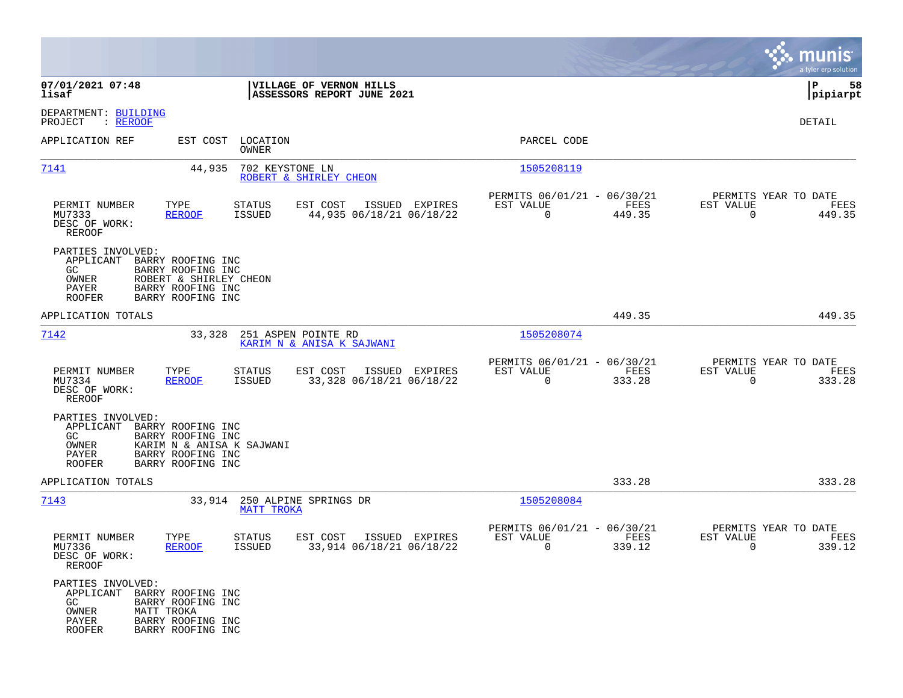07/01/2021 07:48 | VILLAGE OF VERNON HILLS | P 58
lisaf | ASSESSORS REPORT JUNE 2021 | pipiarpt

DEPARTMENT: BUILDING
PROJECT : REROOF

DETAIL

| APPLICATION REF | EST COST | LOCATION / OWNER | PARCEL CODE |
|---|---|---|---|
| 7141 | 44,935 | 702 KEYSTONE LN / ROBERT & SHIRLEY CHEON | 1505208119 |

| PERMIT NUMBER | TYPE | STATUS | EST COST | ISSUED | EXPIRES | PERMITS 06/01/21 - 06/30/21 EST VALUE | FEES | PERMITS YEAR TO DATE EST VALUE | FEES |
|---|---|---|---|---|---|---|---|---|---|
| MU7333 | REROOF | ISSUED | 44,935 | 06/18/21 | 06/18/22 | 0 | 449.35 | 0 | 449.35 |

DESC OF WORK:
REROOF

PARTIES INVOLVED:
- APPLICANT BARRY ROOFING INC
- GC BARRY ROOFING INC
- OWNER ROBERT & SHIRLEY CHEON
- PAYER BARRY ROOFING INC
- ROOFER BARRY ROOFING INC

APPLICATION TOTALS 449.35 449.35

| APPLICATION REF | EST COST | LOCATION / OWNER | PARCEL CODE |
|---|---|---|---|
| 7142 | 33,328 | 251 ASPEN POINTE RD / KARIM N & ANISA K SAJWANI | 1505208074 |

| PERMIT NUMBER | TYPE | STATUS | EST COST | ISSUED | EXPIRES | PERMITS 06/01/21 - 06/30/21 EST VALUE | FEES | PERMITS YEAR TO DATE EST VALUE | FEES |
|---|---|---|---|---|---|---|---|---|---|
| MU7334 | REROOF | ISSUED | 33,328 | 06/18/21 | 06/18/22 | 0 | 333.28 | 0 | 333.28 |

DESC OF WORK:
REROOF

PARTIES INVOLVED:
- APPLICANT BARRY ROOFING INC
- GC BARRY ROOFING INC
- OWNER KARIM N & ANISA K SAJWANI
- PAYER BARRY ROOFING INC
- ROOFER BARRY ROOFING INC

APPLICATION TOTALS 333.28 333.28

| APPLICATION REF | EST COST | LOCATION / OWNER | PARCEL CODE |
|---|---|---|---|
| 7143 | 33,914 | 250 ALPINE SPRINGS DR / MATT TROKA | 1505208084 |

| PERMIT NUMBER | TYPE | STATUS | EST COST | ISSUED | EXPIRES | PERMITS 06/01/21 - 06/30/21 EST VALUE | FEES | PERMITS YEAR TO DATE EST VALUE | FEES |
|---|---|---|---|---|---|---|---|---|---|
| MU7336 | REROOF | ISSUED | 33,914 | 06/18/21 | 06/18/22 | 0 | 339.12 | 0 | 339.12 |

DESC OF WORK:
REROOF

PARTIES INVOLVED:
- APPLICANT BARRY ROOFING INC
- GC BARRY ROOFING INC
- OWNER MATT TROKA
- PAYER BARRY ROOFING INC
- ROOFER BARRY ROOFING INC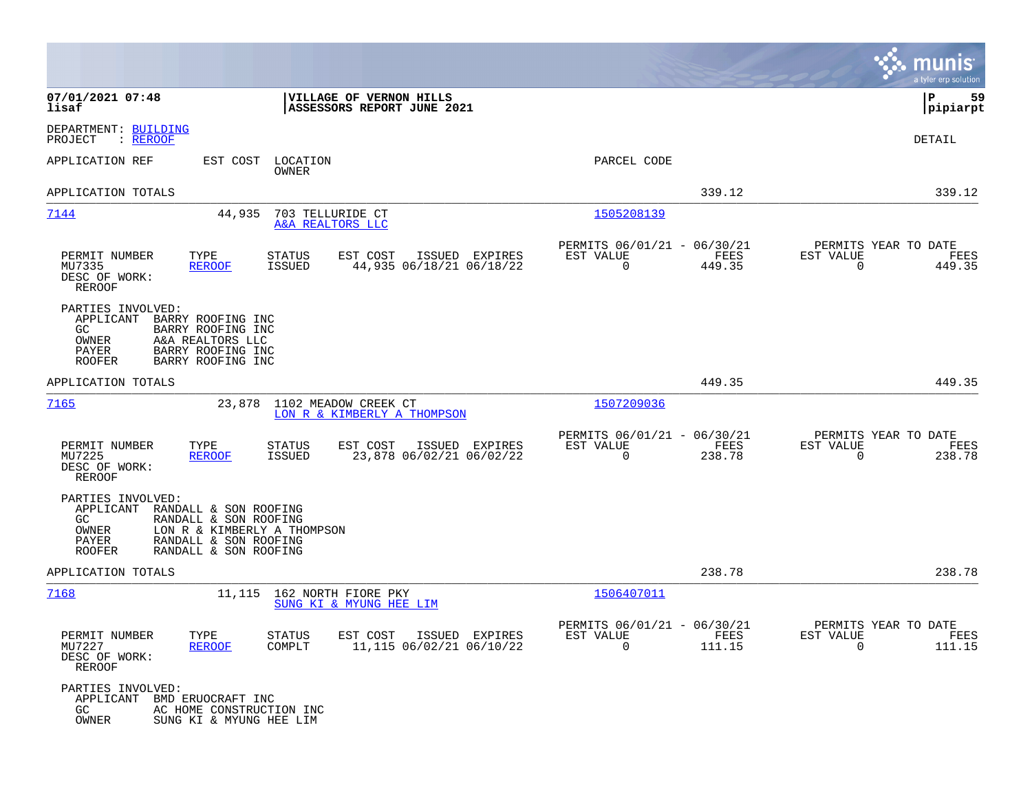**07/01/2021 07:48** — **VILLAGE OF VERNON HILLS** — **P 59**
**lisaf** — **ASSESSORS REPORT JUNE 2021** — **pipiarpt**

DEPARTMENT: BUILDING
PROJECT : REROOF

DETAIL

| APPLICATION REF | EST COST | LOCATION / OWNER | PARCEL CODE |
|---|---|---|---|

APPLICATION TOTALS — 339.12 — 339.12

---

**7144** — 44,935 — 703 TELLURIDE CT — A&A REALTORS LLC — Parcel 1505208139

| PERMIT NUMBER | TYPE | STATUS | EST COST | ISSUED | EXPIRES | PERMITS 06/01/21 - 06/30/21 EST VALUE | FEES | PERMITS YEAR TO DATE EST VALUE | FEES |
|---|---|---|---|---|---|---|---|---|---|
| MU7335 | REROOF | ISSUED | 44,935 | 06/18/21 | 06/18/22 | 0 | 449.35 | 0 | 449.35 |

DESC OF WORK:
REROOF

PARTIES INVOLVED:
- APPLICANT BARRY ROOFING INC
- GC BARRY ROOFING INC
- OWNER A&A REALTORS LLC
- PAYER BARRY ROOFING INC
- ROOFER BARRY ROOFING INC

APPLICATION TOTALS — 449.35 — 449.35

---

**7165** — 23,878 — 1102 MEADOW CREEK CT — LON R & KIMBERLY A THOMPSON — Parcel 1507209036

| PERMIT NUMBER | TYPE | STATUS | EST COST | ISSUED | EXPIRES | PERMITS 06/01/21 - 06/30/21 EST VALUE | FEES | PERMITS YEAR TO DATE EST VALUE | FEES |
|---|---|---|---|---|---|---|---|---|---|
| MU7225 | REROOF | ISSUED | 23,878 | 06/02/21 | 06/02/22 | 0 | 238.78 | 0 | 238.78 |

DESC OF WORK:
REROOF

PARTIES INVOLVED:
- APPLICANT RANDALL & SON ROOFING
- GC RANDALL & SON ROOFING
- OWNER LON R & KIMBERLY A THOMPSON
- PAYER RANDALL & SON ROOFING
- ROOFER RANDALL & SON ROOFING

APPLICATION TOTALS — 238.78 — 238.78

---

**7168** — 11,115 — 162 NORTH FIORE PKY — SUNG KI & MYUNG HEE LIM — Parcel 1506407011

| PERMIT NUMBER | TYPE | STATUS | EST COST | ISSUED | EXPIRES | PERMITS 06/01/21 - 06/30/21 EST VALUE | FEES | PERMITS YEAR TO DATE EST VALUE | FEES |
|---|---|---|---|---|---|---|---|---|---|
| MU7227 | REROOF | COMPLT | 11,115 | 06/02/21 | 06/10/22 | 0 | 111.15 | 0 | 111.15 |

DESC OF WORK:
REROOF

PARTIES INVOLVED:
- APPLICANT BMD ERUOCRAFT INC
- GC AC HOME CONSTRUCTION INC
- OWNER SUNG KI & MYUNG HEE LIM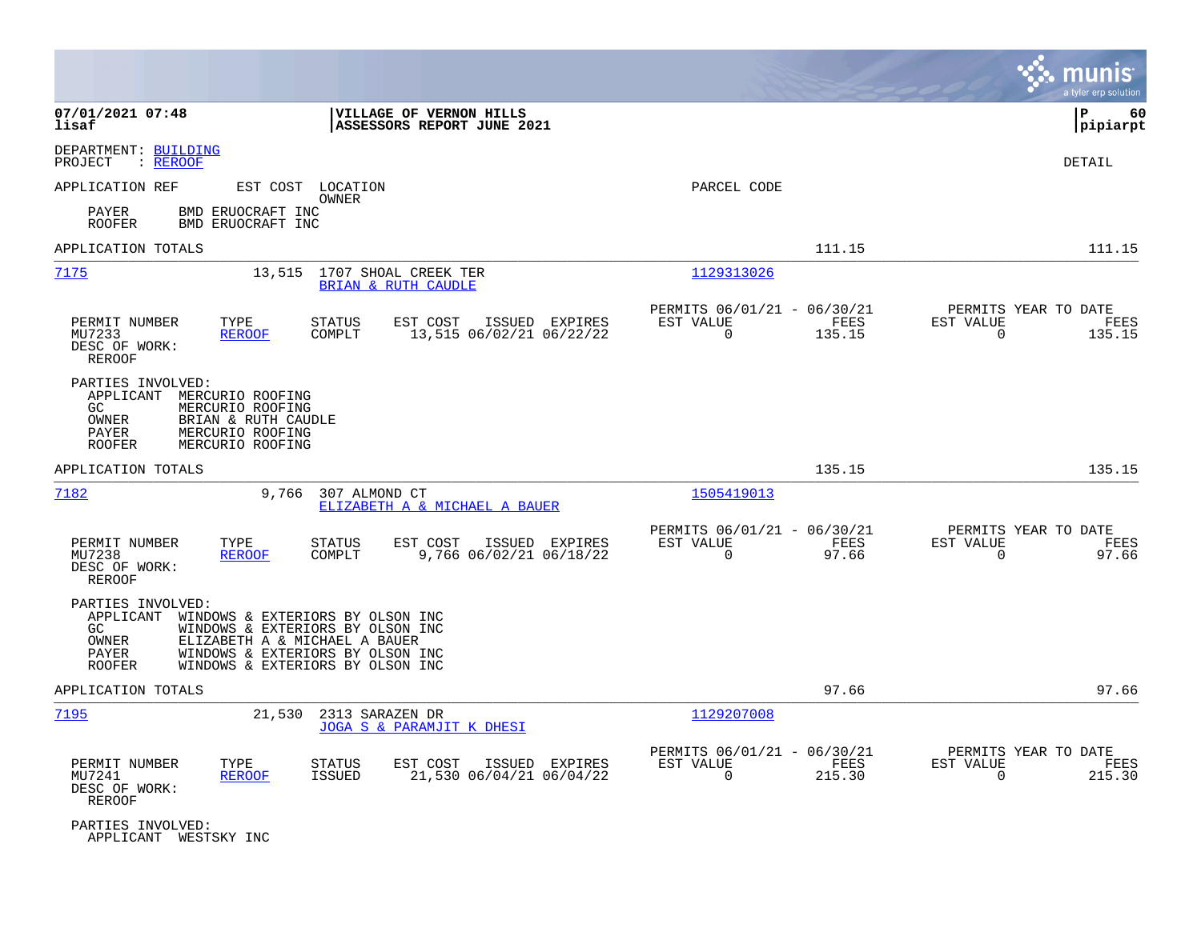**07/01/2021 07:48**
**lisaf**

**VILLAGE OF VERNON HILLS**
**ASSESSORS REPORT JUNE 2021**

**P 60**
**pipiarpt**

DEPARTMENT: BUILDING
PROJECT : REROOF

DETAIL

APPLICATION REF | EST COST | LOCATION / OWNER | PARCEL CODE

PAYER BMD ERUOCRAFT INC
ROOFER BMD ERUOCRAFT INC

APPLICATION TOTALS 111.15 111.15

---

**7175** 13,515 1707 SHOAL CREEK TER — BRIAN & RUTH CAUDLE — 1129313026

| PERMIT NUMBER | TYPE | STATUS | EST COST | ISSUED | EXPIRES | PERMITS 06/01/21 - 06/30/21 EST VALUE | FEES | PERMITS YEAR TO DATE EST VALUE | FEES |
|---|---|---|---|---|---|---|---|---|---|
| MU7233 | REROOF | COMPLT | 13,515 | 06/02/21 | 06/22/22 | 0 | 135.15 | 0 | 135.15 |

DESC OF WORK:
REROOF

PARTIES INVOLVED:
APPLICANT MERCURIO ROOFING
GC MERCURIO ROOFING
OWNER BRIAN & RUTH CAUDLE
PAYER MERCURIO ROOFING
ROOFER MERCURIO ROOFING

APPLICATION TOTALS 135.15 135.15

---

**7182** 9,766 307 ALMOND CT — ELIZABETH A & MICHAEL A BAUER — 1505419013

| PERMIT NUMBER | TYPE | STATUS | EST COST | ISSUED | EXPIRES | PERMITS 06/01/21 - 06/30/21 EST VALUE | FEES | PERMITS YEAR TO DATE EST VALUE | FEES |
|---|---|---|---|---|---|---|---|---|---|
| MU7238 | REROOF | COMPLT | 9,766 | 06/02/21 | 06/18/22 | 0 | 97.66 | 0 | 97.66 |

DESC OF WORK:
REROOF

PARTIES INVOLVED:
APPLICANT WINDOWS & EXTERIORS BY OLSON INC
GC WINDOWS & EXTERIORS BY OLSON INC
OWNER ELIZABETH A & MICHAEL A BAUER
PAYER WINDOWS & EXTERIORS BY OLSON INC
ROOFER WINDOWS & EXTERIORS BY OLSON INC

APPLICATION TOTALS 97.66 97.66

---

**7195** 21,530 2313 SARAZEN DR — JOGA S & PARAMJIT K DHESI — 1129207008

| PERMIT NUMBER | TYPE | STATUS | EST COST | ISSUED | EXPIRES | PERMITS 06/01/21 - 06/30/21 EST VALUE | FEES | PERMITS YEAR TO DATE EST VALUE | FEES |
|---|---|---|---|---|---|---|---|---|---|
| MU7241 | REROOF | ISSUED | 21,530 | 06/04/21 | 06/04/22 | 0 | 215.30 | 0 | 215.30 |

DESC OF WORK:
REROOF

PARTIES INVOLVED:
APPLICANT WESTSKY INC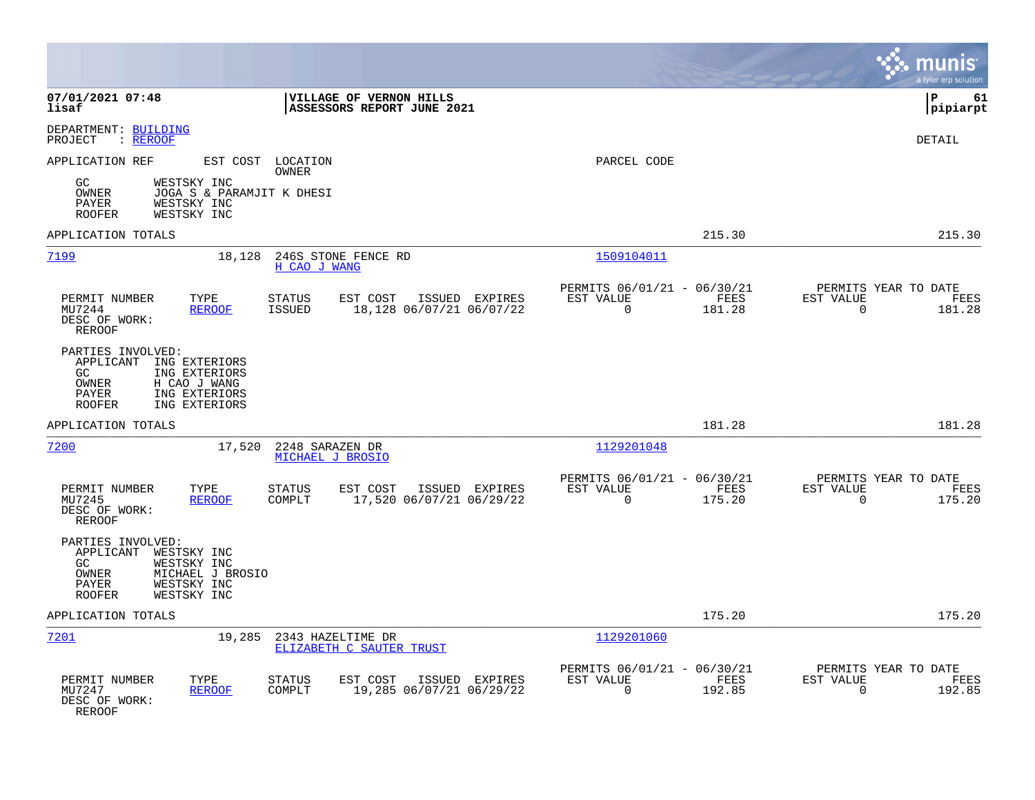**07/01/2021 07:48**
**lisaf**

**VILLAGE OF VERNON HILLS**
**ASSESSORS REPORT JUNE 2021**

**P 61**
**pipiarpt**

DEPARTMENT: BUILDING
PROJECT : REROOF

DETAIL

APPLICATION REF | EST COST | LOCATION OWNER | PARCEL CODE

```
GC        WESTSKY INC
OWNER     JOGA S & PARAMJIT K DHESI
PAYER     WESTSKY INC
ROOFER    WESTSKY INC
```

APPLICATION TOTALS 215.30 215.30

---

**7199** | 18,128 | 246S STONE FENCE RD | H CAO J WANG | 1509104011

| PERMIT NUMBER | TYPE | STATUS | EST COST | ISSUED | EXPIRES | PERMITS 06/01/21 - 06/30/21 EST VALUE | FEES | PERMITS YEAR TO DATE EST VALUE | FEES |
|---|---|---|---|---|---|---|---|---|---|
| MU7244 | REROOF | ISSUED | 18,128 | 06/07/21 | 06/07/22 | 0 | 181.28 | 0 | 181.28 |

DESC OF WORK:
REROOF

PARTIES INVOLVED:
```
APPLICANT  ING EXTERIORS
GC         ING EXTERIORS
OWNER      H CAO J WANG
PAYER      ING EXTERIORS
ROOFER     ING EXTERIORS
```

APPLICATION TOTALS 181.28 181.28

---

**7200** | 17,520 | 2248 SARAZEN DR | MICHAEL J BROSIO | 1129201048

| PERMIT NUMBER | TYPE | STATUS | EST COST | ISSUED | EXPIRES | PERMITS 06/01/21 - 06/30/21 EST VALUE | FEES | PERMITS YEAR TO DATE EST VALUE | FEES |
|---|---|---|---|---|---|---|---|---|---|
| MU7245 | REROOF | COMPLT | 17,520 | 06/07/21 | 06/29/22 | 0 | 175.20 | 0 | 175.20 |

DESC OF WORK:
REROOF

PARTIES INVOLVED:
```
APPLICANT  WESTSKY INC
GC         WESTSKY INC
OWNER      MICHAEL J BROSIO
PAYER      WESTSKY INC
ROOFER     WESTSKY INC
```

APPLICATION TOTALS 175.20 175.20

---

**7201** | 19,285 | 2343 HAZELTIME DR | ELIZABETH C SAUTER TRUST | 1129201060

| PERMIT NUMBER | TYPE | STATUS | EST COST | ISSUED | EXPIRES | PERMITS 06/01/21 - 06/30/21 EST VALUE | FEES | PERMITS YEAR TO DATE EST VALUE | FEES |
|---|---|---|---|---|---|---|---|---|---|
| MU7247 | REROOF | COMPLT | 19,285 | 06/07/21 | 06/29/22 | 0 | 192.85 | 0 | 192.85 |

DESC OF WORK:
REROOF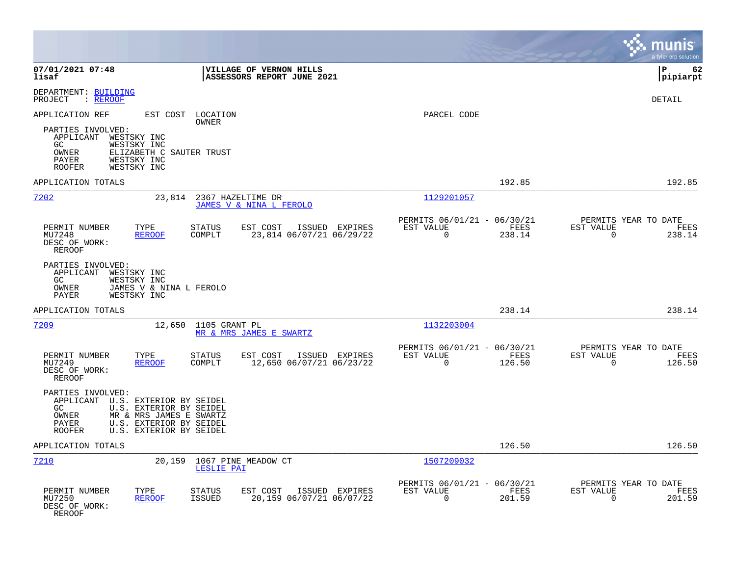**07/01/2021 07:48**
**lisaf**

**VILLAGE OF VERNON HILLS**
**ASSESSORS REPORT JUNE 2021**

**P 62**
**pipiarpt**

DEPARTMENT: BUILDING
PROJECT : REROOF

DETAIL

APPLICATION REF | EST COST | LOCATION / OWNER | PARCEL CODE

PARTIES INVOLVED:
- APPLICANT WESTSKY INC
- GC WESTSKY INC
- OWNER ELIZABETH C SAUTER TRUST
- PAYER WESTSKY INC
- ROOFER WESTSKY INC

APPLICATION TOTALS: 192.85 | 192.85

---

**7202** | 23,814 | 2367 HAZELTIME DR / JAMES V & NINA L FEROLO | 1129201057

| PERMIT NUMBER | TYPE | STATUS | EST COST | ISSUED | EXPIRES | PERMITS 06/01/21 - 06/30/21 EST VALUE | FEES | PERMITS YEAR TO DATE EST VALUE | FEES |
|---|---|---|---|---|---|---|---|---|---|
| MU7248 | REROOF | COMPLT | 23,814 | 06/07/21 | 06/29/22 | 0 | 238.14 | 0 | 238.14 |

DESC OF WORK:
REROOF

PARTIES INVOLVED:
- APPLICANT WESTSKY INC
- GC WESTSKY INC
- OWNER JAMES V & NINA L FEROLO
- PAYER WESTSKY INC

APPLICATION TOTALS: 238.14 | 238.14

---

**7209** | 12,650 | 1105 GRANT PL / MR & MRS JAMES E SWARTZ | 1132203004

| PERMIT NUMBER | TYPE | STATUS | EST COST | ISSUED | EXPIRES | PERMITS 06/01/21 - 06/30/21 EST VALUE | FEES | PERMITS YEAR TO DATE EST VALUE | FEES |
|---|---|---|---|---|---|---|---|---|---|
| MU7249 | REROOF | COMPLT | 12,650 | 06/07/21 | 06/23/22 | 0 | 126.50 | 0 | 126.50 |

DESC OF WORK:
REROOF

PARTIES INVOLVED:
- APPLICANT U.S. EXTERIOR BY SEIDEL
- GC U.S. EXTERIOR BY SEIDEL
- OWNER MR & MRS JAMES E SWARTZ
- PAYER U.S. EXTERIOR BY SEIDEL
- ROOFER U.S. EXTERIOR BY SEIDEL

APPLICATION TOTALS: 126.50 | 126.50

---

**7210** | 20,159 | 1067 PINE MEADOW CT / LESLIE PAI | 1507209032

| PERMIT NUMBER | TYPE | STATUS | EST COST | ISSUED | EXPIRES | PERMITS 06/01/21 - 06/30/21 EST VALUE | FEES | PERMITS YEAR TO DATE EST VALUE | FEES |
|---|---|---|---|---|---|---|---|---|---|
| MU7250 | REROOF | ISSUED | 20,159 | 06/07/21 | 06/07/22 | 0 | 201.59 | 0 | 201.59 |

DESC OF WORK:
REROOF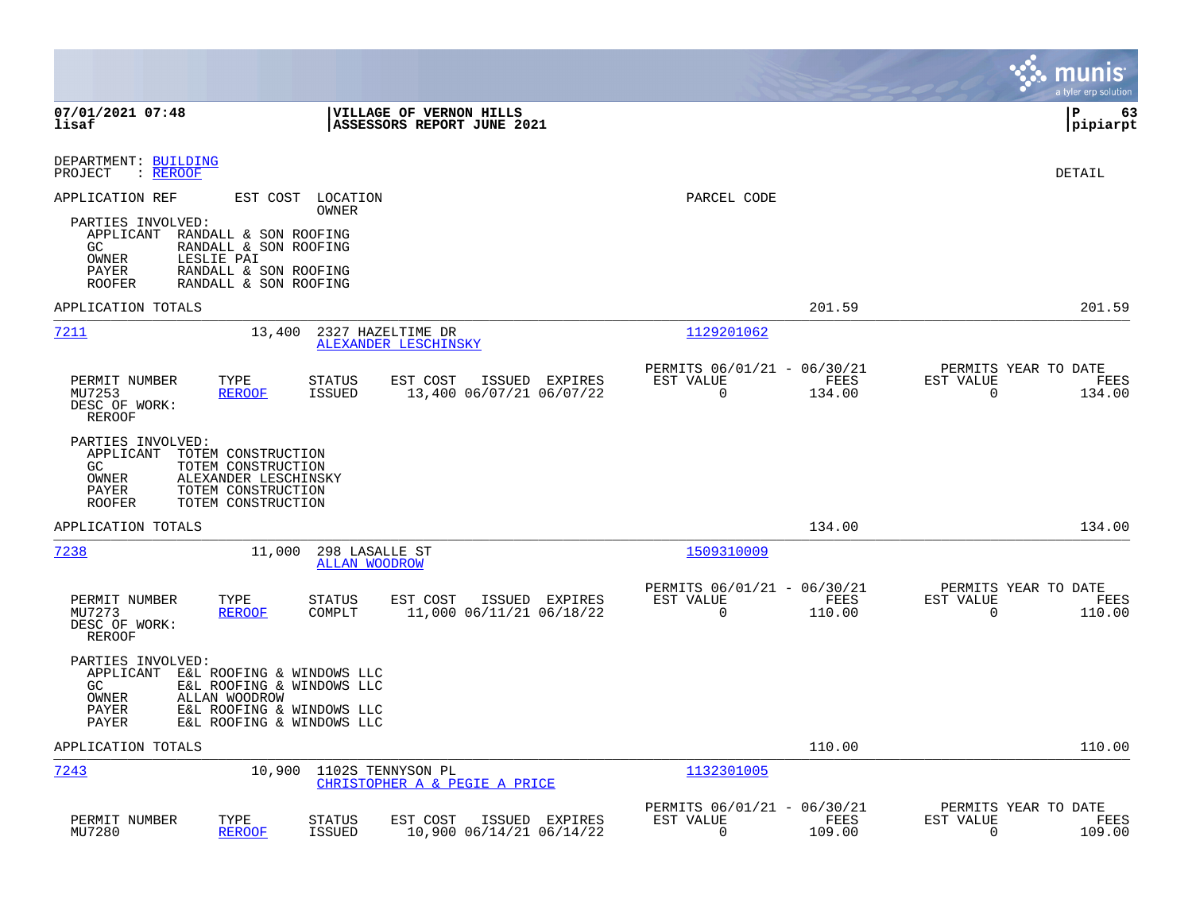**07/01/2021 07:48**
**lisaf**

**VILLAGE OF VERNON HILLS**
**ASSESSORS REPORT JUNE 2021**

**P 63**
**pipiarpt**

DEPARTMENT: BUILDING
PROJECT : REROOF

DETAIL

APPLICATION REF | EST COST | LOCATION / OWNER | PARCEL CODE

PARTIES INVOLVED:
- APPLICANT RANDALL & SON ROOFING
- GC RANDALL & SON ROOFING
- OWNER LESLIE PAI
- PAYER RANDALL & SON ROOFING
- ROOFER RANDALL & SON ROOFING

APPLICATION TOTALS 201.59 201.59

---

**7211** 13,400 2327 HAZELTIME DR — ALEXANDER LESCHINSKY — 1129201062

| PERMIT NUMBER | TYPE | STATUS | EST COST | ISSUED | EXPIRES | PERMITS 06/01/21 - 06/30/21 EST VALUE | FEES | PERMITS YEAR TO DATE EST VALUE | FEES |
|---|---|---|---|---|---|---|---|---|---|
| MU7253 | REROOF | ISSUED | 13,400 | 06/07/21 | 06/07/22 | 0 | 134.00 | 0 | 134.00 |

DESC OF WORK:
REROOF

PARTIES INVOLVED:
- APPLICANT TOTEM CONSTRUCTION
- GC TOTEM CONSTRUCTION
- OWNER ALEXANDER LESCHINSKY
- PAYER TOTEM CONSTRUCTION
- ROOFER TOTEM CONSTRUCTION

APPLICATION TOTALS 134.00 134.00

---

**7238** 11,000 298 LASALLE ST — ALLAN WOODROW — 1509310009

| PERMIT NUMBER | TYPE | STATUS | EST COST | ISSUED | EXPIRES | PERMITS 06/01/21 - 06/30/21 EST VALUE | FEES | PERMITS YEAR TO DATE EST VALUE | FEES |
|---|---|---|---|---|---|---|---|---|---|
| MU7273 | REROOF | COMPLT | 11,000 | 06/11/21 | 06/18/22 | 0 | 110.00 | 0 | 110.00 |

DESC OF WORK:
REROOF

PARTIES INVOLVED:
- APPLICANT E&L ROOFING & WINDOWS LLC
- GC E&L ROOFING & WINDOWS LLC
- OWNER ALLAN WOODROW
- PAYER E&L ROOFING & WINDOWS LLC
- PAYER E&L ROOFING & WINDOWS LLC

APPLICATION TOTALS 110.00 110.00

---

**7243** 10,900 1102S TENNYSON PL — CHRISTOPHER A & PEGIE A PRICE — 1132301005

| PERMIT NUMBER | TYPE | STATUS | EST COST | ISSUED | EXPIRES | PERMITS 06/01/21 - 06/30/21 EST VALUE | FEES | PERMITS YEAR TO DATE EST VALUE | FEES |
|---|---|---|---|---|---|---|---|---|---|
| MU7280 | REROOF | ISSUED | 10,900 | 06/14/21 | 06/14/22 | 0 | 109.00 | 0 | 109.00 |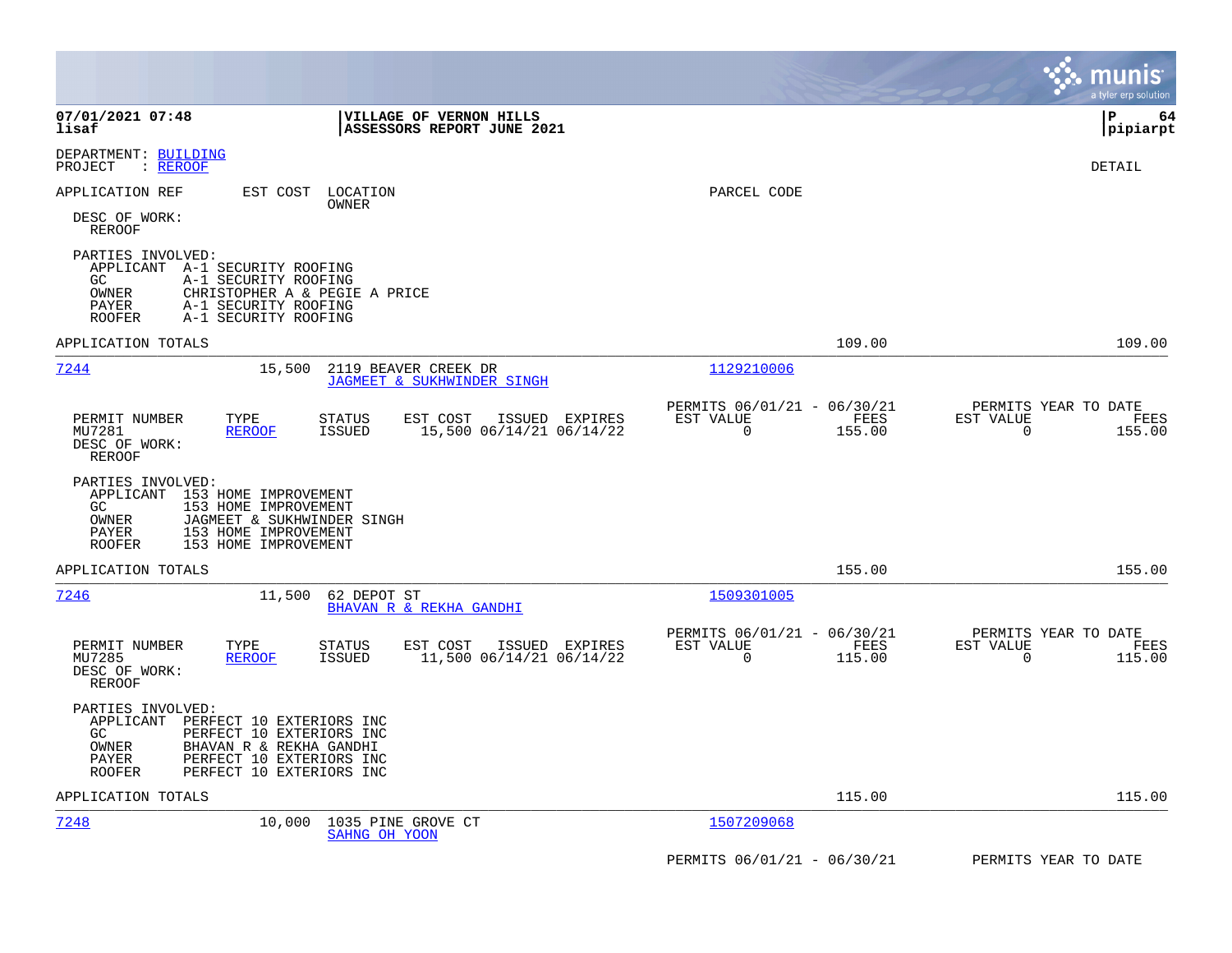DEPARTMENT: BUILDING
PROJECT : REROOF

DETAIL

APPLICATION REF EST COST LOCATION PARCEL CODE
OWNER

DESC OF WORK:
REROOF

PARTIES INVOLVED:
APPLICANT A-1 SECURITY ROOFING
GC A-1 SECURITY ROOFING
OWNER CHRISTOPHER A & PEGIE A PRICE
PAYER A-1 SECURITY ROOFING
ROOFER A-1 SECURITY ROOFING

APPLICATION TOTALS 109.00 109.00

---

**7244** 15,500 2119 BEAVER CREEK DR 1129210006
JAGMEET & SUKHWINDER SINGH

| PERMIT NUMBER | TYPE | STATUS | EST COST | ISSUED | EXPIRES | PERMITS 06/01/21 - 06/30/21 EST VALUE | FEES | PERMITS YEAR TO DATE EST VALUE | FEES |
|---|---|---|---|---|---|---|---|---|---|
| MU7281 | REROOF | ISSUED | 15,500 | 06/14/21 | 06/14/22 | 0 | 155.00 | 0 | 155.00 |

DESC OF WORK:
REROOF

PARTIES INVOLVED:
APPLICANT 153 HOME IMPROVEMENT
GC 153 HOME IMPROVEMENT
OWNER JAGMEET & SUKHWINDER SINGH
PAYER 153 HOME IMPROVEMENT
ROOFER 153 HOME IMPROVEMENT

APPLICATION TOTALS 155.00 155.00

---

**7246** 11,500 62 DEPOT ST 1509301005
BHAVAN R & REKHA GANDHI

| PERMIT NUMBER | TYPE | STATUS | EST COST | ISSUED | EXPIRES | PERMITS 06/01/21 - 06/30/21 EST VALUE | FEES | PERMITS YEAR TO DATE EST VALUE | FEES |
|---|---|---|---|---|---|---|---|---|---|
| MU7285 | REROOF | ISSUED | 11,500 | 06/14/21 | 06/14/22 | 0 | 115.00 | 0 | 115.00 |

DESC OF WORK:
REROOF

PARTIES INVOLVED:
APPLICANT PERFECT 10 EXTERIORS INC
GC PERFECT 10 EXTERIORS INC
OWNER BHAVAN R & REKHA GANDHI
PAYER PERFECT 10 EXTERIORS INC
ROOFER PERFECT 10 EXTERIORS INC

APPLICATION TOTALS 115.00 115.00

---

**7248** 10,000 1035 PINE GROVE CT 1507209068
SAHNG OH YOON

PERMITS 06/01/21 - 06/30/21 PERMITS YEAR TO DATE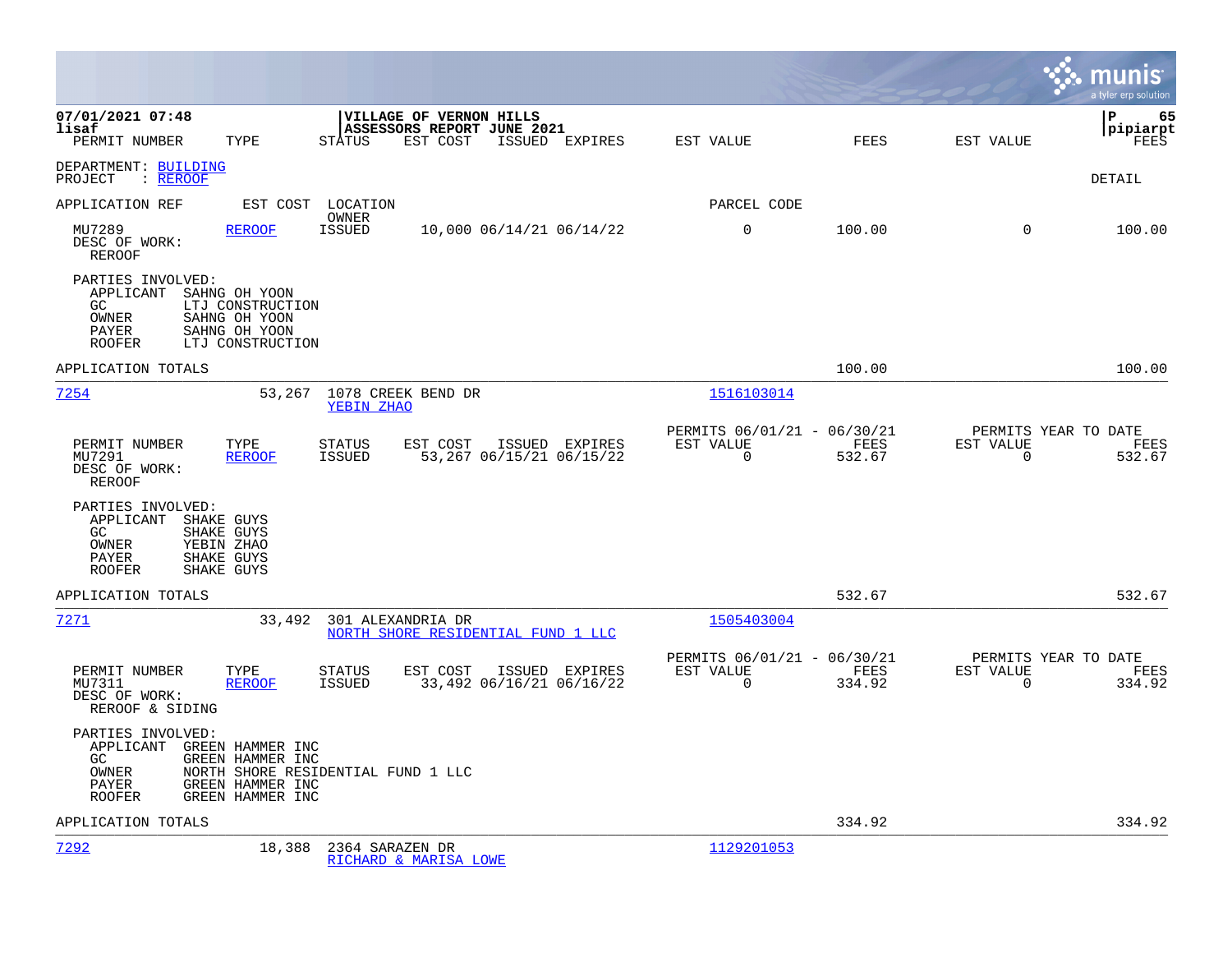DEPARTMENT: BUILDING
PROJECT : REROOF

DETAIL

| APPLICATION REF | EST COST | LOCATION / OWNER | | | | PARCEL CODE | | | |
|---|---|---|---|---|---|---|---|---|---|
| MU7289 | REROOF | ISSUED | 10,000 | 06/14/21 | 06/14/22 | 0 | 100.00 | 0 | 100.00 |

DESC OF WORK:
REROOF

PARTIES INVOLVED:
- APPLICANT SAHNG OH YOON
- GC LTJ CONSTRUCTION
- OWNER SAHNG OH YOON
- PAYER SAHNG OH YOON
- ROOFER LTJ CONSTRUCTION

APPLICATION TOTALS — 100.00 — 100.00

---

**7254** — 53,267 — 1078 CREEK BEND DR — YEBIN ZHAO — Parcel 1516103014

| PERMIT NUMBER | TYPE | STATUS | EST COST | ISSUED | EXPIRES | PERMITS 06/01/21 - 06/30/21 EST VALUE | FEES | PERMITS YEAR TO DATE EST VALUE | FEES |
|---|---|---|---|---|---|---|---|---|---|
| MU7291 | REROOF | ISSUED | 53,267 | 06/15/21 | 06/15/22 | 0 | 532.67 | 0 | 532.67 |

DESC OF WORK:
REROOF

PARTIES INVOLVED:
- APPLICANT SHAKE GUYS
- GC SHAKE GUYS
- OWNER YEBIN ZHAO
- PAYER SHAKE GUYS
- ROOFER SHAKE GUYS

APPLICATION TOTALS — 532.67 — 532.67

---

**7271** — 33,492 — 301 ALEXANDRIA DR — NORTH SHORE RESIDENTIAL FUND 1 LLC — Parcel 1505403004

| PERMIT NUMBER | TYPE | STATUS | EST COST | ISSUED | EXPIRES | PERMITS 06/01/21 - 06/30/21 EST VALUE | FEES | PERMITS YEAR TO DATE EST VALUE | FEES |
|---|---|---|---|---|---|---|---|---|---|
| MU7311 | REROOF | ISSUED | 33,492 | 06/16/21 | 06/16/22 | 0 | 334.92 | 0 | 334.92 |

DESC OF WORK:
REROOF & SIDING

PARTIES INVOLVED:
- APPLICANT GREEN HAMMER INC
- GC GREEN HAMMER INC
- OWNER NORTH SHORE RESIDENTIAL FUND 1 LLC
- PAYER GREEN HAMMER INC
- ROOFER GREEN HAMMER INC

APPLICATION TOTALS — 334.92 — 334.92

---

**7292** — 18,388 — 2364 SARAZEN DR — RICHARD & MARISA LOWE — Parcel 1129201053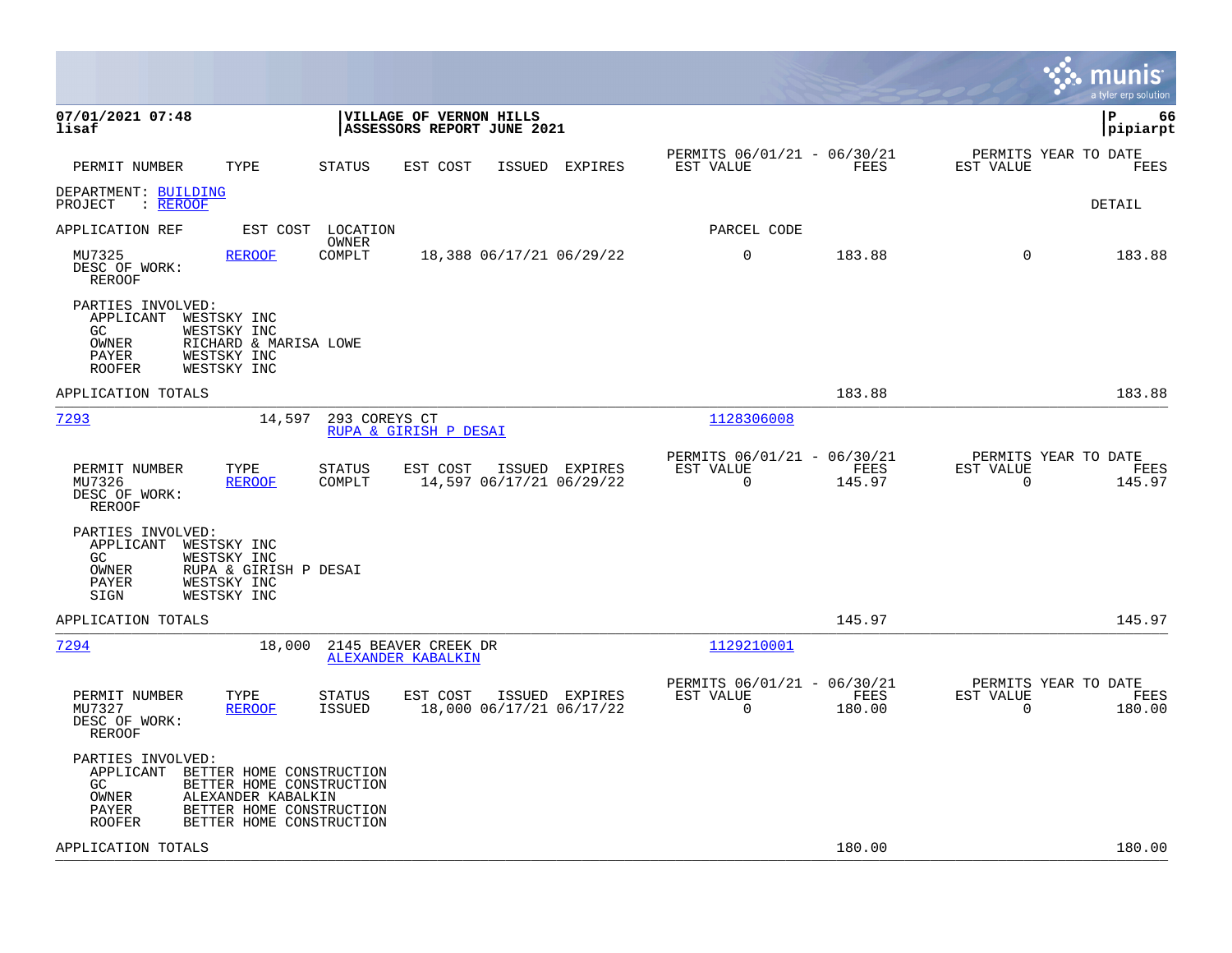**07/01/2021 07:48**
**lisaf**

**VILLAGE OF VERNON HILLS**
**ASSESSORS REPORT JUNE 2021**

**pipiarpt**

| PERMIT NUMBER | TYPE | STATUS | EST COST | ISSUED | EXPIRES | PERMITS 06/01/21 - 06/30/21 EST VALUE | FEES | PERMITS YEAR TO DATE EST VALUE | FEES |
|---|---|---|---|---|---|---|---|---|---|

DEPARTMENT: BUILDING
PROJECT : REROOF

DETAIL

APPLICATION REF | EST COST | LOCATION / OWNER | PARCEL CODE

| PERMIT NUMBER | TYPE | STATUS | EST COST | ISSUED | EXPIRES | EST VALUE | FEES | YTD EST VALUE | YTD FEES |
|---|---|---|---|---|---|---|---|---|---|
| MU7325 | REROOF | COMPLT | 18,388 | 06/17/21 | 06/29/22 | 0 | 183.88 | 0 | 183.88 |

DESC OF WORK:
REROOF

PARTIES INVOLVED:
- APPLICANT WESTSKY INC
- GC WESTSKY INC
- OWNER RICHARD & MARISA LOWE
- PAYER WESTSKY INC
- ROOFER WESTSKY INC

APPLICATION TOTALS 183.88 183.88

---

7293 | 14,597 | 293 COREYS CT | RUPA & GIRISH P DESAI | 1128306008

| PERMIT NUMBER | TYPE | STATUS | EST COST | ISSUED | EXPIRES | EST VALUE | FEES | YTD EST VALUE | YTD FEES |
|---|---|---|---|---|---|---|---|---|---|
| MU7326 | REROOF | COMPLT | 14,597 | 06/17/21 | 06/29/22 | 0 | 145.97 | 0 | 145.97 |

DESC OF WORK:
REROOF

PARTIES INVOLVED:
- APPLICANT WESTSKY INC
- GC WESTSKY INC
- OWNER RUPA & GIRISH P DESAI
- PAYER WESTSKY INC
- SIGN WESTSKY INC

APPLICATION TOTALS 145.97 145.97

---

7294 | 18,000 | 2145 BEAVER CREEK DR | ALEXANDER KABALKIN | 1129210001

| PERMIT NUMBER | TYPE | STATUS | EST COST | ISSUED | EXPIRES | EST VALUE | FEES | YTD EST VALUE | YTD FEES |
|---|---|---|---|---|---|---|---|---|---|
| MU7327 | REROOF | ISSUED | 18,000 | 06/17/21 | 06/17/22 | 0 | 180.00 | 0 | 180.00 |

DESC OF WORK:
REROOF

PARTIES INVOLVED:
- APPLICANT BETTER HOME CONSTRUCTION
- GC BETTER HOME CONSTRUCTION
- OWNER ALEXANDER KABALKIN
- PAYER BETTER HOME CONSTRUCTION
- ROOFER BETTER HOME CONSTRUCTION

APPLICATION TOTALS 180.00 180.00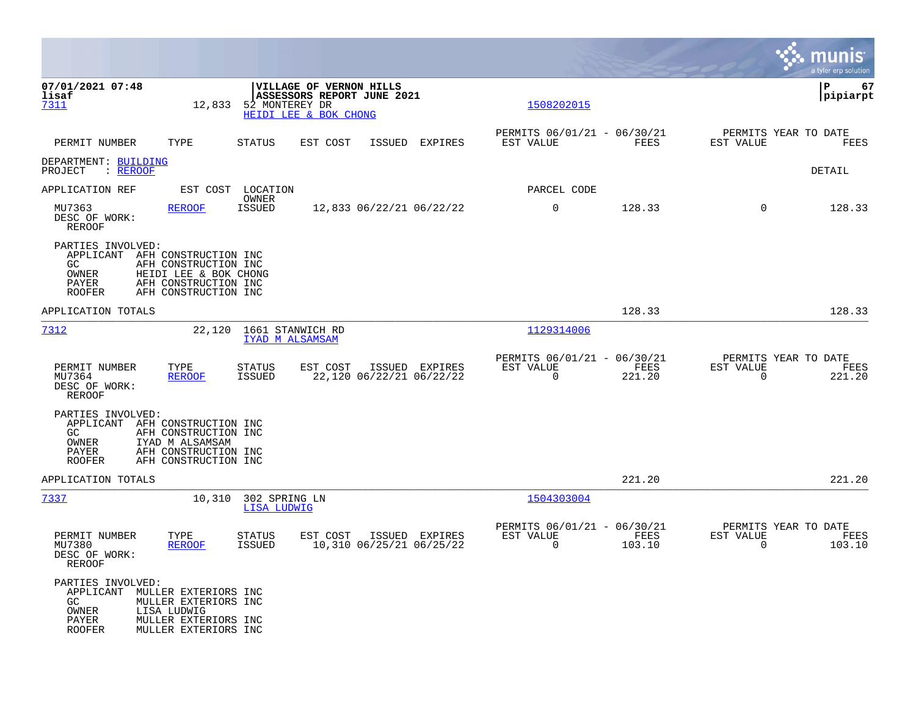**VILLAGE OF VERNON HILLS**
**ASSESSORS REPORT JUNE 2021**

07/01/2021 07:48
lisaf

P 67
pipiarpt

7311 12,833 52 MONTEREY DR
HEIDI LEE & BOK CHONG
1508202015

| PERMIT NUMBER | TYPE | STATUS | EST COST | ISSUED | EXPIRES | PERMITS 06/01/21 - 06/30/21 EST VALUE | FEES | PERMITS YEAR TO DATE EST VALUE | FEES |
|---|---|---|---|---|---|---|---|---|---|

DEPARTMENT: BUILDING
PROJECT : REROOF

DETAIL

| APPLICATION REF | EST COST | LOCATION OWNER | | | | PARCEL CODE | | | |
|---|---|---|---|---|---|---|---|---|---|
| MU7363 | REROOF | ISSUED | 12,833 | 06/22/21 | 06/22/22 | 0 | 128.33 | 0 | 128.33 |

DESC OF WORK:
REROOF

PARTIES INVOLVED:
APPLICANT AFH CONSTRUCTION INC
GC AFH CONSTRUCTION INC
OWNER HEIDI LEE & BOK CHONG
PAYER AFH CONSTRUCTION INC
ROOFER AFH CONSTRUCTION INC

APPLICATION TOTALS 128.33 128.33

---

7312 22,120 1661 STANWICH RD
IYAD M ALSAMSAM
1129314006

| PERMIT NUMBER | TYPE | STATUS | EST COST | ISSUED | EXPIRES | PERMITS 06/01/21 - 06/30/21 EST VALUE | FEES | PERMITS YEAR TO DATE EST VALUE | FEES |
|---|---|---|---|---|---|---|---|---|---|
| MU7364 | REROOF | ISSUED | 22,120 | 06/22/21 | 06/22/22 | 0 | 221.20 | 0 | 221.20 |

DESC OF WORK:
REROOF

PARTIES INVOLVED:
APPLICANT AFH CONSTRUCTION INC
GC AFH CONSTRUCTION INC
OWNER IYAD M ALSAMSAM
PAYER AFH CONSTRUCTION INC
ROOFER AFH CONSTRUCTION INC

APPLICATION TOTALS 221.20 221.20

---

7337 10,310 302 SPRING LN
LISA LUDWIG
1504303004

| PERMIT NUMBER | TYPE | STATUS | EST COST | ISSUED | EXPIRES | PERMITS 06/01/21 - 06/30/21 EST VALUE | FEES | PERMITS YEAR TO DATE EST VALUE | FEES |
|---|---|---|---|---|---|---|---|---|---|
| MU7380 | REROOF | ISSUED | 10,310 | 06/25/21 | 06/25/22 | 0 | 103.10 | 0 | 103.10 |

DESC OF WORK:
REROOF

PARTIES INVOLVED:
APPLICANT MULLER EXTERIORS INC
GC MULLER EXTERIORS INC
OWNER LISA LUDWIG
PAYER MULLER EXTERIORS INC
ROOFER MULLER EXTERIORS INC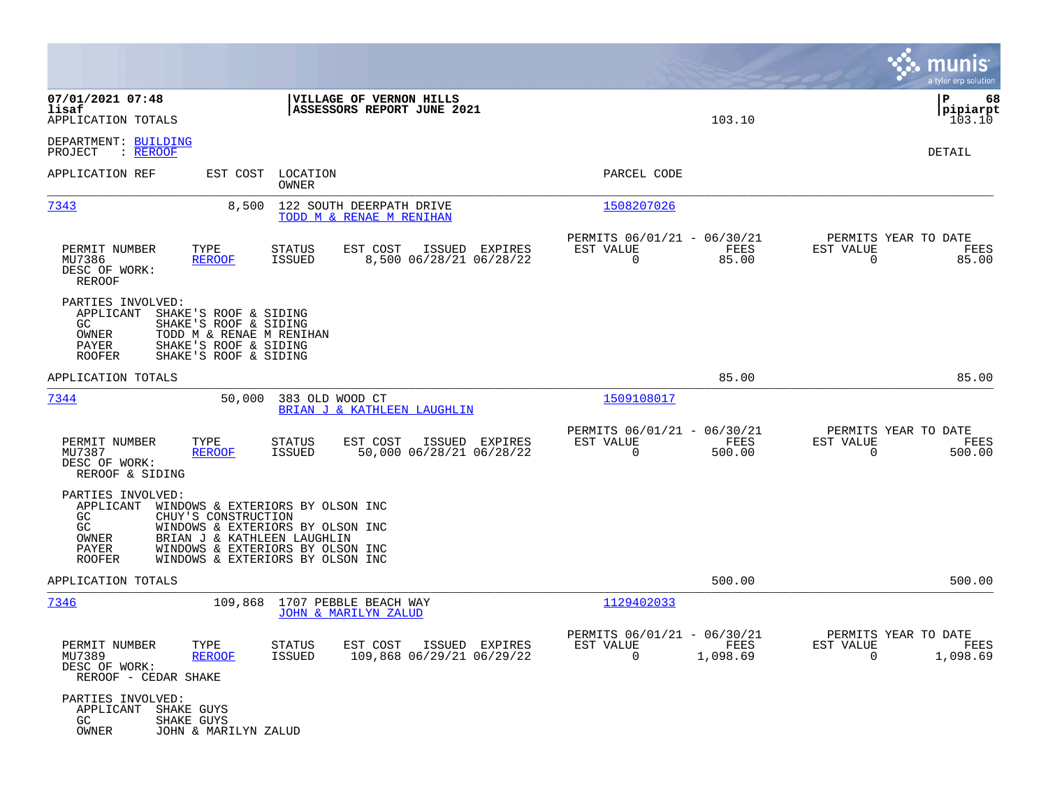**07/01/2021 07:48** | **VILLAGE OF VERNON HILLS** | **P 68**
**lisaf** | **ASSESSORS REPORT JUNE 2021** | **pipiarpt**
APPLICATION TOTALS | 103.10 | 103.10

DEPARTMENT: BUILDING
PROJECT : REROOF

DETAIL

| APPLICATION REF | EST COST | LOCATION / OWNER | PARCEL CODE |
|---|---|---|---|
| 7343 | 8,500 | 122 SOUTH DEERPATH DRIVE / TODD M & RENAE M RENIHAN | 1508207026 |

| PERMIT NUMBER | TYPE | STATUS | EST COST | ISSUED | EXPIRES | PERMITS 06/01/21 - 06/30/21 EST VALUE | FEES | PERMITS YEAR TO DATE EST VALUE | FEES |
|---|---|---|---|---|---|---|---|---|---|
| MU7386 | REROOF | ISSUED | 8,500 | 06/28/21 | 06/28/22 | 0 | 85.00 | 0 | 85.00 |

DESC OF WORK:
REROOF

PARTIES INVOLVED:
- APPLICANT SHAKE'S ROOF & SIDING
- GC SHAKE'S ROOF & SIDING
- OWNER TODD M & RENAE M RENIHAN
- PAYER SHAKE'S ROOF & SIDING
- ROOFER SHAKE'S ROOF & SIDING

APPLICATION TOTALS 85.00 85.00

| APPLICATION REF | EST COST | LOCATION / OWNER | PARCEL CODE |
|---|---|---|---|
| 7344 | 50,000 | 383 OLD WOOD CT / BRIAN J & KATHLEEN LAUGHLIN | 1509108017 |

| PERMIT NUMBER | TYPE | STATUS | EST COST | ISSUED | EXPIRES | PERMITS 06/01/21 - 06/30/21 EST VALUE | FEES | PERMITS YEAR TO DATE EST VALUE | FEES |
|---|---|---|---|---|---|---|---|---|---|
| MU7387 | REROOF | ISSUED | 50,000 | 06/28/21 | 06/28/22 | 0 | 500.00 | 0 | 500.00 |

DESC OF WORK:
REROOF & SIDING

PARTIES INVOLVED:
- APPLICANT WINDOWS & EXTERIORS BY OLSON INC
- GC CHUY'S CONSTRUCTION
- GC WINDOWS & EXTERIORS BY OLSON INC
- OWNER BRIAN J & KATHLEEN LAUGHLIN
- PAYER WINDOWS & EXTERIORS BY OLSON INC
- ROOFER WINDOWS & EXTERIORS BY OLSON INC

APPLICATION TOTALS 500.00 500.00

| APPLICATION REF | EST COST | LOCATION / OWNER | PARCEL CODE |
|---|---|---|---|
| 7346 | 109,868 | 1707 PEBBLE BEACH WAY / JOHN & MARILYN ZALUD | 1129402033 |

| PERMIT NUMBER | TYPE | STATUS | EST COST | ISSUED | EXPIRES | PERMITS 06/01/21 - 06/30/21 EST VALUE | FEES | PERMITS YEAR TO DATE EST VALUE | FEES |
|---|---|---|---|---|---|---|---|---|---|
| MU7389 | REROOF | ISSUED | 109,868 | 06/29/21 | 06/29/22 | 0 | 1,098.69 | 0 | 1,098.69 |

DESC OF WORK:
REROOF - CEDAR SHAKE

PARTIES INVOLVED:
- APPLICANT SHAKE GUYS
- GC SHAKE GUYS
- OWNER JOHN & MARILYN ZALUD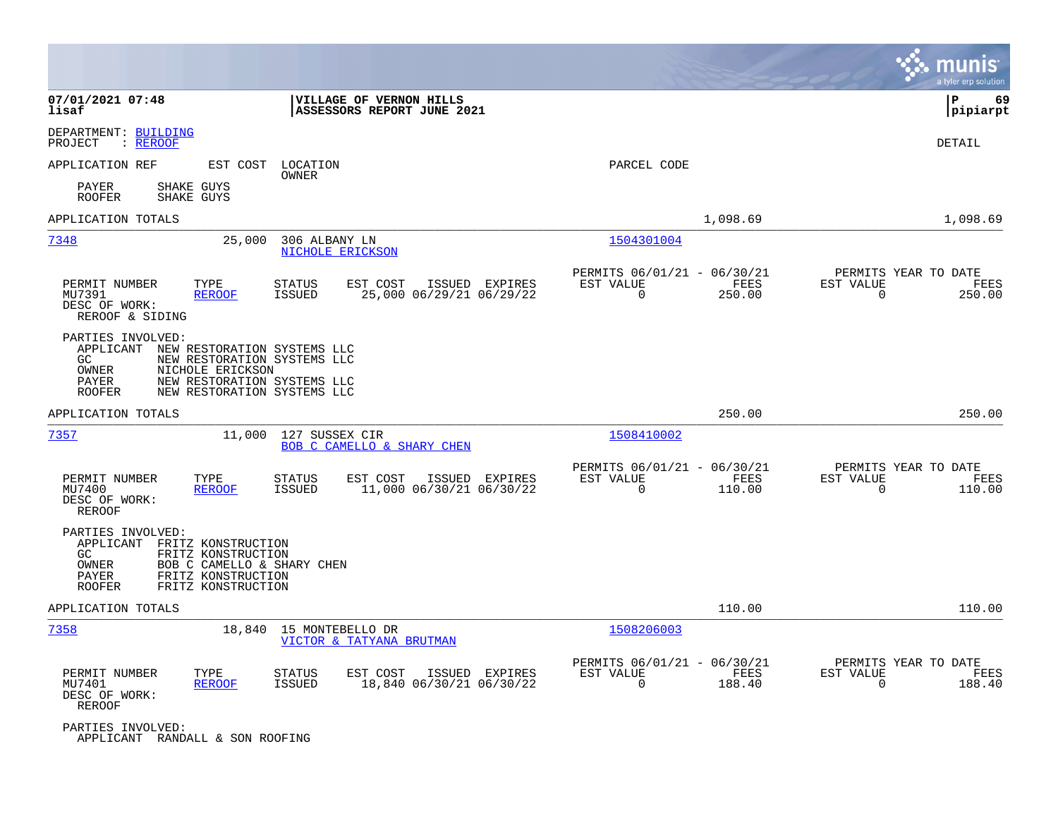**VILLAGE OF VERNON HILLS**
**ASSESSORS REPORT JUNE 2021**

07/01/2021 07:48
lisaf

P 69
pipiarpt

DEPARTMENT: BUILDING
PROJECT : REROOF

DETAIL

APPLICATION REF | EST COST | LOCATION / OWNER | PARCEL CODE

PAYER SHAKE GUYS
ROOFER SHAKE GUYS

APPLICATION TOTALS | 1,098.69 | 1,098.69

---

**7348** | 25,000 | 306 ALBANY LN | 1504301004
NICHOLE ERICKSON

| PERMIT NUMBER | TYPE | STATUS | EST COST | ISSUED | EXPIRES | PERMITS 06/01/21 - 06/30/21 EST VALUE | FEES | PERMITS YEAR TO DATE EST VALUE | FEES |
|---|---|---|---|---|---|---|---|---|---|
| MU7391 | REROOF | ISSUED | 25,000 | 06/29/21 | 06/29/22 | 0 | 250.00 | 0 | 250.00 |

DESC OF WORK:
REROOF & SIDING

PARTIES INVOLVED:
APPLICANT NEW RESTORATION SYSTEMS LLC
GC NEW RESTORATION SYSTEMS LLC
OWNER NICHOLE ERICKSON
PAYER NEW RESTORATION SYSTEMS LLC
ROOFER NEW RESTORATION SYSTEMS LLC

APPLICATION TOTALS | 250.00 | 250.00

---

**7357** | 11,000 | 127 SUSSEX CIR | 1508410002
BOB C CAMELLO & SHARY CHEN

| PERMIT NUMBER | TYPE | STATUS | EST COST | ISSUED | EXPIRES | PERMITS 06/01/21 - 06/30/21 EST VALUE | FEES | PERMITS YEAR TO DATE EST VALUE | FEES |
|---|---|---|---|---|---|---|---|---|---|
| MU7400 | REROOF | ISSUED | 11,000 | 06/30/21 | 06/30/22 | 0 | 110.00 | 0 | 110.00 |

DESC OF WORK:
REROOF

PARTIES INVOLVED:
APPLICANT FRITZ KONSTRUCTION
GC FRITZ KONSTRUCTION
OWNER BOB C CAMELLO & SHARY CHEN
PAYER FRITZ KONSTRUCTION
ROOFER FRITZ KONSTRUCTION

APPLICATION TOTALS | 110.00 | 110.00

---

**7358** | 18,840 | 15 MONTEBELLO DR | 1508206003
VICTOR & TATYANA BRUTMAN

| PERMIT NUMBER | TYPE | STATUS | EST COST | ISSUED | EXPIRES | PERMITS 06/01/21 - 06/30/21 EST VALUE | FEES | PERMITS YEAR TO DATE EST VALUE | FEES |
|---|---|---|---|---|---|---|---|---|---|
| MU7401 | REROOF | ISSUED | 18,840 | 06/30/21 | 06/30/22 | 0 | 188.40 | 0 | 188.40 |

DESC OF WORK:
REROOF

PARTIES INVOLVED:
APPLICANT RANDALL & SON ROOFING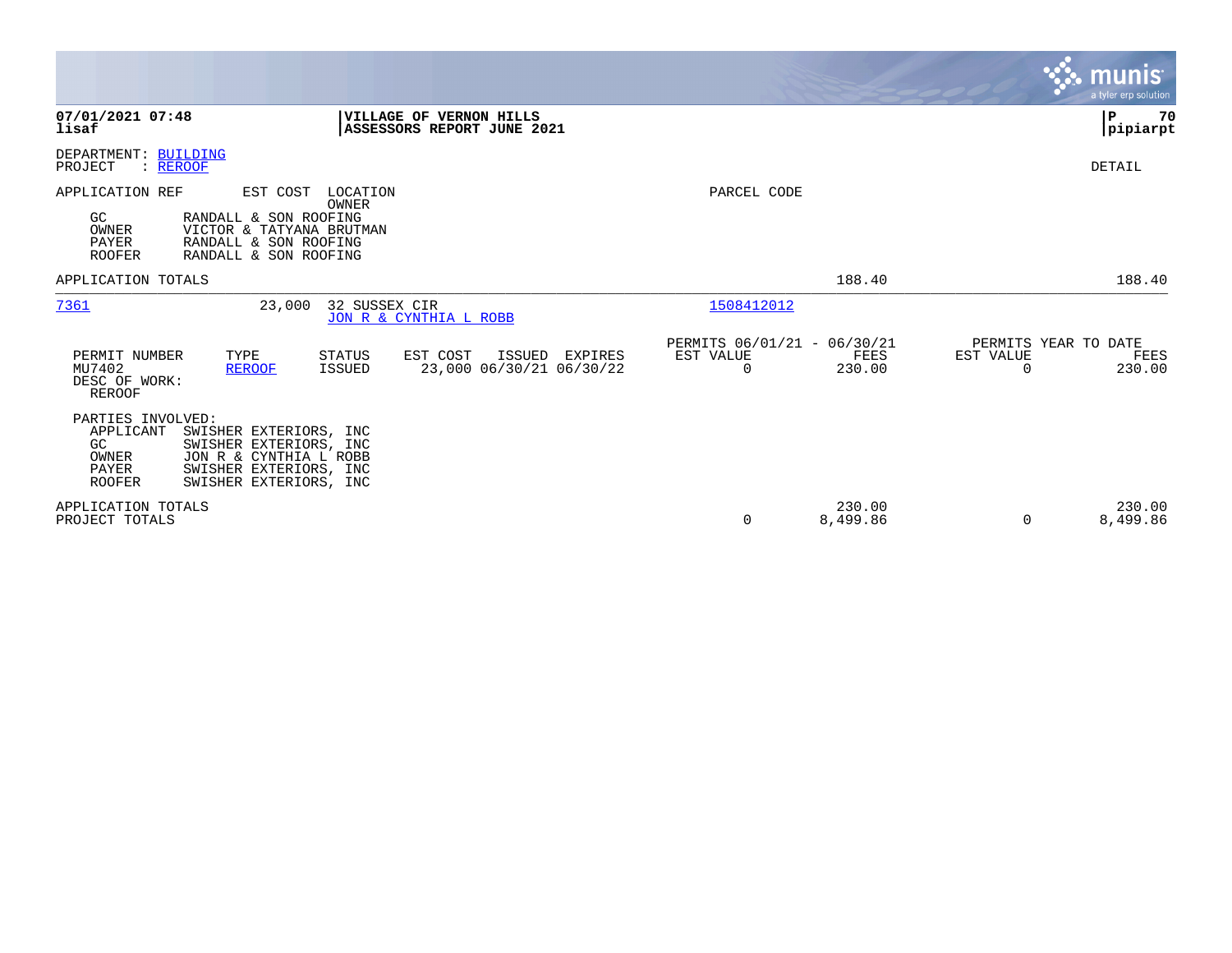**VILLAGE OF VERNON HILLS**
**ASSESSORS REPORT JUNE 2021**

**07/01/2021 07:48**
**lisaf**

**P 70**
**pipiarpt**

DEPARTMENT: BUILDING
PROJECT : REROOF

DETAIL

| APPLICATION REF | EST COST | LOCATION / OWNER | PARCEL CODE |
|---|---|---|---|

| Role | Party |
|---|---|
| GC | RANDALL & SON ROOFING |
| OWNER | VICTOR & TATYANA BRUTMAN |
| PAYER | RANDALL & SON ROOFING |
| ROOFER | RANDALL & SON ROOFING |

APPLICATION TOTALS — Permits 06/01/21 - 06/30/21 Fees: 188.40 — Permits Year to Date Fees: 188.40

---

| APPLICATION REF | EST COST | LOCATION | OWNER | PARCEL CODE |
|---|---|---|---|---|
| 7361 | 23,000 | 32 SUSSEX CIR | JON R & CYNTHIA L ROBB | 1508412012 |

| PERMIT NUMBER | TYPE | STATUS | EST COST | ISSUED | EXPIRES | PERMITS 06/01/21 - 06/30/21 EST VALUE | PERMITS 06/01/21 - 06/30/21 FEES | PERMITS YEAR TO DATE EST VALUE | PERMITS YEAR TO DATE FEES |
|---|---|---|---|---|---|---|---|---|---|
| MU7402 | REROOF | ISSUED | 23,000 | 06/30/21 | 06/30/22 | 0 | 230.00 | 0 | 230.00 |

DESC OF WORK:
REROOF

PARTIES INVOLVED:

| Role | Party |
|---|---|
| APPLICANT | SWISHER EXTERIORS, INC |
| GC | SWISHER EXTERIORS, INC |
| OWNER | JON R & CYNTHIA L ROBB |
| PAYER | SWISHER EXTERIORS, INC |
| ROOFER | SWISHER EXTERIORS, INC |

| | PERMITS 06/01/21 - 06/30/21 EST VALUE | PERMITS 06/01/21 - 06/30/21 FEES | PERMITS YEAR TO DATE EST VALUE | PERMITS YEAR TO DATE FEES |
|---|---|---|---|---|
| APPLICATION TOTALS | | 230.00 | | 230.00 |
| PROJECT TOTALS | 0 | 8,499.86 | 0 | 8,499.86 |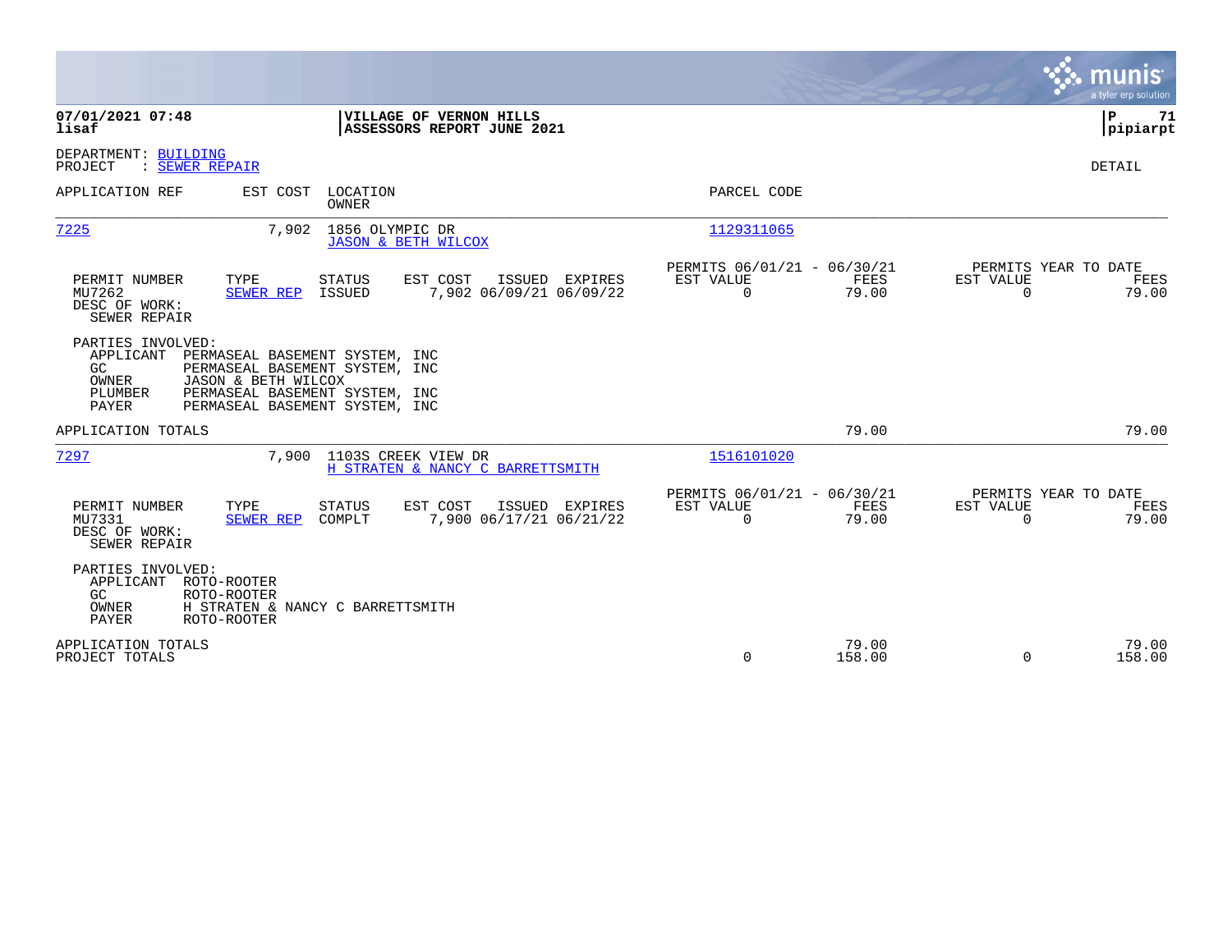**07/01/2021 07:48**
**lisaf**

**VILLAGE OF VERNON HILLS**
**ASSESSORS REPORT JUNE 2021**

**P 71**
**pipiarpt**

DEPARTMENT: BUILDING
PROJECT : SEWER REPAIR

DETAIL

| APPLICATION REF | EST COST | LOCATION / OWNER | PARCEL CODE |
|---|---|---|---|
| 7225 | 7,902 | 1856 OLYMPIC DR / JASON & BETH WILCOX | 1129311065 |

| PERMIT NUMBER | TYPE | STATUS | EST COST | ISSUED | EXPIRES | PERMITS 06/01/21 - 06/30/21 EST VALUE | FEES | PERMITS YEAR TO DATE EST VALUE | FEES |
|---|---|---|---|---|---|---|---|---|---|
| MU7262 | SEWER REP | ISSUED | 7,902 | 06/09/21 | 06/09/22 | 0 | 79.00 | 0 | 79.00 |

DESC OF WORK:
SEWER REPAIR

PARTIES INVOLVED:
- APPLICANT PERMASEAL BASEMENT SYSTEM, INC
- GC PERMASEAL BASEMENT SYSTEM, INC
- OWNER JASON & BETH WILCOX
- PLUMBER PERMASEAL BASEMENT SYSTEM, INC
- PAYER PERMASEAL BASEMENT SYSTEM, INC

APPLICATION TOTALS: 79.00 | 79.00

| APPLICATION REF | EST COST | LOCATION / OWNER | PARCEL CODE |
|---|---|---|---|
| 7297 | 7,900 | 1103S CREEK VIEW DR / H STRATEN & NANCY C BARRETTSMITH | 1516101020 |

| PERMIT NUMBER | TYPE | STATUS | EST COST | ISSUED | EXPIRES | PERMITS 06/01/21 - 06/30/21 EST VALUE | FEES | PERMITS YEAR TO DATE EST VALUE | FEES |
|---|---|---|---|---|---|---|---|---|---|
| MU7331 | SEWER REP | COMPLT | 7,900 | 06/17/21 | 06/21/22 | 0 | 79.00 | 0 | 79.00 |

DESC OF WORK:
SEWER REPAIR

PARTIES INVOLVED:
- APPLICANT ROTO-ROOTER
- GC ROTO-ROOTER
- OWNER H STRATEN & NANCY C BARRETTSMITH
- PAYER ROTO-ROOTER

| | EST VALUE | FEES | YTD EST VALUE | YTD FEES |
|---|---|---|---|---|
| APPLICATION TOTALS | | 79.00 | | 79.00 |
| PROJECT TOTALS | 0 | 158.00 | 0 | 158.00 |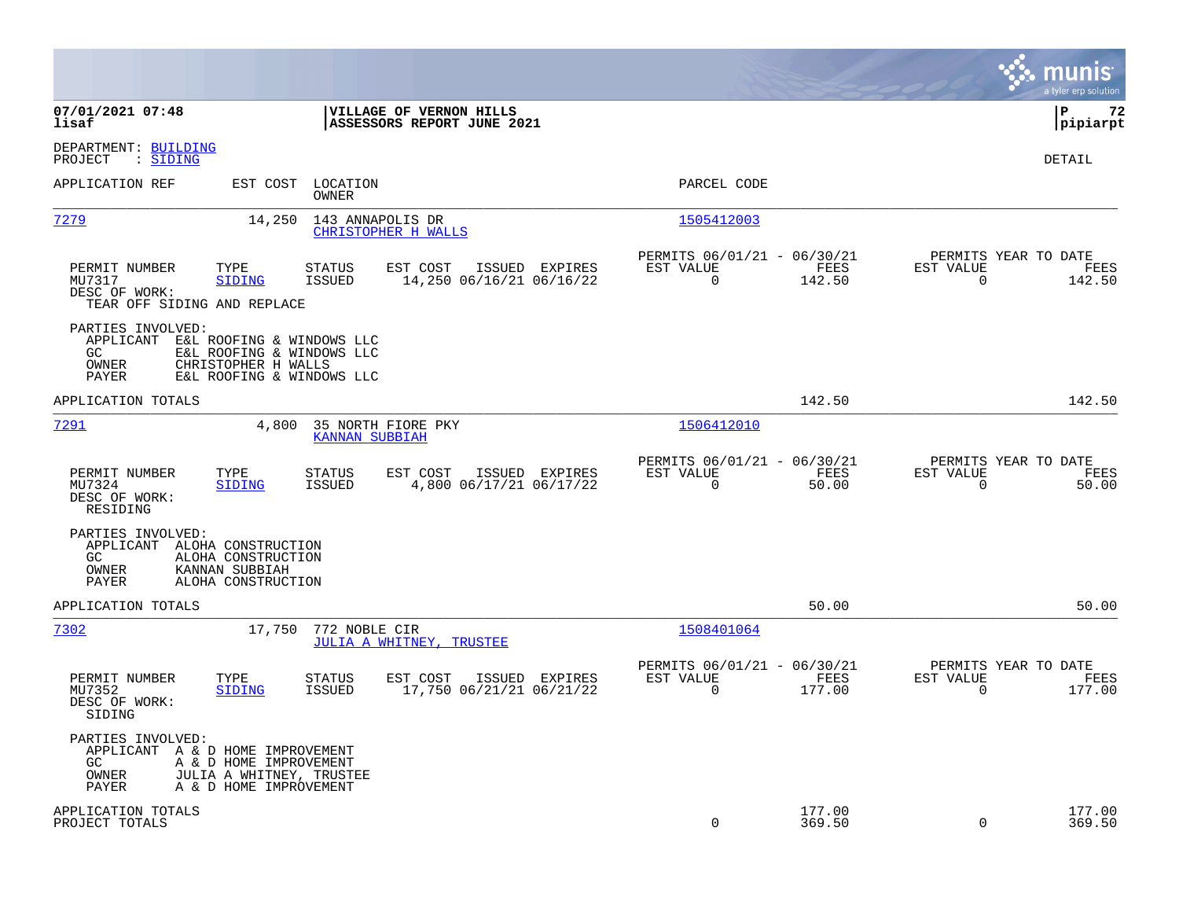07/01/2021 07:48 **VILLAGE OF VERNON HILLS**
lisaf **ASSESSORS REPORT JUNE 2021**
pipiarpt

DEPARTMENT: BUILDING
PROJECT : SIDING

DETAIL

| APPLICATION REF | EST COST | LOCATION / OWNER | PARCEL CODE |
|---|---|---|---|
| 7279 | 14,250 | 143 ANNAPOLIS DR / CHRISTOPHER H WALLS | 1505412003 |

| PERMIT NUMBER | TYPE | STATUS | EST COST | ISSUED | EXPIRES | PERMITS 06/01/21 - 06/30/21 EST VALUE | FEES | PERMITS YEAR TO DATE EST VALUE | FEES |
|---|---|---|---|---|---|---|---|---|---|
| MU7317 | SIDING | ISSUED | 14,250 | 06/16/21 | 06/16/22 | 0 | 142.50 | 0 | 142.50 |

DESC OF WORK:
TEAR OFF SIDING AND REPLACE

PARTIES INVOLVED:
- APPLICANT E&L ROOFING & WINDOWS LLC
- GC E&L ROOFING & WINDOWS LLC
- OWNER CHRISTOPHER H WALLS
- PAYER E&L ROOFING & WINDOWS LLC

APPLICATION TOTALS — 142.50 — 142.50

| APPLICATION REF | EST COST | LOCATION / OWNER | PARCEL CODE |
|---|---|---|---|
| 7291 | 4,800 | 35 NORTH FIORE PKY / KANNAN SUBBIAH | 1506412010 |

| PERMIT NUMBER | TYPE | STATUS | EST COST | ISSUED | EXPIRES | PERMITS 06/01/21 - 06/30/21 EST VALUE | FEES | PERMITS YEAR TO DATE EST VALUE | FEES |
|---|---|---|---|---|---|---|---|---|---|
| MU7324 | SIDING | ISSUED | 4,800 | 06/17/21 | 06/17/22 | 0 | 50.00 | 0 | 50.00 |

DESC OF WORK:
RESIDING

PARTIES INVOLVED:
- APPLICANT ALOHA CONSTRUCTION
- GC ALOHA CONSTRUCTION
- OWNER KANNAN SUBBIAH
- PAYER ALOHA CONSTRUCTION

APPLICATION TOTALS — 50.00 — 50.00

| APPLICATION REF | EST COST | LOCATION / OWNER | PARCEL CODE |
|---|---|---|---|
| 7302 | 17,750 | 772 NOBLE CIR / JULIA A WHITNEY, TRUSTEE | 1508401064 |

| PERMIT NUMBER | TYPE | STATUS | EST COST | ISSUED | EXPIRES | PERMITS 06/01/21 - 06/30/21 EST VALUE | FEES | PERMITS YEAR TO DATE EST VALUE | FEES |
|---|---|---|---|---|---|---|---|---|---|
| MU7352 | SIDING | ISSUED | 17,750 | 06/21/21 | 06/21/22 | 0 | 177.00 | 0 | 177.00 |

DESC OF WORK:
SIDING

PARTIES INVOLVED:
- APPLICANT A & D HOME IMPROVEMENT
- GC A & D HOME IMPROVEMENT
- OWNER JULIA A WHITNEY, TRUSTEE
- PAYER A & D HOME IMPROVEMENT

| | EST VALUE | FEES | YTD EST VALUE | YTD FEES |
|---|---|---|---|---|
| APPLICATION TOTALS | | 177.00 | | 177.00 |
| PROJECT TOTALS | 0 | 369.50 | 0 | 369.50 |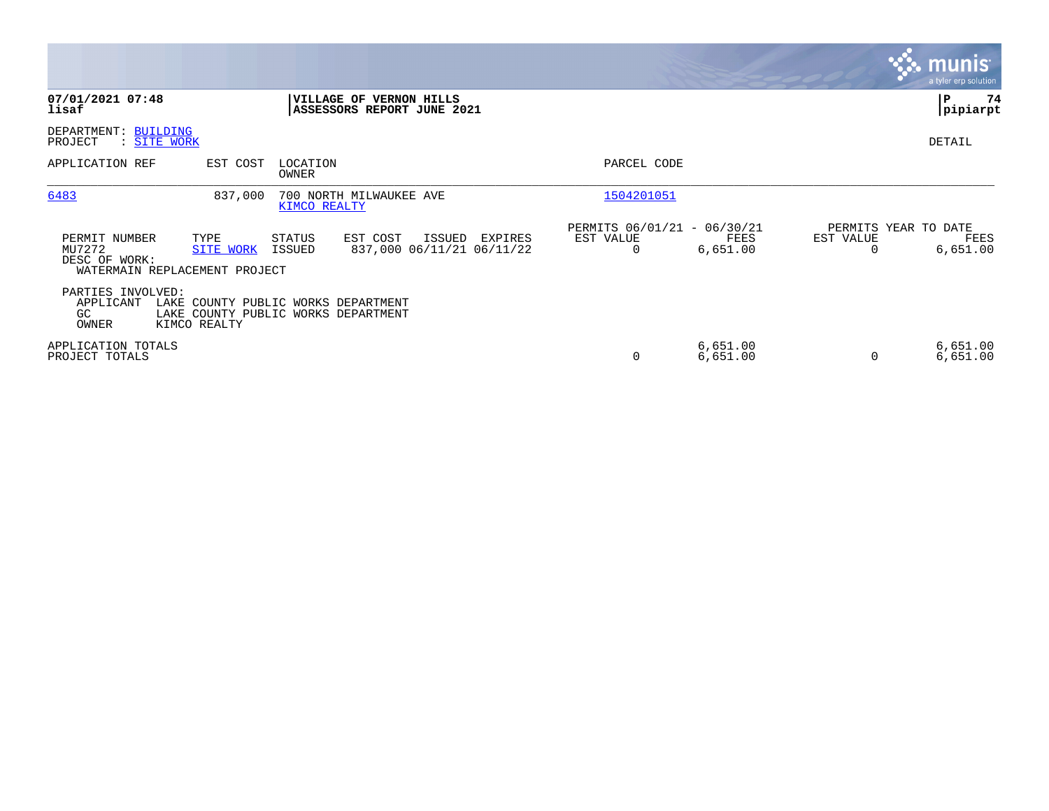**07/01/2021 07:48**
**lisaf**

**VILLAGE OF VERNON HILLS**
**ASSESSORS REPORT JUNE 2021**

**P 74**
**pipiarpt**

DEPARTMENT: BUILDING
PROJECT : SITE WORK

DETAIL

| APPLICATION REF | EST COST | LOCATION / OWNER | PARCEL CODE |
|---|---|---|---|
| 6483 | 837,000 | 700 NORTH MILWAUKEE AVE / KIMCO REALTY | 1504201051 |

| PERMIT NUMBER | TYPE | STATUS | EST COST | ISSUED | EXPIRES | PERMITS 06/01/21 - 06/30/21 EST VALUE | FEES | PERMITS YEAR TO DATE EST VALUE | FEES |
|---|---|---|---|---|---|---|---|---|---|
| MU7272 | SITE WORK | ISSUED | 837,000 | 06/11/21 | 06/11/22 | 0 | 6,651.00 | 0 | 6,651.00 |

DESC OF WORK:
WATERMAIN REPLACEMENT PROJECT

PARTIES INVOLVED:
APPLICANT LAKE COUNTY PUBLIC WORKS DEPARTMENT
GC LAKE COUNTY PUBLIC WORKS DEPARTMENT
OWNER KIMCO REALTY

| | EST VALUE | FEES | EST VALUE | FEES |
|---|---|---|---|---|
| APPLICATION TOTALS | | 6,651.00 | | 6,651.00 |
| PROJECT TOTALS | 0 | 6,651.00 | 0 | 6,651.00 |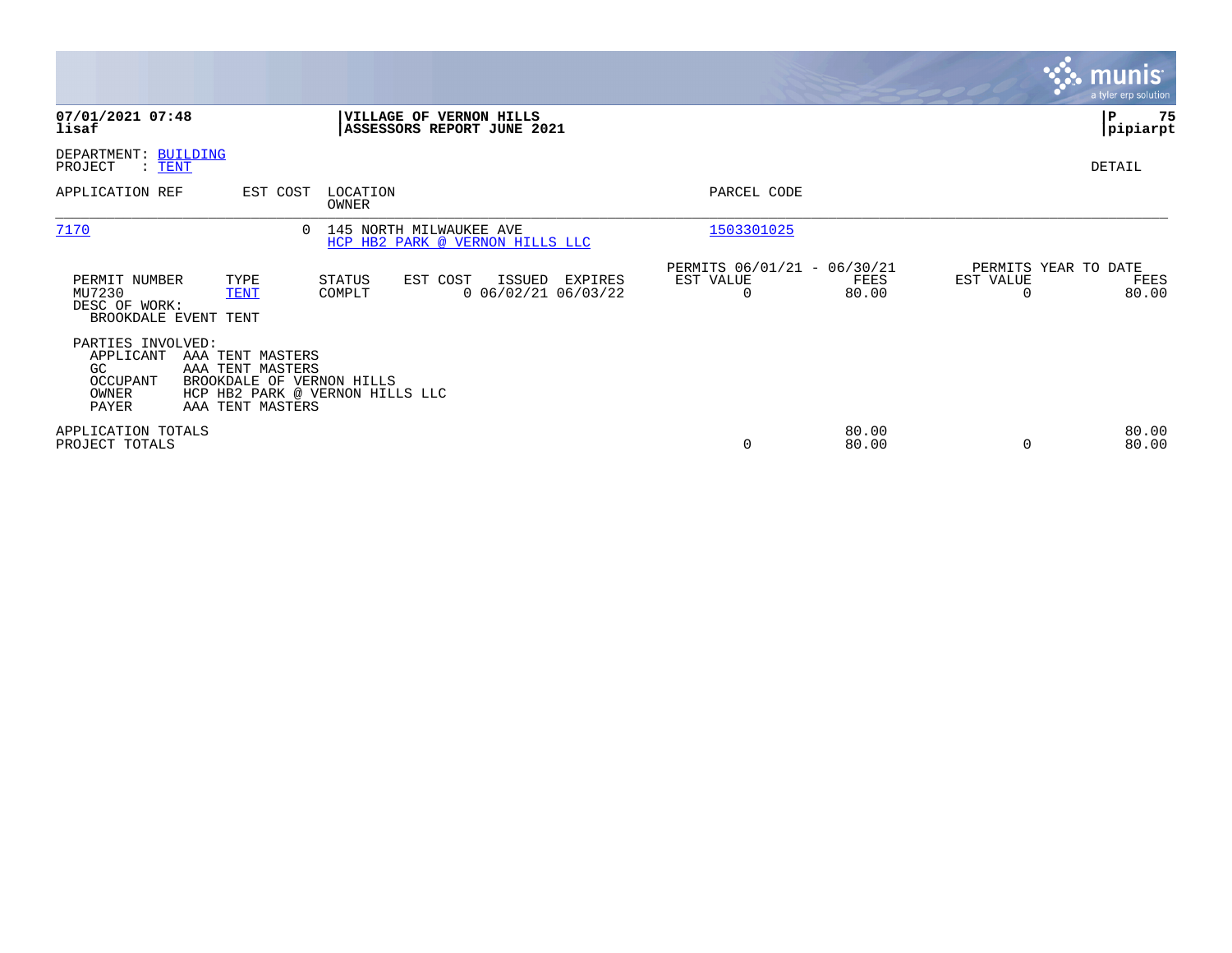**07/01/2021 07:48**
**lisaf**

**VILLAGE OF VERNON HILLS**
**ASSESSORS REPORT JUNE 2021**

**P 75**
**pipiarpt**

DEPARTMENT: BUILDING
PROJECT : TENT

DETAIL

| APPLICATION REF | EST COST | LOCATION / OWNER | PARCEL CODE |
|---|---|---|---|
| 7170 | 0 | 145 NORTH MILWAUKEE AVE / HCP HB2 PARK @ VERNON HILLS LLC | 1503301025 |

| PERMIT NUMBER | TYPE | STATUS | EST COST | ISSUED | EXPIRES | PERMITS 06/01/21 - 06/30/21 EST VALUE | FEES | PERMITS YEAR TO DATE EST VALUE | FEES |
|---|---|---|---|---|---|---|---|---|---|
| MU7230 | TENT | COMPLT | 0 | 06/02/21 | 06/03/22 | 0 | 80.00 | 0 | 80.00 |

DESC OF WORK:
BROOKDALE EVENT TENT

PARTIES INVOLVED:

| | |
|---|---|
| APPLICANT | AAA TENT MASTERS |
| GC | AAA TENT MASTERS |
| OCCUPANT | BROOKDALE OF VERNON HILLS |
| OWNER | HCP HB2 PARK @ VERNON HILLS LLC |
| PAYER | AAA TENT MASTERS |

| | EST VALUE | FEES | EST VALUE | FEES |
|---|---|---|---|---|
| APPLICATION TOTALS | | 80.00 | | 80.00 |
| PROJECT TOTALS | 0 | 80.00 | 0 | 80.00 |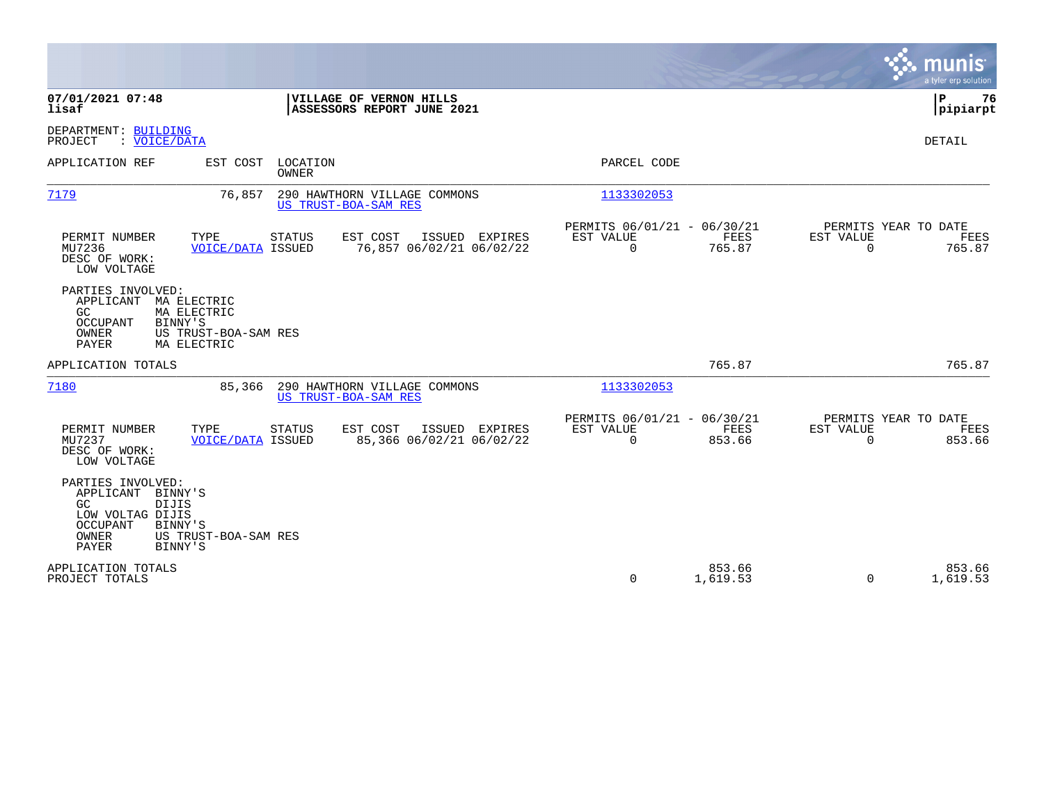**07/01/2021 07:48**
**lisaf**

**VILLAGE OF VERNON HILLS**
**ASSESSORS REPORT JUNE 2021**

**P 76**
**pipiarpt**

DEPARTMENT: BUILDING
PROJECT : VOICE/DATA

DETAIL

| APPLICATION REF | EST COST | LOCATION / OWNER | PARCEL CODE |
|---|---|---|---|
| 7179 | 76,857 | 290 HAWTHORN VILLAGE COMMONS / US TRUST-BOA-SAM RES | 1133302053 |

| PERMIT NUMBER | TYPE | STATUS | EST COST | ISSUED | EXPIRES | PERMITS 06/01/21 - 06/30/21 EST VALUE | FEES | PERMITS YEAR TO DATE EST VALUE | FEES |
|---|---|---|---|---|---|---|---|---|---|
| MU7236 | VOICE/DATA | ISSUED | 76,857 | 06/02/21 | 06/02/22 | 0 | 765.87 | 0 | 765.87 |

DESC OF WORK:
LOW VOLTAGE

PARTIES INVOLVED:
- APPLICANT MA ELECTRIC
- GC MA ELECTRIC
- OCCUPANT BINNY'S
- OWNER US TRUST-BOA-SAM RES
- PAYER MA ELECTRIC

APPLICATION TOTALS 765.87 765.87

| APPLICATION REF | EST COST | LOCATION / OWNER | PARCEL CODE |
|---|---|---|---|
| 7180 | 85,366 | 290 HAWTHORN VILLAGE COMMONS / US TRUST-BOA-SAM RES | 1133302053 |

| PERMIT NUMBER | TYPE | STATUS | EST COST | ISSUED | EXPIRES | PERMITS 06/01/21 - 06/30/21 EST VALUE | FEES | PERMITS YEAR TO DATE EST VALUE | FEES |
|---|---|---|---|---|---|---|---|---|---|
| MU7237 | VOICE/DATA | ISSUED | 85,366 | 06/02/21 | 06/02/22 | 0 | 853.66 | 0 | 853.66 |

DESC OF WORK:
LOW VOLTAGE

PARTIES INVOLVED:
- APPLICANT BINNY'S
- GC DIJIS
- LOW VOLTAG DIJIS
- OCCUPANT BINNY'S
- OWNER US TRUST-BOA-SAM RES
- PAYER BINNY'S

| | EST VALUE | FEES | YTD EST VALUE | YTD FEES |
|---|---|---|---|---|
| APPLICATION TOTALS | | 853.66 | | 853.66 |
| PROJECT TOTALS | 0 | 1,619.53 | 0 | 1,619.53 |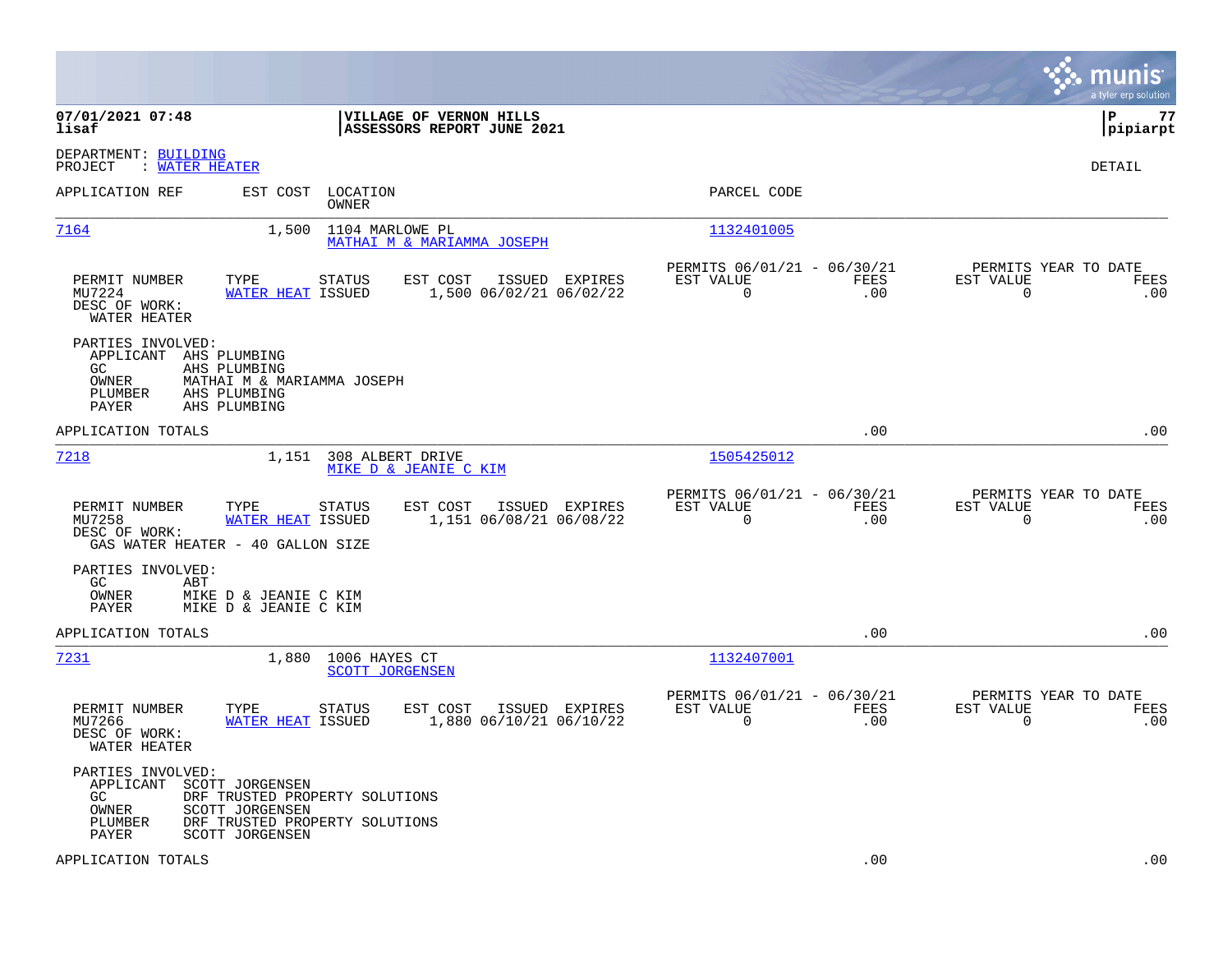**07/01/2021 07:48**
**lisaf**

**VILLAGE OF VERNON HILLS**
**ASSESSORS REPORT JUNE 2021**

**P 77**
**pipiarpt**

DEPARTMENT: BUILDING
PROJECT : WATER HEATER

DETAIL

| APPLICATION REF | EST COST | LOCATION / OWNER | PARCEL CODE |
|---|---|---|---|
| 7164 | 1,500 | 1104 MARLOWE PL / MATHAI M & MARIAMMA JOSEPH | 1132401005 |

| PERMIT NUMBER | TYPE | STATUS | EST COST | ISSUED | EXPIRES | PERMITS 06/01/21 - 06/30/21 EST VALUE | FEES | PERMITS YEAR TO DATE EST VALUE | FEES |
|---|---|---|---|---|---|---|---|---|---|
| MU7224 | WATER HEAT | ISSUED | 1,500 | 06/02/21 | 06/02/22 | 0 | .00 | 0 | .00 |

DESC OF WORK:
WATER HEATER

PARTIES INVOLVED:
- APPLICANT AHS PLUMBING
- GC AHS PLUMBING
- OWNER MATHAI M & MARIAMMA JOSEPH
- PLUMBER AHS PLUMBING
- PAYER AHS PLUMBING

APPLICATION TOTALS .00 .00

| APPLICATION REF | EST COST | LOCATION / OWNER | PARCEL CODE |
|---|---|---|---|
| 7218 | 1,151 | 308 ALBERT DRIVE / MIKE D & JEANIE C KIM | 1505425012 |

| PERMIT NUMBER | TYPE | STATUS | EST COST | ISSUED | EXPIRES | PERMITS 06/01/21 - 06/30/21 EST VALUE | FEES | PERMITS YEAR TO DATE EST VALUE | FEES |
|---|---|---|---|---|---|---|---|---|---|
| MU7258 | WATER HEAT | ISSUED | 1,151 | 06/08/21 | 06/08/22 | 0 | .00 | 0 | .00 |

DESC OF WORK:
GAS WATER HEATER - 40 GALLON SIZE

PARTIES INVOLVED:
- GC ABT
- OWNER MIKE D & JEANIE C KIM
- PAYER MIKE D & JEANIE C KIM

APPLICATION TOTALS .00 .00

| APPLICATION REF | EST COST | LOCATION / OWNER | PARCEL CODE |
|---|---|---|---|
| 7231 | 1,880 | 1006 HAYES CT / SCOTT JORGENSEN | 1132407001 |

| PERMIT NUMBER | TYPE | STATUS | EST COST | ISSUED | EXPIRES | PERMITS 06/01/21 - 06/30/21 EST VALUE | FEES | PERMITS YEAR TO DATE EST VALUE | FEES |
|---|---|---|---|---|---|---|---|---|---|
| MU7266 | WATER HEAT | ISSUED | 1,880 | 06/10/21 | 06/10/22 | 0 | .00 | 0 | .00 |

DESC OF WORK:
WATER HEATER

PARTIES INVOLVED:
- APPLICANT SCOTT JORGENSEN
- GC DRF TRUSTED PROPERTY SOLUTIONS
- OWNER SCOTT JORGENSEN
- PLUMBER DRF TRUSTED PROPERTY SOLUTIONS
- PAYER SCOTT JORGENSEN

APPLICATION TOTALS .00 .00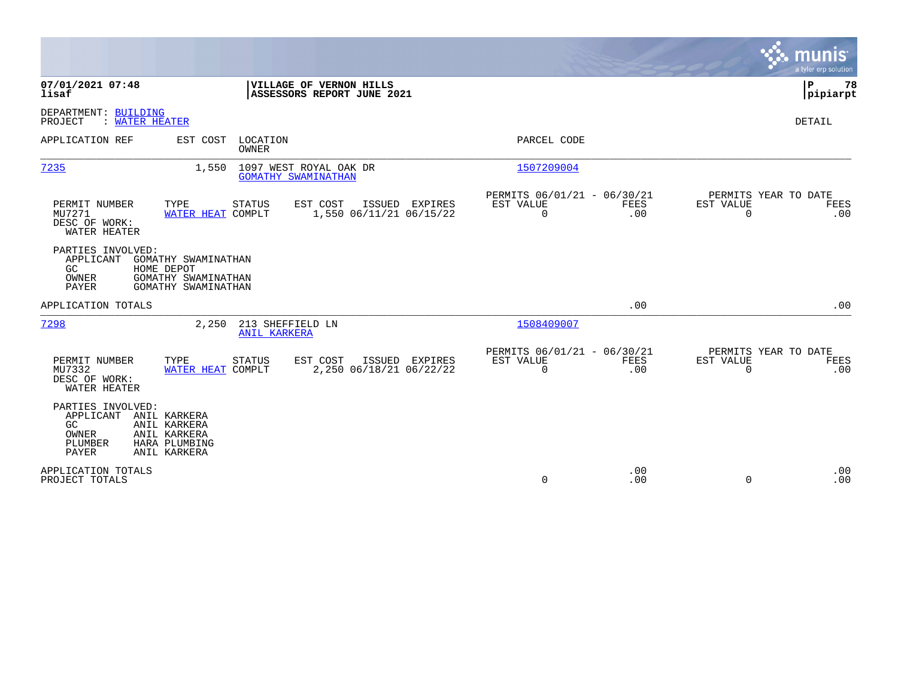**07/01/2021 07:48**
**lisaf**

**VILLAGE OF VERNON HILLS**
**ASSESSORS REPORT JUNE 2021**

**P 78**
**pipiarpt**

DEPARTMENT: BUILDING
PROJECT : WATER HEATER

DETAIL

| APPLICATION REF | EST COST | LOCATION / OWNER | PARCEL CODE |
|---|---|---|---|
| 7235 | 1,550 | 1097 WEST ROYAL OAK DR / GOMATHY SWAMINATHAN | 1507209004 |

| PERMIT NUMBER | TYPE | STATUS | EST COST | ISSUED | EXPIRES | PERMITS 06/01/21 - 06/30/21 EST VALUE | FEES | PERMITS YEAR TO DATE EST VALUE | FEES |
|---|---|---|---|---|---|---|---|---|---|
| MU7271 | WATER HEAT | COMPLT | 1,550 | 06/11/21 | 06/15/22 | 0 | .00 | 0 | .00 |

DESC OF WORK:
WATER HEATER

PARTIES INVOLVED:
- APPLICANT GOMATHY SWAMINATHAN
- GC HOME DEPOT
- OWNER GOMATHY SWAMINATHAN
- PAYER GOMATHY SWAMINATHAN

APPLICATION TOTALS .00 .00

| APPLICATION REF | EST COST | LOCATION / OWNER | PARCEL CODE |
|---|---|---|---|
| 7298 | 2,250 | 213 SHEFFIELD LN / ANIL KARKERA | 1508409007 |

| PERMIT NUMBER | TYPE | STATUS | EST COST | ISSUED | EXPIRES | PERMITS 06/01/21 - 06/30/21 EST VALUE | FEES | PERMITS YEAR TO DATE EST VALUE | FEES |
|---|---|---|---|---|---|---|---|---|---|
| MU7332 | WATER HEAT | COMPLT | 2,250 | 06/18/21 | 06/22/22 | 0 | .00 | 0 | .00 |

DESC OF WORK:
WATER HEATER

PARTIES INVOLVED:
- APPLICANT ANIL KARKERA
- GC ANIL KARKERA
- OWNER ANIL KARKERA
- PLUMBER HARA PLUMBING
- PAYER ANIL KARKERA

| | EST VALUE | FEES | EST VALUE | FEES |
|---|---|---|---|---|
| APPLICATION TOTALS | | .00 | | .00 |
| PROJECT TOTALS | 0 | .00 | 0 | .00 |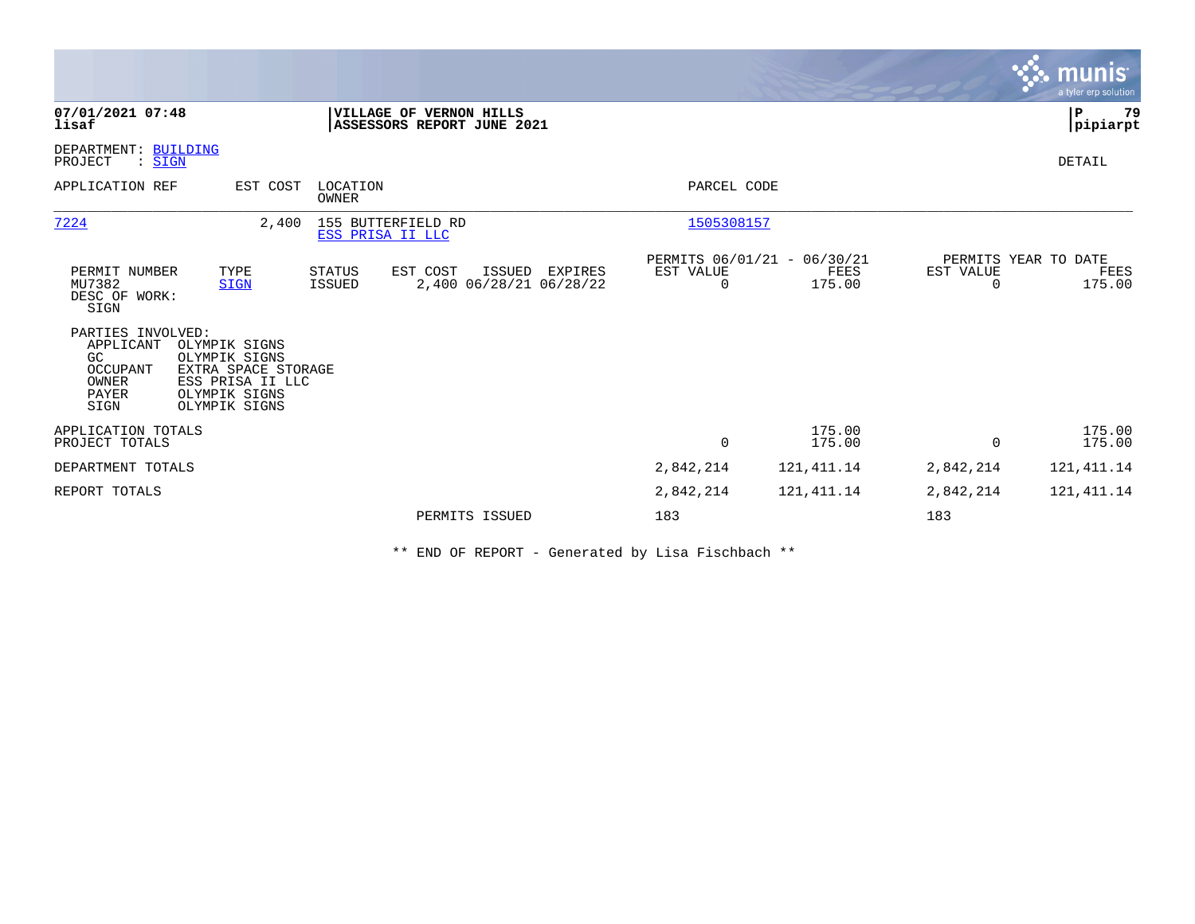**07/01/2021 07:48**
**lisaf**

**VILLAGE OF VERNON HILLS**
**ASSESSORS REPORT JUNE 2021**

**P 79**
**pipiarpt**

DEPARTMENT: BUILDING
PROJECT : SIGN

DETAIL

| APPLICATION REF | EST COST | LOCATION / OWNER | PARCEL CODE |
|---|---|---|---|
| 7224 | 2,400 | 155 BUTTERFIELD RD / ESS PRISA II LLC | 1505308157 |

| PERMIT NUMBER | TYPE | STATUS | EST COST | ISSUED | EXPIRES | PERMITS 06/01/21 - 06/30/21 EST VALUE | FEES | PERMITS YEAR TO DATE EST VALUE | FEES |
|---|---|---|---|---|---|---|---|---|---|
| MU7382 | SIGN | ISSUED | 2,400 | 06/28/21 | 06/28/22 | 0 | 175.00 | 0 | 175.00 |

DESC OF WORK:
SIGN

PARTIES INVOLVED:

| | |
|---|---|
| APPLICANT | OLYMPIK SIGNS |
| GC | OLYMPIK SIGNS |
| OCCUPANT | EXTRA SPACE STORAGE |
| OWNER | ESS PRISA II LLC |
| PAYER | OLYMPIK SIGNS |
| SIGN | OLYMPIK SIGNS |

| | EST VALUE | FEES | EST VALUE (YTD) | FEES (YTD) |
|---|---|---|---|---|
| APPLICATION TOTALS | | 175.00 | | 175.00 |
| PROJECT TOTALS | 0 | 175.00 | 0 | 175.00 |
| DEPARTMENT TOTALS | 2,842,214 | 121,411.14 | 2,842,214 | 121,411.14 |
| REPORT TOTALS | 2,842,214 | 121,411.14 | 2,842,214 | 121,411.14 |
| PERMITS ISSUED | 183 | | 183 | |

** END OF REPORT - Generated by Lisa Fischbach **